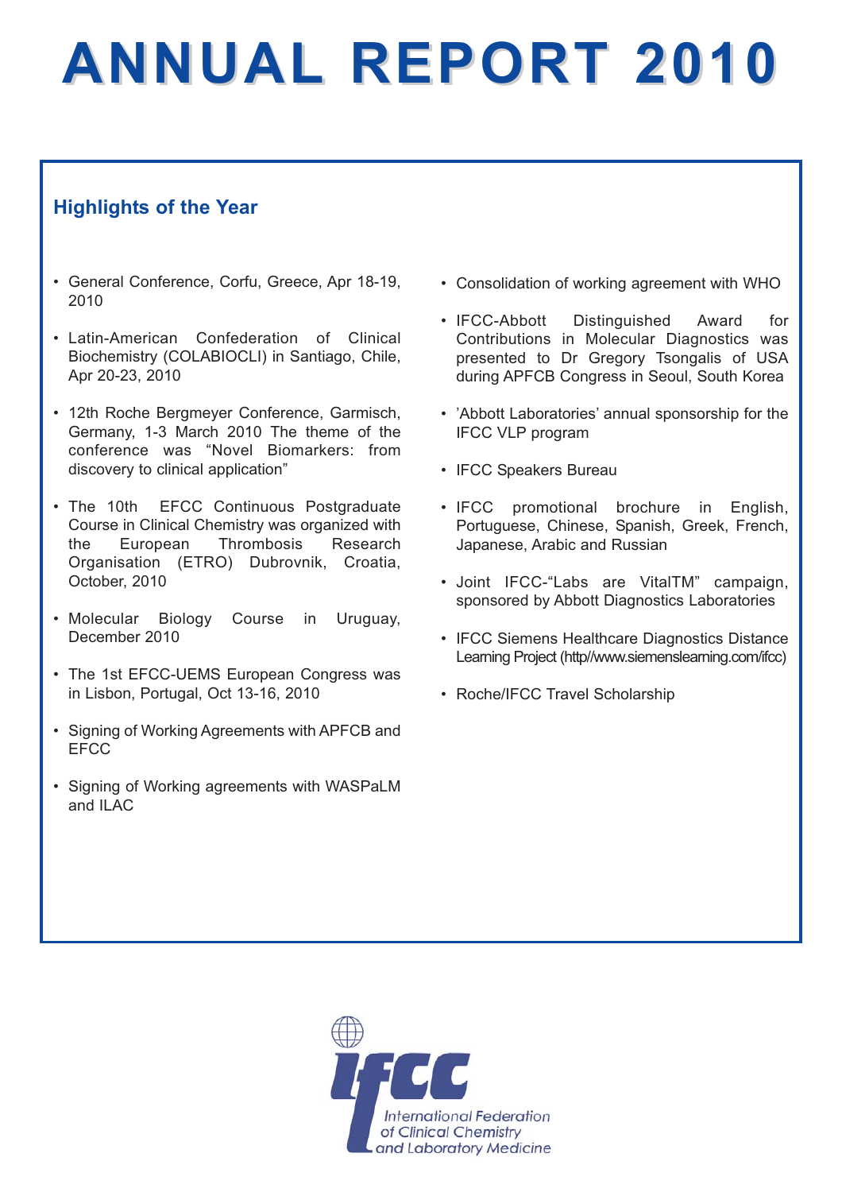# ANNUAL REPORT 2010

## Highlights of the Year

- General Conference, Corfu, Greece, Apr 18-19, 2010
- Latin-American Confederation of Clinical Biochemistry (COLABIOCLI) in Santiago, Chile, Apr 20-23, 2010
- 12th Roche Bergmeyer Conference, Garmisch, Germany, 1-3 March 2010 The theme of the conference was “Novel Biomarkers: from discovery to clinical application”
- The 10th EFCC Continuous Postgraduate Course in Clinical Chemistry was organized with the European Thrombosis Research Organisation (ETRO) Dubrovnik, Croatia, October, 2010
- Molecular Biology Course in Uruguay, December 2010
- The 1st EFCC-UEMS European Congress was in Lisbon, Portugal, Oct 13-16, 2010
- Signing of Working Agreements with APFCB and EFCC
- Signing of Working agreements with WASPaLM and ILAC
- Consolidation of working agreement with WHO
- IFCC-Abbott Distinguished Award for Contributions in Molecular Diagnostics was presented to Dr Gregory Tsongalis of USA during APFCB Congress in Seoul, South Korea
- ’Abbott Laboratories’ annual sponsorship for the IFCC VLP program
- IFCC Speakers Bureau
- IFCC promotional brochure in English, Portuguese, Chinese, Spanish, Greek, French, Japanese, Arabic and Russian
- Joint IFCC-“Labs are VitalTM” campaign, sponsored by Abbott Diagnostics Laboratories
- IFCC Siemens Healthcare Diagnostics Distance Learning Project (http//www.siemenslearning.com/ifcc)
- Roche/IFCC Travel Scholarship

IFCC
International Federation of Clinical Chemistry and Laboratory Medicine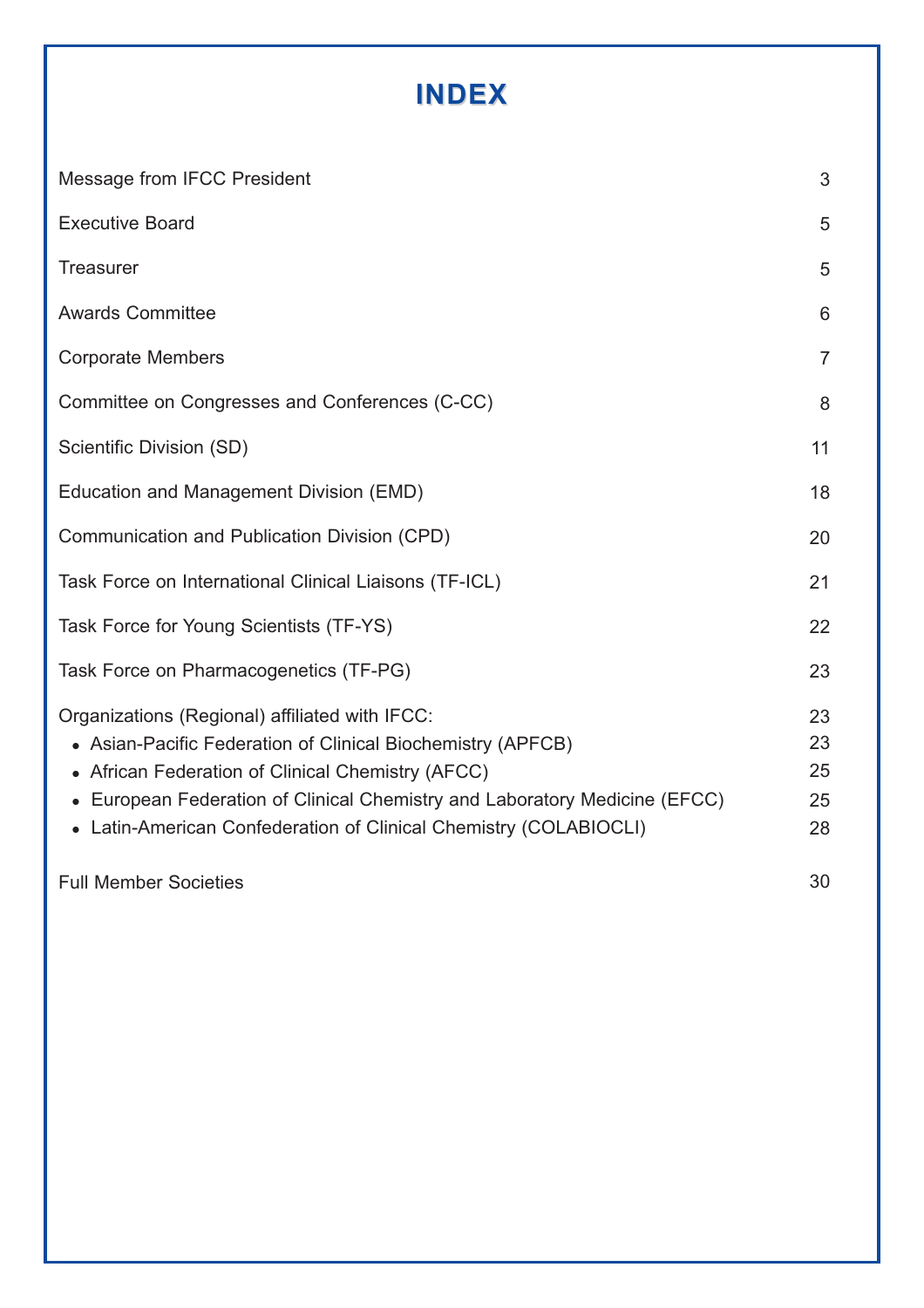# INDEX

| | |
|---|---|
| Message from IFCC President | 3 |
| Executive Board | 5 |
| Treasurer | 5 |
| Awards Committee | 6 |
| Corporate Members | 7 |
| Committee on Congresses and Conferences (C-CC) | 8 |
| Scientific Division (SD) | 11 |
| Education and Management Division (EMD) | 18 |
| Communication and Publication Division (CPD) | 20 |
| Task Force on International Clinical Liaisons (TF-ICL) | 21 |
| Task Force for Young Scientists (TF-YS) | 22 |
| Task Force on Pharmacogenetics (TF-PG) | 23 |
| Organizations (Regional) affiliated with IFCC: | 23 |
| • Asian-Pacific Federation of Clinical Biochemistry (APFCB) | 23 |
| • African Federation of Clinical Chemistry (AFCC) | 25 |
| • European Federation of Clinical Chemistry and Laboratory Medicine (EFCC) | 25 |
| • Latin-American Confederation of Clinical Chemistry (COLABIOCLI) | 28 |
| Full Member Societies | 30 |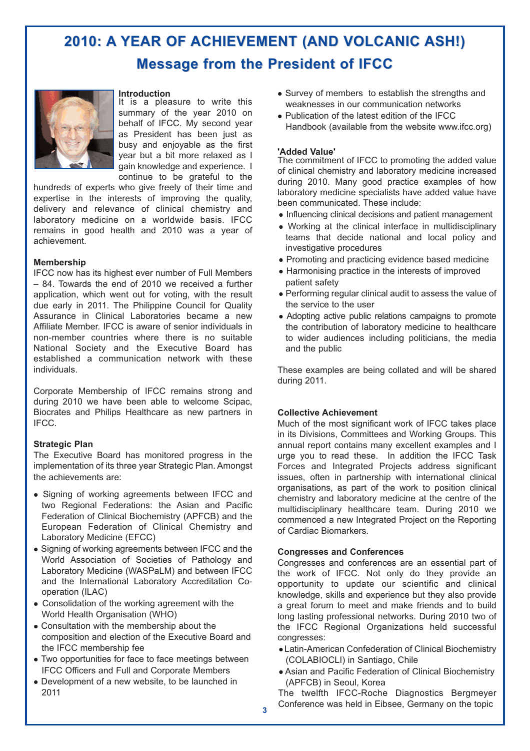# 2010: A YEAR OF ACHIEVEMENT (AND VOLCANIC ASH!)

## Message from the President of IFCC

### Introduction

It is a pleasure to write this summary of the year 2010 on behalf of IFCC. My second year as President has been just as busy and enjoyable as the first year but a bit more relaxed as I gain knowledge and experience. I continue to be grateful to the hundreds of experts who give freely of their time and expertise in the interests of improving the quality, delivery and relevance of clinical chemistry and laboratory medicine on a worldwide basis. IFCC remains in good health and 2010 was a year of achievement.

### Membership

IFCC now has its highest ever number of Full Members – 84. Towards the end of 2010 we received a further application, which went out for voting, with the result due early in 2011. The Philippine Council for Quality Assurance in Clinical Laboratories became a new Affiliate Member. IFCC is aware of senior individuals in non-member countries where there is no suitable National Society and the Executive Board has established a communication network with these individuals.

Corporate Membership of IFCC remains strong and during 2010 we have been able to welcome Scipac, Biocrates and Philips Healthcare as new partners in IFCC.

### Strategic Plan

The Executive Board has monitored progress in the implementation of its three year Strategic Plan. Amongst the achievements are:

- Signing of working agreements between IFCC and two Regional Federations: the Asian and Pacific Federation of Clinical Biochemistry (APFCB) and the European Federation of Clinical Chemistry and Laboratory Medicine (EFCC)
- Signing of working agreements between IFCC and the World Association of Societies of Pathology and Laboratory Medicine (WASPaLM) and between IFCC and the International Laboratory Accreditation Co-operation (ILAC)
- Consolidation of the working agreement with the World Health Organisation (WHO)
- Consultation with the membership about the composition and election of the Executive Board and the IFCC membership fee
- Two opportunities for face to face meetings between IFCC Officers and Full and Corporate Members
- Development of a new website, to be launched in 2011
- Survey of members to establish the strengths and weaknesses in our communication networks
- Publication of the latest edition of the IFCC Handbook (available from the website www.ifcc.org)

### 'Added Value'

The commitment of IFCC to promoting the added value of clinical chemistry and laboratory medicine increased during 2010. Many good practice examples of how laboratory medicine specialists have added value have been communicated. These include:

- Influencing clinical decisions and patient management
- Working at the clinical interface in multidisciplinary teams that decide national and local policy and investigative procedures
- Promoting and practicing evidence based medicine
- Harmonising practice in the interests of improved patient safety
- Performing regular clinical audit to assess the value of the service to the user
- Adopting active public relations campaigns to promote the contribution of laboratory medicine to healthcare to wider audiences including politicians, the media and the public

These examples are being collated and will be shared during 2011.

### Collective Achievement

Much of the most significant work of IFCC takes place in its Divisions, Committees and Working Groups. This annual report contains many excellent examples and I urge you to read these. In addition the IFCC Task Forces and Integrated Projects address significant issues, often in partnership with international clinical organisations, as part of the work to position clinical chemistry and laboratory medicine at the centre of the multidisciplinary healthcare team. During 2010 we commenced a new Integrated Project on the Reporting of Cardiac Biomarkers.

### Congresses and Conferences

Congresses and conferences are an essential part of the work of IFCC. Not only do they provide an opportunity to update our scientific and clinical knowledge, skills and experience but they also provide a great forum to meet and make friends and to build long lasting professional networks. During 2010 two of the IFCC Regional Organizations held successful congresses:

- Latin-American Confederation of Clinical Biochemistry (COLABIOCLI) in Santiago, Chile
- Asian and Pacific Federation of Clinical Biochemistry (APFCB) in Seoul, Korea

The twelfth IFCC-Roche Diagnostics Bergmeyer Conference was held in Eibsee, Germany on the topic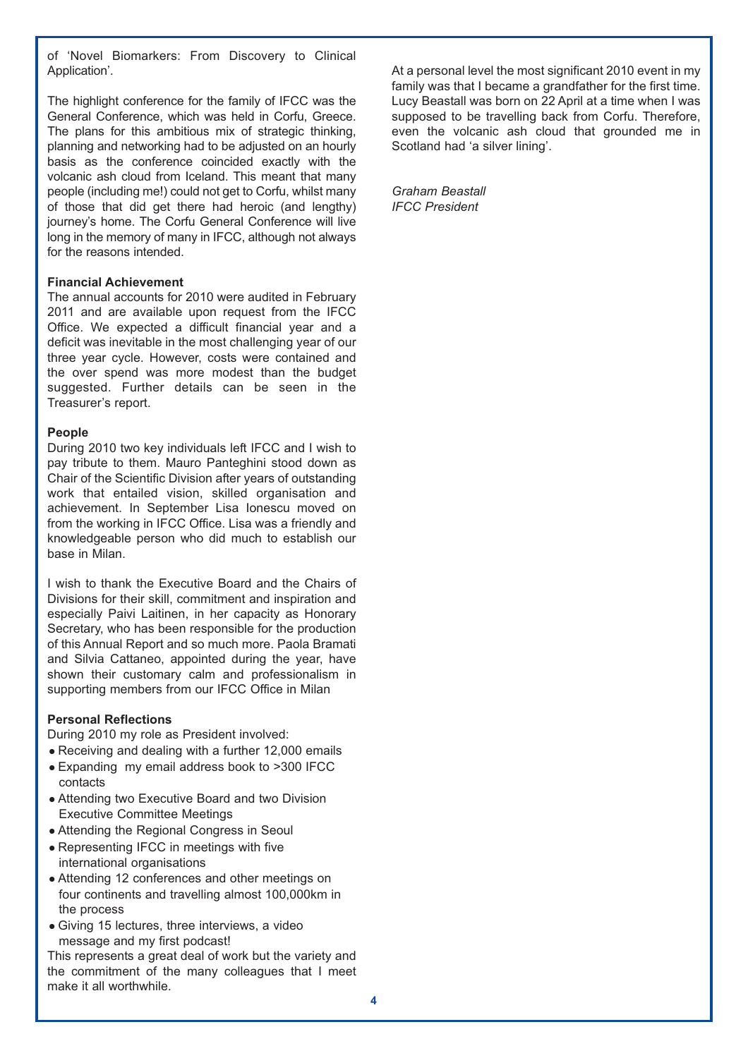of 'Novel Biomarkers: From Discovery to Clinical Application'.

The highlight conference for the family of IFCC was the General Conference, which was held in Corfu, Greece. The plans for this ambitious mix of strategic thinking, planning and networking had to be adjusted on an hourly basis as the conference coincided exactly with the volcanic ash cloud from Iceland. This meant that many people (including me!) could not get to Corfu, whilst many of those that did get there had heroic (and lengthy) journey's home. The Corfu General Conference will live long in the memory of many in IFCC, although not always for the reasons intended.

**Financial Achievement**

The annual accounts for 2010 were audited in February 2011 and are available upon request from the IFCC Office. We expected a difficult financial year and a deficit was inevitable in the most challenging year of our three year cycle. However, costs were contained and the over spend was more modest than the budget suggested. Further details can be seen in the Treasurer's report.

**People**

During 2010 two key individuals left IFCC and I wish to pay tribute to them. Mauro Panteghini stood down as Chair of the Scientific Division after years of outstanding work that entailed vision, skilled organisation and achievement. In September Lisa Ionescu moved on from the working in IFCC Office. Lisa was a friendly and knowledgeable person who did much to establish our base in Milan.

I wish to thank the Executive Board and the Chairs of Divisions for their skill, commitment and inspiration and especially Paivi Laitinen, in her capacity as Honorary Secretary, who has been responsible for the production of this Annual Report and so much more. Paola Bramati and Silvia Cattaneo, appointed during the year, have shown their customary calm and professionalism in supporting members from our IFCC Office in Milan

**Personal Reflections**

During 2010 my role as President involved:

- Receiving and dealing with a further 12,000 emails
- Expanding my email address book to >300 IFCC contacts
- Attending two Executive Board and two Division Executive Committee Meetings
- Attending the Regional Congress in Seoul
- Representing IFCC in meetings with five international organisations
- Attending 12 conferences and other meetings on four continents and travelling almost 100,000km in the process
- Giving 15 lectures, three interviews, a video message and my first podcast!

This represents a great deal of work but the variety and the commitment of the many colleagues that I meet make it all worthwhile.

At a personal level the most significant 2010 event in my family was that I became a grandfather for the first time. Lucy Beastall was born on 22 April at a time when I was supposed to be travelling back from Corfu. Therefore, even the volcanic ash cloud that grounded me in Scotland had 'a silver lining'.

*Graham Beastall*
*IFCC President*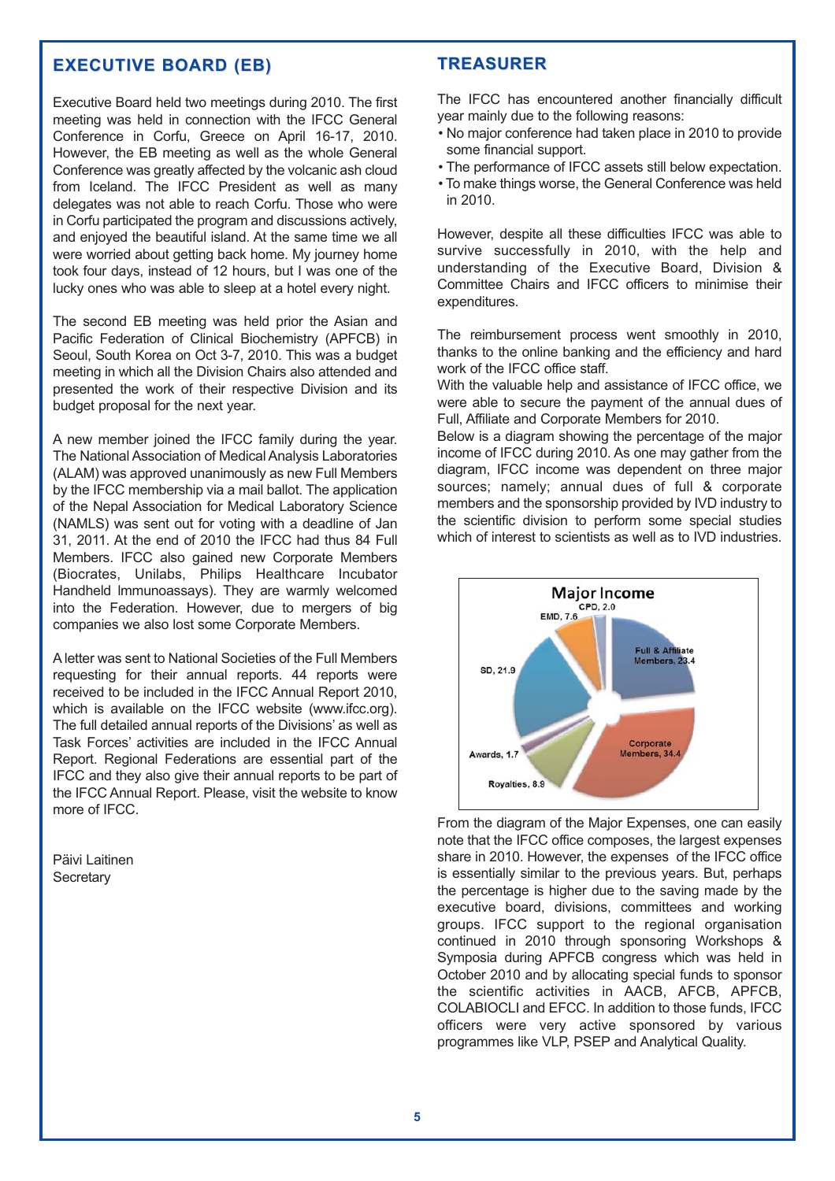## EXECUTIVE BOARD (EB)

Executive Board held two meetings during 2010. The first meeting was held in connection with the IFCC General Conference in Corfu, Greece on April 16-17, 2010. However, the EB meeting as well as the whole General Conference was greatly affected by the volcanic ash cloud from Iceland. The IFCC President as well as many delegates was not able to reach Corfu. Those who were in Corfu participated the program and discussions actively, and enjoyed the beautiful island. At the same time we all were worried about getting back home. My journey home took four days, instead of 12 hours, but I was one of the lucky ones who was able to sleep at a hotel every night.

The second EB meeting was held prior the Asian and Pacific Federation of Clinical Biochemistry (APFCB) in Seoul, South Korea on Oct 3-7, 2010. This was a budget meeting in which all the Division Chairs also attended and presented the work of their respective Division and its budget proposal for the next year.

A new member joined the IFCC family during the year. The National Association of Medical Analysis Laboratories (ALAM) was approved unanimously as new Full Members by the IFCC membership via a mail ballot. The application of the Nepal Association for Medical Laboratory Science (NAMLS) was sent out for voting with a deadline of Jan 31, 2011. At the end of 2010 the IFCC had thus 84 Full Members. IFCC also gained new Corporate Members (Biocrates, Unilabs, Philips Healthcare Incubator Handheld Immunoassays). They are warmly welcomed into the Federation. However, due to mergers of big companies we also lost some Corporate Members.

A letter was sent to National Societies of the Full Members requesting for their annual reports. 44 reports were received to be included in the IFCC Annual Report 2010, which is available on the IFCC website (www.ifcc.org). The full detailed annual reports of the Divisions' as well as Task Forces' activities are included in the IFCC Annual Report. Regional Federations are essential part of the IFCC and they also give their annual reports to be part of the IFCC Annual Report. Please, visit the website to know more of IFCC.

Päivi Laitinen
Secretary

## TREASURER

The IFCC has encountered another financially difficult year mainly due to the following reasons:

- No major conference had taken place in 2010 to provide some financial support.
- The performance of IFCC assets still below expectation.
- To make things worse, the General Conference was held in 2010.

However, despite all these difficulties IFCC was able to survive successfully in 2010, with the help and understanding of the Executive Board, Division & Committee Chairs and IFCC officers to minimise their expenditures.

The reimbursement process went smoothly in 2010, thanks to the online banking and the efficiency and hard work of the IFCC office staff.

With the valuable help and assistance of IFCC office, we were able to secure the payment of the annual dues of Full, Affiliate and Corporate Members for 2010.

Below is a diagram showing the percentage of the major income of IFCC during 2010. As one may gather from the diagram, IFCC income was dependent on three major sources; namely; annual dues of full & corporate members and the sponsorship provided by IVD industry to the scientific division to perform some special studies which of interest to scientists as well as to IVD industries.

**Major Income**

| Source | % |
|---|---|
| Full & Affiliate Members | 23.4 |
| Corporate Members | 34.4 |
| Royalties | 8.9 |
| Awards | 1.7 |
| SD | 21.9 |
| EMD | 7.6 |
| CPD | 2.0 |

From the diagram of the Major Expenses, one can easily note that the IFCC office composes, the largest expenses share in 2010. However, the expenses of the IFCC office is essentially similar to the previous years. But, perhaps the percentage is higher due to the saving made by the executive board, divisions, committees and working groups. IFCC support to the regional organisation continued in 2010 through sponsoring Workshops & Symposia during APFCB congress which was held in October 2010 and by allocating special funds to sponsor the scientific activities in AACB, AFCB, APFCB, COLABIOCLI and EFCC. In addition to those funds, IFCC officers were very active sponsored by various programmes like VLP, PSEP and Analytical Quality.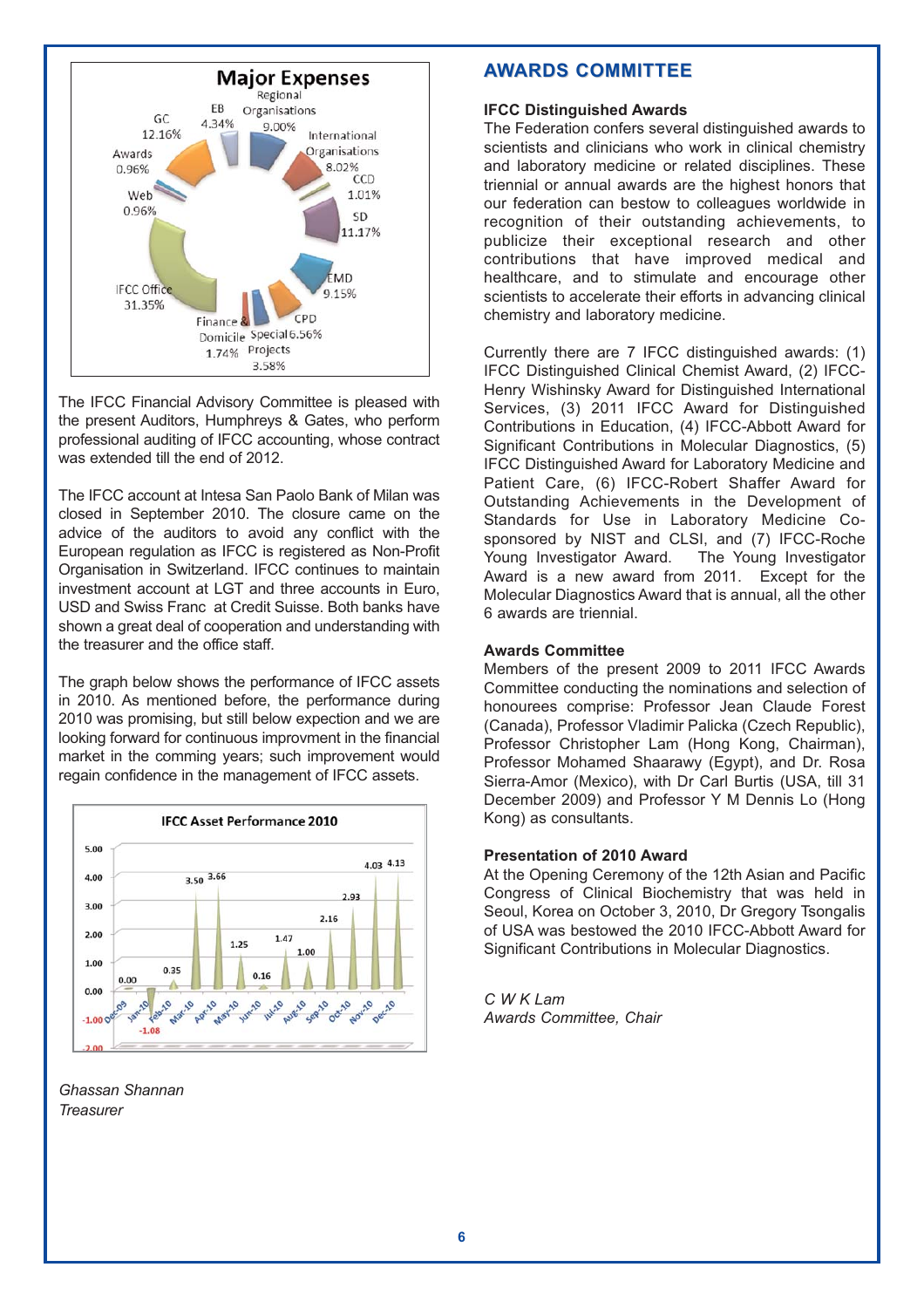The IFCC Financial Advisory Committee is pleased with the present Auditors, Humphreys & Gates, who perform professional auditing of IFCC accounting, whose contract was extended till the end of 2012.

The IFCC account at Intesa San Paolo Bank of Milan was closed in September 2010. The closure came on the advice of the auditors to avoid any conflict with the European regulation as IFCC is registered as Non-Profit Organisation in Switzerland. IFCC continues to maintain investment account at LGT and three accounts in Euro, USD and Swiss Franc at Credit Suisse. Both banks have shown a great deal of cooperation and understanding with the treasurer and the office staff.

The graph below shows the performance of IFCC assets in 2010. As mentioned before, the performance during 2010 was promising, but still below expection and we are looking forward for continuous improvment in the financial market in the comming years; such improvement would regain confidence in the management of IFCC assets.

*Ghassan Shannan*
*Treasurer*

## AWARDS COMMITTEE

### IFCC Distinguished Awards

The Federation confers several distinguished awards to scientists and clinicians who work in clinical chemistry and laboratory medicine or related disciplines. These triennial or annual awards are the highest honors that our federation can bestow to colleagues worldwide in recognition of their outstanding achievements, to publicize their exceptional research and other contributions that have improved medical and healthcare, and to stimulate and encourage other scientists to accelerate their efforts in advancing clinical chemistry and laboratory medicine.

Currently there are 7 IFCC distinguished awards: (1) IFCC Distinguished Clinical Chemist Award, (2) IFCC-Henry Wishinsky Award for Distinguished International Services, (3) 2011 IFCC Award for Distinguished Contributions in Education, (4) IFCC-Abbott Award for Significant Contributions in Molecular Diagnostics, (5) IFCC Distinguished Award for Laboratory Medicine and Patient Care, (6) IFCC-Robert Shaffer Award for Outstanding Achievements in the Development of Standards for Use in Laboratory Medicine Co-sponsored by NIST and CLSI, and (7) IFCC-Roche Young Investigator Award. The Young Investigator Award is a new award from 2011. Except for the Molecular Diagnostics Award that is annual, all the other 6 awards are triennial.

### Awards Committee

Members of the present 2009 to 2011 IFCC Awards Committee conducting the nominations and selection of honourees comprise: Professor Jean Claude Forest (Canada), Professor Vladimir Palicka (Czech Republic), Professor Christopher Lam (Hong Kong, Chairman), Professor Mohamed Shaarawy (Egypt), and Dr. Rosa Sierra-Amor (Mexico), with Dr Carl Burtis (USA, till 31 December 2009) and Professor Y M Dennis Lo (Hong Kong) as consultants.

### Presentation of 2010 Award

At the Opening Ceremony of the 12th Asian and Pacific Congress of Clinical Biochemistry that was held in Seoul, Korea on October 3, 2010, Dr Gregory Tsongalis of USA was bestowed the 2010 IFCC-Abbott Award for Significant Contributions in Molecular Diagnostics.

*C W K Lam*
*Awards Committee, Chair*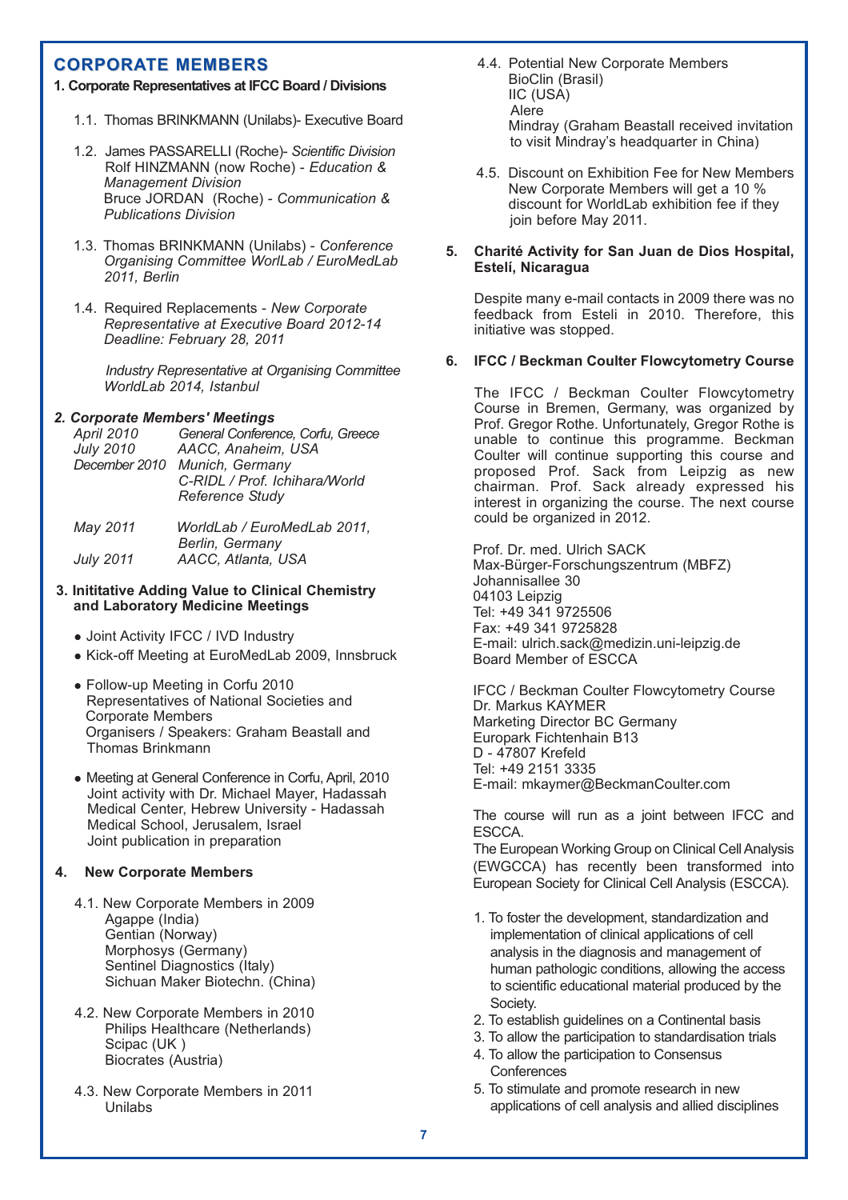## CORPORATE MEMBERS

### 1. Corporate Representatives at IFCC Board / Divisions

1.1. Thomas BRINKMANN (Unilabs)- Executive Board

1.2. James PASSARELLI (Roche)- *Scientific Division*
Rolf HINZMANN (now Roche) - *Education & Management Division*
Bruce JORDAN (Roche) - *Communication & Publications Division*

1.3. Thomas BRINKMANN (Unilabs) - *Conference Organising Committee WorlLab / EuroMedLab 2011, Berlin*

1.4. Required Replacements - *New Corporate Representative at Executive Board 2012-14 Deadline: February 28, 2011*

*Industry Representative at Organising Committee WorldLab 2014, Istanbul*

### *2. Corporate Members' Meetings*

| | |
|---|---|
| *April 2010* | *General Conference, Corfu, Greece* |
| *July 2010* | *AACC, Anaheim, USA* |
| *December 2010* | *Munich, Germany C-RIDL / Prof. Ichihara/World Reference Study* |
| *May 2011* | *WorldLab / EuroMedLab 2011, Berlin, Germany* |
| *July 2011* | *AACC, Atlanta, USA* |

### 3. Inititative Adding Value to Clinical Chemistry and Laboratory Medicine Meetings

- Joint Activity IFCC / IVD Industry
- Kick-off Meeting at EuroMedLab 2009, Innsbruck
- Follow-up Meeting in Corfu 2010
  Representatives of National Societies and Corporate Members
  Organisers / Speakers: Graham Beastall and Thomas Brinkmann
- Meeting at General Conference in Corfu, April, 2010
  Joint activity with Dr. Michael Mayer, Hadassah Medical Center, Hebrew University - Hadassah Medical School, Jerusalem, Israel
  Joint publication in preparation

### 4. New Corporate Members

4.1. New Corporate Members in 2009
Agappe (India)
Gentian (Norway)
Morphosys (Germany)
Sentinel Diagnostics (Italy)
Sichuan Maker Biotechn. (China)

4.2. New Corporate Members in 2010
Philips Healthcare (Netherlands)
Scipac (UK )
Biocrates (Austria)

4.3. New Corporate Members in 2011
Unilabs

4.4. Potential New Corporate Members
BioClin (Brasil)
IIC (USA)
Alere
Mindray (Graham Beastall received invitation to visit Mindray's headquarter in China)

4.5. Discount on Exhibition Fee for New Members
New Corporate Members will get a 10 % discount for WorldLab exhibition fee if they join before May 2011.

### 5. Charité Activity for San Juan de Dios Hospital, Estelí, Nicaragua

Despite many e-mail contacts in 2009 there was no feedback from Esteli in 2010. Therefore, this initiative was stopped.

### 6. IFCC / Beckman Coulter Flowcytometry Course

The IFCC / Beckman Coulter Flowcytometry Course in Bremen, Germany, was organized by Prof. Gregor Rothe. Unfortunately, Gregor Rothe is unable to continue this programme. Beckman Coulter will continue supporting this course and proposed Prof. Sack from Leipzig as new chairman. Prof. Sack already expressed his interest in organizing the course. The next course could be organized in 2012.

Prof. Dr. med. Ulrich SACK
Max-Bürger-Forschungszentrum (MBFZ)
Johannisallee 30
04103 Leipzig
Tel: +49 341 9725506
Fax: +49 341 9725828
E-mail: ulrich.sack@medizin.uni-leipzig.de
Board Member of ESCCA

IFCC / Beckman Coulter Flowcytometry Course
Dr. Markus KAYMER
Marketing Director BC Germany
Europark Fichtenhain B13
D - 47807 Krefeld
Tel: +49 2151 3335
E-mail: mkaymer@BeckmanCoulter.com

The course will run as a joint between IFCC and ESCCA.
The European Working Group on Clinical Cell Analysis (EWGCCA) has recently been transformed into European Society for Clinical Cell Analysis (ESCCA).

1. To foster the development, standardization and implementation of clinical applications of cell analysis in the diagnosis and management of human pathologic conditions, allowing the access to scientific educational material produced by the Society.
2. To establish guidelines on a Continental basis
3. To allow the participation to standardisation trials
4. To allow the participation to Consensus Conferences
5. To stimulate and promote research in new applications of cell analysis and allied disciplines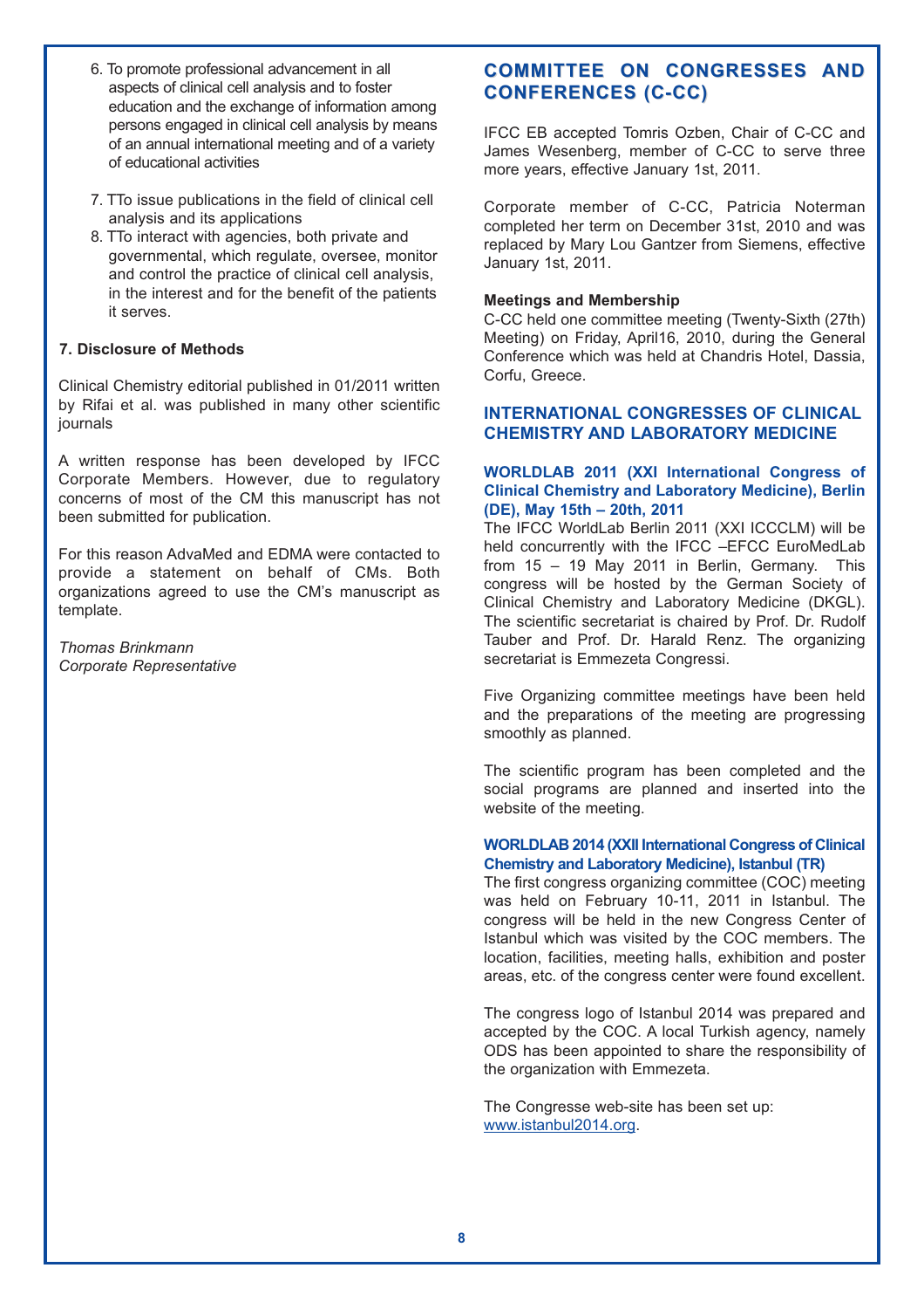6. To promote professional advancement in all aspects of clinical cell analysis and to foster education and the exchange of information among persons engaged in clinical cell analysis by means of an annual international meeting and of a variety of educational activities

7. TTo issue publications in the field of clinical cell analysis and its applications
8. TTo interact with agencies, both private and governmental, which regulate, oversee, monitor and control the practice of clinical cell analysis, in the interest and for the benefit of the patients it serves.

### 7. Disclosure of Methods

Clinical Chemistry editorial published in 01/2011 written by Rifai et al. was published in many other scientific journals

A written response has been developed by IFCC Corporate Members. However, due to regulatory concerns of most of the CM this manuscript has not been submitted for publication.

For this reason AdvaMed and EDMA were contacted to provide a statement on behalf of CMs. Both organizations agreed to use the CM's manuscript as template.

*Thomas Brinkmann*
*Corporate Representative*

## COMMITTEE ON CONGRESSES AND CONFERENCES (C-CC)

IFCC EB accepted Tomris Ozben, Chair of C-CC and James Wesenberg, member of C-CC to serve three more years, effective January 1st, 2011.

Corporate member of C-CC, Patricia Noterman completed her term on December 31st, 2010 and was replaced by Mary Lou Gantzer from Siemens, effective January 1st, 2011.

**Meetings and Membership**
C-CC held one committee meeting (Twenty-Sixth (27th) Meeting) on Friday, April16, 2010, during the General Conference which was held at Chandris Hotel, Dassia, Corfu, Greece.

## INTERNATIONAL CONGRESSES OF CLINICAL CHEMISTRY AND LABORATORY MEDICINE

### WORLDLAB 2011 (XXI International Congress of Clinical Chemistry and Laboratory Medicine), Berlin (DE), May 15th – 20th, 2011

The IFCC WorldLab Berlin 2011 (XXI ICCCLM) will be held concurrently with the IFCC –EFCC EuroMedLab from 15 – 19 May 2011 in Berlin, Germany. This congress will be hosted by the German Society of Clinical Chemistry and Laboratory Medicine (DKGL). The scientific secretariat is chaired by Prof. Dr. Rudolf Tauber and Prof. Dr. Harald Renz. The organizing secretariat is Emmezeta Congressi.

Five Organizing committee meetings have been held and the preparations of the meeting are progressing smoothly as planned.

The scientific program has been completed and the social programs are planned and inserted into the website of the meeting.

### WORLDLAB 2014 (XXII International Congress of Clinical Chemistry and Laboratory Medicine), Istanbul (TR)

The first congress organizing committee (COC) meeting was held on February 10-11, 2011 in Istanbul. The congress will be held in the new Congress Center of Istanbul which was visited by the COC members. The location, facilities, meeting halls, exhibition and poster areas, etc. of the congress center were found excellent.

The congress logo of Istanbul 2014 was prepared and accepted by the COC. A local Turkish agency, namely ODS has been appointed to share the responsibility of the organization with Emmezeta.

The Congresse web-site has been set up: www.istanbul2014.org.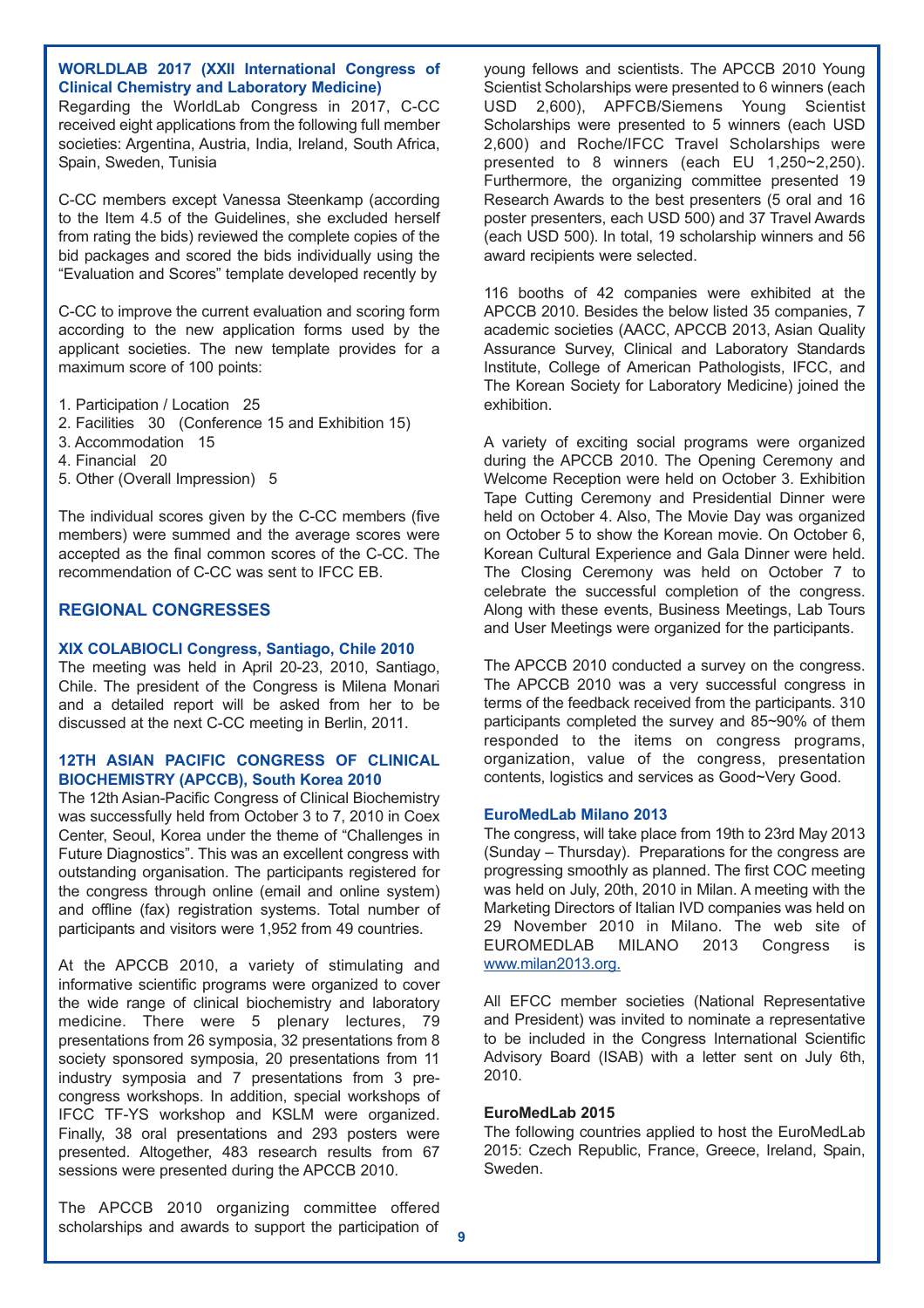**WORLDLAB 2017 (XXII International Congress of Clinical Chemistry and Laboratory Medicine)**

Regarding the WorldLab Congress in 2017, C-CC received eight applications from the following full member societies: Argentina, Austria, India, Ireland, South Africa, Spain, Sweden, Tunisia

C-CC members except Vanessa Steenkamp (according to the Item 4.5 of the Guidelines, she excluded herself from rating the bids) reviewed the complete copies of the bid packages and scored the bids individually using the "Evaluation and Scores" template developed recently by

C-CC to improve the current evaluation and scoring form according to the new application forms used by the applicant societies. The new template provides for a maximum score of 100 points:

1. Participation / Location 25
2. Facilities 30 (Conference 15 and Exhibition 15)
3. Accommodation 15
4. Financial 20
5. Other (Overall Impression) 5

The individual scores given by the C-CC members (five members) were summed and the average scores were accepted as the final common scores of the C-CC. The recommendation of C-CC was sent to IFCC EB.

## REGIONAL CONGRESSES

**XIX COLABIOCLI Congress, Santiago, Chile 2010**

The meeting was held in April 20-23, 2010, Santiago, Chile. The president of the Congress is Milena Monari and a detailed report will be asked from her to be discussed at the next C-CC meeting in Berlin, 2011.

**12TH ASIAN PACIFIC CONGRESS OF CLINICAL BIOCHEMISTRY (APCCB), South Korea 2010**

The 12th Asian-Pacific Congress of Clinical Biochemistry was successfully held from October 3 to 7, 2010 in Coex Center, Seoul, Korea under the theme of "Challenges in Future Diagnostics". This was an excellent congress with outstanding organisation. The participants registered for the congress through online (email and online system) and offline (fax) registration systems. Total number of participants and visitors were 1,952 from 49 countries.

At the APCCB 2010, a variety of stimulating and informative scientific programs were organized to cover the wide range of clinical biochemistry and laboratory medicine. There were 5 plenary lectures, 79 presentations from 26 symposia, 32 presentations from 8 society sponsored symposia, 20 presentations from 11 industry symposia and 7 presentations from 3 pre-congress workshops. In addition, special workshops of IFCC TF-YS workshop and KSLM were organized. Finally, 38 oral presentations and 293 posters were presented. Altogether, 483 research results from 67 sessions were presented during the APCCB 2010.

The APCCB 2010 organizing committee offered scholarships and awards to support the participation of young fellows and scientists. The APCCB 2010 Young Scientist Scholarships were presented to 6 winners (each USD 2,600), APFCB/Siemens Young Scientist Scholarships were presented to 5 winners (each USD 2,600) and Roche/IFCC Travel Scholarships were presented to 8 winners (each EU 1,250~2,250). Furthermore, the organizing committee presented 19 Research Awards to the best presenters (5 oral and 16 poster presenters, each USD 500) and 37 Travel Awards (each USD 500). In total, 19 scholarship winners and 56 award recipients were selected.

116 booths of 42 companies were exhibited at the APCCB 2010. Besides the below listed 35 companies, 7 academic societies (AACC, APCCB 2013, Asian Quality Assurance Survey, Clinical and Laboratory Standards Institute, College of American Pathologists, IFCC, and The Korean Society for Laboratory Medicine) joined the exhibition.

A variety of exciting social programs were organized during the APCCB 2010. The Opening Ceremony and Welcome Reception were held on October 3. Exhibition Tape Cutting Ceremony and Presidential Dinner were held on October 4. Also, The Movie Day was organized on October 5 to show the Korean movie. On October 6, Korean Cultural Experience and Gala Dinner were held. The Closing Ceremony was held on October 7 to celebrate the successful completion of the congress. Along with these events, Business Meetings, Lab Tours and User Meetings were organized for the participants.

The APCCB 2010 conducted a survey on the congress. The APCCB 2010 was a very successful congress in terms of the feedback received from the participants. 310 participants completed the survey and 85~90% of them responded to the items on congress programs, organization, value of the congress, presentation contents, logistics and services as Good~Very Good.

**EuroMedLab Milano 2013**

The congress, will take place from 19th to 23rd May 2013 (Sunday – Thursday). Preparations for the congress are progressing smoothly as planned. The first COC meeting was held on July, 20th, 2010 in Milan. A meeting with the Marketing Directors of Italian IVD companies was held on 29 November 2010 in Milano. The web site of EUROMEDLAB MILANO 2013 Congress is www.milan2013.org.

All EFCC member societies (National Representative and President) was invited to nominate a representative to be included in the Congress International Scientific Advisory Board (ISAB) with a letter sent on July 6th, 2010.

**EuroMedLab 2015**

The following countries applied to host the EuroMedLab 2015: Czech Republic, France, Greece, Ireland, Spain, Sweden.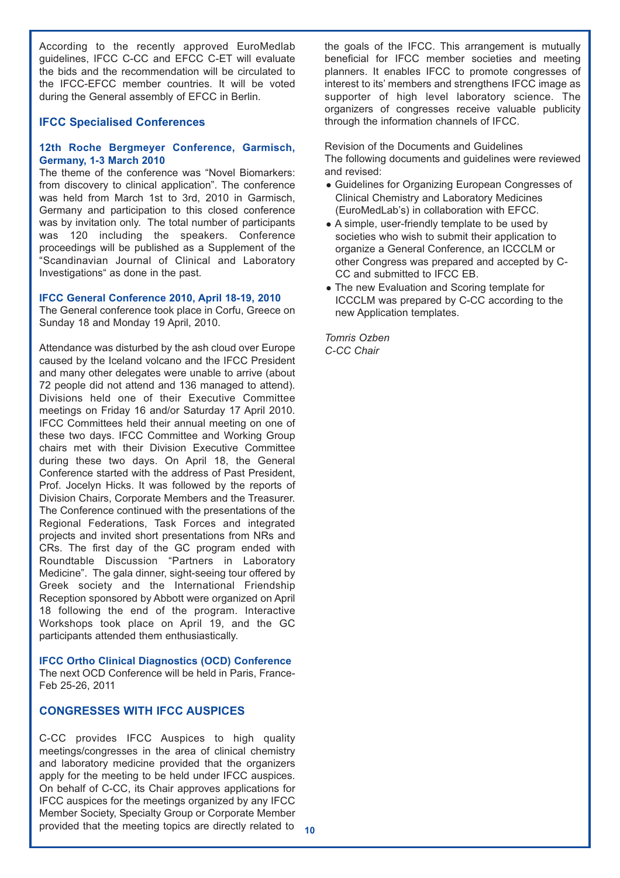According to the recently approved EuroMedlab guidelines, IFCC C-CC and EFCC C-ET will evaluate the bids and the recommendation will be circulated to the IFCC-EFCC member countries. It will be voted during the General assembly of EFCC in Berlin.

## IFCC Specialised Conferences

### 12th Roche Bergmeyer Conference, Garmisch, Germany, 1-3 March 2010

The theme of the conference was "Novel Biomarkers: from discovery to clinical application". The conference was held from March 1st to 3rd, 2010 in Garmisch, Germany and participation to this closed conference was by invitation only. The total number of participants was 120 including the speakers. Conference proceedings will be published as a Supplement of the "Scandinavian Journal of Clinical and Laboratory Investigations" as done in the past.

### IFCC General Conference 2010, April 18-19, 2010

The General conference took place in Corfu, Greece on Sunday 18 and Monday 19 April, 2010.

Attendance was disturbed by the ash cloud over Europe caused by the Iceland volcano and the IFCC President and many other delegates were unable to arrive (about 72 people did not attend and 136 managed to attend). Divisions held one of their Executive Committee meetings on Friday 16 and/or Saturday 17 April 2010. IFCC Committees held their annual meeting on one of these two days. IFCC Committee and Working Group chairs met with their Division Executive Committee during these two days. On April 18, the General Conference started with the address of Past President, Prof. Jocelyn Hicks. It was followed by the reports of Division Chairs, Corporate Members and the Treasurer. The Conference continued with the presentations of the Regional Federations, Task Forces and integrated projects and invited short presentations from NRs and CRs. The first day of the GC program ended with Roundtable Discussion "Partners in Laboratory Medicine". The gala dinner, sight-seeing tour offered by Greek society and the International Friendship Reception sponsored by Abbott were organized on April 18 following the end of the program. Interactive Workshops took place on April 19, and the GC participants attended them enthusiastically.

### IFCC Ortho Clinical Diagnostics (OCD) Conference

The next OCD Conference will be held in Paris, France- Feb 25-26, 2011

## CONGRESSES WITH IFCC AUSPICES

C-CC provides IFCC Auspices to high quality meetings/congresses in the area of clinical chemistry and laboratory medicine provided that the organizers apply for the meeting to be held under IFCC auspices. On behalf of C-CC, its Chair approves applications for IFCC auspices for the meetings organized by any IFCC Member Society, Specialty Group or Corporate Member provided that the meeting topics are directly related to the goals of the IFCC. This arrangement is mutually beneficial for IFCC member societies and meeting planners. It enables IFCC to promote congresses of interest to its' members and strengthens IFCC image as supporter of high level laboratory science. The organizers of congresses receive valuable publicity through the information channels of IFCC.

Revision of the Documents and Guidelines

The following documents and guidelines were reviewed and revised:

- Guidelines for Organizing European Congresses of Clinical Chemistry and Laboratory Medicines (EuroMedLab's) in collaboration with EFCC.
- A simple, user-friendly template to be used by societies who wish to submit their application to organize a General Conference, an ICCCLM or other Congress was prepared and accepted by C-CC and submitted to IFCC EB.
- The new Evaluation and Scoring template for ICCCLM was prepared by C-CC according to the new Application templates.

*Tomris Ozben*
*C-CC Chair*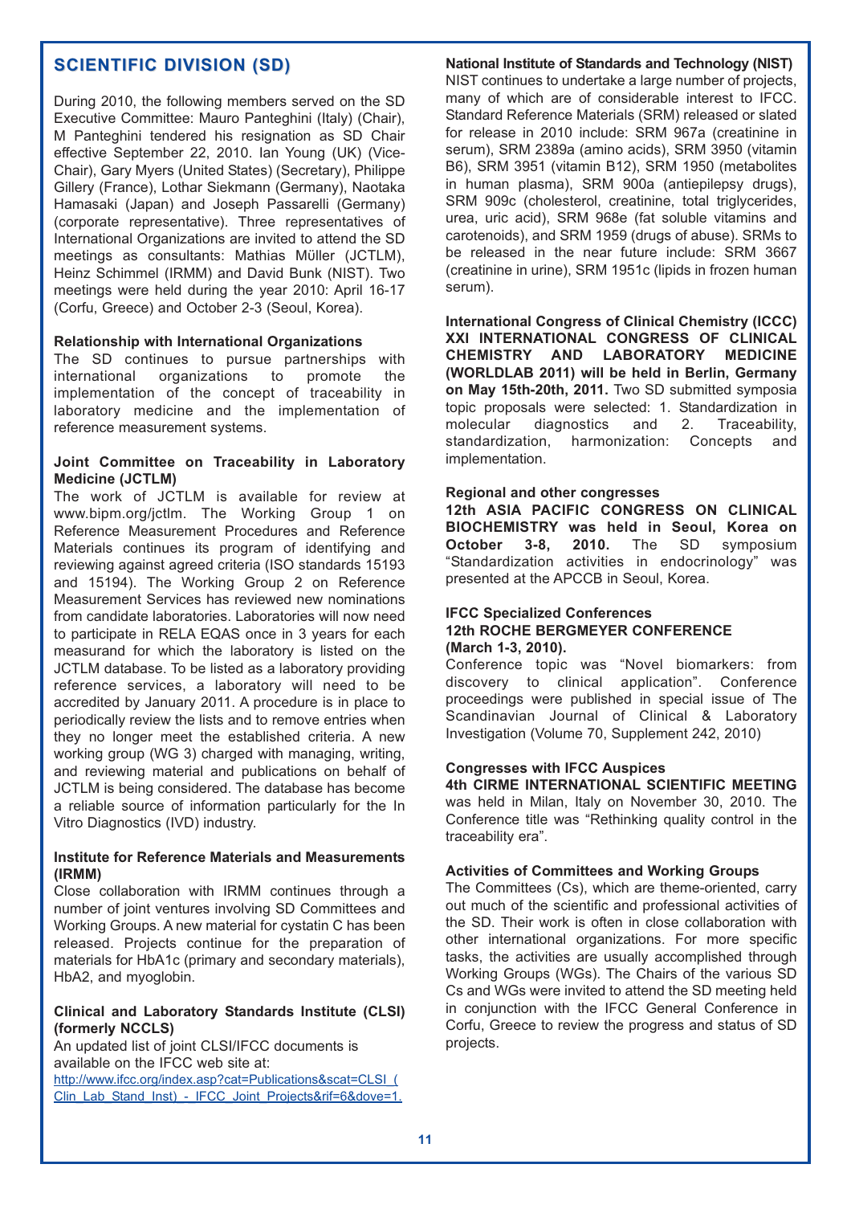## SCIENTIFIC DIVISION (SD)

During 2010, the following members served on the SD Executive Committee: Mauro Panteghini (Italy) (Chair), M Panteghini tendered his resignation as SD Chair effective September 22, 2010. Ian Young (UK) (Vice-Chair), Gary Myers (United States) (Secretary), Philippe Gillery (France), Lothar Siekmann (Germany), Naotaka Hamasaki (Japan) and Joseph Passarelli (Germany) (corporate representative). Three representatives of International Organizations are invited to attend the SD meetings as consultants: Mathias Müller (JCTLM), Heinz Schimmel (IRMM) and David Bunk (NIST). Two meetings were held during the year 2010: April 16-17 (Corfu, Greece) and October 2-3 (Seoul, Korea).

### Relationship with International Organizations

The SD continues to pursue partnerships with international organizations to promote the implementation of the concept of traceability in laboratory medicine and the implementation of reference measurement systems.

### Joint Committee on Traceability in Laboratory Medicine (JCTLM)

The work of JCTLM is available for review at www.bipm.org/jctlm. The Working Group 1 on Reference Measurement Procedures and Reference Materials continues its program of identifying and reviewing against agreed criteria (ISO standards 15193 and 15194). The Working Group 2 on Reference Measurement Services has reviewed new nominations from candidate laboratories. Laboratories will now need to participate in RELA EQAS once in 3 years for each measurand for which the laboratory is listed on the JCTLM database. To be listed as a laboratory providing reference services, a laboratory will need to be accredited by January 2011. A procedure is in place to periodically review the lists and to remove entries when they no longer meet the established criteria. A new working group (WG 3) charged with managing, writing, and reviewing material and publications on behalf of JCTLM is being considered. The database has become a reliable source of information particularly for the In Vitro Diagnostics (IVD) industry.

### Institute for Reference Materials and Measurements (IRMM)

Close collaboration with IRMM continues through a number of joint ventures involving SD Committees and Working Groups. A new material for cystatin C has been released. Projects continue for the preparation of materials for HbA1c (primary and secondary materials), HbA2, and myoglobin.

### Clinical and Laboratory Standards Institute (CLSI) (formerly NCCLS)

An updated list of joint CLSI/IFCC documents is available on the IFCC web site at:
http://www.ifcc.org/index.asp?cat=Publications&scat=CLSI_(Clin_Lab_Stand_Inst)_-_IFCC_Joint_Projects&rif=6&dove=1.

### National Institute of Standards and Technology (NIST)

NIST continues to undertake a large number of projects, many of which are of considerable interest to IFCC. Standard Reference Materials (SRM) released or slated for release in 2010 include: SRM 967a (creatinine in serum), SRM 2389a (amino acids), SRM 3950 (vitamin B6), SRM 3951 (vitamin B12), SRM 1950 (metabolites in human plasma), SRM 900a (antiepilepsy drugs), SRM 909c (cholesterol, creatinine, total triglycerides, urea, uric acid), SRM 968e (fat soluble vitamins and carotenoids), and SRM 1959 (drugs of abuse). SRMs to be released in the near future include: SRM 3667 (creatinine in urine), SRM 1951c (lipids in frozen human serum).

### International Congress of Clinical Chemistry (ICCC)

**XXI INTERNATIONAL CONGRESS OF CLINICAL CHEMISTRY AND LABORATORY MEDICINE (WORLDLAB 2011) will be held in Berlin, Germany on May 15th-20th, 2011.** Two SD submitted symposia topic proposals were selected: 1. Standardization in molecular diagnostics and 2. Traceability, standardization, harmonization: Concepts and implementation.

### Regional and other congresses

**12th ASIA PACIFIC CONGRESS ON CLINICAL BIOCHEMISTRY was held in Seoul, Korea on October 3-8, 2010.** The SD symposium "Standardization activities in endocrinology" was presented at the APCCB in Seoul, Korea.

### IFCC Specialized Conferences

**12th ROCHE BERGMEYER CONFERENCE (March 1-3, 2010).**

Conference topic was "Novel biomarkers: from discovery to clinical application". Conference proceedings were published in special issue of The Scandinavian Journal of Clinical & Laboratory Investigation (Volume 70, Supplement 242, 2010)

### Congresses with IFCC Auspices

**4th CIRME INTERNATIONAL SCIENTIFIC MEETING** was held in Milan, Italy on November 30, 2010. The Conference title was "Rethinking quality control in the traceability era".

### Activities of Committees and Working Groups

The Committees (Cs), which are theme-oriented, carry out much of the scientific and professional activities of the SD. Their work is often in close collaboration with other international organizations. For more specific tasks, the activities are usually accomplished through Working Groups (WGs). The Chairs of the various SD Cs and WGs were invited to attend the SD meeting held in conjunction with the IFCC General Conference in Corfu, Greece to review the progress and status of SD projects.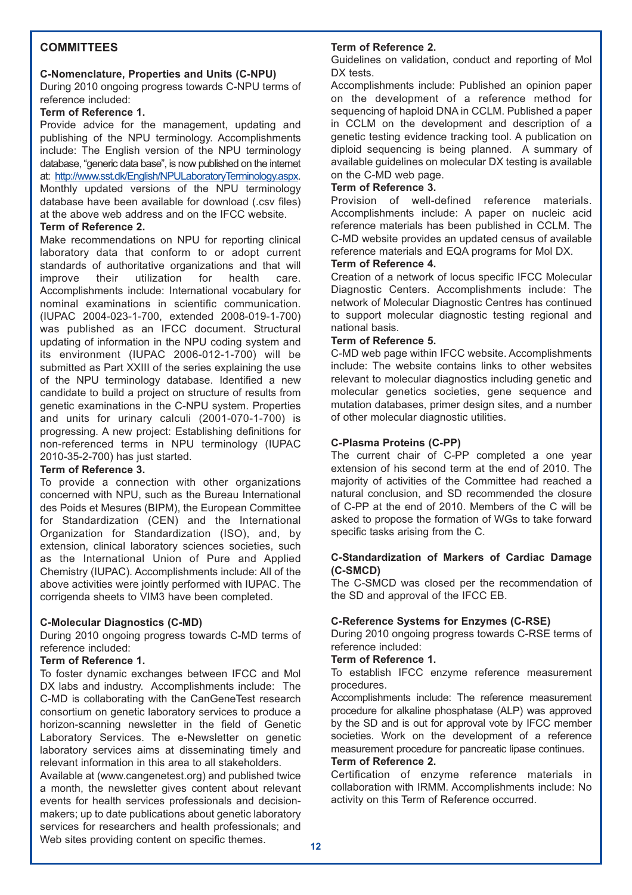## COMMITTEES

### C-Nomenclature, Properties and Units (C-NPU)

During 2010 ongoing progress towards C-NPU terms of reference included:

**Term of Reference 1.**

Provide advice for the management, updating and publishing of the NPU terminology. Accomplishments include: The English version of the NPU terminology database, "generic data base", is now published on the internet at: http://www.sst.dk/English/NPULaboratoryTerminology.aspx. Monthly updated versions of the NPU terminology database have been available for download (.csv files) at the above web address and on the IFCC website.

**Term of Reference 2.**

Make recommendations on NPU for reporting clinical laboratory data that conform to or adopt current standards of authoritative organizations and that will improve their utilization for health care. Accomplishments include: International vocabulary for nominal examinations in scientific communication. (IUPAC 2004-023-1-700, extended 2008-019-1-700) was published as an IFCC document. Structural updating of information in the NPU coding system and its environment (IUPAC 2006-012-1-700) will be submitted as Part XXIII of the series explaining the use of the NPU terminology database. Identified a new candidate to build a project on structure of results from genetic examinations in the C-NPU system. Properties and units for urinary calculi (2001-070-1-700) is progressing. A new project: Establishing definitions for non-referenced terms in NPU terminology (IUPAC 2010-35-2-700) has just started.

**Term of Reference 3.**

To provide a connection with other organizations concerned with NPU, such as the Bureau International des Poids et Mesures (BIPM), the European Committee for Standardization (CEN) and the International Organization for Standardization (ISO), and, by extension, clinical laboratory sciences societies, such as the International Union of Pure and Applied Chemistry (IUPAC). Accomplishments include: All of the above activities were jointly performed with IUPAC. The corrigenda sheets to VIM3 have been completed.

### C-Molecular Diagnostics (C-MD)

During 2010 ongoing progress towards C-MD terms of reference included:

**Term of Reference 1.**

To foster dynamic exchanges between IFCC and Mol DX labs and industry. Accomplishments include: The C-MD is collaborating with the CanGeneTest research consortium on genetic laboratory services to produce a horizon-scanning newsletter in the field of Genetic Laboratory Services. The e-Newsletter on genetic laboratory services aims at disseminating timely and relevant information in this area to all stakeholders.

Available at (www.cangenetest.org) and published twice a month, the newsletter gives content about relevant events for health services professionals and decision-makers; up to date publications about genetic laboratory services for researchers and health professionals; and Web sites providing content on specific themes.

**Term of Reference 2.**

Guidelines on validation, conduct and reporting of Mol DX tests.

Accomplishments include: Published an opinion paper on the development of a reference method for sequencing of haploid DNA in CCLM. Published a paper in CCLM on the development and description of a genetic testing evidence tracking tool. A publication on diploid sequencing is being planned. A summary of available guidelines on molecular DX testing is available on the C-MD web page.

**Term of Reference 3.**

Provision of well-defined reference materials. Accomplishments include: A paper on nucleic acid reference materials has been published in CCLM. The C-MD website provides an updated census of available reference materials and EQA programs for Mol DX.

**Term of Reference 4.**

Creation of a network of locus specific IFCC Molecular Diagnostic Centers. Accomplishments include: The network of Molecular Diagnostic Centres has continued to support molecular diagnostic testing regional and national basis.

**Term of Reference 5.**

C-MD web page within IFCC website. Accomplishments include: The website contains links to other websites relevant to molecular diagnostics including genetic and molecular genetics societies, gene sequence and mutation databases, primer design sites, and a number of other molecular diagnostic utilities.

### C-Plasma Proteins (C-PP)

The current chair of C-PP completed a one year extension of his second term at the end of 2010. The majority of activities of the Committee had reached a natural conclusion, and SD recommended the closure of C-PP at the end of 2010. Members of the C will be asked to propose the formation of WGs to take forward specific tasks arising from the C.

### C-Standardization of Markers of Cardiac Damage (C-SMCD)

The C-SMCD was closed per the recommendation of the SD and approval of the IFCC EB.

### C-Reference Systems for Enzymes (C-RSE)

During 2010 ongoing progress towards C-RSE terms of reference included:

**Term of Reference 1.**

To establish IFCC enzyme reference measurement procedures.

Accomplishments include: The reference measurement procedure for alkaline phosphatase (ALP) was approved by the SD and is out for approval vote by IFCC member societies. Work on the development of a reference measurement procedure for pancreatic lipase continues.

**Term of Reference 2.**

Certification of enzyme reference materials in collaboration with IRMM. Accomplishments include: No activity on this Term of Reference occurred.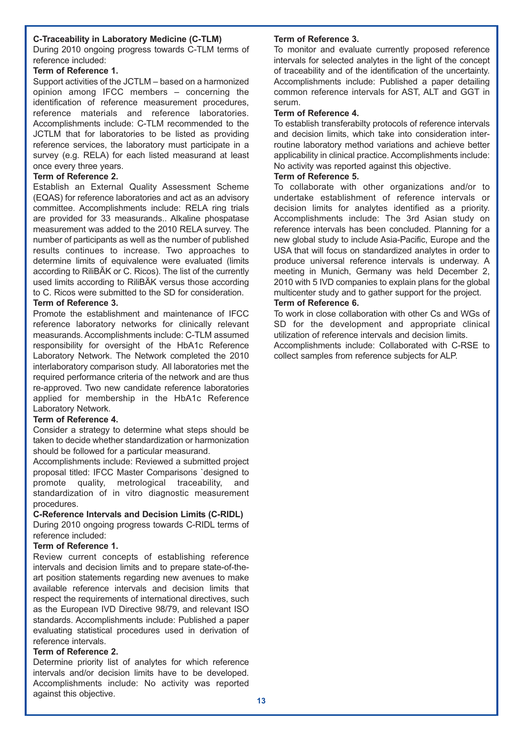**C-Traceability in Laboratory Medicine (C-TLM)**

During 2010 ongoing progress towards C-TLM terms of reference included:

**Term of Reference 1.**

Support activities of the JCTLM – based on a harmonized opinion among IFCC members – concerning the identification of reference measurement procedures, reference materials and reference laboratories. Accomplishments include: C-TLM recommended to the JCTLM that for laboratories to be listed as providing reference services, the laboratory must participate in a survey (e.g. RELA) for each listed measurand at least once every three years.

**Term of Reference 2.**

Establish an External Quality Assessment Scheme (EQAS) for reference laboratories and act as an advisory committee. Accomplishments include: RELA ring trials are provided for 33 measurands.. Alkaline phospatase measurement was added to the 2010 RELA survey. The number of participants as well as the number of published results continues to increase. Two approaches to determine limits of equivalence were evaluated (limits according to RiliBÄK or C. Ricos). The list of the currently used limits according to RiliBÄK versus those according to C. Ricos were submitted to the SD for consideration.

**Term of Reference 3.**

Promote the establishment and maintenance of IFCC reference laboratory networks for clinically relevant measurands. Accomplishments include: C-TLM assumed responsibility for oversight of the HbA1c Reference Laboratory Network. The Network completed the 2010 interlaboratory comparison study. All laboratories met the required performance criteria of the network and are thus re-approved. Two new candidate reference laboratories applied for membership in the HbA1c Reference Laboratory Network.

**Term of Reference 4.**

Consider a strategy to determine what steps should be taken to decide whether standardization or harmonization should be followed for a particular measurand.

Accomplishments include: Reviewed a submitted project proposal titled: IFCC Master Comparisons `designed to promote quality, metrological traceability, and standardization of in vitro diagnostic measurement procedures.

**C-Reference Intervals and Decision Limits (C-RIDL)**

During 2010 ongoing progress towards C-RIDL terms of reference included:

**Term of Reference 1.**

Review current concepts of establishing reference intervals and decision limits and to prepare state-of-the-art position statements regarding new avenues to make available reference intervals and decision limits that respect the requirements of international directives, such as the European IVD Directive 98/79, and relevant ISO standards. Accomplishments include: Published a paper evaluating statistical procedures used in derivation of reference intervals.

**Term of Reference 2.**

Determine priority list of analytes for which reference intervals and/or decision limits have to be developed. Accomplishments include: No activity was reported against this objective.

**Term of Reference 3.**

To monitor and evaluate currently proposed reference intervals for selected analytes in the light of the concept of traceability and of the identification of the uncertainty. Accomplishments include: Published a paper detailing common reference intervals for AST, ALT and GGT in serum.

**Term of Reference 4.**

To establish transferabilty protocols of reference intervals and decision limits, which take into consideration inter-routine laboratory method variations and achieve better applicability in clinical practice. Accomplishments include: No activity was reported against this objective.

**Term of Reference 5.**

To collaborate with other organizations and/or to undertake establishment of reference intervals or decision limits for analytes identified as a priority. Accomplishments include: The 3rd Asian study on reference intervals has been concluded. Planning for a new global study to include Asia-Pacific, Europe and the USA that will focus on standardized analytes in order to produce universal reference intervals is underway. A meeting in Munich, Germany was held December 2, 2010 with 5 IVD companies to explain plans for the global multicenter study and to gather support for the project.

**Term of Reference 6.**

To work in close collaboration with other Cs and WGs of SD for the development and appropriate clinical utilization of reference intervals and decision limits.

Accomplishments include: Collaborated with C-RSE to collect samples from reference subjects for ALP.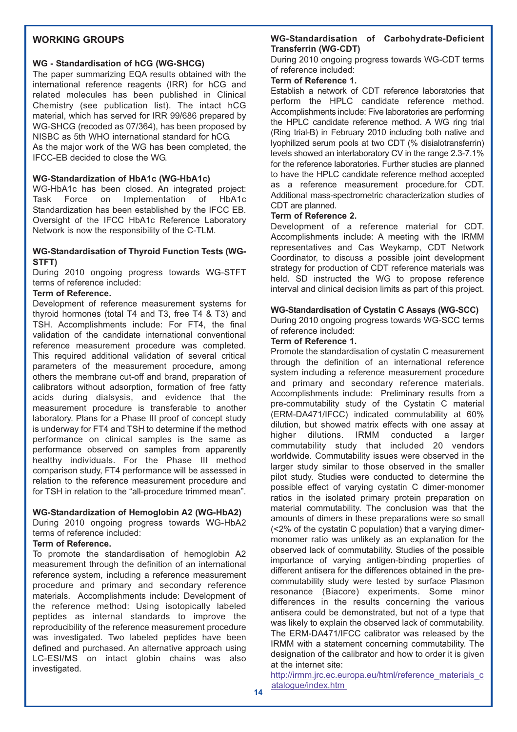## WORKING GROUPS

### WG - Standardisation of hCG (WG-SHCG)

The paper summarizing EQA results obtained with the international reference reagents (IRR) for hCG and related molecules has been published in Clinical Chemistry (see publication list). The intact hCG material, which has served for IRR 99/686 prepared by WG-SHCG (recoded as 07/364), has been proposed by NISBC as 5th WHO international standard for hCG.

As the major work of the WG has been completed, the IFCC-EB decided to close the WG.

### WG-Standardization of HbA1c (WG-HbA1c)

WG-HbA1c has been closed. An integrated project: Task Force on Implementation of HbA1c Standardization has been established by the IFCC EB. Oversight of the IFCC HbA1c Reference Laboratory Network is now the responsibility of the C-TLM.

### WG-Standardisation of Thyroid Function Tests (WG-STFT)

During 2010 ongoing progress towards WG-STFT terms of reference included:

**Term of Reference.**

Development of reference measurement systems for thyroid hormones (total T4 and T3, free T4 & T3) and TSH. Accomplishments include: For FT4, the final validation of the candidate international conventional reference measurement procedure was completed. This required additional validation of several critical parameters of the measurement procedure, among others the membrane cut-off and brand, preparation of calibrators without adsorption, formation of free fatty acids during dialsysis, and evidence that the measurement procedure is transferable to another laboratory. Plans for a Phase III proof of concept study is underway for FT4 and TSH to determine if the method performance on clinical samples is the same as performance observed on samples from apparently healthy individuals. For the Phase III method comparison study, FT4 performance will be assessed in relation to the reference measurement procedure and for TSH in relation to the "all-procedure trimmed mean".

### WG-Standardization of Hemoglobin A2 (WG-HbA2)

During 2010 ongoing progress towards WG-HbA2 terms of reference included:

**Term of Reference.**

To promote the standardisation of hemoglobin A2 measurement through the definition of an international reference system, including a reference measurement procedure and primary and secondary reference materials. Accomplishments include: Development of the reference method: Using isotopically labeled peptides as internal standards to improve the reproducibility of the reference measurement procedure was investigated. Two labeled peptides have been defined and purchased. An alternative approach using LC-ESI/MS on intact globin chains was also investigated.

### WG-Standardisation of Carbohydrate-Deficient Transferrin (WG-CDT)

During 2010 ongoing progress towards WG-CDT terms of reference included:

**Term of Reference 1.**

Establish a network of CDT reference laboratories that perform the HPLC candidate reference method. Accomplishments include: Five laboratories are performing the HPLC candidate reference method. A WG ring trial (Ring trial-B) in February 2010 including both native and lyophilized serum pools at two CDT (% disialotransferrin) levels showed an interlaboratory CV in the range 2.3-7.1% for the reference laboratories. Further studies are planned to have the HPLC candidate reference method accepted as a reference measurement procedure.for CDT. Additional mass-spectrometric characterization studies of CDT are planned.

**Term of Reference 2.**

Development of a reference material for CDT. Accomplishments include: A meeting with the IRMM representatives and Cas Weykamp, CDT Network Coordinator, to discuss a possible joint development strategy for production of CDT reference materials was held. SD instructed the WG to propose reference interval and clinical decision limits as part of this project.

### WG-Standardisation of Cystatin C Assays (WG-SCC)

During 2010 ongoing progress towards WG-SCC terms of reference included:

**Term of Reference 1.**

Promote the standardisation of cystatin C measurement through the definition of an international reference system including a reference measurement procedure and primary and secondary reference materials. Accomplishments include: Preliminary results from a pre-commutability study of the Cystatin C material (ERM-DA471/IFCC) indicated commutability at 60% dilution, but showed matrix effects with one assay at higher dilutions. IRMM conducted a larger commutability study that included 20 vendors worldwide. Commutability issues were observed in the larger study similar to those observed in the smaller pilot study. Studies were conducted to determine the possible effect of varying cystatin C dimer-monomer ratios in the isolated primary protein preparation on material commutability. The conclusion was that the amounts of dimers in these preparations were so small (<2% of the cystatin C population) that a varying dimer-monomer ratio was unlikely as an explanation for the observed lack of commutability. Studies of the possible importance of varying antigen-binding properties of different antisera for the differences obtained in the pre-commutability study were tested by surface Plasmon resonance (Biacore) experiments. Some minor differences in the results concerning the various antisera could be demonstrated, but not of a type that was likely to explain the observed lack of commutability. The ERM-DA471/IFCC calibrator was released by the IRMM with a statement concerning commutability. The designation of the calibrator and how to order it is given at the internet site:

http://irmm.jrc.ec.europa.eu/html/reference_materials_catalogue/index.htm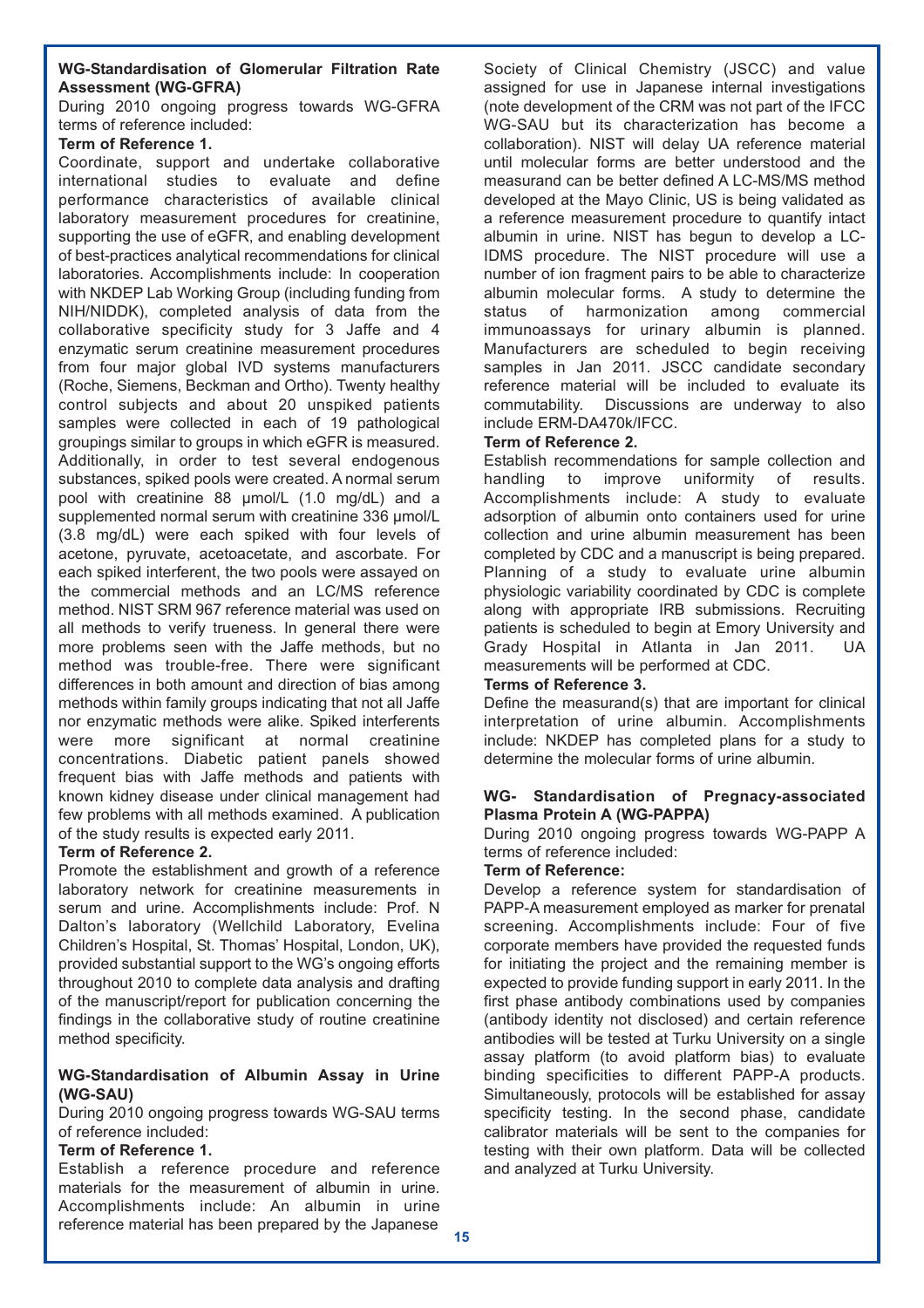**WG-Standardisation of Glomerular Filtration Rate Assessment (WG-GFRA)**

During 2010 ongoing progress towards WG-GFRA terms of reference included:

**Term of Reference 1.**

Coordinate, support and undertake collaborative international studies to evaluate and define performance characteristics of available clinical laboratory measurement procedures for creatinine, supporting the use of eGFR, and enabling development of best-practices analytical recommendations for clinical laboratories. Accomplishments include: In cooperation with NKDEP Lab Working Group (including funding from NIH/NIDDK), completed analysis of data from the collaborative specificity study for 3 Jaffe and 4 enzymatic serum creatinine measurement procedures from four major global IVD systems manufacturers (Roche, Siemens, Beckman and Ortho). Twenty healthy control subjects and about 20 unspiked patients samples were collected in each of 19 pathological groupings similar to groups in which eGFR is measured. Additionally, in order to test several endogenous substances, spiked pools were created. A normal serum pool with creatinine 88 µmol/L (1.0 mg/dL) and a supplemented normal serum with creatinine 336 µmol/L (3.8 mg/dL) were each spiked with four levels of acetone, pyruvate, acetoacetate, and ascorbate. For each spiked interferent, the two pools were assayed on the commercial methods and an LC/MS reference method. NIST SRM 967 reference material was used on all methods to verify trueness. In general there were more problems seen with the Jaffe methods, but no method was trouble-free. There were significant differences in both amount and direction of bias among methods within family groups indicating that not all Jaffe nor enzymatic methods were alike. Spiked interferents were more significant at normal creatinine concentrations. Diabetic patient panels showed frequent bias with Jaffe methods and patients with known kidney disease under clinical management had few problems with all methods examined. A publication of the study results is expected early 2011.

**Term of Reference 2.**

Promote the establishment and growth of a reference laboratory network for creatinine measurements in serum and urine. Accomplishments include: Prof. N Dalton's laboratory (Wellchild Laboratory, Evelina Children's Hospital, St. Thomas' Hospital, London, UK), provided substantial support to the WG's ongoing efforts throughout 2010 to complete data analysis and drafting of the manuscript/report for publication concerning the findings in the collaborative study of routine creatinine method specificity.

**WG-Standardisation of Albumin Assay in Urine (WG-SAU)**

During 2010 ongoing progress towards WG-SAU terms of reference included:

**Term of Reference 1.**

Establish a reference procedure and reference materials for the measurement of albumin in urine. Accomplishments include: An albumin in urine reference material has been prepared by the Japanese Society of Clinical Chemistry (JSCC) and value assigned for use in Japanese internal investigations (note development of the CRM was not part of the IFCC WG-SAU but its characterization has become a collaboration). NIST will delay UA reference material until molecular forms are better understood and the measurand can be better defined A LC-MS/MS method developed at the Mayo Clinic, US is being validated as a reference measurement procedure to quantify intact albumin in urine. NIST has begun to develop a LC-IDMS procedure. The NIST procedure will use a number of ion fragment pairs to be able to characterize albumin molecular forms. A study to determine the status of harmonization among commercial immunoassays for urinary albumin is planned. Manufacturers are scheduled to begin receiving samples in Jan 2011. JSCC candidate secondary reference material will be included to evaluate its commutability. Discussions are underway to also include ERM-DA470k/IFCC.

**Term of Reference 2.**

Establish recommendations for sample collection and handling to improve uniformity of results. Accomplishments include: A study to evaluate adsorption of albumin onto containers used for urine collection and urine albumin measurement has been completed by CDC and a manuscript is being prepared. Planning of a study to evaluate urine albumin physiologic variability coordinated by CDC is complete along with appropriate IRB submissions. Recruiting patients is scheduled to begin at Emory University and Grady Hospital in Atlanta in Jan 2011. UA measurements will be performed at CDC.

**Terms of Reference 3.**

Define the measurand(s) that are important for clinical interpretation of urine albumin. Accomplishments include: NKDEP has completed plans for a study to determine the molecular forms of urine albumin.

**WG- Standardisation of Pregnacy-associated Plasma Protein A (WG-PAPPA)**

During 2010 ongoing progress towards WG-PAPP A terms of reference included:

**Term of Reference:**

Develop a reference system for standardisation of PAPP-A measurement employed as marker for prenatal screening. Accomplishments include: Four of five corporate members have provided the requested funds for initiating the project and the remaining member is expected to provide funding support in early 2011. In the first phase antibody combinations used by companies (antibody identity not disclosed) and certain reference antibodies will be tested at Turku University on a single assay platform (to avoid platform bias) to evaluate binding specificities to different PAPP-A products. Simultaneously, protocols will be established for assay specificity testing. In the second phase, candidate calibrator materials will be sent to the companies for testing with their own platform. Data will be collected and analyzed at Turku University.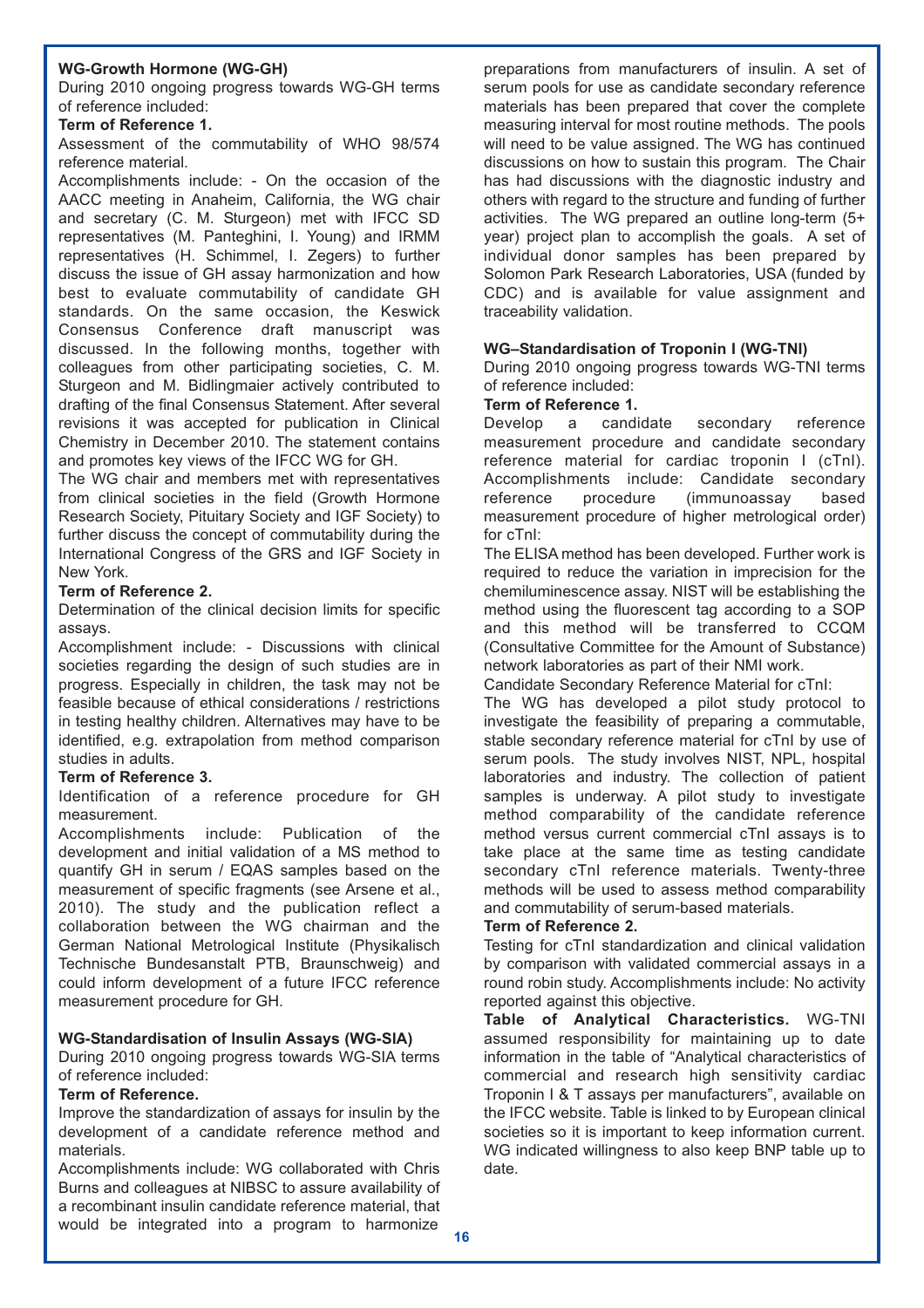**WG-Growth Hormone (WG-GH)**

During 2010 ongoing progress towards WG-GH terms of reference included:

**Term of Reference 1.**

Assessment of the commutability of WHO 98/574 reference material.

Accomplishments include: - On the occasion of the AACC meeting in Anaheim, California, the WG chair and secretary (C. M. Sturgeon) met with IFCC SD representatives (M. Panteghini, I. Young) and IRMM representatives (H. Schimmel, I. Zegers) to further discuss the issue of GH assay harmonization and how best to evaluate commutability of candidate GH standards. On the same occasion, the Keswick Consensus Conference draft manuscript was discussed. In the following months, together with colleagues from other participating societies, C. M. Sturgeon and M. Bidlingmaier actively contributed to drafting of the final Consensus Statement. After several revisions it was accepted for publication in Clinical Chemistry in December 2010. The statement contains and promotes key views of the IFCC WG for GH.

The WG chair and members met with representatives from clinical societies in the field (Growth Hormone Research Society, Pituitary Society and IGF Society) to further discuss the concept of commutability during the International Congress of the GRS and IGF Society in New York.

**Term of Reference 2.**

Determination of the clinical decision limits for specific assays.

Accomplishment include: - Discussions with clinical societies regarding the design of such studies are in progress. Especially in children, the task may not be feasible because of ethical considerations / restrictions in testing healthy children. Alternatives may have to be identified, e.g. extrapolation from method comparison studies in adults.

**Term of Reference 3.**

Identification of a reference procedure for GH measurement.

Accomplishments include: Publication of the development and initial validation of a MS method to quantify GH in serum / EQAS samples based on the measurement of specific fragments (see Arsene et al., 2010). The study and the publication reflect a collaboration between the WG chairman and the German National Metrological Institute (Physikalisch Technische Bundesanstalt PTB, Braunschweig) and could inform development of a future IFCC reference measurement procedure for GH.

**WG-Standardisation of Insulin Assays (WG-SIA)**

During 2010 ongoing progress towards WG-SIA terms of reference included:

**Term of Reference.**

Improve the standardization of assays for insulin by the development of a candidate reference method and materials.

Accomplishments include: WG collaborated with Chris Burns and colleagues at NIBSC to assure availability of a recombinant insulin candidate reference material, that would be integrated into a program to harmonize preparations from manufacturers of insulin. A set of serum pools for use as candidate secondary reference materials has been prepared that cover the complete measuring interval for most routine methods. The pools will need to be value assigned. The WG has continued discussions on how to sustain this program. The Chair has had discussions with the diagnostic industry and others with regard to the structure and funding of further activities. The WG prepared an outline long-term (5+ year) project plan to accomplish the goals. A set of individual donor samples has been prepared by Solomon Park Research Laboratories, USA (funded by CDC) and is available for value assignment and traceability validation.

**WG–Standardisation of Troponin I (WG-TNI)**

During 2010 ongoing progress towards WG-TNI terms of reference included:

**Term of Reference 1.**

Develop a candidate secondary reference measurement procedure and candidate secondary reference material for cardiac troponin I (cTnI). Accomplishments include: Candidate secondary reference procedure (immunoassay based measurement procedure of higher metrological order) for cTnI:

The ELISA method has been developed. Further work is required to reduce the variation in imprecision for the chemiluminescence assay. NIST will be establishing the method using the fluorescent tag according to a SOP and this method will be transferred to CCQM (Consultative Committee for the Amount of Substance) network laboratories as part of their NMI work.

Candidate Secondary Reference Material for cTnI:

The WG has developed a pilot study protocol to investigate the feasibility of preparing a commutable, stable secondary reference material for cTnI by use of serum pools. The study involves NIST, NPL, hospital laboratories and industry. The collection of patient samples is underway. A pilot study to investigate method comparability of the candidate reference method versus current commercial cTnI assays is to take place at the same time as testing candidate secondary cTnI reference materials. Twenty-three methods will be used to assess method comparability and commutability of serum-based materials.

**Term of Reference 2.**

Testing for cTnI standardization and clinical validation by comparison with validated commercial assays in a round robin study. Accomplishments include: No activity reported against this objective.

**Table of Analytical Characteristics.** WG-TNI assumed responsibility for maintaining up to date information in the table of "Analytical characteristics of commercial and research high sensitivity cardiac Troponin I & T assays per manufacturers", available on the IFCC website. Table is linked to by European clinical societies so it is important to keep information current. WG indicated willingness to also keep BNP table up to date.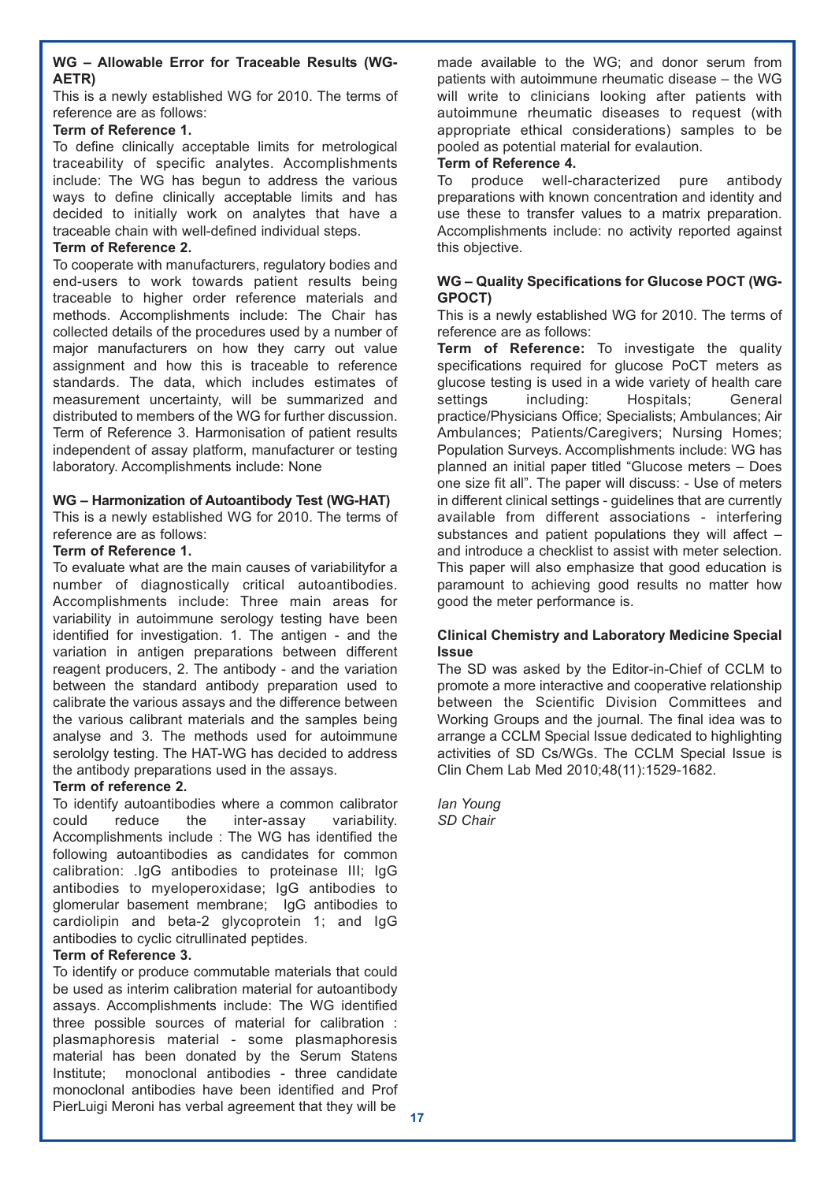**WG – Allowable Error for Traceable Results (WG-AETR)**

This is a newly established WG for 2010. The terms of reference are as follows:

**Term of Reference 1.**

To define clinically acceptable limits for metrological traceability of specific analytes. Accomplishments include: The WG has begun to address the various ways to define clinically acceptable limits and has decided to initially work on analytes that have a traceable chain with well-defined individual steps.

**Term of Reference 2.**

To cooperate with manufacturers, regulatory bodies and end-users to work towards patient results being traceable to higher order reference materials and methods. Accomplishments include: The Chair has collected details of the procedures used by a number of major manufacturers on how they carry out value assignment and how this is traceable to reference standards. The data, which includes estimates of measurement uncertainty, will be summarized and distributed to members of the WG for further discussion. Term of Reference 3. Harmonisation of patient results independent of assay platform, manufacturer or testing laboratory. Accomplishments include: None

**WG – Harmonization of Autoantibody Test (WG-HAT)**

This is a newly established WG for 2010. The terms of reference are as follows:

**Term of Reference 1.**

To evaluate what are the main causes of variabilityfor a number of diagnostically critical autoantibodies. Accomplishments include: Three main areas for variability in autoimmune serology testing have been identified for investigation. 1. The antigen - and the variation in antigen preparations between different reagent producers, 2. The antibody - and the variation between the standard antibody preparation used to calibrate the various assays and the difference between the various calibrant materials and the samples being analyse and 3. The methods used for autoimmune serololgy testing. The HAT-WG has decided to address the antibody preparations used in the assays.

**Term of reference 2.**

To identify autoantibodies where a common calibrator could reduce the inter-assay variability. Accomplishments include : The WG has identified the following autoantibodies as candidates for common calibration: .IgG antibodies to proteinase III; IgG antibodies to myeloperoxidase; IgG antibodies to glomerular basement membrane; IgG antibodies to cardiolipin and beta-2 glycoprotein 1; and IgG antibodies to cyclic citrullinated peptides.

**Term of Reference 3.**

To identify or produce commutable materials that could be used as interim calibration material for autoantibody assays. Accomplishments include: The WG identified three possible sources of material for calibration : plasmaphoresis material - some plasmaphoresis material has been donated by the Serum Statens Institute; monoclonal antibodies - three candidate monoclonal antibodies have been identified and Prof PierLuigi Meroni has verbal agreement that they will be made available to the WG; and donor serum from patients with autoimmune rheumatic disease – the WG will write to clinicians looking after patients with autoimmune rheumatic diseases to request (with appropriate ethical considerations) samples to be pooled as potential material for evalaution.

**Term of Reference 4.**

To produce well-characterized pure antibody preparations with known concentration and identity and use these to transfer values to a matrix preparation. Accomplishments include: no activity reported against this objective.

**WG – Quality Specifications for Glucose POCT (WG-GPOCT)**

This is a newly established WG for 2010. The terms of reference are as follows:

**Term of Reference:** To investigate the quality specifications required for glucose PoCT meters as glucose testing is used in a wide variety of health care settings including: Hospitals; General practice/Physicians Office; Specialists; Ambulances; Air Ambulances; Patients/Caregivers; Nursing Homes; Population Surveys. Accomplishments include: WG has planned an initial paper titled "Glucose meters – Does one size fit all". The paper will discuss: - Use of meters in different clinical settings - guidelines that are currently available from different associations - interfering substances and patient populations they will affect – and introduce a checklist to assist with meter selection. This paper will also emphasize that good education is paramount to achieving good results no matter how good the meter performance is.

**Clinical Chemistry and Laboratory Medicine Special Issue**

The SD was asked by the Editor-in-Chief of CCLM to promote a more interactive and cooperative relationship between the Scientific Division Committees and Working Groups and the journal. The final idea was to arrange a CCLM Special Issue dedicated to highlighting activities of SD Cs/WGs. The CCLM Special Issue is Clin Chem Lab Med 2010;48(11):1529-1682.

*Ian Young*
*SD Chair*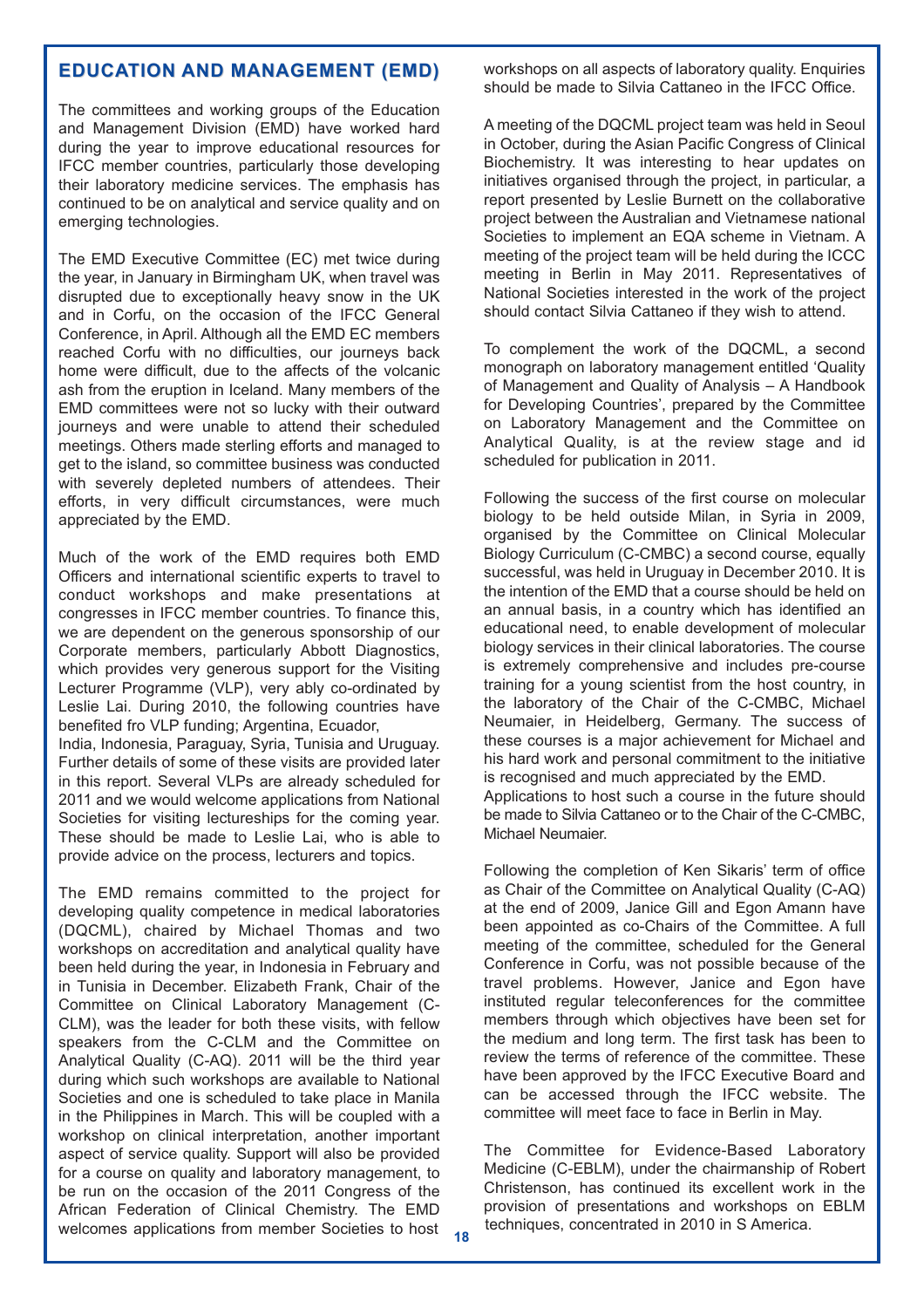## EDUCATION AND MANAGEMENT (EMD)

The committees and working groups of the Education and Management Division (EMD) have worked hard during the year to improve educational resources for IFCC member countries, particularly those developing their laboratory medicine services. The emphasis has continued to be on analytical and service quality and on emerging technologies.

The EMD Executive Committee (EC) met twice during the year, in January in Birmingham UK, when travel was disrupted due to exceptionally heavy snow in the UK and in Corfu, on the occasion of the IFCC General Conference, in April. Although all the EMD EC members reached Corfu with no difficulties, our journeys back home were difficult, due to the affects of the volcanic ash from the eruption in Iceland. Many members of the EMD committees were not so lucky with their outward journeys and were unable to attend their scheduled meetings. Others made sterling efforts and managed to get to the island, so committee business was conducted with severely depleted numbers of attendees. Their efforts, in very difficult circumstances, were much appreciated by the EMD.

Much of the work of the EMD requires both EMD Officers and international scientific experts to travel to conduct workshops and make presentations at congresses in IFCC member countries. To finance this, we are dependent on the generous sponsorship of our Corporate members, particularly Abbott Diagnostics, which provides very generous support for the Visiting Lecturer Programme (VLP), very ably co-ordinated by Leslie Lai. During 2010, the following countries have benefited fro VLP funding; Argentina, Ecuador, India, Indonesia, Paraguay, Syria, Tunisia and Uruguay. Further details of some of these visits are provided later in this report. Several VLPs are already scheduled for 2011 and we would welcome applications from National Societies for visiting lectureships for the coming year. These should be made to Leslie Lai, who is able to provide advice on the process, lecturers and topics.

The EMD remains committed to the project for developing quality competence in medical laboratories (DQCML), chaired by Michael Thomas and two workshops on accreditation and analytical quality have been held during the year, in Indonesia in February and in Tunisia in December. Elizabeth Frank, Chair of the Committee on Clinical Laboratory Management (C-CLM), was the leader for both these visits, with fellow speakers from the C-CLM and the Committee on Analytical Quality (C-AQ). 2011 will be the third year during which such workshops are available to National Societies and one is scheduled to take place in Manila in the Philippines in March. This will be coupled with a workshop on clinical interpretation, another important aspect of service quality. Support will also be provided for a course on quality and laboratory management, to be run on the occasion of the 2011 Congress of the African Federation of Clinical Chemistry. The EMD welcomes applications from member Societies to host workshops on all aspects of laboratory quality. Enquiries should be made to Silvia Cattaneo in the IFCC Office.

A meeting of the DQCML project team was held in Seoul in October, during the Asian Pacific Congress of Clinical Biochemistry. It was interesting to hear updates on initiatives organised through the project, in particular, a report presented by Leslie Burnett on the collaborative project between the Australian and Vietnamese national Societies to implement an EQA scheme in Vietnam. A meeting of the project team will be held during the ICCC meeting in Berlin in May 2011. Representatives of National Societies interested in the work of the project should contact Silvia Cattaneo if they wish to attend.

To complement the work of the DQCML, a second monograph on laboratory management entitled 'Quality of Management and Quality of Analysis – A Handbook for Developing Countries', prepared by the Committee on Laboratory Management and the Committee on Analytical Quality, is at the review stage and id scheduled for publication in 2011.

Following the success of the first course on molecular biology to be held outside Milan, in Syria in 2009, organised by the Committee on Clinical Molecular Biology Curriculum (C-CMBC) a second course, equally successful, was held in Uruguay in December 2010. It is the intention of the EMD that a course should be held on an annual basis, in a country which has identified an educational need, to enable development of molecular biology services in their clinical laboratories. The course is extremely comprehensive and includes pre-course training for a young scientist from the host country, in the laboratory of the Chair of the C-CMBC, Michael Neumaier, in Heidelberg, Germany. The success of these courses is a major achievement for Michael and his hard work and personal commitment to the initiative is recognised and much appreciated by the EMD.

Applications to host such a course in the future should be made to Silvia Cattaneo or to the Chair of the C-CMBC, Michael Neumaier.

Following the completion of Ken Sikaris' term of office as Chair of the Committee on Analytical Quality (C-AQ) at the end of 2009, Janice Gill and Egon Amann have been appointed as co-Chairs of the Committee. A full meeting of the committee, scheduled for the General Conference in Corfu, was not possible because of the travel problems. However, Janice and Egon have instituted regular teleconferences for the committee members through which objectives have been set for the medium and long term. The first task has been to review the terms of reference of the committee. These have been approved by the IFCC Executive Board and can be accessed through the IFCC website. The committee will meet face to face in Berlin in May.

The Committee for Evidence-Based Laboratory Medicine (C-EBLM), under the chairmanship of Robert Christenson, has continued its excellent work in the provision of presentations and workshops on EBLM techniques, concentrated in 2010 in S America.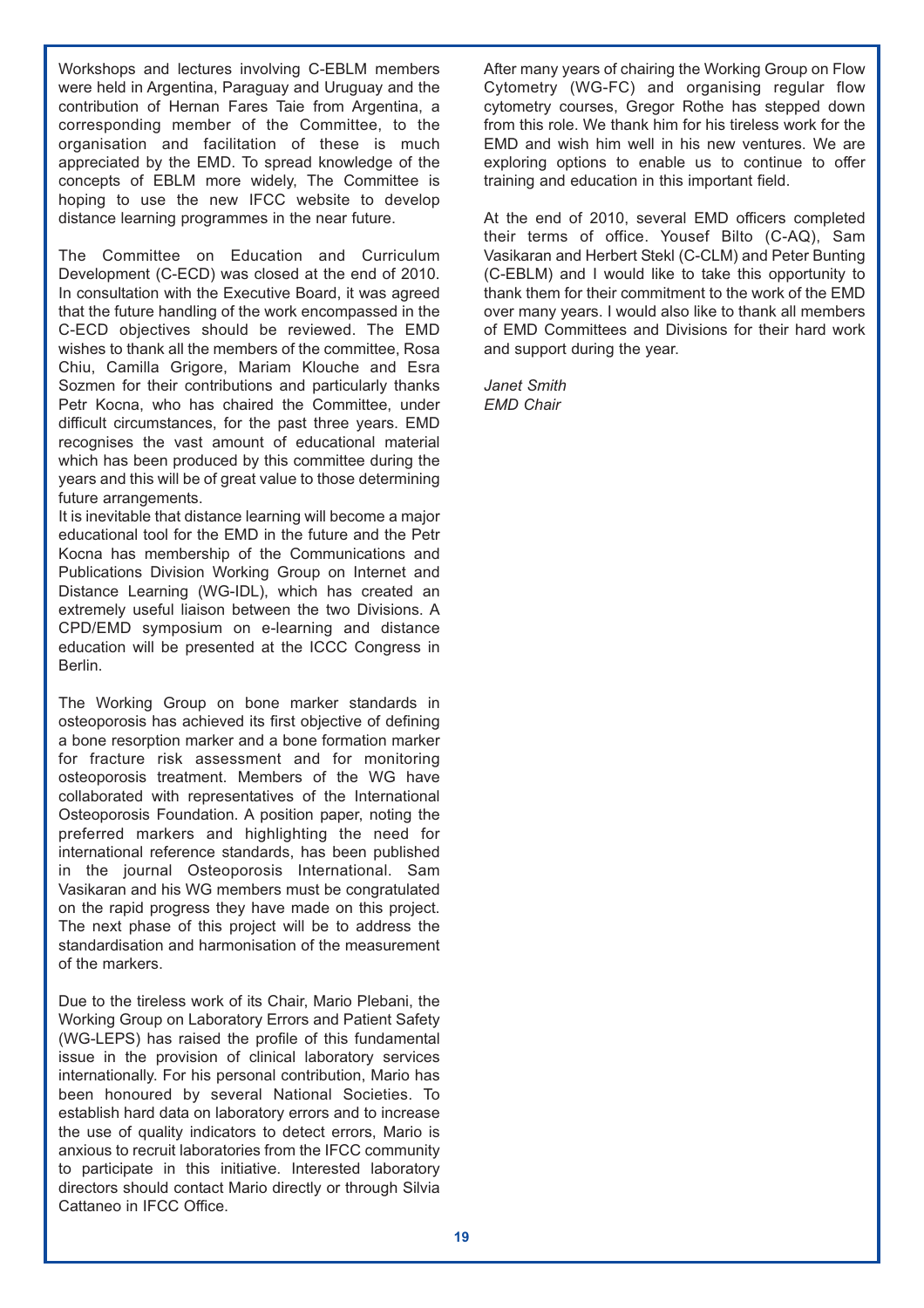Workshops and lectures involving C-EBLM members were held in Argentina, Paraguay and Uruguay and the contribution of Hernan Fares Taie from Argentina, a corresponding member of the Committee, to the organisation and facilitation of these is much appreciated by the EMD. To spread knowledge of the concepts of EBLM more widely, The Committee is hoping to use the new IFCC website to develop distance learning programmes in the near future.

The Committee on Education and Curriculum Development (C-ECD) was closed at the end of 2010. In consultation with the Executive Board, it was agreed that the future handling of the work encompassed in the C-ECD objectives should be reviewed. The EMD wishes to thank all the members of the committee, Rosa Chiu, Camilla Grigore, Mariam Klouche and Esra Sozmen for their contributions and particularly thanks Petr Kocna, who has chaired the Committee, under difficult circumstances, for the past three years. EMD recognises the vast amount of educational material which has been produced by this committee during the years and this will be of great value to those determining future arrangements.

It is inevitable that distance learning will become a major educational tool for the EMD in the future and the Petr Kocna has membership of the Communications and Publications Division Working Group on Internet and Distance Learning (WG-IDL), which has created an extremely useful liaison between the two Divisions. A CPD/EMD symposium on e-learning and distance education will be presented at the ICCC Congress in Berlin.

The Working Group on bone marker standards in osteoporosis has achieved its first objective of defining a bone resorption marker and a bone formation marker for fracture risk assessment and for monitoring osteoporosis treatment. Members of the WG have collaborated with representatives of the International Osteoporosis Foundation. A position paper, noting the preferred markers and highlighting the need for international reference standards, has been published in the journal Osteoporosis International. Sam Vasikaran and his WG members must be congratulated on the rapid progress they have made on this project. The next phase of this project will be to address the standardisation and harmonisation of the measurement of the markers.

Due to the tireless work of its Chair, Mario Plebani, the Working Group on Laboratory Errors and Patient Safety (WG-LEPS) has raised the profile of this fundamental issue in the provision of clinical laboratory services internationally. For his personal contribution, Mario has been honoured by several National Societies. To establish hard data on laboratory errors and to increase the use of quality indicators to detect errors, Mario is anxious to recruit laboratories from the IFCC community to participate in this initiative. Interested laboratory directors should contact Mario directly or through Silvia Cattaneo in IFCC Office.

After many years of chairing the Working Group on Flow Cytometry (WG-FC) and organising regular flow cytometry courses, Gregor Rothe has stepped down from this role. We thank him for his tireless work for the EMD and wish him well in his new ventures. We are exploring options to enable us to continue to offer training and education in this important field.

At the end of 2010, several EMD officers completed their terms of office. Yousef Bilto (C-AQ), Sam Vasikaran and Herbert Stekl (C-CLM) and Peter Bunting (C-EBLM) and I would like to take this opportunity to thank them for their commitment to the work of the EMD over many years. I would also like to thank all members of EMD Committees and Divisions for their hard work and support during the year.

*Janet Smith*
*EMD Chair*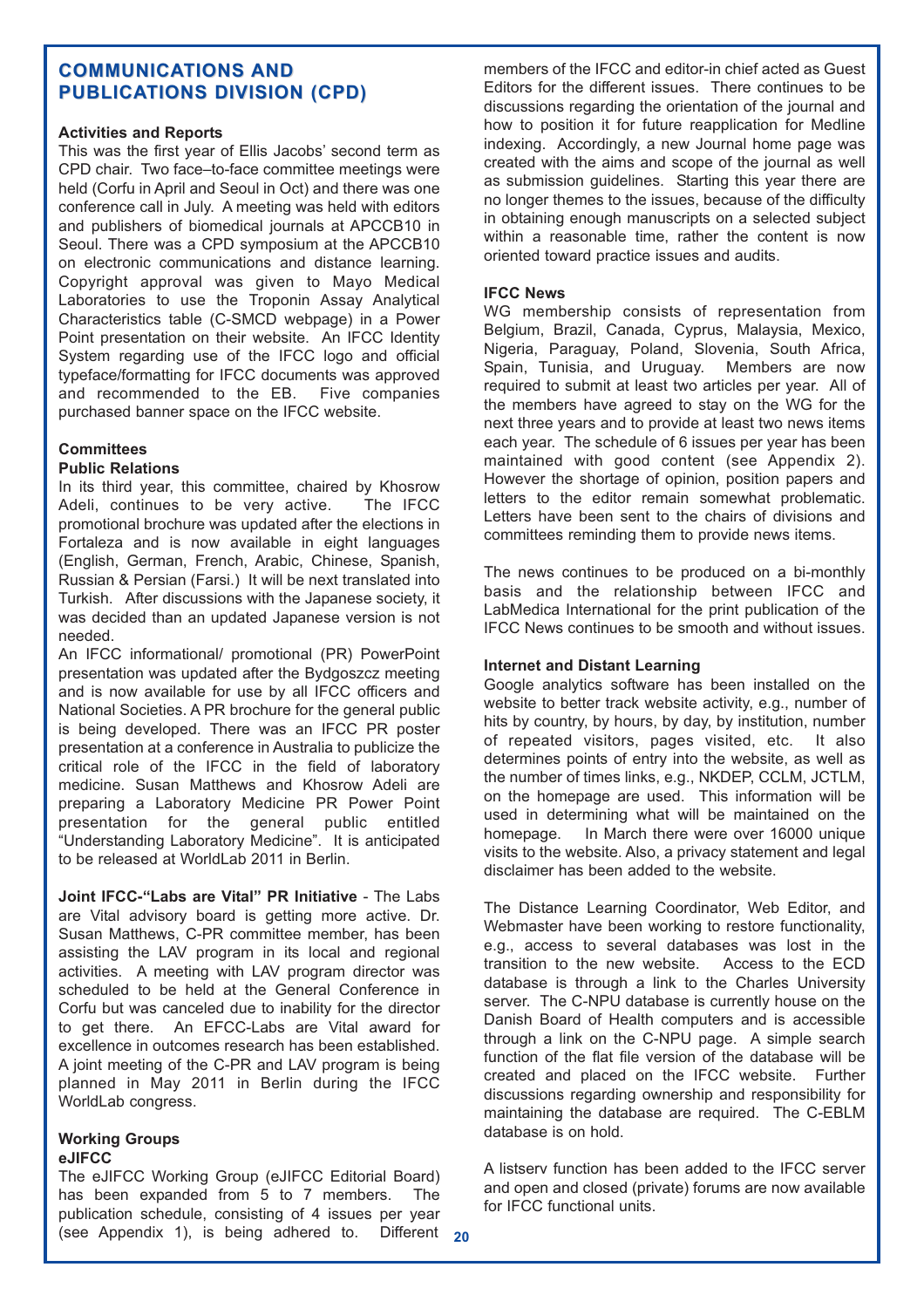## COMMUNICATIONS AND PUBLICATIONS DIVISION (CPD)

### Activities and Reports

This was the first year of Ellis Jacobs' second term as CPD chair. Two face–to-face committee meetings were held (Corfu in April and Seoul in Oct) and there was one conference call in July. A meeting was held with editors and publishers of biomedical journals at APCCB10 in Seoul. There was a CPD symposium at the APCCB10 on electronic communications and distance learning. Copyright approval was given to Mayo Medical Laboratories to use the Troponin Assay Analytical Characteristics table (C-SMCD webpage) in a Power Point presentation on their website. An IFCC Identity System regarding use of the IFCC logo and official typeface/formatting for IFCC documents was approved and recommended to the EB. Five companies purchased banner space on the IFCC website.

### Committees

#### Public Relations

In its third year, this committee, chaired by Khosrow Adeli, continues to be very active. The IFCC promotional brochure was updated after the elections in Fortaleza and is now available in eight languages (English, German, French, Arabic, Chinese, Spanish, Russian & Persian (Farsi.) It will be next translated into Turkish. After discussions with the Japanese society, it was decided than an updated Japanese version is not needed.

An IFCC informational/ promotional (PR) PowerPoint presentation was updated after the Bydgoszcz meeting and is now available for use by all IFCC officers and National Societies. A PR brochure for the general public is being developed. There was an IFCC PR poster presentation at a conference in Australia to publicize the critical role of the IFCC in the field of laboratory medicine. Susan Matthews and Khosrow Adeli are preparing a Laboratory Medicine PR Power Point presentation for the general public entitled "Understanding Laboratory Medicine". It is anticipated to be released at WorldLab 2011 in Berlin.

**Joint IFCC-"Labs are Vital" PR Initiative** - The Labs are Vital advisory board is getting more active. Dr. Susan Matthews, C-PR committee member, has been assisting the LAV program in its local and regional activities. A meeting with LAV program director was scheduled to be held at the General Conference in Corfu but was canceled due to inability for the director to get there. An EFCC-Labs are Vital award for excellence in outcomes research has been established. A joint meeting of the C-PR and LAV program is being planned in May 2011 in Berlin during the IFCC WorldLab congress.

### Working Groups

#### eJIFCC

The eJIFCC Working Group (eJIFCC Editorial Board) has been expanded from 5 to 7 members. The publication schedule, consisting of 4 issues per year (see Appendix 1), is being adhered to. Different members of the IFCC and editor-in chief acted as Guest Editors for the different issues. There continues to be discussions regarding the orientation of the journal and how to position it for future reapplication for Medline indexing. Accordingly, a new Journal home page was created with the aims and scope of the journal as well as submission guidelines. Starting this year there are no longer themes to the issues, because of the difficulty in obtaining enough manuscripts on a selected subject within a reasonable time, rather the content is now oriented toward practice issues and audits.

#### IFCC News

WG membership consists of representation from Belgium, Brazil, Canada, Cyprus, Malaysia, Mexico, Nigeria, Paraguay, Poland, Slovenia, South Africa, Spain, Tunisia, and Uruguay. Members are now required to submit at least two articles per year. All of the members have agreed to stay on the WG for the next three years and to provide at least two news items each year. The schedule of 6 issues per year has been maintained with good content (see Appendix 2). However the shortage of opinion, position papers and letters to the editor remain somewhat problematic. Letters have been sent to the chairs of divisions and committees reminding them to provide news items.

The news continues to be produced on a bi-monthly basis and the relationship between IFCC and LabMedica International for the print publication of the IFCC News continues to be smooth and without issues.

#### Internet and Distant Learning

Google analytics software has been installed on the website to better track website activity, e.g., number of hits by country, by hours, by day, by institution, number of repeated visitors, pages visited, etc. It also determines points of entry into the website, as well as the number of times links, e.g., NKDEP, CCLM, JCTLM, on the homepage are used. This information will be used in determining what will be maintained on the homepage. In March there were over 16000 unique visits to the website. Also, a privacy statement and legal disclaimer has been added to the website.

The Distance Learning Coordinator, Web Editor, and Webmaster have been working to restore functionality, e.g., access to several databases was lost in the transition to the new website. Access to the ECD database is through a link to the Charles University server. The C-NPU database is currently house on the Danish Board of Health computers and is accessible through a link on the C-NPU page. A simple search function of the flat file version of the database will be created and placed on the IFCC website. Further discussions regarding ownership and responsibility for maintaining the database are required. The C-EBLM database is on hold.

A listserv function has been added to the IFCC server and open and closed (private) forums are now available for IFCC functional units.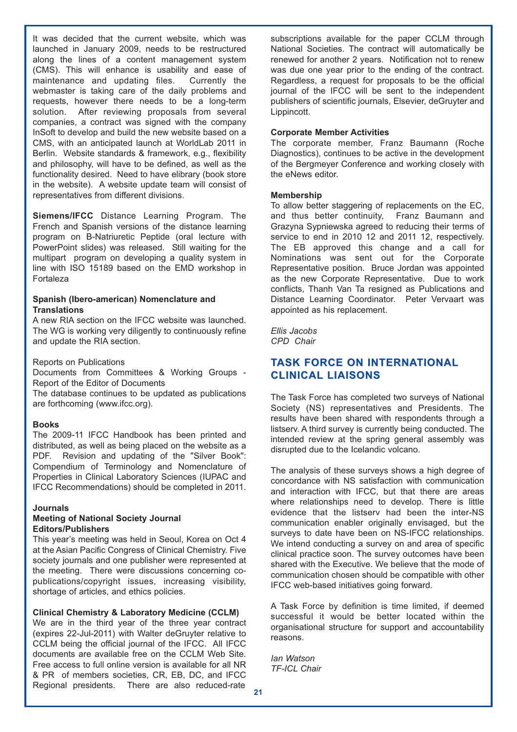It was decided that the current website, which was launched in January 2009, needs to be restructured along the lines of a content management system (CMS). This will enhance is usability and ease of maintenance and updating files. Currently the webmaster is taking care of the daily problems and requests, however there needs to be a long-term solution. After reviewing proposals from several companies, a contract was signed with the company InSoft to develop and build the new website based on a CMS, with an anticipated launch at WorldLab 2011 in Berlin. Website standards & framework, e.g., flexibility and philosophy, will have to be defined, as well as the functionality desired. Need to have elibrary (book store in the website). A website update team will consist of representatives from different divisions.

**Siemens/IFCC** Distance Learning Program. The French and Spanish versions of the distance learning program on B-Natriuretic Peptide (oral lecture with PowerPoint slides) was released. Still waiting for the multipart program on developing a quality system in line with ISO 15189 based on the EMD workshop in Fortaleza

**Spanish (Ibero-american) Nomenclature and Translations**

A new RIA section on the IFCC website was launched. The WG is working very diligently to continuously refine and update the RIA section.

Reports on Publications

Documents from Committees & Working Groups - Report of the Editor of Documents

The database continues to be updated as publications are forthcoming (www.ifcc.org).

**Books**

The 2009-11 IFCC Handbook has been printed and distributed, as well as being placed on the website as a PDF. Revision and updating of the "Silver Book": Compendium of Terminology and Nomenclature of Properties in Clinical Laboratory Sciences (IUPAC and IFCC Recommendations) should be completed in 2011.

**Journals**

**Meeting of National Society Journal Editors/Publishers**

This year's meeting was held in Seoul, Korea on Oct 4 at the Asian Pacific Congress of Clinical Chemistry. Five society journals and one publisher were represented at the meeting. There were discussions concerning co-publications/copyright issues, increasing visibility, shortage of articles, and ethics policies.

**Clinical Chemistry & Laboratory Medicine (CCLM)**

We are in the third year of the three year contract (expires 22-Jul-2011) with Walter deGruyter relative to CCLM being the official journal of the IFCC. All IFCC documents are available free on the CCLM Web Site. Free access to full online version is available for all NR & PR of members societies, CR, EB, DC, and IFCC Regional presidents. There are also reduced-rate subscriptions available for the paper CCLM through National Societies. The contract will automatically be renewed for another 2 years. Notification not to renew was due one year prior to the ending of the contract. Regardless, a request for proposals to be the official journal of the IFCC will be sent to the independent publishers of scientific journals, Elsevier, deGruyter and Lippincott.

**Corporate Member Activities**

The corporate member, Franz Baumann (Roche Diagnostics), continues to be active in the development of the Bergmeyer Conference and working closely with the eNews editor.

**Membership**

To allow better staggering of replacements on the EC, and thus better continuity, Franz Baumann and Grazyna Sypniewska agreed to reducing their terms of service to end in 2010 12 and 2011 12, respectively. The EB approved this change and a call for Nominations was sent out for the Corporate Representative position. Bruce Jordan was appointed as the new Corporate Representative. Due to work conflicts, Thanh Van Ta resigned as Publications and Distance Learning Coordinator. Peter Vervaart was appointed as his replacement.

*Ellis Jacobs*
*CPD Chair*

## TASK FORCE ON INTERNATIONAL CLINICAL LIAISONS

The Task Force has completed two surveys of National Society (NS) representatives and Presidents. The results have been shared with respondents through a listserv. A third survey is currently being conducted. The intended review at the spring general assembly was disrupted due to the Icelandic volcano.

The analysis of these surveys shows a high degree of concordance with NS satisfaction with communication and interaction with IFCC, but that there are areas where relationships need to develop. There is little evidence that the listserv had been the inter-NS communication enabler originally envisaged, but the surveys to date have been on NS-IFCC relationships. We intend conducting a survey on and area of specific clinical practice soon. The survey outcomes have been shared with the Executive. We believe that the mode of communication chosen should be compatible with other IFCC web-based initiatives going forward.

A Task Force by definition is time limited, if deemed successful it would be better located within the organisational structure for support and accountability reasons.

*Ian Watson*
*TF-ICL Chair*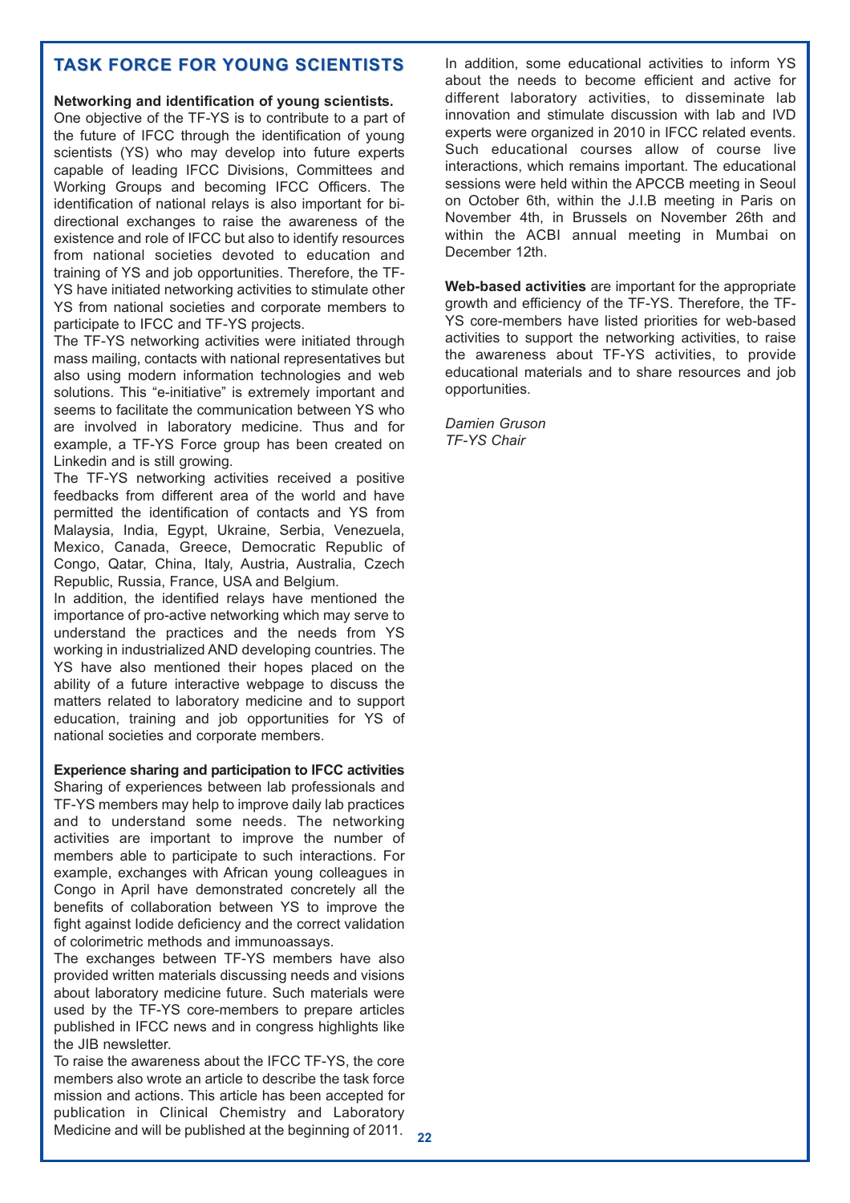## TASK FORCE FOR YOUNG SCIENTISTS

**Networking and identification of young scientists.**

One objective of the TF-YS is to contribute to a part of the future of IFCC through the identification of young scientists (YS) who may develop into future experts capable of leading IFCC Divisions, Committees and Working Groups and becoming IFCC Officers. The identification of national relays is also important for bi-directional exchanges to raise the awareness of the existence and role of IFCC but also to identify resources from national societies devoted to education and training of YS and job opportunities. Therefore, the TF-YS have initiated networking activities to stimulate other YS from national societies and corporate members to participate to IFCC and TF-YS projects.

The TF-YS networking activities were initiated through mass mailing, contacts with national representatives but also using modern information technologies and web solutions. This "e-initiative" is extremely important and seems to facilitate the communication between YS who are involved in laboratory medicine. Thus and for example, a TF-YS Force group has been created on Linkedin and is still growing.

The TF-YS networking activities received a positive feedbacks from different area of the world and have permitted the identification of contacts and YS from Malaysia, India, Egypt, Ukraine, Serbia, Venezuela, Mexico, Canada, Greece, Democratic Republic of Congo, Qatar, China, Italy, Austria, Australia, Czech Republic, Russia, France, USA and Belgium.

In addition, the identified relays have mentioned the importance of pro-active networking which may serve to understand the practices and the needs from YS working in industrialized AND developing countries. The YS have also mentioned their hopes placed on the ability of a future interactive webpage to discuss the matters related to laboratory medicine and to support education, training and job opportunities for YS of national societies and corporate members.

**Experience sharing and participation to IFCC activities**

Sharing of experiences between lab professionals and TF-YS members may help to improve daily lab practices and to understand some needs. The networking activities are important to improve the number of members able to participate to such interactions. For example, exchanges with African young colleagues in Congo in April have demonstrated concretely all the benefits of collaboration between YS to improve the fight against Iodide deficiency and the correct validation of colorimetric methods and immunoassays.

The exchanges between TF-YS members have also provided written materials discussing needs and visions about laboratory medicine future. Such materials were used by the TF-YS core-members to prepare articles published in IFCC news and in congress highlights like the JIB newsletter.

To raise the awareness about the IFCC TF-YS, the core members also wrote an article to describe the task force mission and actions. This article has been accepted for publication in Clinical Chemistry and Laboratory Medicine and will be published at the beginning of 2011.

In addition, some educational activities to inform YS about the needs to become efficient and active for different laboratory activities, to disseminate lab innovation and stimulate discussion with lab and IVD experts were organized in 2010 in IFCC related events. Such educational courses allow of course live interactions, which remains important. The educational sessions were held within the APCCB meeting in Seoul on October 6th, within the J.I.B meeting in Paris on November 4th, in Brussels on November 26th and within the ACBI annual meeting in Mumbai on December 12th.

**Web-based activities** are important for the appropriate growth and efficiency of the TF-YS. Therefore, the TF-YS core-members have listed priorities for web-based activities to support the networking activities, to raise the awareness about TF-YS activities, to provide educational materials and to share resources and job opportunities.

*Damien Gruson*
*TF-YS Chair*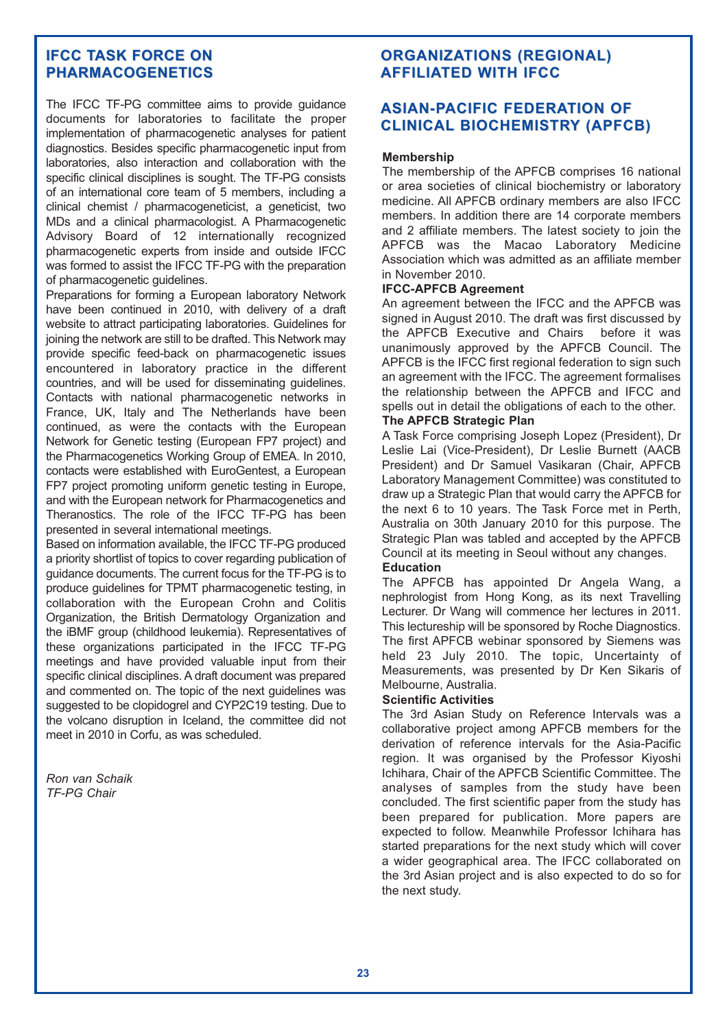## IFCC TASK FORCE ON PHARMACOGENETICS

The IFCC TF-PG committee aims to provide guidance documents for laboratories to facilitate the proper implementation of pharmacogenetic analyses for patient diagnostics. Besides specific pharmacogenetic input from laboratories, also interaction and collaboration with the specific clinical disciplines is sought. The TF-PG consists of an international core team of 5 members, including a clinical chemist / pharmacogeneticist, a geneticist, two MDs and a clinical pharmacologist. A Pharmacogenetic Advisory Board of 12 internationally recognized pharmacogenetic experts from inside and outside IFCC was formed to assist the IFCC TF-PG with the preparation of pharmacogenetic guidelines.

Preparations for forming a European laboratory Network have been continued in 2010, with delivery of a draft website to attract participating laboratories. Guidelines for joining the network are still to be drafted. This Network may provide specific feed-back on pharmacogenetic issues encountered in laboratory practice in the different countries, and will be used for disseminating guidelines. Contacts with national pharmacogenetic networks in France, UK, Italy and The Netherlands have been continued, as were the contacts with the European Network for Genetic testing (European FP7 project) and the Pharmacogenetics Working Group of EMEA. In 2010, contacts were established with EuroGentest, a European FP7 project promoting uniform genetic testing in Europe, and with the European network for Pharmacogenetics and Theranostics. The role of the IFCC TF-PG has been presented in several international meetings.

Based on information available, the IFCC TF-PG produced a priority shortlist of topics to cover regarding publication of guidance documents. The current focus for the TF-PG is to produce guidelines for TPMT pharmacogenetic testing, in collaboration with the European Crohn and Colitis Organization, the British Dermatology Organization and the iBMF group (childhood leukemia). Representatives of these organizations participated in the IFCC TF-PG meetings and have provided valuable input from their specific clinical disciplines. A draft document was prepared and commented on. The topic of the next guidelines was suggested to be clopidogrel and CYP2C19 testing. Due to the volcano disruption in Iceland, the committee did not meet in 2010 in Corfu, as was scheduled.

*Ron van Schaik*
*TF-PG Chair*

## ORGANIZATIONS (REGIONAL) AFFILIATED WITH IFCC

## ASIAN-PACIFIC FEDERATION OF CLINICAL BIOCHEMISTRY (APFCB)

**Membership**

The membership of the APFCB comprises 16 national or area societies of clinical biochemistry or laboratory medicine. All APFCB ordinary members are also IFCC members. In addition there are 14 corporate members and 2 affiliate members. The latest society to join the APFCB was the Macao Laboratory Medicine Association which was admitted as an affiliate member in November 2010.

**IFCC-APFCB Agreement**

An agreement between the IFCC and the APFCB was signed in August 2010. The draft was first discussed by the APFCB Executive and Chairs before it was unanimously approved by the APFCB Council. The APFCB is the IFCC first regional federation to sign such an agreement with the IFCC. The agreement formalises the relationship between the APFCB and IFCC and spells out in detail the obligations of each to the other.

**The APFCB Strategic Plan**

A Task Force comprising Joseph Lopez (President), Dr Leslie Lai (Vice-President), Dr Leslie Burnett (AACB President) and Dr Samuel Vasikaran (Chair, APFCB Laboratory Management Committee) was constituted to draw up a Strategic Plan that would carry the APFCB for the next 6 to 10 years. The Task Force met in Perth, Australia on 30th January 2010 for this purpose. The Strategic Plan was tabled and accepted by the APFCB Council at its meeting in Seoul without any changes.

**Education**

The APFCB has appointed Dr Angela Wang, a nephrologist from Hong Kong, as its next Travelling Lecturer. Dr Wang will commence her lectures in 2011. This lectureship will be sponsored by Roche Diagnostics. The first APFCB webinar sponsored by Siemens was held 23 July 2010. The topic, Uncertainty of Measurements, was presented by Dr Ken Sikaris of Melbourne, Australia.

**Scientific Activities**

The 3rd Asian Study on Reference Intervals was a collaborative project among APFCB members for the derivation of reference intervals for the Asia-Pacific region. It was organised by the Professor Kiyoshi Ichihara, Chair of the APFCB Scientific Committee. The analyses of samples from the study have been concluded. The first scientific paper from the study has been prepared for publication. More papers are expected to follow. Meanwhile Professor Ichihara has started preparations for the next study which will cover a wider geographical area. The IFCC collaborated on the 3rd Asian project and is also expected to do so for the next study.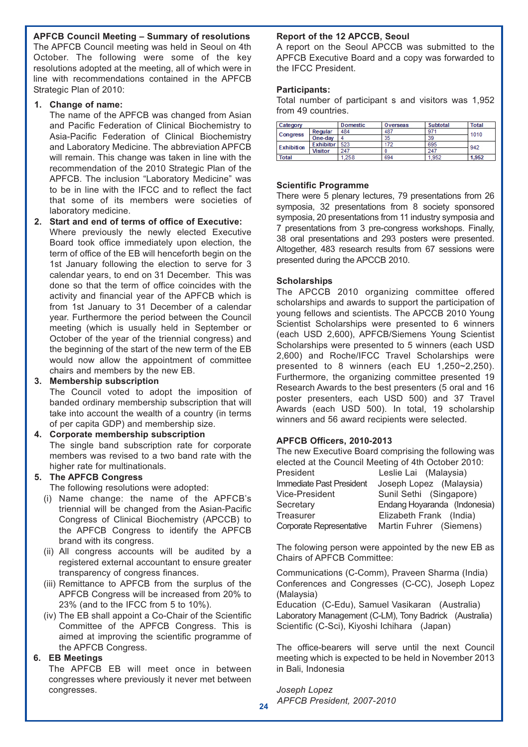## APFCB Council Meeting – Summary of resolutions

The APFCB Council meeting was held in Seoul on 4th October. The following were some of the key resolutions adopted at the meeting, all of which were in line with recommendations contained in the APFCB Strategic Plan of 2010:

1. **Change of name:**
   The name of the APFCB was changed from Asian and Pacific Federation of Clinical Biochemistry to Asia-Pacific Federation of Clinical Biochemistry and Laboratory Medicine. The abbreviation APFCB will remain. This change was taken in line with the recommendation of the 2010 Strategic Plan of the APFCB. The inclusion "Laboratory Medicine" was to be in line with the IFCC and to reflect the fact that some of its members were societies of laboratory medicine.
2. **Start and end of terms of office of Executive:**
   Where previously the newly elected Executive Board took office immediately upon election, the term of office of the EB will henceforth begin on the 1st January following the election to serve for 3 calendar years, to end on 31 December. This was done so that the term of office coincides with the activity and financial year of the APFCB which is from 1st January to 31 December of a calendar year. Furthermore the period between the Council meeting (which is usually held in September or October of the year of the triennial congress) and the beginning of the start of the new term of the EB would now allow the appointment of committee chairs and members by the new EB.
3. **Membership subscription**
   The Council voted to adopt the imposition of banded ordinary membership subscription that will take into account the wealth of a country (in terms of per capita GDP) and membership size.
4. **Corporate membership subscription**
   The single band subscription rate for corporate members was revised to a two band rate with the higher rate for multinationals.
5. **The APFCB Congress**
   The following resolutions were adopted:
   (i) Name change: the name of the APFCB's triennial will be changed from the Asian-Pacific Congress of Clinical Biochemistry (APCCB) to the APFCB Congress to identify the APFCB brand with its congress.
   (ii) All congress accounts will be audited by a registered external accountant to ensure greater transparency of congress finances.
   (iii) Remittance to APFCB from the surplus of the APFCB Congress will be increased from 20% to 23% (and to the IFCC from 5 to 10%).
   (iv) The EB shall appoint a Co-Chair of the Scientific Committee of the APFCB Congress. This is aimed at improving the scientific programme of the APFCB Congress.
6. **EB Meetings**
   The APFCB EB will meet once in between congresses where previously it never met between congresses.

## Report of the 12 APCCB, Seoul

A report on the Seoul APCCB was submitted to the APFCB Executive Board and a copy was forwarded to the IFCC President.

**Participants:**

Total number of participant s and visitors was 1,952 from 49 countries.

| Category | | Domestic | Overseas | Subtotal | Total |
|---|---|---|---|---|---|
| Congress | Regular | 484 | 487 | 971 | 1010 |
| | One-day | 4 | 35 | 39 | |
| Exhibition | Exhibitor | 523 | 172 | 695 | 942 |
| | Visitor | 247 | 0 | 247 | |
| Total | | 1,258 | 694 | 1,952 | 1,952 |

**Scientific Programme**

There were 5 plenary lectures, 79 presentations from 26 symposia, 32 presentations from 8 society sponsored symposia, 20 presentations from 11 industry symposia and 7 presentations from 3 pre-congress workshops. Finally, 38 oral presentations and 293 posters were presented. Altogether, 483 research results from 67 sessions were presented during the APCCB 2010.

**Scholarships**

The APCCB 2010 organizing committee offered scholarships and awards to support the participation of young fellows and scientists. The APCCB 2010 Young Scientist Scholarships were presented to 6 winners (each USD 2,600), APFCB/Siemens Young Scientist Scholarships were presented to 5 winners (each USD 2,600) and Roche/IFCC Travel Scholarships were presented to 8 winners (each EU 1,250~2,250). Furthermore, the organizing committee presented 19 Research Awards to the best presenters (5 oral and 16 poster presenters, each USD 500) and 37 Travel Awards (each USD 500). In total, 19 scholarship winners and 56 award recipients were selected.

**APFCB Officers, 2010-2013**

The new Executive Board comprising the following was elected at the Council Meeting of 4th October 2010:

| | |
|---|---|
| President | Leslie Lai (Malaysia) |
| Immediate Past President | Joseph Lopez (Malaysia) |
| Vice-President | Sunil Sethi (Singapore) |
| Secretary | Endang Hoyaranda (Indonesia) |
| Treasurer | Elizabeth Frank (India) |
| Corporate Representative | Martin Fuhrer (Siemens) |

The folowing person were appointed by the new EB as Chairs of APFCB Committee:

Communications (C-Comm), Praveen Sharma (India)
Conferences and Congresses (C-CC), Joseph Lopez (Malaysia)
Education (C-Edu), Samuel Vasikaran (Australia)
Laboratory Management (C-LM), Tony Badrick (Australia)
Scientific (C-Sci), Kiyoshi Ichihara (Japan)

The office-bearers will serve until the next Council meeting which is expected to be held in November 2013 in Bali, Indonesia

*Joseph Lopez*
*APFCB President, 2007-2010*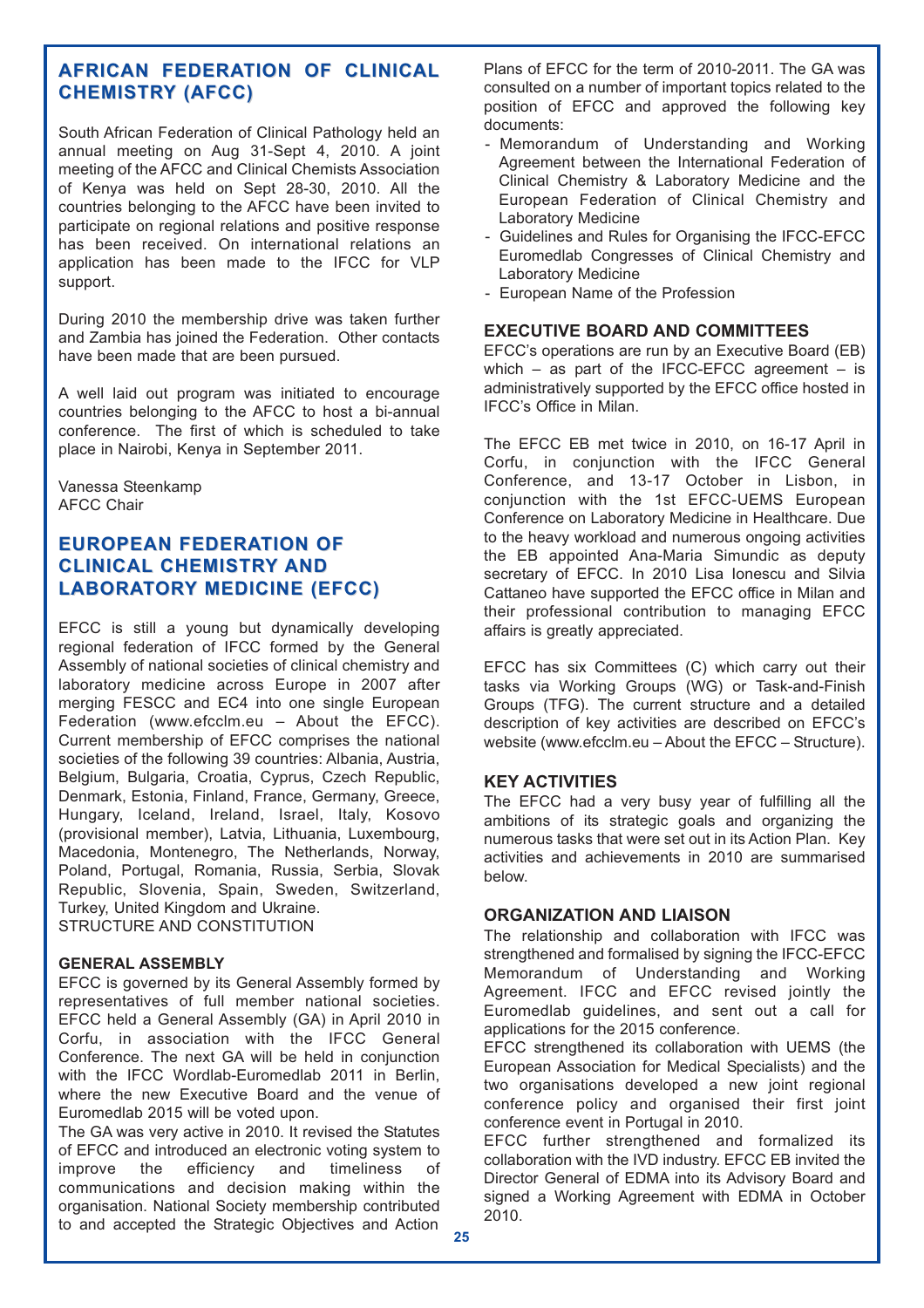## AFRICAN FEDERATION OF CLINICAL CHEMISTRY (AFCC)

South African Federation of Clinical Pathology held an annual meeting on Aug 31-Sept 4, 2010. A joint meeting of the AFCC and Clinical Chemists Association of Kenya was held on Sept 28-30, 2010. All the countries belonging to the AFCC have been invited to participate on regional relations and positive response has been received. On international relations an application has been made to the IFCC for VLP support.

During 2010 the membership drive was taken further and Zambia has joined the Federation. Other contacts have been made that are been pursued.

A well laid out program was initiated to encourage countries belonging to the AFCC to host a bi-annual conference. The first of which is scheduled to take place in Nairobi, Kenya in September 2011.

Vanessa Steenkamp
AFCC Chair

## EUROPEAN FEDERATION OF CLINICAL CHEMISTRY AND LABORATORY MEDICINE (EFCC)

EFCC is still a young but dynamically developing regional federation of IFCC formed by the General Assembly of national societies of clinical chemistry and laboratory medicine across Europe in 2007 after merging FESCC and EC4 into one single European Federation (www.efcclm.eu – About the EFCC). Current membership of EFCC comprises the national societies of the following 39 countries: Albania, Austria, Belgium, Bulgaria, Croatia, Cyprus, Czech Republic, Denmark, Estonia, Finland, France, Germany, Greece, Hungary, Iceland, Ireland, Israel, Italy, Kosovo (provisional member), Latvia, Lithuania, Luxembourg, Macedonia, Montenegro, The Netherlands, Norway, Poland, Portugal, Romania, Russia, Serbia, Slovak Republic, Slovenia, Spain, Sweden, Switzerland, Turkey, United Kingdom and Ukraine.
STRUCTURE AND CONSTITUTION

### GENERAL ASSEMBLY

EFCC is governed by its General Assembly formed by representatives of full member national societies. EFCC held a General Assembly (GA) in April 2010 in Corfu, in association with the IFCC General Conference. The next GA will be held in conjunction with the IFCC Wordlab-Euromedlab 2011 in Berlin, where the new Executive Board and the venue of Euromedlab 2015 will be voted upon.

The GA was very active in 2010. It revised the Statutes of EFCC and introduced an electronic voting system to improve the efficiency and timeliness of communications and decision making within the organisation. National Society membership contributed to and accepted the Strategic Objectives and Action Plans of EFCC for the term of 2010-2011. The GA was consulted on a number of important topics related to the position of EFCC and approved the following key documents:

- Memorandum of Understanding and Working Agreement between the International Federation of Clinical Chemistry & Laboratory Medicine and the European Federation of Clinical Chemistry and Laboratory Medicine
- Guidelines and Rules for Organising the IFCC-EFCC Euromedlab Congresses of Clinical Chemistry and Laboratory Medicine
- European Name of the Profession

### EXECUTIVE BOARD AND COMMITTEES

EFCC's operations are run by an Executive Board (EB) which – as part of the IFCC-EFCC agreement – is administratively supported by the EFCC office hosted in IFCC's Office in Milan.

The EFCC EB met twice in 2010, on 16-17 April in Corfu, in conjunction with the IFCC General Conference, and 13-17 October in Lisbon, in conjunction with the 1st EFCC-UEMS European Conference on Laboratory Medicine in Healthcare. Due to the heavy workload and numerous ongoing activities the EB appointed Ana-Maria Simundic as deputy secretary of EFCC. In 2010 Lisa Ionescu and Silvia Cattaneo have supported the EFCC office in Milan and their professional contribution to managing EFCC affairs is greatly appreciated.

EFCC has six Committees (C) which carry out their tasks via Working Groups (WG) or Task-and-Finish Groups (TFG). The current structure and a detailed description of key activities are described on EFCC's website (www.efcclm.eu – About the EFCC – Structure).

### KEY ACTIVITIES

The EFCC had a very busy year of fulfilling all the ambitions of its strategic goals and organizing the numerous tasks that were set out in its Action Plan. Key activities and achievements in 2010 are summarised below.

### ORGANIZATION AND LIAISON

The relationship and collaboration with IFCC was strengthened and formalised by signing the IFCC-EFCC Memorandum of Understanding and Working Agreement. IFCC and EFCC revised jointly the Euromedlab guidelines, and sent out a call for applications for the 2015 conference.

EFCC strengthened its collaboration with UEMS (the European Association for Medical Specialists) and the two organisations developed a new joint regional conference policy and organised their first joint conference event in Portugal in 2010.

EFCC further strengthened and formalized its collaboration with the IVD industry. EFCC EB invited the Director General of EDMA into its Advisory Board and signed a Working Agreement with EDMA in October 2010.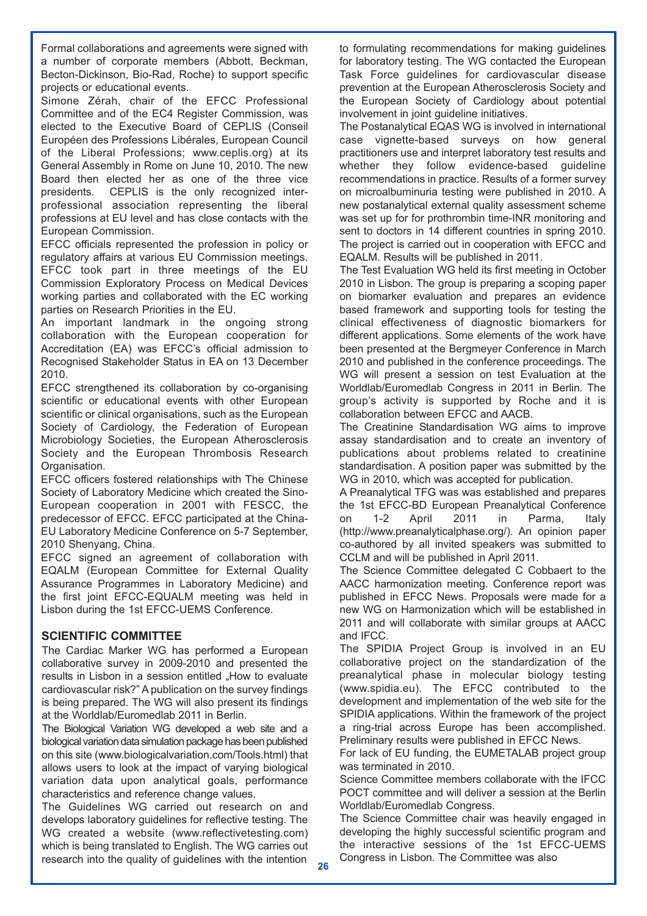Formal collaborations and agreements were signed with a number of corporate members (Abbott, Beckman, Becton-Dickinson, Bio-Rad, Roche) to support specific projects or educational events.

Simone Zérah, chair of the EFCC Professional Committee and of the EC4 Register Commission, was elected to the Executive Board of CEPLIS (Conseil Européen des Professions Libérales, European Council of the Liberal Professions; www.ceplis.org) at its General Assembly in Rome on June 10, 2010. The new Board then elected her as one of the three vice presidents. CEPLIS is the only recognized inter-professional association representing the liberal professions at EU level and has close contacts with the European Commission.

EFCC officials represented the profession in policy or regulatory affairs at various EU Commission meetings. EFCC took part in three meetings of the EU Commission Exploratory Process on Medical Devices working parties and collaborated with the EC working parties on Research Priorities in the EU.

An important landmark in the ongoing strong collaboration with the European cooperation for Accreditation (EA) was EFCC's official admission to Recognised Stakeholder Status in EA on 13 December 2010.

EFCC strengthened its collaboration by co-organising scientific or educational events with other European scientific or clinical organisations, such as the European Society of Cardiology, the Federation of European Microbiology Societies, the European Atherosclerosis Society and the European Thrombosis Research Organisation.

EFCC officers fostered relationships with The Chinese Society of Laboratory Medicine which created the Sino-European cooperation in 2001 with FESCC, the predecessor of EFCC. EFCC participated at the China-EU Laboratory Medicine Conference on 5-7 September, 2010 Shenyang, China.

EFCC signed an agreement of collaboration with EQALM (European Committee for External Quality Assurance Programmes in Laboratory Medicine) and the first joint EFCC-EQUALM meeting was held in Lisbon during the 1st EFCC-UEMS Conference.

## SCIENTIFIC COMMITTEE

The Cardiac Marker WG has performed a European collaborative survey in 2009-2010 and presented the results in Lisbon in a session entitled „How to evaluate cardiovascular risk?" A publication on the survey findings is being prepared. The WG will also present its findings at the Worldlab/Euromedlab 2011 in Berlin.

The Biological Variation WG developed a web site and a biological variation data simulation package has been published on this site (www.biologicalvariation.com/Tools.html) that allows users to look at the impact of varying biological variation data upon analytical goals, performance characteristics and reference change values.

The Guidelines WG carried out research on and develops laboratory guidelines for reflective testing. The WG created a website (www.reflectivetesting.com) which is being translated to English. The WG carries out research into the quality of guidelines with the intention to formulating recommendations for making guidelines for laboratory testing. The WG contacted the European Task Force guidelines for cardiovascular disease prevention at the European Atherosclerosis Society and the European Society of Cardiology about potential involvement in joint guideline initiatives.

The Postanalytical EQAS WG is involved in international case vignette-based surveys on how general practitioners use and interpret laboratory test results and whether they follow evidence-based guideline recommendations in practice. Results of a former survey on microalbuminuria testing were published in 2010. A new postanalytical external quality assessment scheme was set up for for prothrombin time-INR monitoring and sent to doctors in 14 different countries in spring 2010. The project is carried out in cooperation with EFCC and EQALM. Results will be published in 2011.

The Test Evaluation WG held its first meeting in October 2010 in Lisbon. The group is preparing a scoping paper on biomarker evaluation and prepares an evidence based framework and supporting tools for testing the clinical effectiveness of diagnostic biomarkers for different applications. Some elements of the work have been presented at the Bergmeyer Conference in March 2010 and published in the conference proceedings. The WG will present a session on test Evaluation at the Worldlab/Euromedlab Congress in 2011 in Berlin. The group's activity is supported by Roche and it is collaboration between EFCC and AACB.

The Creatinine Standardisation WG aims to improve assay standardisation and to create an inventory of publications about problems related to creatinine standardisation. A position paper was submitted by the WG in 2010, which was accepted for publication.

A Preanalytical TFG was was established and prepares the 1st EFCC-BD European Preanalytical Conference on 1-2 April 2011 in Parma, Italy (http://www.preanalyticalphase.org/). An opinion paper co-authored by all invited speakers was submitted to CCLM and will be published in April 2011.

The Science Committee delegated C Cobbaert to the AACC harmonization meeting. Conference report was published in EFCC News. Proposals were made for a new WG on Harmonization which will be established in 2011 and will collaborate with similar groups at AACC and IFCC.

The SPIDIA Project Group is involved in an EU collaborative project on the standardization of the preanalytical phase in molecular biology testing (www.spidia.eu). The EFCC contributed to the development and implementation of the web site for the SPIDIA applications. Within the framework of the project a ring-trial across Europe has been accomplished. Preliminary results were published in EFCC News.

For lack of EU funding, the EUMETALAB project group was terminated in 2010.

Science Committee members collaborate with the IFCC POCT committee and will deliver a session at the Berlin Worldlab/Euromedlab Congress.

The Science Committee chair was heavily engaged in developing the highly successful scientific program and the interactive sessions of the 1st EFCC-UEMS Congress in Lisbon. The Committee was also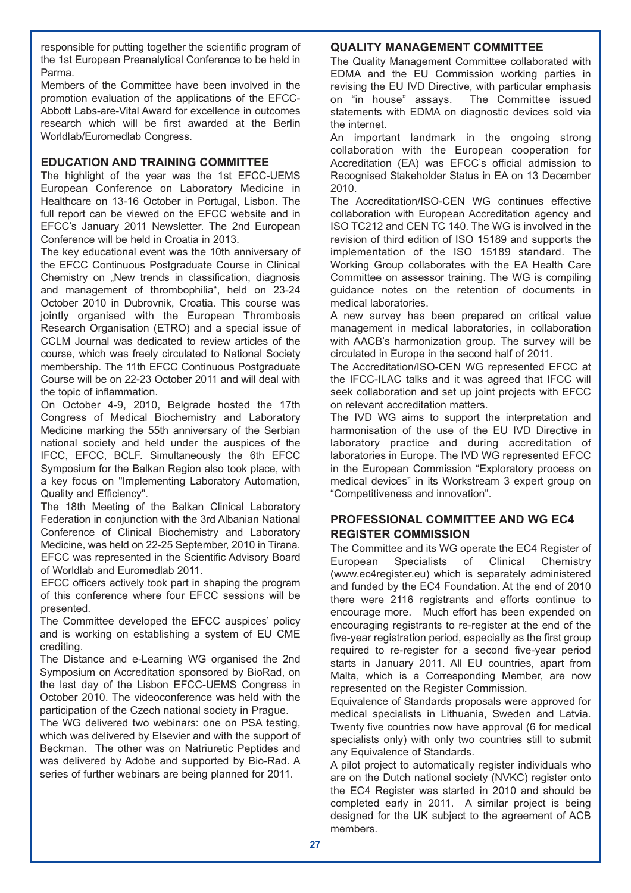responsible for putting together the scientific program of the 1st European Preanalytical Conference to be held in Parma.

Members of the Committee have been involved in the promotion evaluation of the applications of the EFCC-Abbott Labs-are-Vital Award for excellence in outcomes research which will be first awarded at the Berlin Worldlab/Euromedlab Congress.

### EDUCATION AND TRAINING COMMITTEE

The highlight of the year was the 1st EFCC-UEMS European Conference on Laboratory Medicine in Healthcare on 13-16 October in Portugal, Lisbon. The full report can be viewed on the EFCC website and in EFCC's January 2011 Newsletter. The 2nd European Conference will be held in Croatia in 2013.

The key educational event was the 10th anniversary of the EFCC Continuous Postgraduate Course in Clinical Chemistry on „New trends in classification, diagnosis and management of thrombophilia", held on 23-24 October 2010 in Dubrovnik, Croatia. This course was jointly organised with the European Thrombosis Research Organisation (ETRO) and a special issue of CCLM Journal was dedicated to review articles of the course, which was freely circulated to National Society membership. The 11th EFCC Continuous Postgraduate Course will be on 22-23 October 2011 and will deal with the topic of inflammation.

On October 4-9, 2010, Belgrade hosted the 17th Congress of Medical Biochemistry and Laboratory Medicine marking the 55th anniversary of the Serbian national society and held under the auspices of the IFCC, EFCC, BCLF. Simultaneously the 6th EFCC Symposium for the Balkan Region also took place, with a key focus on "Implementing Laboratory Automation, Quality and Efficiency".

The 18th Meeting of the Balkan Clinical Laboratory Federation in conjunction with the 3rd Albanian National Conference of Clinical Biochemistry and Laboratory Medicine, was held on 22-25 September, 2010 in Tirana.

EFCC was represented in the Scientific Advisory Board of Worldlab and Euromedlab 2011.

EFCC officers actively took part in shaping the program of this conference where four EFCC sessions will be presented.

The Committee developed the EFCC auspices' policy and is working on establishing a system of EU CME crediting.

The Distance and e-Learning WG organised the 2nd Symposium on Accreditation sponsored by BioRad, on the last day of the Lisbon EFCC-UEMS Congress in October 2010. The videoconference was held with the participation of the Czech national society in Prague.

The WG delivered two webinars: one on PSA testing, which was delivered by Elsevier and with the support of Beckman. The other was on Natriuretic Peptides and was delivered by Adobe and supported by Bio-Rad. A series of further webinars are being planned for 2011.

### QUALITY MANAGEMENT COMMITTEE

The Quality Management Committee collaborated with EDMA and the EU Commission working parties in revising the EU IVD Directive, with particular emphasis on "in house" assays. The Committee issued statements with EDMA on diagnostic devices sold via the internet.

An important landmark in the ongoing strong collaboration with the European cooperation for Accreditation (EA) was EFCC's official admission to Recognised Stakeholder Status in EA on 13 December 2010.

The Accreditation/ISO-CEN WG continues effective collaboration with European Accreditation agency and ISO TC212 and CEN TC 140. The WG is involved in the revision of third edition of ISO 15189 and supports the implementation of the ISO 15189 standard. The Working Group collaborates with the EA Health Care Committee on assessor training. The WG is compiling guidance notes on the retention of documents in medical laboratories.

A new survey has been prepared on critical value management in medical laboratories, in collaboration with AACB's harmonization group. The survey will be circulated in Europe in the second half of 2011.

The Accreditation/ISO-CEN WG represented EFCC at the IFCC-ILAC talks and it was agreed that IFCC will seek collaboration and set up joint projects with EFCC on relevant accreditation matters.

The IVD WG aims to support the interpretation and harmonisation of the use of the EU IVD Directive in laboratory practice and during accreditation of laboratories in Europe. The IVD WG represented EFCC in the European Commission "Exploratory process on medical devices" in its Workstream 3 expert group on "Competitiveness and innovation".

### PROFESSIONAL COMMITTEE AND WG EC4 REGISTER COMMISSION

The Committee and its WG operate the EC4 Register of European Specialists of Clinical Chemistry (www.ec4register.eu) which is separately administered and funded by the EC4 Foundation. At the end of 2010 there were 2116 registrants and efforts continue to encourage more. Much effort has been expended on encouraging registrants to re-register at the end of the five-year registration period, especially as the first group required to re-register for a second five-year period starts in January 2011. All EU countries, apart from Malta, which is a Corresponding Member, are now represented on the Register Commission.

Equivalence of Standards proposals were approved for medical specialists in Lithuania, Sweden and Latvia. Twenty five countries now have approval (6 for medical specialists only) with only two countries still to submit any Equivalence of Standards.

A pilot project to automatically register individuals who are on the Dutch national society (NVKC) register onto the EC4 Register was started in 2010 and should be completed early in 2011. A similar project is being designed for the UK subject to the agreement of ACB members.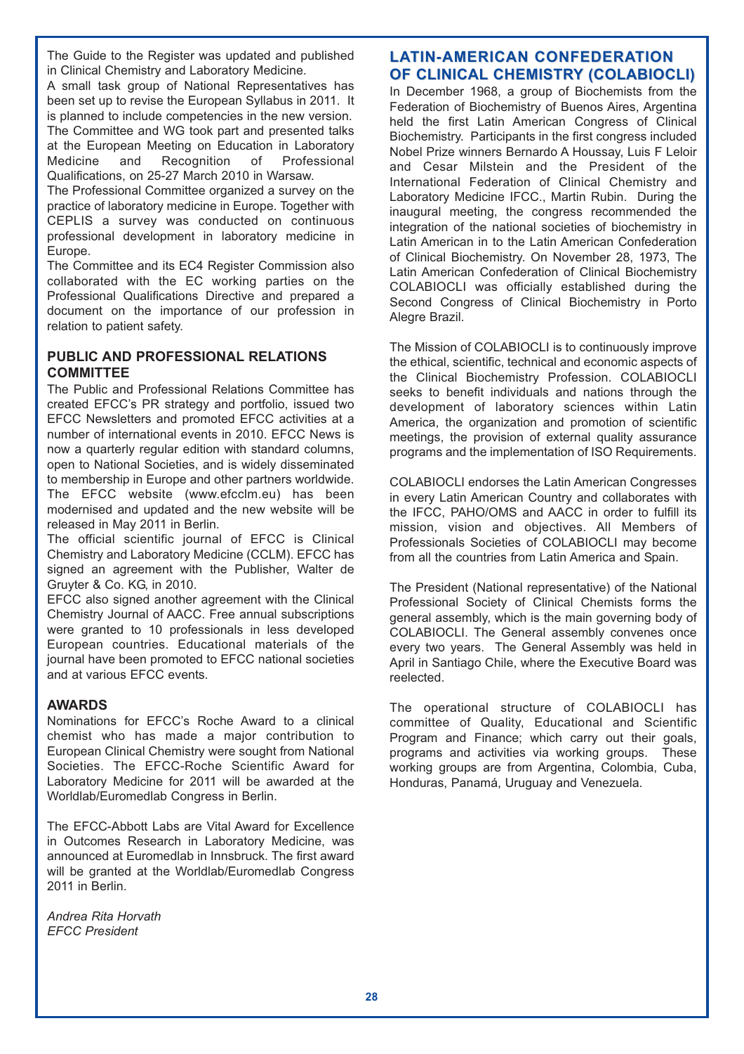The Guide to the Register was updated and published in Clinical Chemistry and Laboratory Medicine.

A small task group of National Representatives has been set up to revise the European Syllabus in 2011. It is planned to include competencies in the new version.

The Committee and WG took part and presented talks at the European Meeting on Education in Laboratory Medicine and Recognition of Professional Qualifications, on 25-27 March 2010 in Warsaw.

The Professional Committee organized a survey on the practice of laboratory medicine in Europe. Together with CEPLIS a survey was conducted on continuous professional development in laboratory medicine in Europe.

The Committee and its EC4 Register Commission also collaborated with the EC working parties on the Professional Qualifications Directive and prepared a document on the importance of our profession in relation to patient safety.

### PUBLIC AND PROFESSIONAL RELATIONS COMMITTEE

The Public and Professional Relations Committee has created EFCC's PR strategy and portfolio, issued two EFCC Newsletters and promoted EFCC activities at a number of international events in 2010. EFCC News is now a quarterly regular edition with standard columns, open to National Societies, and is widely disseminated to membership in Europe and other partners worldwide. The EFCC website (www.efcclm.eu) has been modernised and updated and the new website will be released in May 2011 in Berlin.

The official scientific journal of EFCC is Clinical Chemistry and Laboratory Medicine (CCLM). EFCC has signed an agreement with the Publisher, Walter de Gruyter & Co. KG, in 2010.

EFCC also signed another agreement with the Clinical Chemistry Journal of AACC. Free annual subscriptions were granted to 10 professionals in less developed European countries. Educational materials of the journal have been promoted to EFCC national societies and at various EFCC events.

### AWARDS

Nominations for EFCC's Roche Award to a clinical chemist who has made a major contribution to European Clinical Chemistry were sought from National Societies. The EFCC-Roche Scientific Award for Laboratory Medicine for 2011 will be awarded at the Worldlab/Euromedlab Congress in Berlin.

The EFCC-Abbott Labs are Vital Award for Excellence in Outcomes Research in Laboratory Medicine, was announced at Euromedlab in Innsbruck. The first award will be granted at the Worldlab/Euromedlab Congress 2011 in Berlin.

*Andrea Rita Horvath*
*EFCC President*

## LATIN-AMERICAN CONFEDERATION OF CLINICAL CHEMISTRY (COLABIOCLI)

In December 1968, a group of Biochemists from the Federation of Biochemistry of Buenos Aires, Argentina held the first Latin American Congress of Clinical Biochemistry. Participants in the first congress included Nobel Prize winners Bernardo A Houssay, Luis F Leloir and Cesar Milstein and the President of the International Federation of Clinical Chemistry and Laboratory Medicine IFCC., Martin Rubin. During the inaugural meeting, the congress recommended the integration of the national societies of biochemistry in Latin American in to the Latin American Confederation of Clinical Biochemistry. On November 28, 1973, The Latin American Confederation of Clinical Biochemistry COLABIOCLI was officially established during the Second Congress of Clinical Biochemistry in Porto Alegre Brazil.

The Mission of COLABIOCLI is to continuously improve the ethical, scientific, technical and economic aspects of the Clinical Biochemistry Profession. COLABIOCLI seeks to benefit individuals and nations through the development of laboratory sciences within Latin America, the organization and promotion of scientific meetings, the provision of external quality assurance programs and the implementation of ISO Requirements.

COLABIOCLI endorses the Latin American Congresses in every Latin American Country and collaborates with the IFCC, PAHO/OMS and AACC in order to fulfill its mission, vision and objectives. All Members of Professionals Societies of COLABIOCLI may become from all the countries from Latin America and Spain.

The President (National representative) of the National Professional Society of Clinical Chemists forms the general assembly, which is the main governing body of COLABIOCLI. The General assembly convenes once every two years. The General Assembly was held in April in Santiago Chile, where the Executive Board was reelected.

The operational structure of COLABIOCLI has committee of Quality, Educational and Scientific Program and Finance; which carry out their goals, programs and activities via working groups. These working groups are from Argentina, Colombia, Cuba, Honduras, Panamá, Uruguay and Venezuela.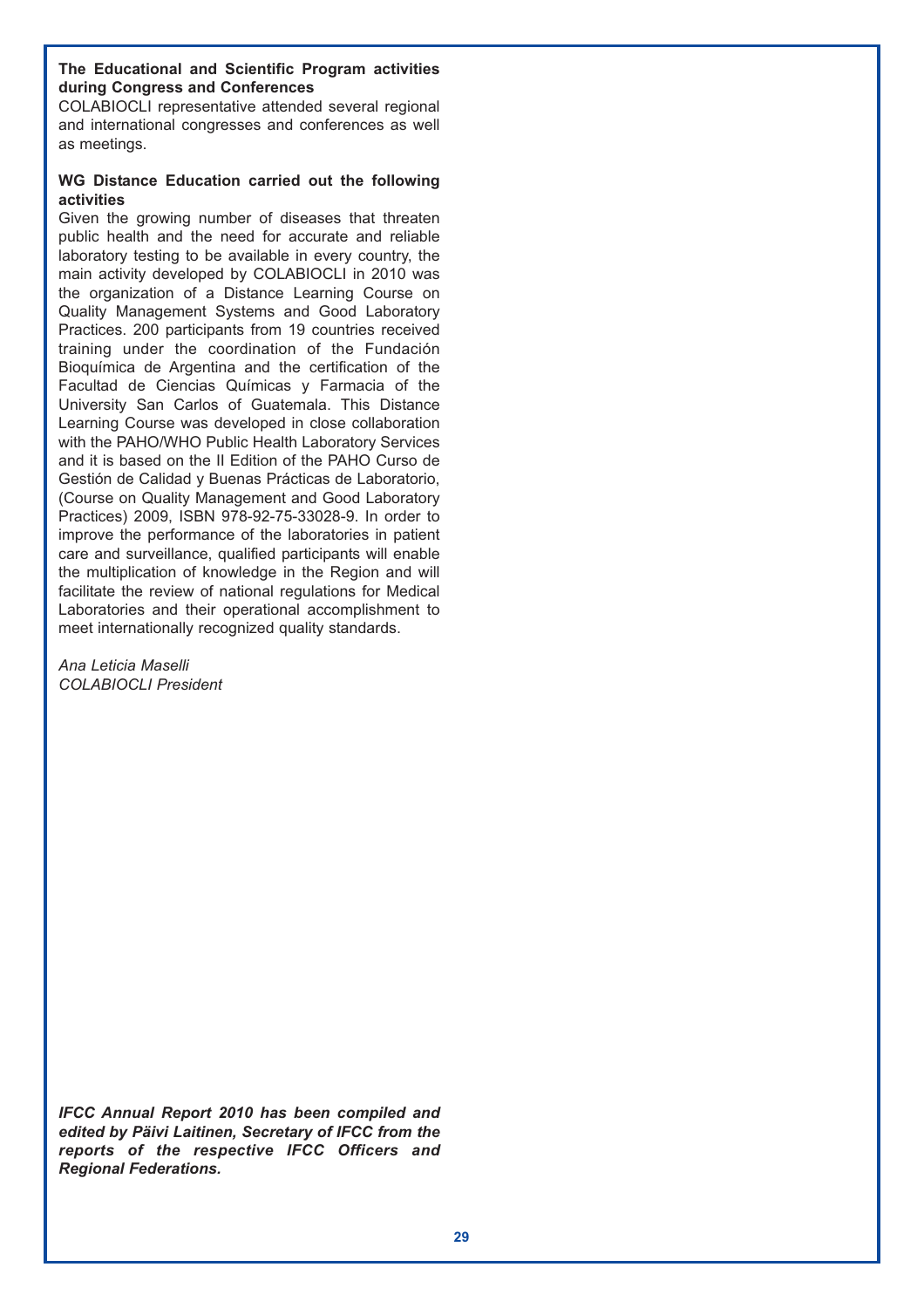**The Educational and Scientific Program activities during Congress and Conferences**

COLABIOCLI representative attended several regional and international congresses and conferences as well as meetings.

**WG Distance Education carried out the following activities**

Given the growing number of diseases that threaten public health and the need for accurate and reliable laboratory testing to be available in every country, the main activity developed by COLABIOCLI in 2010 was the organization of a Distance Learning Course on Quality Management Systems and Good Laboratory Practices. 200 participants from 19 countries received training under the coordination of the Fundación Bioquímica de Argentina and the certification of the Facultad de Ciencias Químicas y Farmacia of the University San Carlos of Guatemala. This Distance Learning Course was developed in close collaboration with the PAHO/WHO Public Health Laboratory Services and it is based on the II Edition of the PAHO Curso de Gestión de Calidad y Buenas Prácticas de Laboratorio, (Course on Quality Management and Good Laboratory Practices) 2009, ISBN 978-92-75-33028-9. In order to improve the performance of the laboratories in patient care and surveillance, qualified participants will enable the multiplication of knowledge in the Region and will facilitate the review of national regulations for Medical Laboratories and their operational accomplishment to meet internationally recognized quality standards.

*Ana Leticia Maselli*
*COLABIOCLI President*

***IFCC Annual Report 2010 has been compiled and edited by Päivi Laitinen, Secretary of IFCC from the reports of the respective IFCC Officers and Regional Federations.***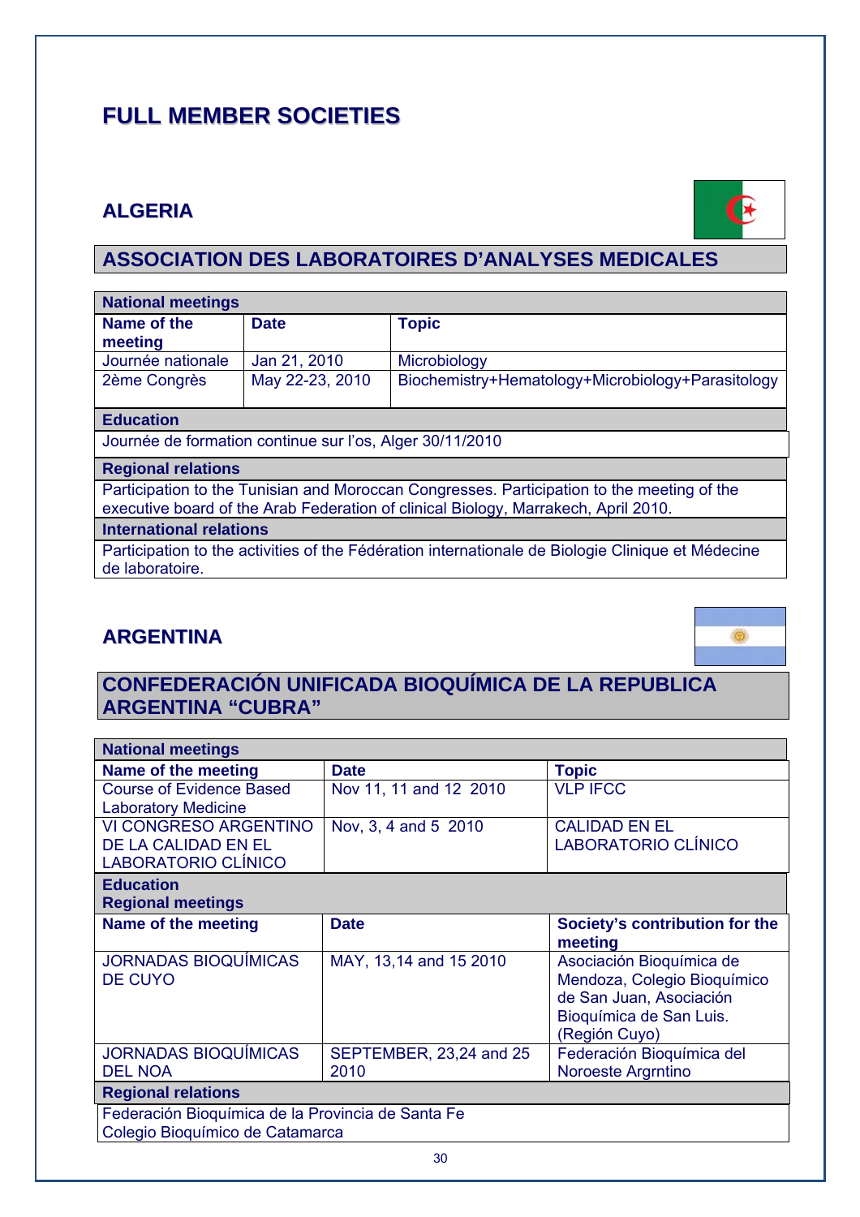# FULL MEMBER SOCIETIES

## ALGERIA

### ASSOCIATION DES LABORATOIRES D'ANALYSES MEDICALES

| National meetings | | |
|---|---|---|
| **Name of the meeting** | **Date** | **Topic** |
| Journée nationale | Jan 21, 2010 | Microbiology |
| 2ème Congrès | May 22-23, 2010 | Biochemistry+Hematology+Microbiology+Parasitology |

**Education**

Journée de formation continue sur l'os, Alger 30/11/2010

**Regional relations**

Participation to the Tunisian and Moroccan Congresses. Participation to the meeting of the executive board of the Arab Federation of clinical Biology, Marrakech, April 2010.

**International relations**

Participation to the activities of the Fédération internationale de Biologie Clinique et Médecine de laboratoire.

## ARGENTINA

### CONFEDERACIÓN UNIFICADA BIOQUÍMICA DE LA REPUBLICA ARGENTINA "CUBRA"

| National meetings | | |
|---|---|---|
| **Name of the meeting** | **Date** | **Topic** |
| Course of Evidence Based Laboratory Medicine | Nov 11, 11 and 12 2010 | VLP IFCC |
| VI CONGRESO ARGENTINO DE LA CALIDAD EN EL LABORATORIO CLÍNICO | Nov, 3, 4 and 5 2010 | CALIDAD EN EL LABORATORIO CLÍNICO |

**Education**

| Regional meetings | | |
|---|---|---|
| **Name of the meeting** | **Date** | **Society's contribution for the meeting** |
| JORNADAS BIOQUÍMICAS DE CUYO | MAY, 13,14 and 15 2010 | Asociación Bioquímica de Mendoza, Colegio Bioquímico de San Juan, Asociación Bioquímica de San Luis. (Región Cuyo) |
| JORNADAS BIOQUÍMICAS DEL NOA | SEPTEMBER, 23,24 and 25 2010 | Federación Bioquímica del Noroeste Argrntino |

**Regional relations**

Federación Bioquímica de la Provincia de Santa Fe
Colegio Bioquímico de Catamarca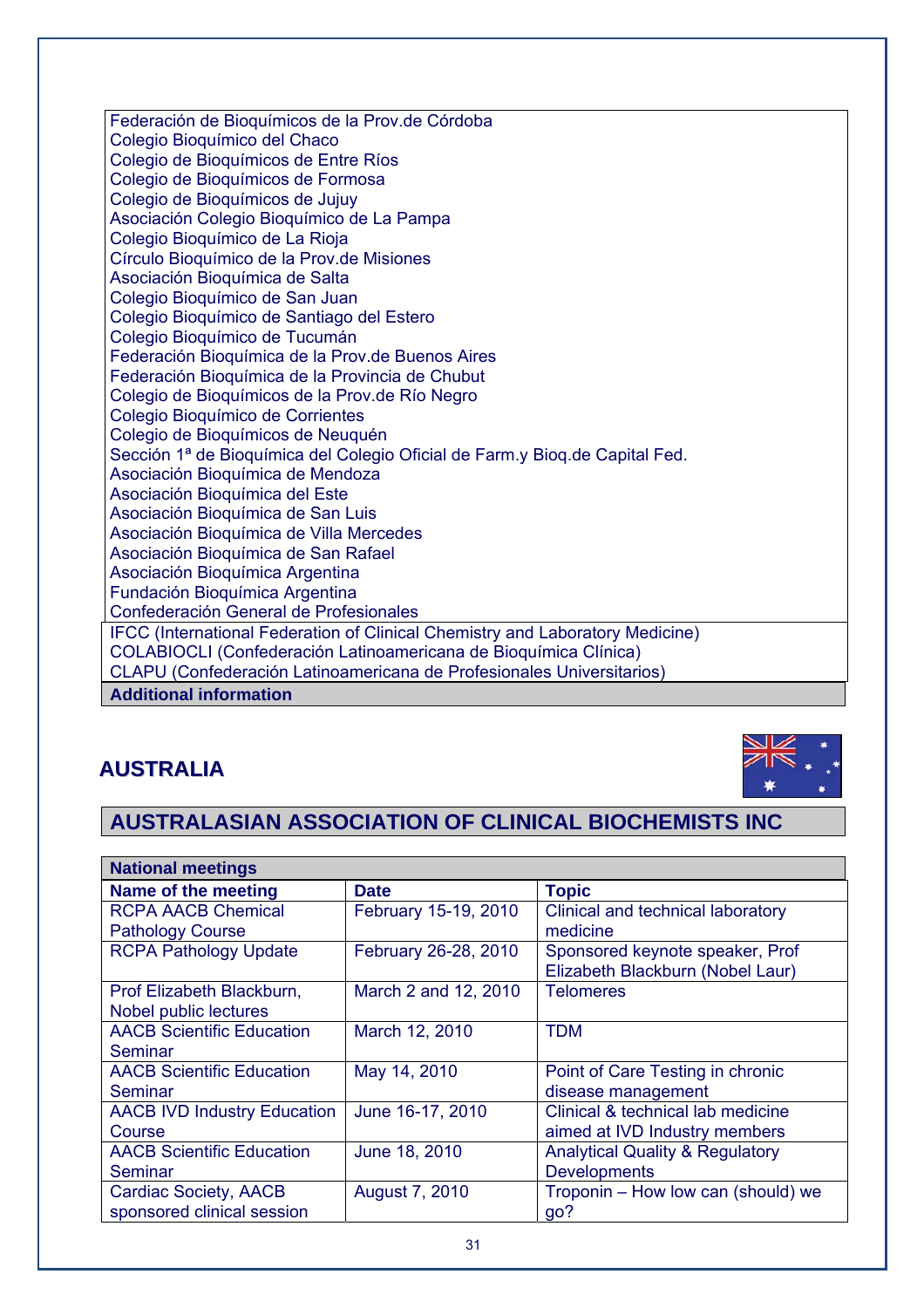| |
|---|
| Federación de Bioquímicos de la Prov.de Córdoba<br>Colegio Bioquímico del Chaco<br>Colegio de Bioquímicos de Entre Ríos<br>Colegio de Bioquímicos de Formosa<br>Colegio de Bioquímicos de Jujuy<br>Asociación Colegio Bioquímico de La Pampa<br>Colegio Bioquímico de La Rioja<br>Círculo Bioquímico de la Prov.de Misiones<br>Asociación Bioquímica de Salta<br>Colegio Bioquímico de San Juan<br>Colegio Bioquímico de Santiago del Estero<br>Colegio Bioquímico de Tucumán<br>Federación Bioquímica de la Prov.de Buenos Aires<br>Federación Bioquímica de la Provincia de Chubut<br>Colegio de Bioquímicos de la Prov.de Río Negro<br>Colegio Bioquímico de Corrientes<br>Colegio de Bioquímicos de Neuquén<br>Sección 1ª de Bioquímica del Colegio Oficial de Farm.y Bioq.de Capital Fed.<br>Asociación Bioquímica de Mendoza<br>Asociación Bioquímica del Este<br>Asociación Bioquímica de San Luis<br>Asociación Bioquímica de Villa Mercedes<br>Asociación Bioquímica de San Rafael<br>Asociación Bioquímica Argentina<br>Fundación Bioquímica Argentina<br>Confederación General de Profesionales |
| IFCC (International Federation of Clinical Chemistry and Laboratory Medicine)<br>COLABIOCLI (Confederación Latinoamericana de Bioquímica Clínica)<br>CLAPU (Confederación Latinoamericana de Profesionales Universitarios) |
| **Additional information** |

## AUSTRALIA

## AUSTRALASIAN ASSOCIATION OF CLINICAL BIOCHEMISTS INC

| **National meetings** | | |
|---|---|---|
| **Name of the meeting** | **Date** | **Topic** |
| RCPA AACB Chemical Pathology Course | February 15-19, 2010 | Clinical and technical laboratory medicine |
| RCPA Pathology Update | February 26-28, 2010 | Sponsored keynote speaker, Prof Elizabeth Blackburn (Nobel Laur) |
| Prof Elizabeth Blackburn, Nobel public lectures | March 2 and 12, 2010 | Telomeres |
| AACB Scientific Education Seminar | March 12, 2010 | TDM |
| AACB Scientific Education Seminar | May 14, 2010 | Point of Care Testing in chronic disease management |
| AACB IVD Industry Education Course | June 16-17, 2010 | Clinical & technical lab medicine aimed at IVD Industry members |
| AACB Scientific Education Seminar | June 18, 2010 | Analytical Quality & Regulatory Developments |
| Cardiac Society, AACB sponsored clinical session | August 7, 2010 | Troponin – How low can (should) we go? |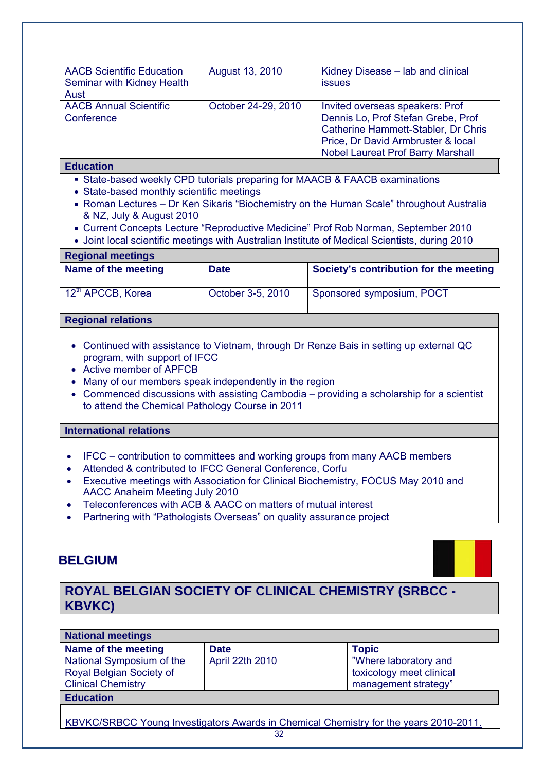| | | |
|---|---|---|
| AACB Scientific Education Seminar with Kidney Health Aust | August 13, 2010 | Kidney Disease – lab and clinical issues |
| AACB Annual Scientific Conference | October 24-29, 2010 | Invited overseas speakers: Prof Dennis Lo, Prof Stefan Grebe, Prof Catherine Hammett-Stabler, Dr Chris Price, Dr David Armbruster & local Nobel Laureat Prof Barry Marshall |

**Education**

- State-based weekly CPD tutorials preparing for MAACB & FAACB examinations
- State-based monthly scientific meetings
- Roman Lectures – Dr Ken Sikaris "Biochemistry on the Human Scale" throughout Australia & NZ, July & August 2010
- Current Concepts Lecture "Reproductive Medicine" Prof Rob Norman, September 2010
- Joint local scientific meetings with Australian Institute of Medical Scientists, during 2010

**Regional meetings**

| Name of the meeting | Date | Society's contribution for the meeting |
|---|---|---|
| 12th APCCB, Korea | October 3-5, 2010 | Sponsored symposium, POCT |

**Regional relations**

- Continued with assistance to Vietnam, through Dr Renze Bais in setting up external QC program, with support of IFCC
- Active member of APFCB
- Many of our members speak independently in the region
- Commenced discussions with assisting Cambodia – providing a scholarship for a scientist to attend the Chemical Pathology Course in 2011

**International relations**

- IFCC – contribution to committees and working groups from many AACB members
- Attended & contributed to IFCC General Conference, Corfu
- Executive meetings with Association for Clinical Biochemistry, FOCUS May 2010 and AACC Anaheim Meeting July 2010
- Teleconferences with ACB & AACC on matters of mutual interest
- Partnering with "Pathologists Overseas" on quality assurance project

## BELGIUM

## ROYAL BELGIAN SOCIETY OF CLINICAL CHEMISTRY (SRBCC - KBVKC)

**National meetings**

| Name of the meeting | Date | Topic |
|---|---|---|
| National Symposium of the Royal Belgian Society of Clinical Chemistry | April 22th 2010 | "Where laboratory and toxicology meet clinical management strategy" |

**Education**

KBVKC/SRBCC Young Investigators Awards in Chemical Chemistry for the years 2010-2011.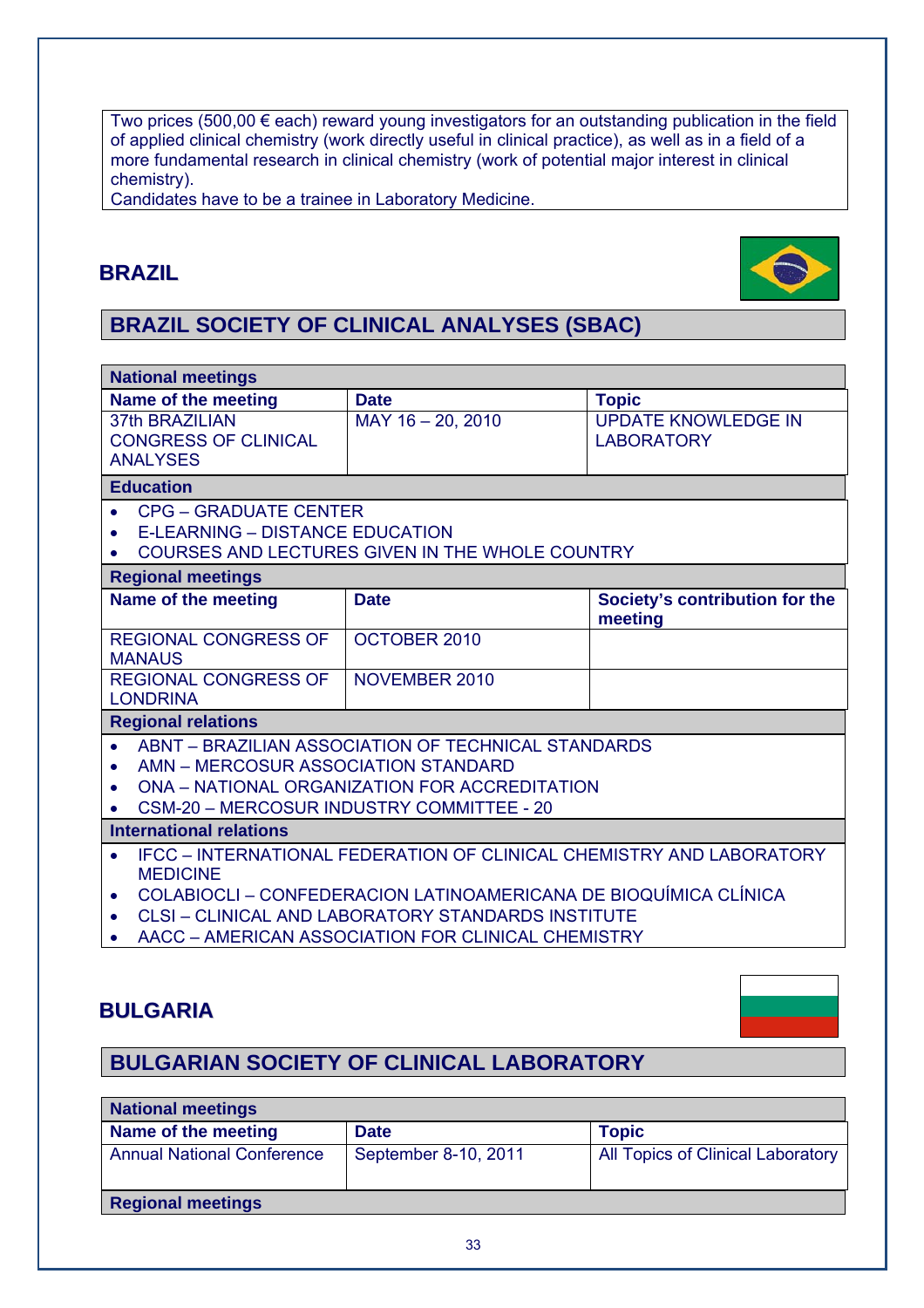Two prices (500,00 € each) reward young investigators for an outstanding publication in the field of applied clinical chemistry (work directly useful in clinical practice), as well as in a field of a more fundamental research in clinical chemistry (work of potential major interest in clinical chemistry).
Candidates have to be a trainee in Laboratory Medicine.

## BRAZIL

### BRAZIL SOCIETY OF CLINICAL ANALYSES (SBAC)

**National meetings**

| Name of the meeting | Date | Topic |
|---|---|---|
| 37th BRAZILIAN CONGRESS OF CLINICAL ANALYSES | MAY 16 – 20, 2010 | UPDATE KNOWLEDGE IN LABORATORY |

**Education**

- CPG – GRADUATE CENTER
- E-LEARNING – DISTANCE EDUCATION
- COURSES AND LECTURES GIVEN IN THE WHOLE COUNTRY

**Regional meetings**

| Name of the meeting | Date | Society's contribution for the meeting |
|---|---|---|
| REGIONAL CONGRESS OF MANAUS | OCTOBER 2010 | |
| REGIONAL CONGRESS OF LONDRINA | NOVEMBER 2010 | |

**Regional relations**

- ABNT – BRAZILIAN ASSOCIATION OF TECHNICAL STANDARDS
- AMN – MERCOSUR ASSOCIATION STANDARD
- ONA – NATIONAL ORGANIZATION FOR ACCREDITATION
- CSM-20 – MERCOSUR INDUSTRY COMMITTEE - 20

**International relations**

- IFCC – INTERNATIONAL FEDERATION OF CLINICAL CHEMISTRY AND LABORATORY MEDICINE
- COLABIOCLI – CONFEDERACION LATINOAMERICANA DE BIOQUÍMICA CLÍNICA
- CLSI – CLINICAL AND LABORATORY STANDARDS INSTITUTE
- AACC – AMERICAN ASSOCIATION FOR CLINICAL CHEMISTRY

## BULGARIA

### BULGARIAN SOCIETY OF CLINICAL LABORATORY

**National meetings**

| Name of the meeting | Date | Topic |
|---|---|---|
| Annual National Conference | September 8-10, 2011 | All Topics of Clinical Laboratory |

**Regional meetings**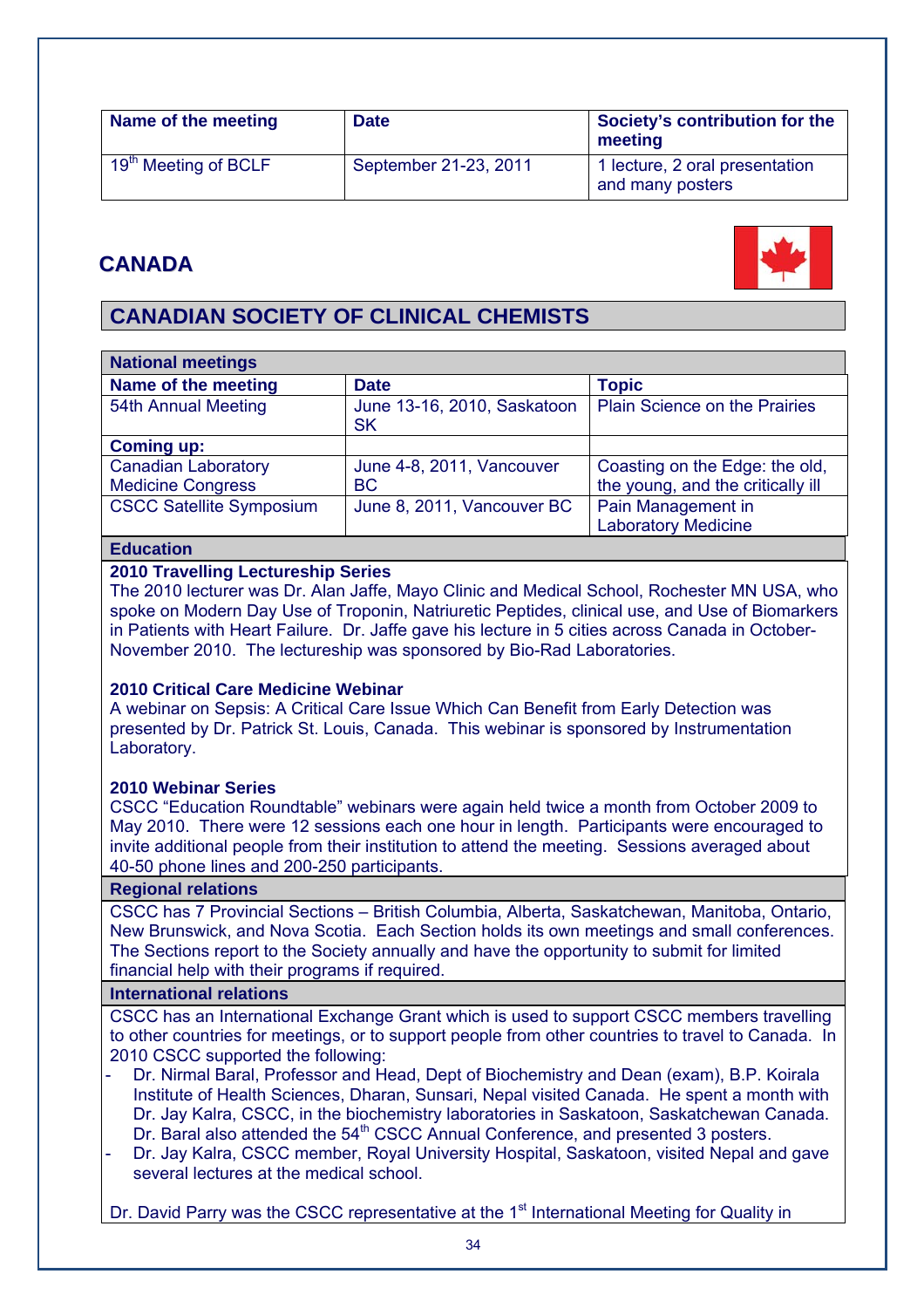| Name of the meeting | Date | Society's contribution for the meeting |
|---|---|---|
| 19th Meeting of BCLF | September 21-23, 2011 | 1 lecture, 2 oral presentation and many posters |

## CANADA

## CANADIAN SOCIETY OF CLINICAL CHEMISTS

| National meetings | | |
|---|---|---|
| **Name of the meeting** | **Date** | **Topic** |
| 54th Annual Meeting | June 13-16, 2010, Saskatoon SK | Plain Science on the Prairies |
| **Coming up:** | | |
| Canadian Laboratory Medicine Congress | June 4-8, 2011, Vancouver BC | Coasting on the Edge: the old, the young, and the critically ill |
| CSCC Satellite Symposium | June 8, 2011, Vancouver BC | Pain Management in Laboratory Medicine |

### Education

**2010 Travelling Lectureship Series**

The 2010 lecturer was Dr. Alan Jaffe, Mayo Clinic and Medical School, Rochester MN USA, who spoke on Modern Day Use of Troponin, Natriuretic Peptides, clinical use, and Use of Biomarkers in Patients with Heart Failure. Dr. Jaffe gave his lecture in 5 cities across Canada in October-November 2010. The lectureship was sponsored by Bio-Rad Laboratories.

**2010 Critical Care Medicine Webinar**

A webinar on Sepsis: A Critical Care Issue Which Can Benefit from Early Detection was presented by Dr. Patrick St. Louis, Canada. This webinar is sponsored by Instrumentation Laboratory.

**2010 Webinar Series**

CSCC "Education Roundtable" webinars were again held twice a month from October 2009 to May 2010. There were 12 sessions each one hour in length. Participants were encouraged to invite additional people from their institution to attend the meeting. Sessions averaged about 40-50 phone lines and 200-250 participants.

### Regional relations

CSCC has 7 Provincial Sections – British Columbia, Alberta, Saskatchewan, Manitoba, Ontario, New Brunswick, and Nova Scotia. Each Section holds its own meetings and small conferences. The Sections report to the Society annually and have the opportunity to submit for limited financial help with their programs if required.

### International relations

CSCC has an International Exchange Grant which is used to support CSCC members travelling to other countries for meetings, or to support people from other countries to travel to Canada. In 2010 CSCC supported the following:

- Dr. Nirmal Baral, Professor and Head, Dept of Biochemistry and Dean (exam), B.P. Koirala Institute of Health Sciences, Dharan, Sunsari, Nepal visited Canada. He spent a month with Dr. Jay Kalra, CSCC, in the biochemistry laboratories in Saskatoon, Saskatchewan Canada. Dr. Baral also attended the 54th CSCC Annual Conference, and presented 3 posters.
- Dr. Jay Kalra, CSCC member, Royal University Hospital, Saskatoon, visited Nepal and gave several lectures at the medical school.

Dr. David Parry was the CSCC representative at the 1st International Meeting for Quality in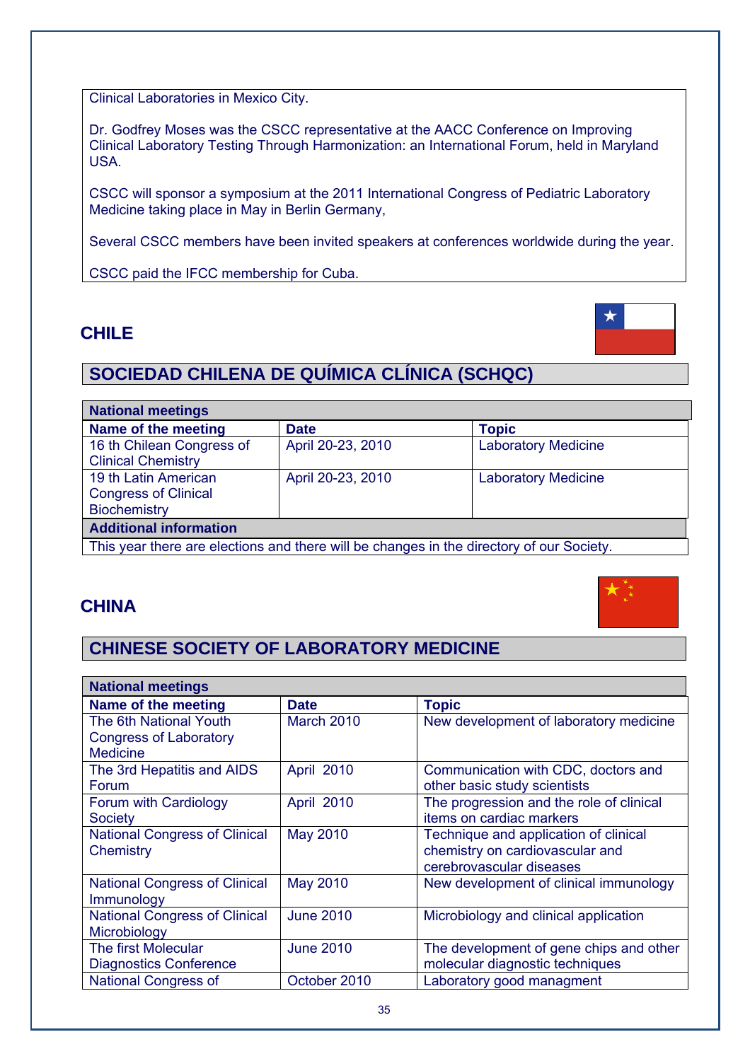Clinical Laboratories in Mexico City.

Dr. Godfrey Moses was the CSCC representative at the AACC Conference on Improving Clinical Laboratory Testing Through Harmonization: an International Forum, held in Maryland USA.

CSCC will sponsor a symposium at the 2011 International Congress of Pediatric Laboratory Medicine taking place in May in Berlin Germany,

Several CSCC members have been invited speakers at conferences worldwide during the year.

CSCC paid the IFCC membership for Cuba.

## CHILE

### SOCIEDAD CHILENA DE QUÍMICA CLÍNICA (SCHQC)

**National meetings**

| Name of the meeting | Date | Topic |
|---|---|---|
| 16 th Chilean Congress of Clinical Chemistry | April 20-23, 2010 | Laboratory Medicine |
| 19 th Latin American Congress of Clinical Biochemistry | April 20-23, 2010 | Laboratory Medicine |

**Additional information**

This year there are elections and there will be changes in the directory of our Society.

## CHINA

### CHINESE SOCIETY OF LABORATORY MEDICINE

**National meetings**

| Name of the meeting | Date | Topic |
|---|---|---|
| The 6th National Youth Congress of Laboratory Medicine | March 2010 | New development of laboratory medicine |
| The 3rd Hepatitis and AIDS Forum | April 2010 | Communication with CDC, doctors and other basic study scientists |
| Forum with Cardiology Society | April 2010 | The progression and the role of clinical items on cardiac markers |
| National Congress of Clinical Chemistry | May 2010 | Technique and application of clinical chemistry on cardiovascular and cerebrovascular diseases |
| National Congress of Clinical Immunology | May 2010 | New development of clinical immunology |
| National Congress of Clinical Microbiology | June 2010 | Microbiology and clinical application |
| The first Molecular Diagnostics Conference | June 2010 | The development of gene chips and other molecular diagnostic techniques |
| National Congress of | October 2010 | Laboratory good managment |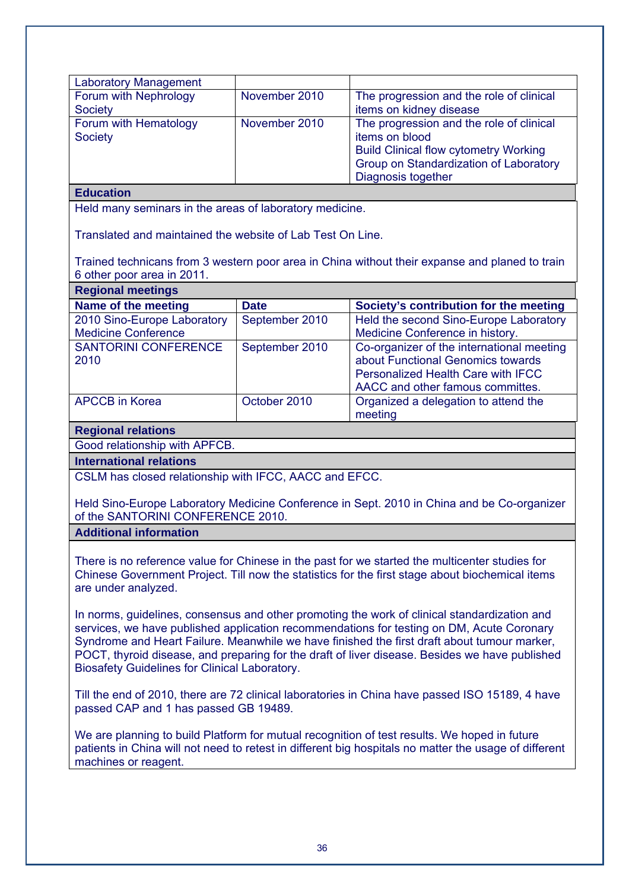| Laboratory Management | | |
|---|---|---|
| Forum with Nephrology Society | November 2010 | The progression and the role of clinical items on kidney disease |
| Forum with Hematology Society | November 2010 | The progression and the role of clinical items on blood<br>Build Clinical flow cytometry Working Group on Standardization of Laboratory Diagnosis together |

**Education**

Held many seminars in the areas of laboratory medicine.

Translated and maintained the website of Lab Test On Line.

Trained technicans from 3 western poor area in China without their expanse and planed to train 6 other poor area in 2011.

**Regional meetings**

| Name of the meeting | Date | Society's contribution for the meeting |
|---|---|---|
| 2010 Sino-Europe Laboratory Medicine Conference | September 2010 | Held the second Sino-Europe Laboratory Medicine Conference in history. |
| SANTORINI CONFERENCE 2010 | September 2010 | Co-organizer of the international meeting about Functional Genomics towards Personalized Health Care with IFCC AACC and other famous committes. |
| APCCB in Korea | October 2010 | Organized a delegation to attend the meeting |

**Regional relations**

Good relationship with APFCB.

**International relations**

CSLM has closed relationship with IFCC, AACC and EFCC.

Held Sino-Europe Laboratory Medicine Conference in Sept. 2010 in China and be Co-organizer of the SANTORINI CONFERENCE 2010.

**Additional information**

There is no reference value for Chinese in the past for we started the multicenter studies for Chinese Government Project. Till now the statistics for the first stage about biochemical items are under analyzed.

In norms, guidelines, consensus and other promoting the work of clinical standardization and services, we have published application recommendations for testing on DM, Acute Coronary Syndrome and Heart Failure. Meanwhile we have finished the first draft about tumour marker, POCT, thyroid disease, and preparing for the draft of liver disease. Besides we have published Biosafety Guidelines for Clinical Laboratory.

Till the end of 2010, there are 72 clinical laboratories in China have passed ISO 15189, 4 have passed CAP and 1 has passed GB 19489.

We are planning to build Platform for mutual recognition of test results. We hoped in future patients in China will not need to retest in different big hospitals no matter the usage of different machines or reagent.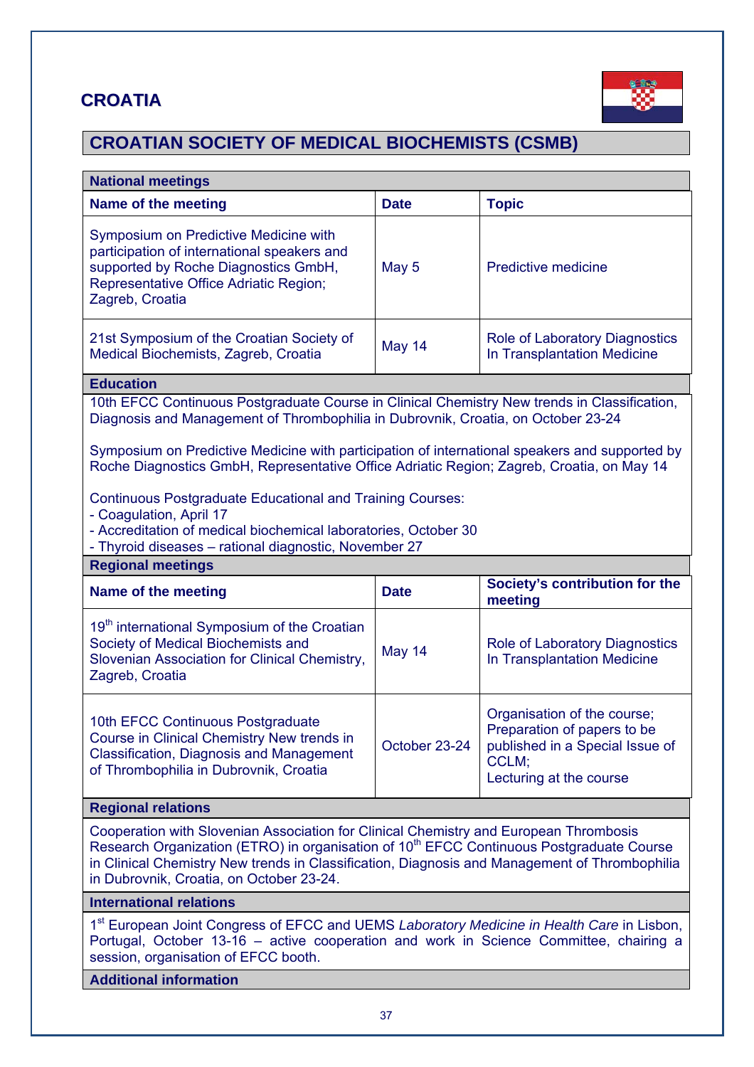# CROATIA

## CROATIAN SOCIETY OF MEDICAL BIOCHEMISTS (CSMB)

**National meetings**

| Name of the meeting | Date | Topic |
|---|---|---|
| Symposium on Predictive Medicine with participation of international speakers and supported by Roche Diagnostics GmbH, Representative Office Adriatic Region; Zagreb, Croatia | May 5 | Predictive medicine |
| 21st Symposium of the Croatian Society of Medical Biochemists, Zagreb, Croatia | May 14 | Role of Laboratory Diagnostics In Transplantation Medicine |

**Education**

10th EFCC Continuous Postgraduate Course in Clinical Chemistry New trends in Classification, Diagnosis and Management of Thrombophilia in Dubrovnik, Croatia, on October 23-24

Symposium on Predictive Medicine with participation of international speakers and supported by Roche Diagnostics GmbH, Representative Office Adriatic Region; Zagreb, Croatia, on May 14

Continuous Postgraduate Educational and Training Courses:
- Coagulation, April 17
- Accreditation of medical biochemical laboratories, October 30
- Thyroid diseases – rational diagnostic, November 27

**Regional meetings**

| Name of the meeting | Date | Society's contribution for the meeting |
|---|---|---|
| 19th international Symposium of the Croatian Society of Medical Biochemists and Slovenian Association for Clinical Chemistry, Zagreb, Croatia | May 14 | Role of Laboratory Diagnostics In Transplantation Medicine |
| 10th EFCC Continuous Postgraduate Course in Clinical Chemistry New trends in Classification, Diagnosis and Management of Thrombophilia in Dubrovnik, Croatia | October 23-24 | Organisation of the course; Preparation of papers to be published in a Special Issue of CCLM; Lecturing at the course |

**Regional relations**

Cooperation with Slovenian Association for Clinical Chemistry and European Thrombosis Research Organization (ETRO) in organisation of 10th EFCC Continuous Postgraduate Course in Clinical Chemistry New trends in Classification, Diagnosis and Management of Thrombophilia in Dubrovnik, Croatia, on October 23-24.

**International relations**

1st European Joint Congress of EFCC and UEMS *Laboratory Medicine in Health Care* in Lisbon, Portugal, October 13-16 – active cooperation and work in Science Committee, chairing a session, organisation of EFCC booth.

**Additional information**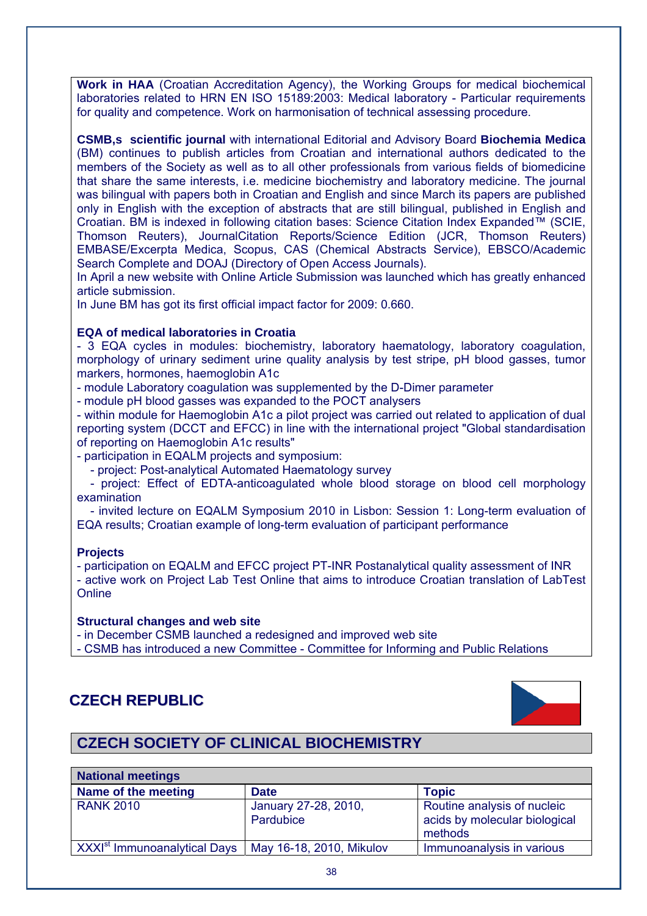**Work in HAA** (Croatian Accreditation Agency), the Working Groups for medical biochemical laboratories related to HRN EN ISO 15189:2003: Medical laboratory - Particular requirements for quality and competence. Work on harmonisation of technical assessing procedure.

**CSMB,s scientific journal** with international Editorial and Advisory Board **Biochemia Medica** (BM) continues to publish articles from Croatian and international authors dedicated to the members of the Society as well as to all other professionals from various fields of biomedicine that share the same interests, i.e. medicine biochemistry and laboratory medicine. The journal was bilingual with papers both in Croatian and English and since March its papers are published only in English with the exception of abstracts that are still bilingual, published in English and Croatian. BM is indexed in following citation bases: Science Citation Index Expanded™ (SCIE, Thomson Reuters), JournalCitation Reports/Science Edition (JCR, Thomson Reuters) EMBASE/Excerpta Medica, Scopus, CAS (Chemical Abstracts Service), EBSCO/Academic Search Complete and DOAJ (Directory of Open Access Journals).
In April a new website with Online Article Submission was launched which has greatly enhanced article submission.
In June BM has got its first official impact factor for 2009: 0.660.

**EQA of medical laboratories in Croatia**
- 3 EQA cycles in modules: biochemistry, laboratory haematology, laboratory coagulation, morphology of urinary sediment urine quality analysis by test stripe, pH blood gasses, tumor markers, hormones, haemoglobin A1c
- module Laboratory coagulation was supplemented by the D-Dimer parameter
- module pH blood gasses was expanded to the POCT analysers
- within module for Haemoglobin A1c a pilot project was carried out related to application of dual reporting system (DCCT and EFCC) in line with the international project "Global standardisation of reporting on Haemoglobin A1c results"
- participation in EQALM projects and symposium:
  - project: Post-analytical Automated Haematology survey
  - project: Effect of EDTA-anticoagulated whole blood storage on blood cell morphology examination
  - invited lecture on EQALM Symposium 2010 in Lisbon: Session 1: Long-term evaluation of EQA results; Croatian example of long-term evaluation of participant performance

**Projects**
- participation on EQALM and EFCC project PT-INR Postanalytical quality assessment of INR
- active work on Project Lab Test Online that aims to introduce Croatian translation of LabTest Online

**Structural changes and web site**
- in December CSMB launched a redesigned and improved web site
- CSMB has introduced a new Committee - Committee for Informing and Public Relations

# CZECH REPUBLIC

## CZECH SOCIETY OF CLINICAL BIOCHEMISTRY

| **National meetings** | | |
|---|---|---|
| **Name of the meeting** | **Date** | **Topic** |
| RANK 2010 | January 27-28, 2010, Pardubice | Routine analysis of nucleic acids by molecular biological methods |
| XXXI[st] Immunoanalytical Days | May 16-18, 2010, Mikulov | Immunoanalysis in various |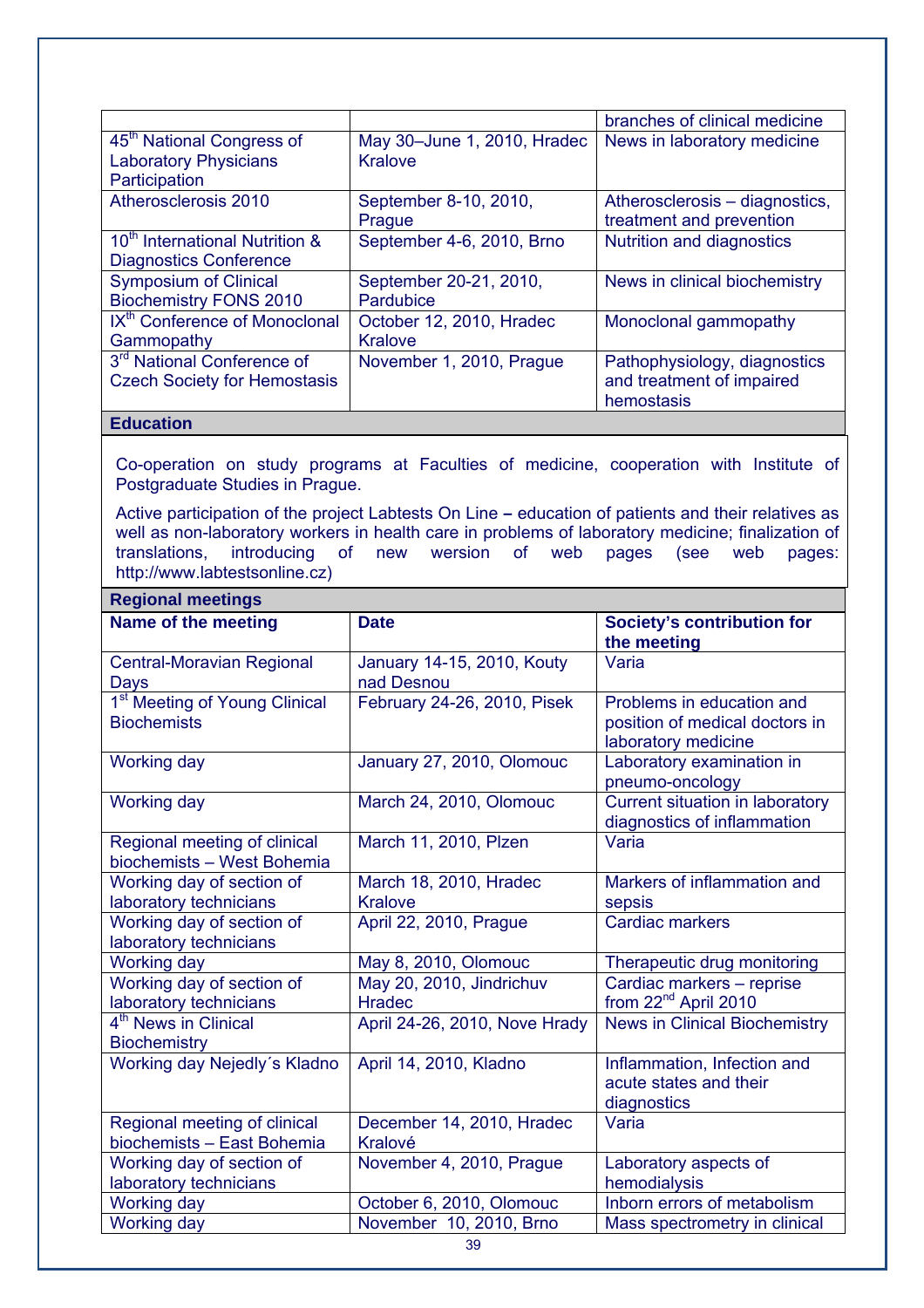| | | |
|---|---|---|
| | | branches of clinical medicine |
| 45th National Congress of Laboratory Physicians Participation | May 30–June 1, 2010, Hradec Kralove | News in laboratory medicine |
| Atherosclerosis 2010 | September 8-10, 2010, Prague | Atherosclerosis – diagnostics, treatment and prevention |
| 10th International Nutrition & Diagnostics Conference | September 4-6, 2010, Brno | Nutrition and diagnostics |
| Symposium of Clinical Biochemistry FONS 2010 | September 20-21, 2010, Pardubice | News in clinical biochemistry |
| IXth Conference of Monoclonal Gammopathy | October 12, 2010, Hradec Kralove | Monoclonal gammopathy |
| 3rd National Conference of Czech Society for Hemostasis | November 1, 2010, Prague | Pathophysiology, diagnostics and treatment of impaired hemostasis |

**Education**

Co-operation on study programs at Faculties of medicine, cooperation with Institute of Postgraduate Studies in Prague.

Active participation of the project Labtests On Line **–** education of patients and their relatives as well as non-laboratory workers in health care in problems of laboratory medicine; finalization of translations, introducing of new wersion of web pages (see web pages: http://www.labtestsonline.cz)

**Regional meetings**

| **Name of the meeting** | **Date** | **Society's contribution for the meeting** |
|---|---|---|
| Central-Moravian Regional Days | January 14-15, 2010, Kouty nad Desnou | Varia |
| 1st Meeting of Young Clinical Biochemists | February 24-26, 2010, Pisek | Problems in education and position of medical doctors in laboratory medicine |
| Working day | January 27, 2010, Olomouc | Laboratory examination in pneumo-oncology |
| Working day | March 24, 2010, Olomouc | Current situation in laboratory diagnostics of inflammation |
| Regional meeting of clinical biochemists – West Bohemia | March 11, 2010, Plzen | Varia |
| Working day of section of laboratory technicians | March 18, 2010, Hradec Kralove | Markers of inflammation and sepsis |
| Working day of section of laboratory technicians | April 22, 2010, Prague | Cardiac markers |
| Working day | May 8, 2010, Olomouc | Therapeutic drug monitoring |
| Working day of section of laboratory technicians | May 20, 2010, Jindrichuv Hradec | Cardiac markers – reprise from 22nd April 2010 |
| 4th News in Clinical Biochemistry | April 24-26, 2010, Nove Hrady | News in Clinical Biochemistry |
| Working day Nejedly´s Kladno | April 14, 2010, Kladno | Inflammation, Infection and acute states and their diagnostics |
| Regional meeting of clinical biochemists – East Bohemia | December 14, 2010, Hradec Králové | Varia |
| Working day of section of laboratory technicians | November 4, 2010, Prague | Laboratory aspects of hemodialysis |
| Working day | October 6, 2010, Olomouc | Inborn errors of metabolism |
| Working day | November 10, 2010, Brno | Mass spectrometry in clinical |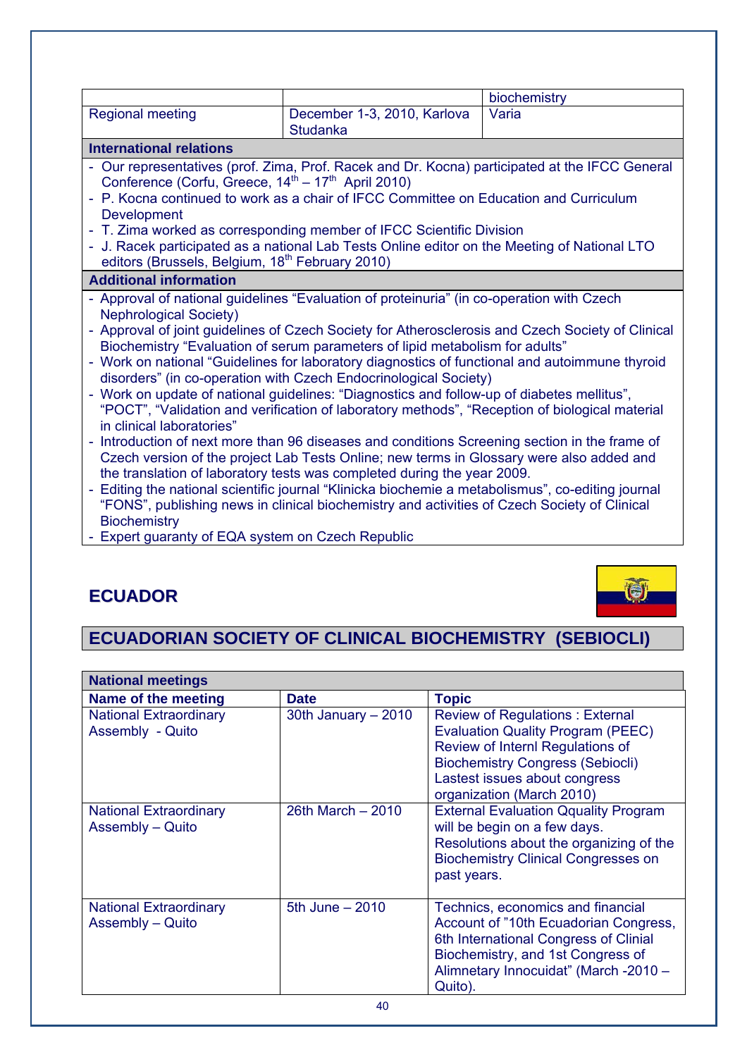| | | biochemistry |
|---|---|---|
| Regional meeting | December 1-3, 2010, Karlova Studanka | Varia |

**International relations**

- Our representatives (prof. Zima, Prof. Racek and Dr. Kocna) participated at the IFCC General Conference (Corfu, Greece, 14th – 17th April 2010)
- P. Kocna continued to work as a chair of IFCC Committee on Education and Curriculum Development
- T. Zima worked as corresponding member of IFCC Scientific Division
- J. Racek participated as a national Lab Tests Online editor on the Meeting of National LTO editors (Brussels, Belgium, 18th February 2010)

**Additional information**

- Approval of national guidelines “Evaluation of proteinuria” (in co-operation with Czech Nephrological Society)
- Approval of joint guidelines of Czech Society for Atherosclerosis and Czech Society of Clinical Biochemistry “Evaluation of serum parameters of lipid metabolism for adults”
- Work on national “Guidelines for laboratory diagnostics of functional and autoimmune thyroid disorders” (in co-operation with Czech Endocrinological Society)
- Work on update of national guidelines: “Diagnostics and follow-up of diabetes mellitus”, “POCT”, “Validation and verification of laboratory methods”, “Reception of biological material in clinical laboratories”
- Introduction of next more than 96 diseases and conditions Screening section in the frame of Czech version of the project Lab Tests Online; new terms in Glossary were also added and the translation of laboratory tests was completed during the year 2009.
- Editing the national scientific journal “Klinicka biochemie a metabolismus”, co-editing journal “FONS”, publishing news in clinical biochemistry and activities of Czech Society of Clinical Biochemistry
- Expert guaranty of EQA system on Czech Republic

# ECUADOR

## ECUADORIAN SOCIETY OF CLINICAL BIOCHEMISTRY (SEBIOCLI)

**National meetings**

| Name of the meeting | Date | Topic |
|---|---|---|
| National Extraordinary Assembly - Quito | 30th January – 2010 | Review of Regulations : External Evaluation Quality Program (PEEC) Review of Internl Regulations of Biochemistry Congress (Sebiocli) Lastest issues about congress organization (March 2010) |
| National Extraordinary Assembly – Quito | 26th March – 2010 | External Evaluation Qquality Program will be begin on a few days. Resolutions about the organizing of the Biochemistry Clinical Congresses on past years. |
| National Extraordinary Assembly – Quito | 5th June – 2010 | Technics, economics and financial Account of ”10th Ecuadorian Congress, 6th International Congress of Clinial Biochemistry, and 1st Congress of Alimnetary Innocuidat” (March -2010 – Quito). |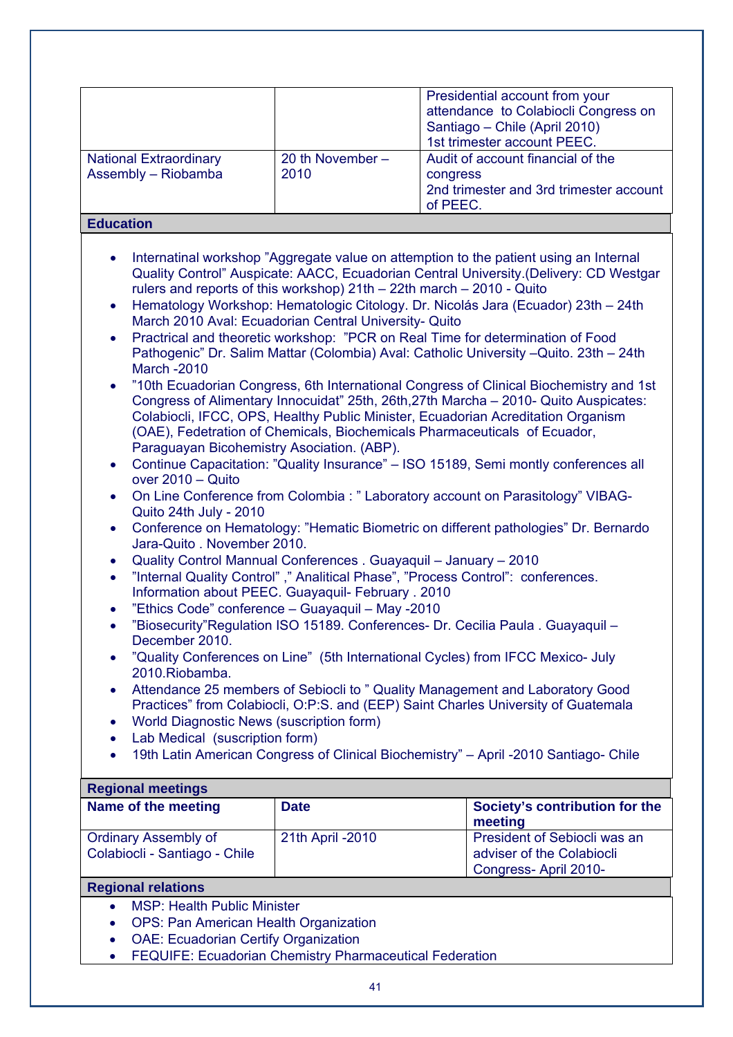| | | |
|---|---|---|
| | | Presidential account from your attendance to Colabiocli Congress on Santiago – Chile (April 2010) 1st trimester account PEEC. |
| National Extraordinary Assembly – Riobamba | 20 th November – 2010 | Audit of account financial of the congress 2nd trimester and 3rd trimester account of PEEC. |

**Education**

- Internatinal workshop "Aggregate value on attemption to the patient using an Internal Quality Control" Auspicate: AACC, Ecuadorian Central University.(Delivery: CD Westgar rulers and reports of this workshop) 21th – 22th march – 2010 - Quito
- Hematology Workshop: Hematologic Citology. Dr. Nicolás Jara (Ecuador) 23th – 24th March 2010 Aval: Ecuadorian Central University- Quito
- Practrical and theoretic workshop: "PCR on Real Time for determination of Food Pathogenic" Dr. Salim Mattar (Colombia) Aval: Catholic University –Quito. 23th – 24th March -2010
- "10th Ecuadorian Congress, 6th International Congress of Clinical Biochemistry and 1st Congress of Alimentary Innocuidat" 25th, 26th,27th Marcha – 2010- Quito Auspicates: Colabiocli, IFCC, OPS, Healthy Public Minister, Ecuadorian Acreditation Organism (OAE), Fedetration of Chemicals, Biochemicals Pharmaceuticals of Ecuador, Paraguayan Bicohemistry Asociation. (ABP).
- Continue Capacitation: "Quality Insurance" – ISO 15189, Semi montly conferences all over 2010 – Quito
- On Line Conference from Colombia : " Laboratory account on Parasitology" VIBAG-Quito 24th July - 2010
- Conference on Hematology: "Hematic Biometric on different pathologies" Dr. Bernardo Jara-Quito . November 2010.
- Quality Control Mannual Conferences . Guayaquil – January – 2010
- "Internal Quality Control" ," Analitical Phase", "Process Control": conferences. Information about PEEC. Guayaquil- February . 2010
- "Ethics Code" conference – Guayaquil – May -2010
- "Biosecurity"Regulation ISO 15189. Conferences- Dr. Cecilia Paula . Guayaquil – December 2010.
- "Quality Conferences on Line" (5th International Cycles) from IFCC Mexico- July 2010.Riobamba.
- Attendance 25 members of Sebiocli to " Quality Management and Laboratory Good Practices" from Colabiocli, O:P:S. and (EEP) Saint Charles University of Guatemala
- World Diagnostic News (suscription form)
- Lab Medical (suscription form)
- 19th Latin American Congress of Clinical Biochemistry" – April -2010 Santiago- Chile

**Regional meetings**

| Name of the meeting | Date | Society's contribution for the meeting |
|---|---|---|
| Ordinary Assembly of Colabiocli - Santiago - Chile | 21th April -2010 | President of Sebiocli was an adviser of the Colabiocli Congress- April 2010- |

**Regional relations**

- MSP: Health Public Minister
- OPS: Pan American Health Organization
- OAE: Ecuadorian Certify Organization
- FEQUIFE: Ecuadorian Chemistry Pharmaceutical Federation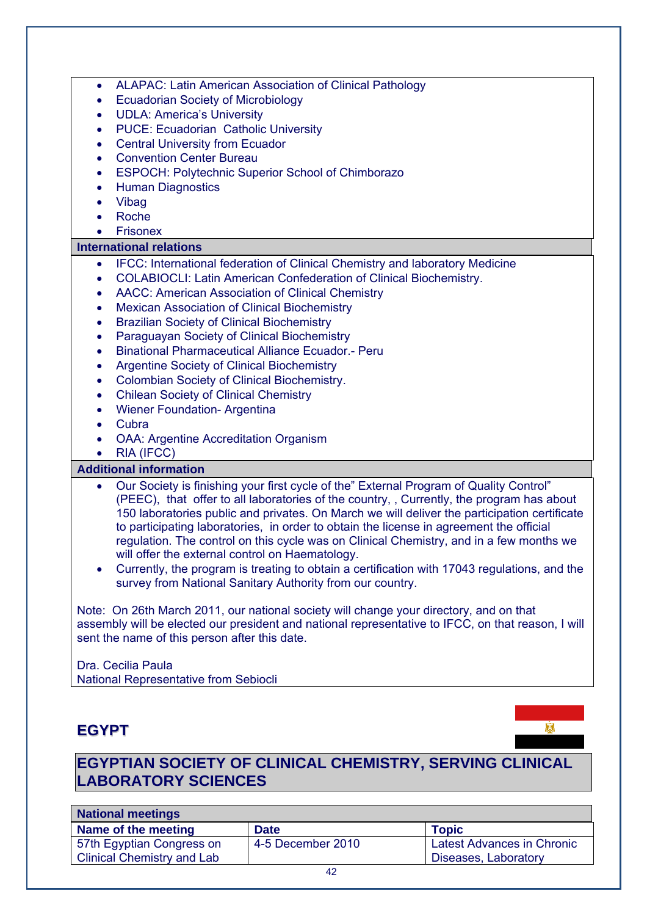- ALAPAC: Latin American Association of Clinical Pathology
- Ecuadorian Society of Microbiology
- UDLA: America's University
- PUCE: Ecuadorian Catholic University
- Central University from Ecuador
- Convention Center Bureau
- ESPOCH: Polytechnic Superior School of Chimborazo
- Human Diagnostics
- Vibag
- Roche
- Frisonex

**International relations**

- IFCC: International federation of Clinical Chemistry and laboratory Medicine
- COLABIOCLI: Latin American Confederation of Clinical Biochemistry.
- AACC: American Association of Clinical Chemistry
- Mexican Association of Clinical Biochemistry
- Brazilian Society of Clinical Biochemistry
- Paraguayan Society of Clinical Biochemistry
- Binational Pharmaceutical Alliance Ecuador.- Peru
- Argentine Society of Clinical Biochemistry
- Colombian Society of Clinical Biochemistry.
- Chilean Society of Clinical Chemistry
- Wiener Foundation- Argentina
- Cubra
- OAA: Argentine Accreditation Organism
- RIA (IFCC)

**Additional information**

- Our Society is finishing your first cycle of the" External Program of Quality Control" (PEEC), that offer to all laboratories of the country, , Currently, the program has about 150 laboratories public and privates. On March we will deliver the participation certificate to participating laboratories, in order to obtain the license in agreement the official regulation. The control on this cycle was on Clinical Chemistry, and in a few months we will offer the external control on Haematology.
- Currently, the program is treating to obtain a certification with 17043 regulations, and the survey from National Sanitary Authority from our country.

Note: On 26th March 2011, our national society will change your directory, and on that assembly will be elected our president and national representative to IFCC, on that reason, I will sent the name of this person after this date.

Dra. Cecilia Paula
National Representative from Sebiocli

# EGYPT

## EGYPTIAN SOCIETY OF CLINICAL CHEMISTRY, SERVING CLINICAL LABORATORY SCIENCES

**National meetings**

| Name of the meeting | Date | Topic |
|---|---|---|
| 57th Egyptian Congress on Clinical Chemistry and Lab | 4-5 December 2010 | Latest Advances in Chronic Diseases, Laboratory |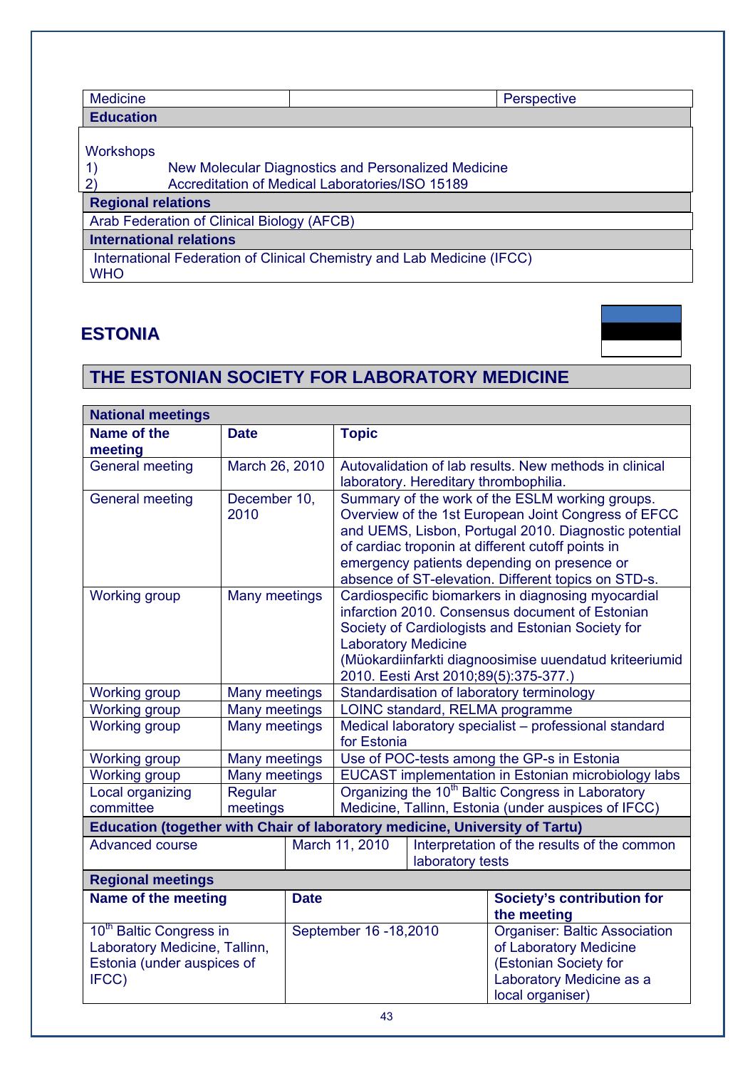| Medicine | | Perspective |
|---|---|---|

**Education**

Workshops

1) New Molecular Diagnostics and Personalized Medicine
2) Accreditation of Medical Laboratories/ISO 15189

**Regional relations**

Arab Federation of Clinical Biology (AFCB)

**International relations**

International Federation of Clinical Chemistry and Lab Medicine (IFCC)
WHO

## ESTONIA

## THE ESTONIAN SOCIETY FOR LABORATORY MEDICINE

**National meetings**

| Name of the meeting | Date | Topic |
|---|---|---|
| General meeting | March 26, 2010 | Autovalidation of lab results. New methods in clinical laboratory. Hereditary thrombophilia. |
| General meeting | December 10, 2010 | Summary of the work of the ESLM working groups. Overview of the 1st European Joint Congress of EFCC and UEMS, Lisbon, Portugal 2010. Diagnostic potential of cardiac troponin at different cutoff points in emergency patients depending on presence or absence of ST-elevation. Different topics on STD-s. |
| Working group | Many meetings | Cardiospecific biomarkers in diagnosing myocardial infarction 2010. Consensus document of Estonian Society of Cardiologists and Estonian Society for Laboratory Medicine (Müokardiinfarkti diagnoosimise uuendatud kriteeriumid 2010. Eesti Arst 2010;89(5):375-377.) |
| Working group | Many meetings | Standardisation of laboratory terminology |
| Working group | Many meetings | LOINC standard, RELMA programme |
| Working group | Many meetings | Medical laboratory specialist – professional standard for Estonia |
| Working group | Many meetings | Use of POC-tests among the GP-s in Estonia |
| Working group | Many meetings | EUCAST implementation in Estonian microbiology labs |
| Local organizing committee | Regular meetings | Organizing the 10th Baltic Congress in Laboratory Medicine, Tallinn, Estonia (under auspices of IFCC) |

**Education (together with Chair of laboratory medicine, University of Tartu)**

| Advanced course | March 11, 2010 | Interpretation of the results of the common laboratory tests |
|---|---|---|

**Regional meetings**

| Name of the meeting | Date | Society's contribution for the meeting |
|---|---|---|
| 10th Baltic Congress in Laboratory Medicine, Tallinn, Estonia (under auspices of IFCC) | September 16 -18,2010 | Organiser: Baltic Association of Laboratory Medicine (Estonian Society for Laboratory Medicine as a local organiser) |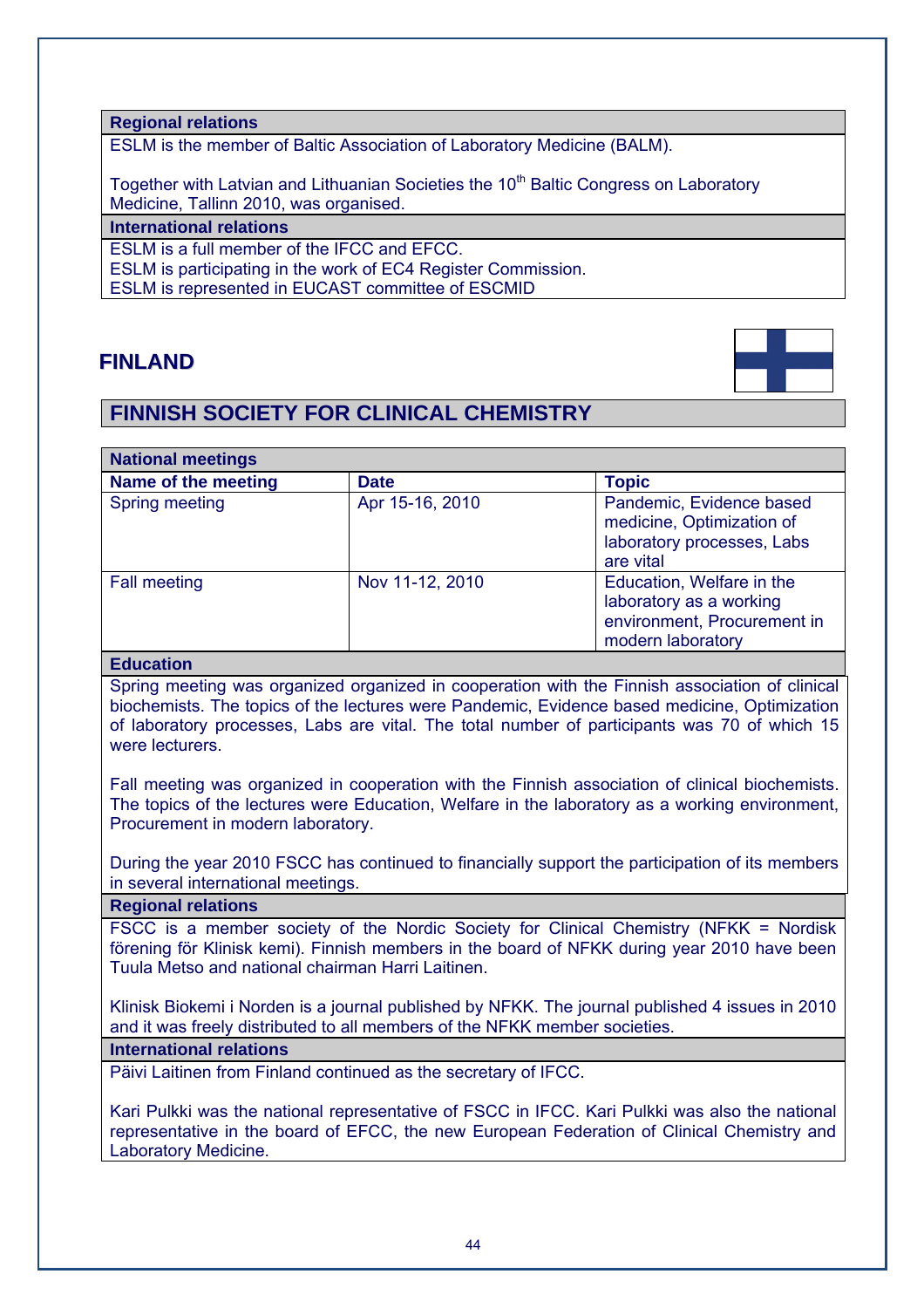**Regional relations**

ESLM is the member of Baltic Association of Laboratory Medicine (BALM).

Together with Latvian and Lithuanian Societies the 10th Baltic Congress on Laboratory Medicine, Tallinn 2010, was organised.

**International relations**

ESLM is a full member of the IFCC and EFCC.
ESLM is participating in the work of EC4 Register Commission.
ESLM is represented in EUCAST committee of ESCMID

## FINLAND

## FINNISH SOCIETY FOR CLINICAL CHEMISTRY

**National meetings**

| Name of the meeting | Date | Topic |
|---|---|---|
| Spring meeting | Apr 15-16, 2010 | Pandemic, Evidence based medicine, Optimization of laboratory processes, Labs are vital |
| Fall meeting | Nov 11-12, 2010 | Education, Welfare in the laboratory as a working environment, Procurement in modern laboratory |

**Education**

Spring meeting was organized organized in cooperation with the Finnish association of clinical biochemists. The topics of the lectures were Pandemic, Evidence based medicine, Optimization of laboratory processes, Labs are vital. The total number of participants was 70 of which 15 were lecturers.

Fall meeting was organized in cooperation with the Finnish association of clinical biochemists. The topics of the lectures were Education, Welfare in the laboratory as a working environment, Procurement in modern laboratory.

During the year 2010 FSCC has continued to financially support the participation of its members in several international meetings.

**Regional relations**

FSCC is a member society of the Nordic Society for Clinical Chemistry (NFKK = Nordisk förening för Klinisk kemi). Finnish members in the board of NFKK during year 2010 have been Tuula Metso and national chairman Harri Laitinen.

Klinisk Biokemi i Norden is a journal published by NFKK. The journal published 4 issues in 2010 and it was freely distributed to all members of the NFKK member societies.

**International relations**

Päivi Laitinen from Finland continued as the secretary of IFCC.

Kari Pulkki was the national representative of FSCC in IFCC. Kari Pulkki was also the national representative in the board of EFCC, the new European Federation of Clinical Chemistry and Laboratory Medicine.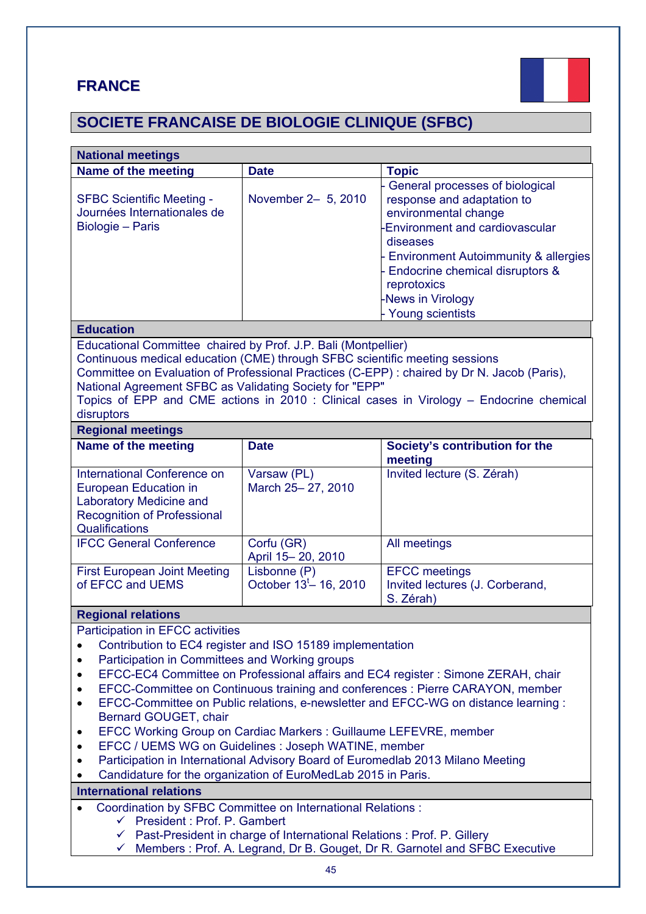# FRANCE

## SOCIETE FRANCAISE DE BIOLOGIE CLINIQUE (SFBC)

### National meetings

| Name of the meeting | Date | Topic |
|---|---|---|
| SFBC Scientific Meeting - Journées Internationales de Biologie – Paris | November 2– 5, 2010 | - General processes of biological response and adaptation to environmental change<br>-Environment and cardiovascular diseases<br>- Environment Autoimmunity & allergies<br>- Endocrine chemical disruptors & reprotoxics<br>-News in Virology<br>- Young scientists |

### Education

Educational Committee chaired by Prof. J.P. Bali (Montpellier)
Continuous medical education (CME) through SFBC scientific meeting sessions
Committee on Evaluation of Professional Practices (C-EPP) : chaired by Dr N. Jacob (Paris), National Agreement SFBC as Validating Society for "EPP"
Topics of EPP and CME actions in 2010 : Clinical cases in Virology – Endocrine chemical disruptors

### Regional meetings

| Name of the meeting | Date | Society's contribution for the meeting |
|---|---|---|
| International Conference on European Education in Laboratory Medicine and Recognition of Professional Qualifications | Varsaw (PL)<br>March 25– 27, 2010 | Invited lecture (S. Zérah) |
| IFCC General Conference | Corfu (GR)<br>April 15– 20, 2010 | All meetings |
| First European Joint Meeting of EFCC and UEMS | Lisbonne (P)<br>October 13t– 16, 2010 | EFCC meetings<br>Invited lectures (J. Corberand, S. Zérah) |

### Regional relations

Participation in EFCC activities

- Contribution to EC4 register and ISO 15189 implementation
- Participation in Committees and Working groups
- EFCC-EC4 Committee on Professional affairs and EC4 register : Simone ZERAH, chair
- EFCC-Committee on Continuous training and conferences : Pierre CARAYON, member
- EFCC-Committee on Public relations, e-newsletter and EFCC-WG on distance learning : Bernard GOUGET, chair
- EFCC Working Group on Cardiac Markers : Guillaume LEFEVRE, member
- EFCC / UEMS WG on Guidelines : Joseph WATINE, member
- Participation in International Advisory Board of Euromedlab 2013 Milano Meeting
- Candidature for the organization of EuroMedLab 2015 in Paris.

### International relations

- Coordination by SFBC Committee on International Relations :
  - ✓ President : Prof. P. Gambert
  - ✓ Past-President in charge of International Relations : Prof. P. Gillery
  - ✓ Members : Prof. A. Legrand, Dr B. Gouget, Dr R. Garnotel and SFBC Executive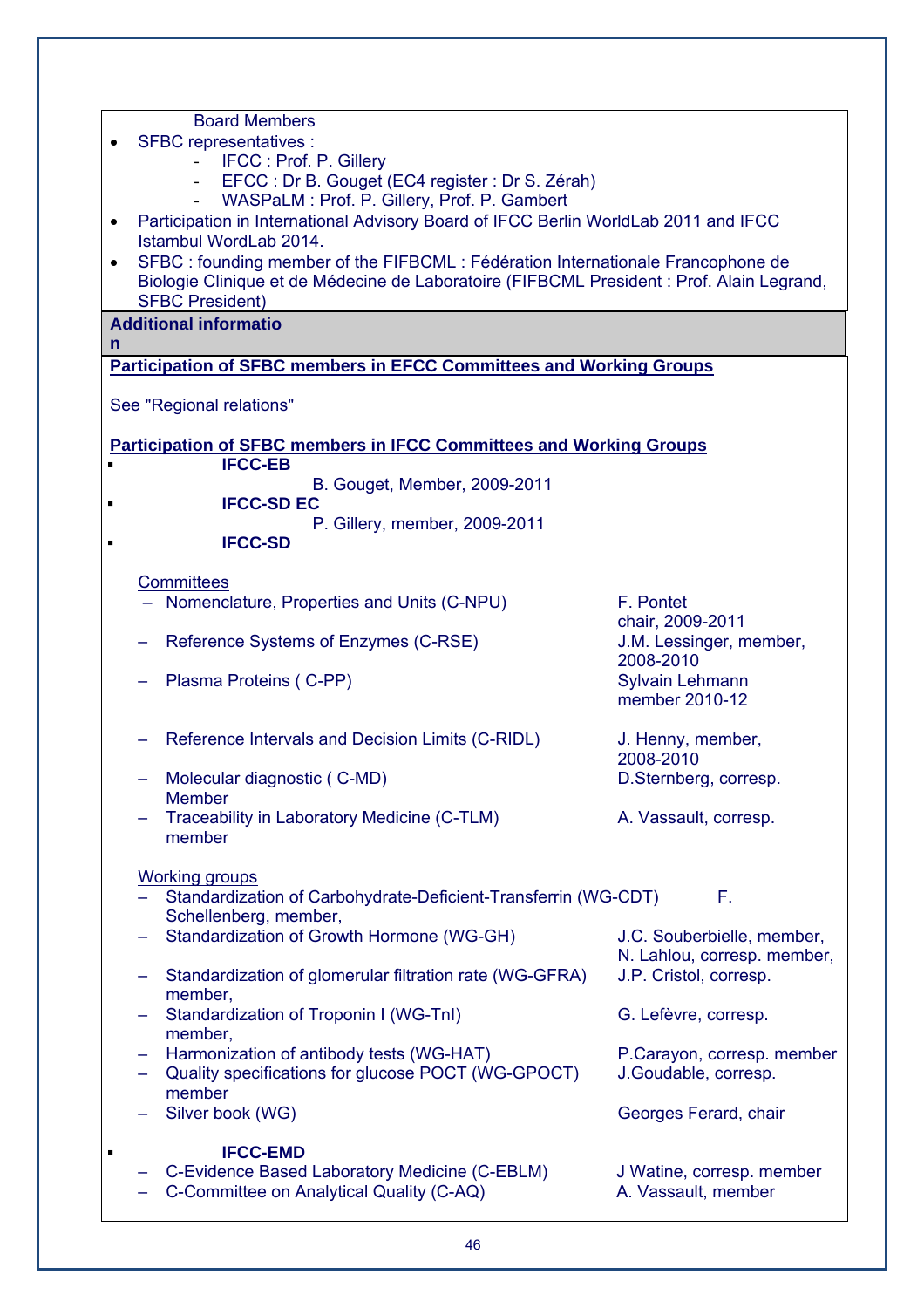Board Members

- SFBC representatives :
  - IFCC : Prof. P. Gillery
  - EFCC : Dr B. Gouget (EC4 register : Dr S. Zérah)
  - WASPaLM : Prof. P. Gillery, Prof. P. Gambert
- Participation in International Advisory Board of IFCC Berlin WorldLab 2011 and IFCC Istambul WordLab 2014.
- SFBC : founding member of the FIFBCML : Fédération Internationale Francophone de Biologie Clinique et de Médecine de Laboratoire (FIFBCML President : Prof. Alain Legrand, SFBC President)

**Additional information**

**Participation of SFBC members in EFCC Committees and Working Groups**

See "Regional relations"

**Participation of SFBC members in IFCC Committees and Working Groups**

- **IFCC-EB**
  - B. Gouget, Member, 2009-2011
- **IFCC-SD EC**
  - P. Gillery, member, 2009-2011
- **IFCC-SD**

Committees

- Nomenclature, Properties and Units (C-NPU) — F. Pontet chair, 2009-2011
- Reference Systems of Enzymes (C-RSE) — J.M. Lessinger, member, 2008-2010
- Plasma Proteins ( C-PP) — Sylvain Lehmann member 2010-12
- Reference Intervals and Decision Limits (C-RIDL) — J. Henny, member, 2008-2010
- Molecular diagnostic ( C-MD) — D.Sternberg, corresp. Member
- Traceability in Laboratory Medicine (C-TLM) — A. Vassault, corresp. member

Working groups

- Standardization of Carbohydrate-Deficient-Transferrin (WG-CDT) — F. Schellenberg, member,
- Standardization of Growth Hormone (WG-GH) — J.C. Souberbielle, member, N. Lahlou, corresp. member,
- Standardization of glomerular filtration rate (WG-GFRA) — J.P. Cristol, corresp. member,
- Standardization of Troponin I (WG-TnI) — G. Lefèvre, corresp. member,
- Harmonization of antibody tests (WG-HAT) — P.Carayon, corresp. member
- Quality specifications for glucose POCT (WG-GPOCT) — J.Goudable, corresp. member
- Silver book (WG) — Georges Ferard, chair

- **IFCC-EMD**
  - C-Evidence Based Laboratory Medicine (C-EBLM) — J Watine, corresp. member
  - C-Committee on Analytical Quality (C-AQ) — A. Vassault, member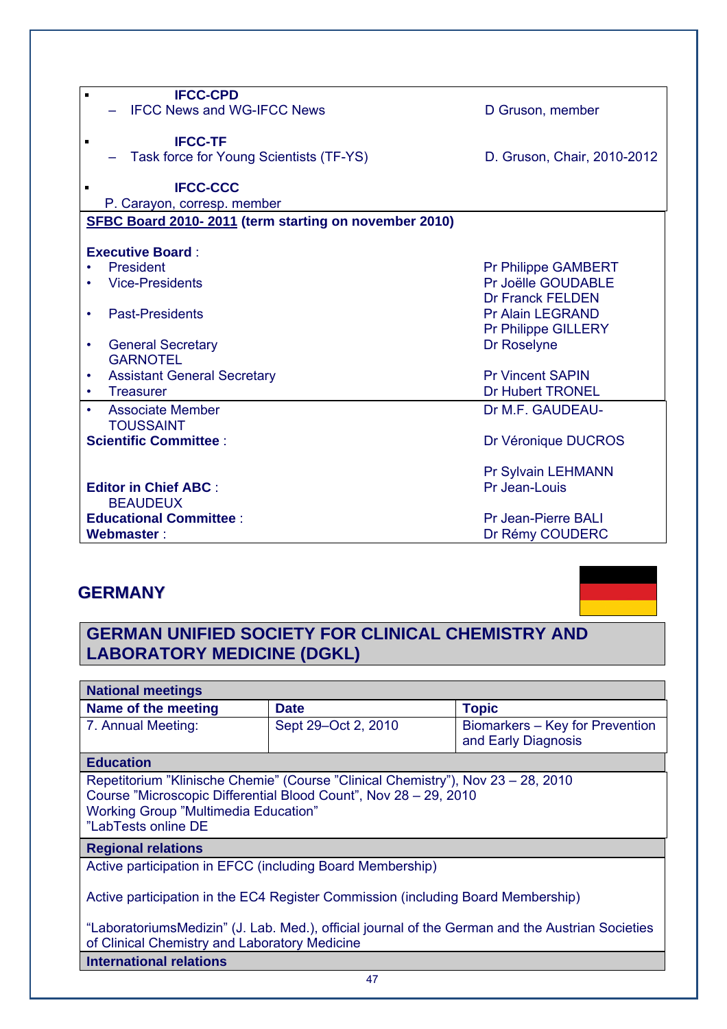- **IFCC-CPD**
  - IFCC News and WG-IFCC News — D Gruson, member
- **IFCC-TF**
  - Task force for Young Scientists (TF-YS) — D. Gruson, Chair, 2010-2012
- **IFCC-CCC**
  - P. Carayon, corresp. member

**SFBC Board 2010- 2011 (term starting on november 2010)**

**Executive Board** :

| | |
|---|---|
| • President | Pr Philippe GAMBERT |
| • Vice-Presidents | Pr Joëlle GOUDABLE |
| | Dr Franck FELDEN |
| • Past-Presidents | Pr Alain LEGRAND |
| | Pr Philippe GILLERY |
| • General Secretary | Dr Roselyne GARNOTEL |
| • Assistant General Secretary | Pr Vincent SAPIN |
| • Treasurer | Dr Hubert TRONEL |
| • Associate Member | Dr M.F. GAUDEAU-TOUSSAINT |
| **Scientific Committee** : | Dr Véronique DUCROS |
| | Pr Sylvain LEHMANN |
| **Editor in Chief ABC** : | Pr Jean-Louis BEAUDEUX |
| **Educational Committee** : | Pr Jean-Pierre BALI |
| **Webmaster** : | Dr Rémy COUDERC |

## GERMANY

## GERMAN UNIFIED SOCIETY FOR CLINICAL CHEMISTRY AND LABORATORY MEDICINE (DGKL)

**National meetings**

| Name of the meeting | Date | Topic |
|---|---|---|
| 7. Annual Meeting: | Sept 29–Oct 2, 2010 | Biomarkers – Key for Prevention and Early Diagnosis |

**Education**

Repetitorium "Klinische Chemie" (Course "Clinical Chemistry"), Nov 23 – 28, 2010
Course "Microscopic Differential Blood Count", Nov 28 – 29, 2010
Working Group "Multimedia Education"
"LabTests online DE

**Regional relations**

Active participation in EFCC (including Board Membership)

Active participation in the EC4 Register Commission (including Board Membership)

"LaboratoriumsMedizin" (J. Lab. Med.), official journal of the German and the Austrian Societies of Clinical Chemistry and Laboratory Medicine

**International relations**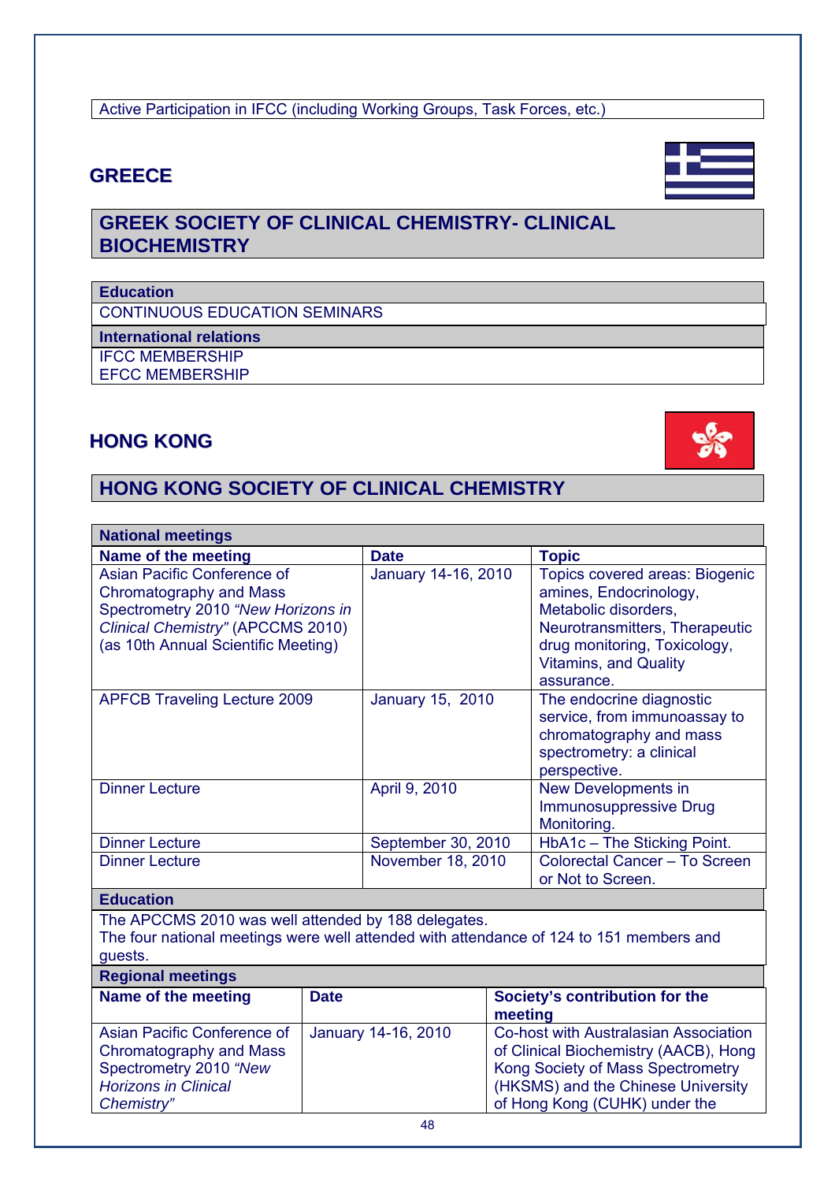Active Participation in IFCC (including Working Groups, Task Forces, etc.)

## GREECE

## GREEK SOCIETY OF CLINICAL CHEMISTRY- CLINICAL BIOCHEMISTRY

**Education**

CONTINUOUS EDUCATION SEMINARS

**International relations**

IFCC MEMBERSHIP
EFCC MEMBERSHIP

## HONG KONG

## HONG KONG SOCIETY OF CLINICAL CHEMISTRY

**National meetings**

| Name of the meeting | Date | Topic |
|---|---|---|
| Asian Pacific Conference of Chromatography and Mass Spectrometry 2010 *"New Horizons in Clinical Chemistry"* (APCCMS 2010) (as 10th Annual Scientific Meeting) | January 14-16, 2010 | Topics covered areas: Biogenic amines, Endocrinology, Metabolic disorders, Neurotransmitters, Therapeutic drug monitoring, Toxicology, Vitamins, and Quality assurance. |
| APFCB Traveling Lecture 2009 | January 15, 2010 | The endocrine diagnostic service, from immunoassay to chromatography and mass spectrometry: a clinical perspective. |
| Dinner Lecture | April 9, 2010 | New Developments in Immunosuppressive Drug Monitoring. |
| Dinner Lecture | September 30, 2010 | HbA1c – The Sticking Point. |
| Dinner Lecture | November 18, 2010 | Colorectal Cancer – To Screen or Not to Screen. |

**Education**

The APCCMS 2010 was well attended by 188 delegates.
The four national meetings were well attended with attendance of 124 to 151 members and guests.

**Regional meetings**

| Name of the meeting | Date | Society's contribution for the meeting |
|---|---|---|
| Asian Pacific Conference of Chromatography and Mass Spectrometry 2010 *"New Horizons in Clinical Chemistry"* | January 14-16, 2010 | Co-host with Australasian Association of Clinical Biochemistry (AACB), Hong Kong Society of Mass Spectrometry (HKSMS) and the Chinese University of Hong Kong (CUHK) under the |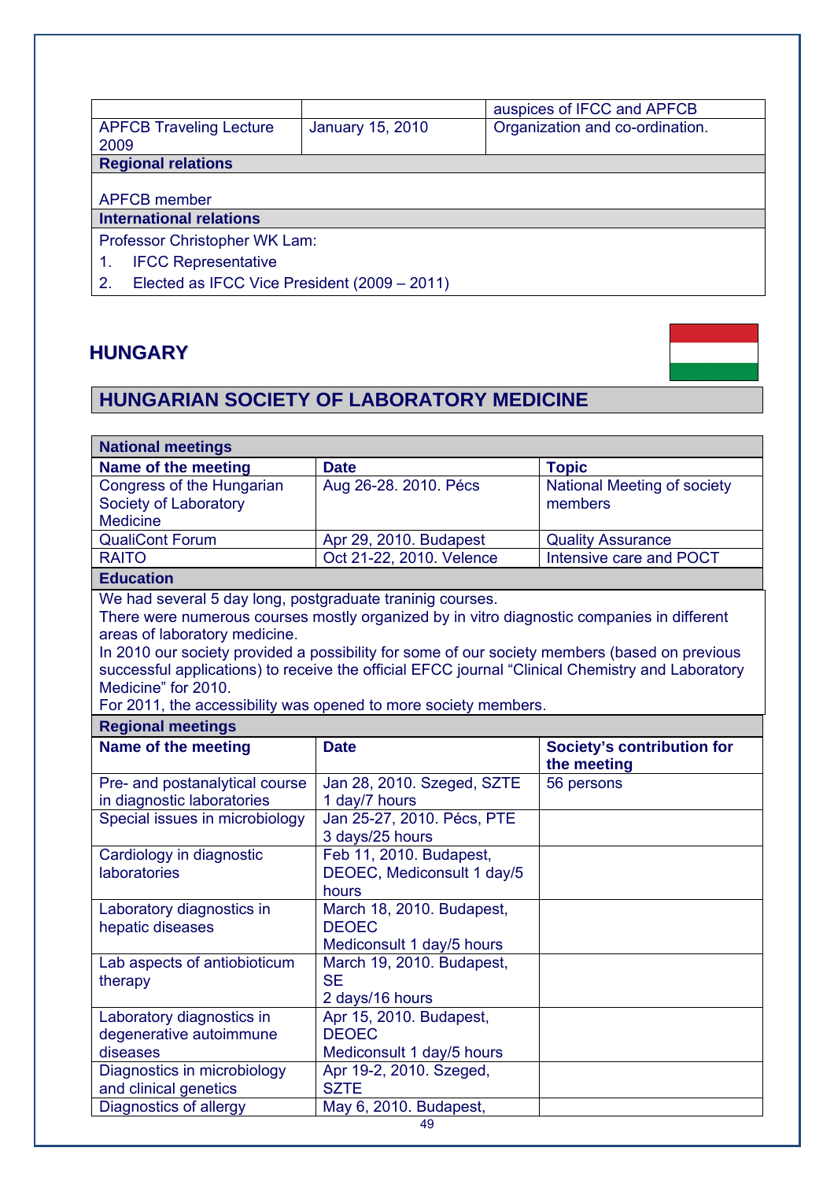| | | |
|---|---|---|
| | | auspices of IFCC and APFCB |
| APFCB Traveling Lecture 2009 | January 15, 2010 | Organization and co-ordination. |
| **Regional relations** | | |
| APFCB member | | |
| **International relations** | | |
| Professor Christopher WK Lam:<br>1. IFCC Representative<br>2. Elected as IFCC Vice President (2009 – 2011) | | |

## HUNGARY

## HUNGARIAN SOCIETY OF LABORATORY MEDICINE

| **National meetings** | | |
|---|---|---|
| **Name of the meeting** | **Date** | **Topic** |
| Congress of the Hungarian Society of Laboratory Medicine | Aug 26-28. 2010. Pécs | National Meeting of society members |
| QualiCont Forum | Apr 29, 2010. Budapest | Quality Assurance |
| RAITO | Oct 21-22, 2010. Velence | Intensive care and POCT |
| **Education** | | |
| We had several 5 day long, postgraduate traninig courses.<br>There were numerous courses mostly organized by in vitro diagnostic companies in different areas of laboratory medicine.<br>In 2010 our society provided a possibility for some of our society members (based on previous successful applications) to receive the official EFCC journal "Clinical Chemistry and Laboratory Medicine" for 2010.<br>For 2011, the accessibility was opened to more society members. | | |
| **Regional meetings** | | |
| **Name of the meeting** | **Date** | **Society's contribution for the meeting** |
| Pre- and postanalytical course in diagnostic laboratories | Jan 28, 2010. Szeged, SZTE 1 day/7 hours | 56 persons |
| Special issues in microbiology | Jan 25-27, 2010. Pécs, PTE 3 days/25 hours | |
| Cardiology in diagnostic laboratories | Feb 11, 2010. Budapest, DEOEC, Mediconsult 1 day/5 hours | |
| Laboratory diagnostics in hepatic diseases | March 18, 2010. Budapest, DEOEC Mediconsult 1 day/5 hours | |
| Lab aspects of antiobioticum therapy | March 19, 2010. Budapest, SE 2 days/16 hours | |
| Laboratory diagnostics in degenerative autoimmune diseases | Apr 15, 2010. Budapest, DEOEC Mediconsult 1 day/5 hours | |
| Diagnostics in microbiology and clinical genetics | Apr 19-2, 2010. Szeged, SZTE | |
| Diagnostics of allergy | May 6, 2010. Budapest, | |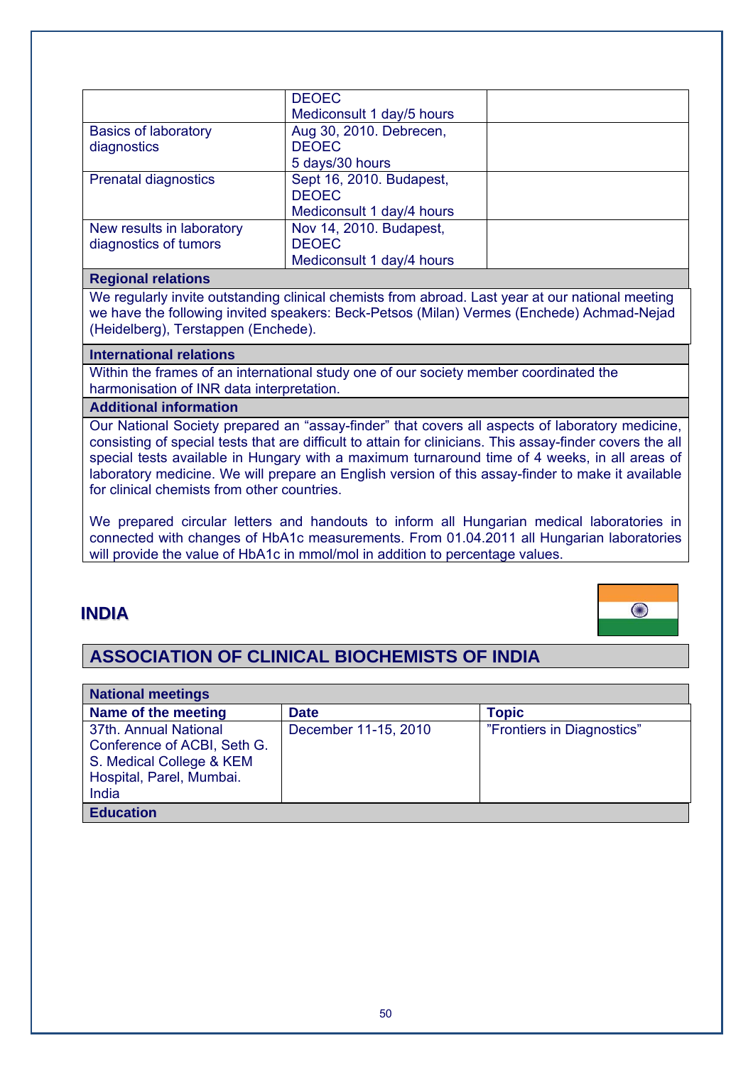| | | |
|---|---|---|
| | DEOEC<br>Mediconsult 1 day/5 hours | |
| Basics of laboratory diagnostics | Aug 30, 2010. Debrecen, DEOEC<br>5 days/30 hours | |
| Prenatal diagnostics | Sept 16, 2010. Budapest, DEOEC<br>Mediconsult 1 day/4 hours | |
| New results in laboratory diagnostics of tumors | Nov 14, 2010. Budapest, DEOEC<br>Mediconsult 1 day/4 hours | |

**Regional relations**

We regularly invite outstanding clinical chemists from abroad. Last year at our national meeting we have the following invited speakers: Beck-Petsos (Milan) Vermes (Enchede) Achmad-Nejad (Heidelberg), Terstappen (Enchede).

**International relations**

Within the frames of an international study one of our society member coordinated the harmonisation of INR data interpretation.

**Additional information**

Our National Society prepared an "assay-finder" that covers all aspects of laboratory medicine, consisting of special tests that are difficult to attain for clinicians. This assay-finder covers the all special tests available in Hungary with a maximum turnaround time of 4 weeks, in all areas of laboratory medicine. We will prepare an English version of this assay-finder to make it available for clinical chemists from other countries.

We prepared circular letters and handouts to inform all Hungarian medical laboratories in connected with changes of HbA1c measurements. From 01.04.2011 all Hungarian laboratories will provide the value of HbA1c in mmol/mol in addition to percentage values.

## INDIA

## ASSOCIATION OF CLINICAL BIOCHEMISTS OF INDIA

**National meetings**

| Name of the meeting | Date | Topic |
|---|---|---|
| 37th. Annual National Conference of ACBI, Seth G. S. Medical College & KEM Hospital, Parel, Mumbai. India | December 11-15, 2010 | "Frontiers in Diagnostics" |

**Education**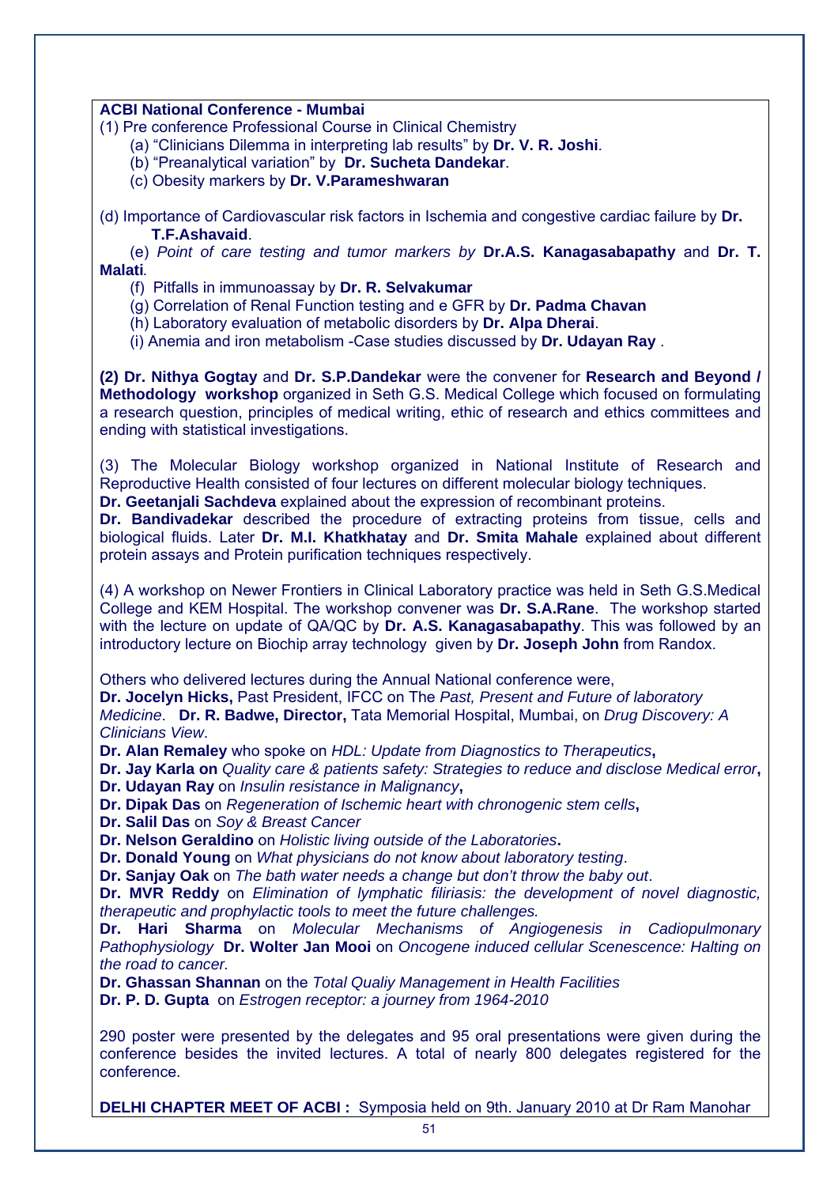**ACBI National Conference - Mumbai**

(1) Pre conference Professional Course in Clinical Chemistry

(a) “Clinicians Dilemma in interpreting lab results” by **Dr. V. R. Joshi**.

(b) “Preanalytical variation” by **Dr. Sucheta Dandekar**.

(c) Obesity markers by **Dr. V.Parameshwaran**

(d) Importance of Cardiovascular risk factors in Ischemia and congestive cardiac failure by **Dr. T.F.Ashavaid**.

(e) *Point of care testing and tumor markers by* **Dr.A.S. Kanagasabapathy** and **Dr. T. Malati**.

(f) Pitfalls in immunoassay by **Dr. R. Selvakumar**

(g) Correlation of Renal Function testing and e GFR by **Dr. Padma Chavan**

(h) Laboratory evaluation of metabolic disorders by **Dr. Alpa Dherai**.

(i) Anemia and iron metabolism -Case studies discussed by **Dr. Udayan Ray** .

**(2) Dr. Nithya Gogtay** and **Dr. S.P.Dandekar** were the convener for **Research and Beyond / Methodology workshop** organized in Seth G.S. Medical College which focused on formulating a research question, principles of medical writing, ethic of research and ethics committees and ending with statistical investigations.

(3) The Molecular Biology workshop organized in National Institute of Research and Reproductive Health consisted of four lectures on different molecular biology techniques. **Dr. Geetanjali Sachdeva** explained about the expression of recombinant proteins. **Dr. Bandivadekar** described the procedure of extracting proteins from tissue, cells and biological fluids. Later **Dr. M.I. Khatkhatay** and **Dr. Smita Mahale** explained about different protein assays and Protein purification techniques respectively.

(4) A workshop on Newer Frontiers in Clinical Laboratory practice was held in Seth G.S.Medical College and KEM Hospital. The workshop convener was **Dr. S.A.Rane**. The workshop started with the lecture on update of QA/QC by **Dr. A.S. Kanagasabapathy**. This was followed by an introductory lecture on Biochip array technology given by **Dr. Joseph John** from Randox.

Others who delivered lectures during the Annual National conference were,

**Dr. Jocelyn Hicks,** Past President, IFCC on The *Past, Present and Future of laboratory Medicine*. **Dr. R. Badwe, Director,** Tata Memorial Hospital, Mumbai, on *Drug Discovery: A Clinicians View*.

**Dr. Alan Remaley** who spoke on *HDL: Update from Diagnostics to Therapeutics***,**

**Dr. Jay Karla on** *Quality care & patients safety: Strategies to reduce and disclose Medical error***,**

**Dr. Udayan Ray** on *Insulin resistance in Malignancy***,**

**Dr. Dipak Das** on *Regeneration of Ischemic heart with chronogenic stem cells***,**

**Dr. Salil Das** on *Soy & Breast Cancer*

**Dr. Nelson Geraldino** on *Holistic living outside of the Laboratories***.**

**Dr. Donald Young** on *What physicians do not know about laboratory testing*.

**Dr. Sanjay Oak** on *The bath water needs a change but don’t throw the baby out*.

**Dr. MVR Reddy** on *Elimination of lymphatic filiriasis: the development of novel diagnostic, therapeutic and prophylactic tools to meet the future challenges.*

**Dr. Hari Sharma** on *Molecular Mechanisms of Angiogenesis in Cadiopulmonary Pathophysiology* **Dr. Wolter Jan Mooi** on *Oncogene induced cellular Scenescence: Halting on the road to cancer.*

**Dr. Ghassan Shannan** on the *Total Qualiy Management in Health Facilities*

**Dr. P. D. Gupta** on *Estrogen receptor: a journey from 1964-2010*

290 poster were presented by the delegates and 95 oral presentations were given during the conference besides the invited lectures. A total of nearly 800 delegates registered for the conference.

**DELHI CHAPTER MEET OF ACBI :** Symposia held on 9th. January 2010 at Dr Ram Manohar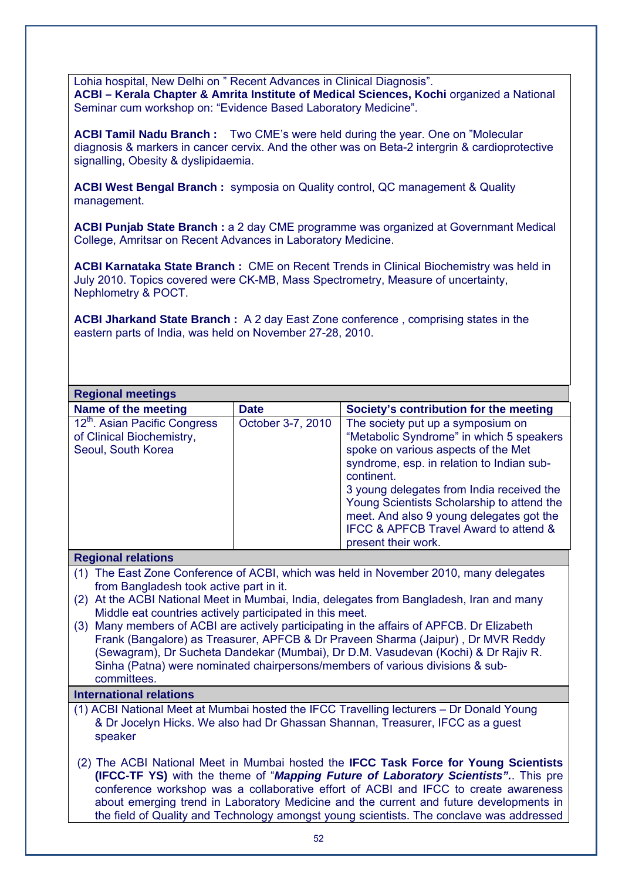Lohia hospital, New Delhi on " Recent Advances in Clinical Diagnosis".
**ACBI – Kerala Chapter & Amrita Institute of Medical Sciences, Kochi** organized a National Seminar cum workshop on: "Evidence Based Laboratory Medicine".

**ACBI Tamil Nadu Branch :** Two CME's were held during the year. One on "Molecular diagnosis & markers in cancer cervix. And the other was on Beta-2 intergrin & cardioprotective signalling, Obesity & dyslipidaemia.

**ACBI West Bengal Branch :** symposia on Quality control, QC management & Quality management.

**ACBI Punjab State Branch :** a 2 day CME programme was organized at Governmant Medical College, Amritsar on Recent Advances in Laboratory Medicine.

**ACBI Karnataka State Branch :** CME on Recent Trends in Clinical Biochemistry was held in July 2010. Topics covered were CK-MB, Mass Spectrometry, Measure of uncertainty, Nephlometry & POCT.

**ACBI Jharkand State Branch :** A 2 day East Zone conference , comprising states in the eastern parts of India, was held on November 27-28, 2010.

**Regional meetings**

| Name of the meeting | Date | Society's contribution for the meeting |
|---|---|---|
| 12th. Asian Pacific Congress of Clinical Biochemistry, Seoul, South Korea | October 3-7, 2010 | The society put up a symposium on "Metabolic Syndrome" in which 5 speakers spoke on various aspects of the Met syndrome, esp. in relation to Indian sub-continent. 3 young delegates from India received the Young Scientists Scholarship to attend the meet. And also 9 young delegates got the IFCC & APFCB Travel Award to attend & present their work. |

**Regional relations**

(1) The East Zone Conference of ACBI, which was held in November 2010, many delegates from Bangladesh took active part in it.
(2) At the ACBI National Meet in Mumbai, India, delegates from Bangladesh, Iran and many Middle eat countries actively participated in this meet.
(3) Many members of ACBI are actively participating in the affairs of APFCB. Dr Elizabeth Frank (Bangalore) as Treasurer, APFCB & Dr Praveen Sharma (Jaipur) , Dr MVR Reddy (Sewagram), Dr Sucheta Dandekar (Mumbai), Dr D.M. Vasudevan (Kochi) & Dr Rajiv R. Sinha (Patna) were nominated chairpersons/members of various divisions & sub-committees.

**International relations**

(1) ACBI National Meet at Mumbai hosted the IFCC Travelling lecturers – Dr Donald Young & Dr Jocelyn Hicks. We also had Dr Ghassan Shannan, Treasurer, IFCC as a guest speaker

(2) The ACBI National Meet in Mumbai hosted the **IFCC Task Force for Young Scientists (IFCC-TF YS)** with the theme of "***Mapping Future of Laboratory Scientists".***. This pre conference workshop was a collaborative effort of ACBI and IFCC to create awareness about emerging trend in Laboratory Medicine and the current and future developments in the field of Quality and Technology amongst young scientists. The conclave was addressed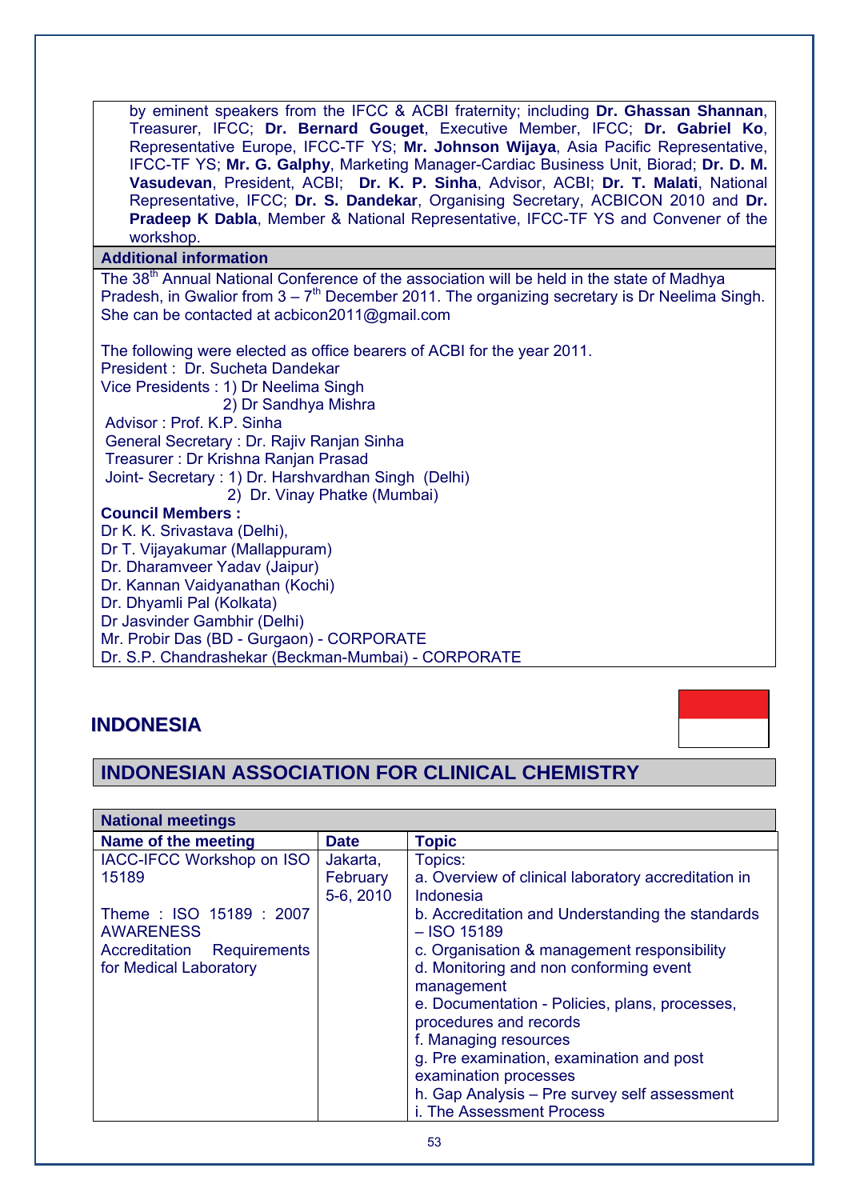by eminent speakers from the IFCC & ACBI fraternity; including **Dr. Ghassan Shannan**, Treasurer, IFCC; **Dr. Bernard Gouget**, Executive Member, IFCC; **Dr. Gabriel Ko**, Representative Europe, IFCC-TF YS; **Mr. Johnson Wijaya**, Asia Pacific Representative, IFCC-TF YS; **Mr. G. Galphy**, Marketing Manager-Cardiac Business Unit, Biorad; **Dr. D. M. Vasudevan**, President, ACBI; **Dr. K. P. Sinha**, Advisor, ACBI; **Dr. T. Malati**, National Representative, IFCC; **Dr. S. Dandekar**, Organising Secretary, ACBICON 2010 and **Dr. Pradeep K Dabla**, Member & National Representative, IFCC-TF YS and Convener of the workshop.

**Additional information**

The 38th Annual National Conference of the association will be held in the state of Madhya Pradesh, in Gwalior from 3 – 7th December 2011. The organizing secretary is Dr Neelima Singh. She can be contacted at acbicon2011@gmail.com

The following were elected as office bearers of ACBI for the year 2011.

President : Dr. Sucheta Dandekar
Vice Presidents : 1) Dr Neelima Singh
2) Dr Sandhya Mishra
Advisor : Prof. K.P. Sinha
General Secretary : Dr. Rajiv Ranjan Sinha
Treasurer : Dr Krishna Ranjan Prasad
Joint- Secretary : 1) Dr. Harshvardhan Singh (Delhi)
2) Dr. Vinay Phatke (Mumbai)

**Council Members :**

Dr K. K. Srivastava (Delhi),
Dr T. Vijayakumar (Mallappuram)
Dr. Dharamveer Yadav (Jaipur)
Dr. Kannan Vaidyanathan (Kochi)
Dr. Dhyamli Pal (Kolkata)
Dr Jasvinder Gambhir (Delhi)
Mr. Probir Das (BD - Gurgaon) - CORPORATE
Dr. S.P. Chandrashekar (Beckman-Mumbai) - CORPORATE

## INDONESIA

## INDONESIAN ASSOCIATION FOR CLINICAL CHEMISTRY

**National meetings**

| Name of the meeting | Date | Topic |
|---|---|---|
| IACC-IFCC Workshop on ISO 15189<br><br>Theme : ISO 15189 : 2007 AWARENESS<br>Accreditation Requirements for Medical Laboratory | Jakarta, February 5-6, 2010 | Topics:<br>a. Overview of clinical laboratory accreditation in Indonesia<br>b. Accreditation and Understanding the standards – ISO 15189<br>c. Organisation & management responsibility<br>d. Monitoring and non conforming event management<br>e. Documentation - Policies, plans, processes, procedures and records<br>f. Managing resources<br>g. Pre examination, examination and post examination processes<br>h. Gap Analysis – Pre survey self assessment<br>i. The Assessment Process |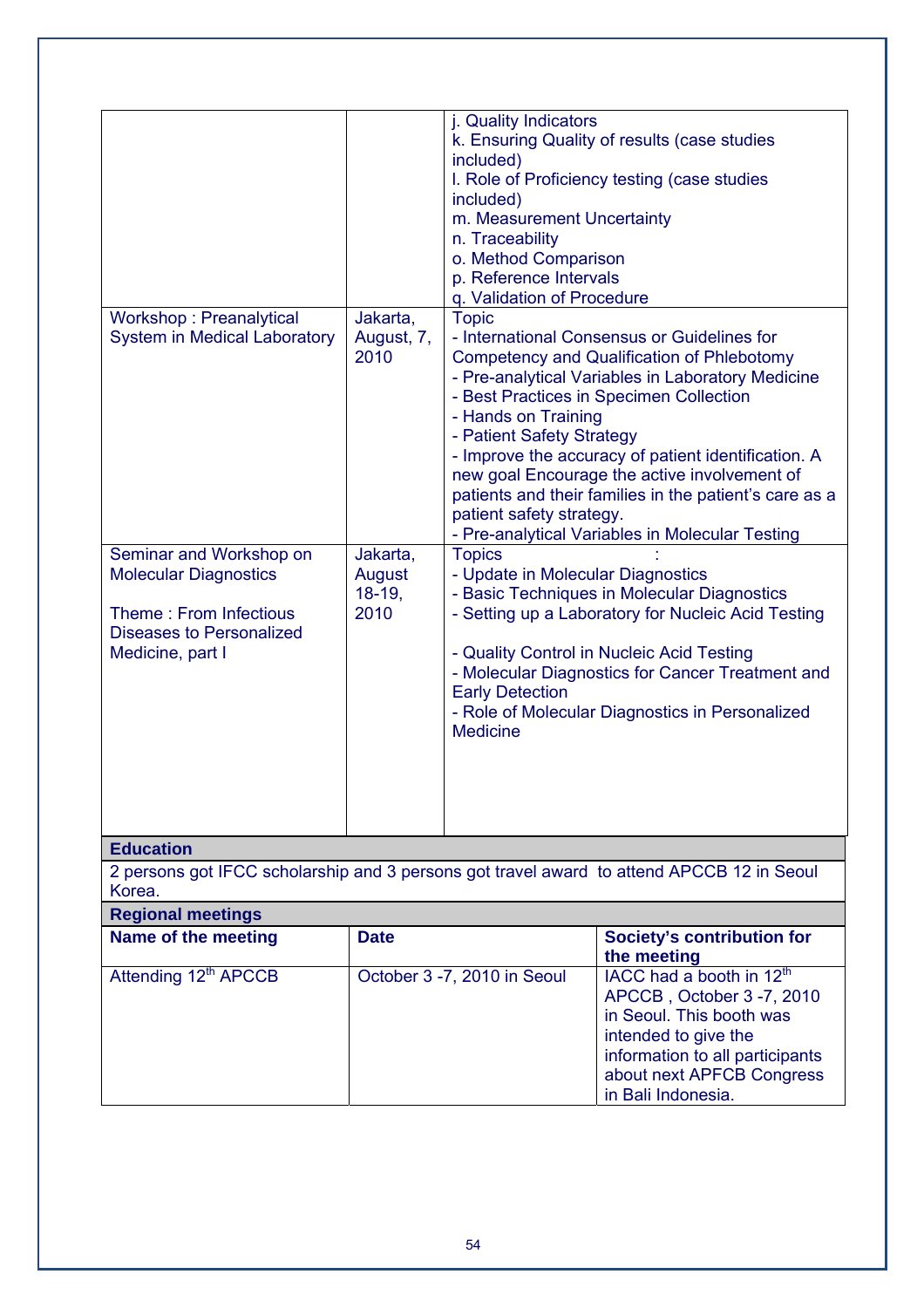| | | |
|---|---|---|
| | | j. Quality Indicators<br>k. Ensuring Quality of results (case studies included)<br>l. Role of Proficiency testing (case studies included)<br>m. Measurement Uncertainty<br>n. Traceability<br>o. Method Comparison<br>p. Reference Intervals<br>q. Validation of Procedure |
| Workshop : Preanalytical System in Medical Laboratory | Jakarta, August, 7, 2010 | Topic<br>- International Consensus or Guidelines for Competency and Qualification of Phlebotomy<br>- Pre-analytical Variables in Laboratory Medicine<br>- Best Practices in Specimen Collection<br>- Hands on Training<br>- Patient Safety Strategy<br>- Improve the accuracy of patient identification. A new goal Encourage the active involvement of patients and their families in the patient's care as a patient safety strategy.<br>- Pre-analytical Variables in Molecular Testing |
| Seminar and Workshop on Molecular Diagnostics<br><br>Theme : From Infectious Diseases to Personalized Medicine, part I | Jakarta, August 18-19, 2010 | Topics :<br>- Update in Molecular Diagnostics<br>- Basic Techniques in Molecular Diagnostics<br>- Setting up a Laboratory for Nucleic Acid Testing<br><br>- Quality Control in Nucleic Acid Testing<br>- Molecular Diagnostics for Cancer Treatment and Early Detection<br>- Role of Molecular Diagnostics in Personalized Medicine |

| **Education** |
|---|
| 2 persons got IFCC scholarship and 3 persons got travel award to attend APCCB 12 in Seoul Korea. |

| **Regional meetings** | | |
|---|---|---|
| **Name of the meeting** | **Date** | **Society's contribution for the meeting** |
| Attending 12th APCCB | October 3 -7, 2010 in Seoul | IACC had a booth in 12th APCCB , October 3 -7, 2010 in Seoul. This booth was intended to give the information to all participants about next APFCB Congress in Bali Indonesia. |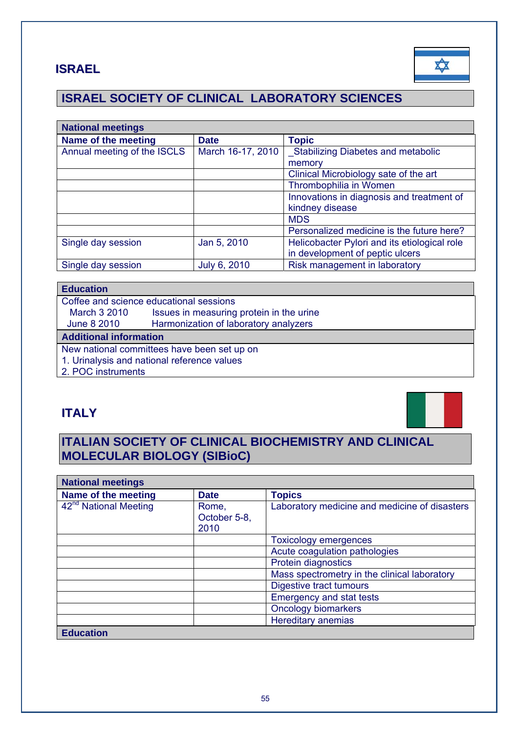## ISRAEL

### ISRAEL SOCIETY OF CLINICAL LABORATORY SCIENCES

| **National meetings** | | |
|---|---|---|
| **Name of the meeting** | **Date** | **Topic** |
| Annual meeting of the ISCLS | March 16-17, 2010 | _Stabilizing Diabetes and metabolic memory |
| | | Clinical Microbiology sate of the art |
| | | Thrombophilia in Women |
| | | Innovations in diagnosis and treatment of kindney disease |
| | | MDS |
| | | Personalized medicine is the future here? |
| Single day session | Jan 5, 2010 | Helicobacter Pylori and its etiological role in development of peptic ulcers |
| Single day session | July 6, 2010 | Risk management in laboratory |

**Education**

Coffee and science educational sessions

March 3 2010 Issues in measuring protein in the urine

June 8 2010 Harmonization of laboratory analyzers

**Additional information**

New national committees have been set up on

1. Urinalysis and national reference values
2. POC instruments

## ITALY

### ITALIAN SOCIETY OF CLINICAL BIOCHEMISTRY AND CLINICAL MOLECULAR BIOLOGY (SIBioC)

| **National meetings** | | |
|---|---|---|
| **Name of the meeting** | **Date** | **Topics** |
| 42nd National Meeting | Rome, October 5-8, 2010 | Laboratory medicine and medicine of disasters |
| | | Toxicology emergences |
| | | Acute coagulation pathologies |
| | | Protein diagnostics |
| | | Mass spectrometry in the clinical laboratory |
| | | Digestive tract tumours |
| | | Emergency and stat tests |
| | | Oncology biomarkers |
| | | Hereditary anemias |

**Education**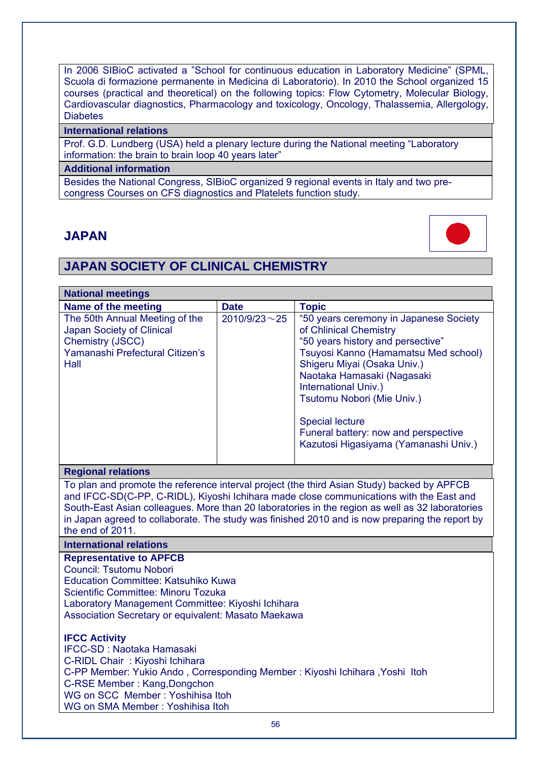In 2006 SIBioC activated a "School for continuous education in Laboratory Medicine" (SPML, Scuola di formazione permanente in Medicina di Laboratorio). In 2010 the School organized 15 courses (practical and theoretical) on the following topics: Flow Cytometry, Molecular Biology, Cardiovascular diagnostics, Pharmacology and toxicology, Oncology, Thalassemia, Allergology, Diabetes

**International relations**

Prof. G.D. Lundberg (USA) held a plenary lecture during the National meeting "Laboratory information: the brain to brain loop 40 years later"

**Additional information**

Besides the National Congress, SIBioC organized 9 regional events in Italy and two pre-congress Courses on CFS diagnostics and Platelets function study.

## JAPAN

## JAPAN SOCIETY OF CLINICAL CHEMISTRY

**National meetings**

| Name of the meeting | Date | Topic |
|---|---|---|
| The 50th Annual Meeting of the Japan Society of Clinical Chemistry (JSCC)<br>Yamanashi Prefectural Citizen's Hall | 2010/9/23～25 | "50 years ceremony in Japanese Society of Chlinical Chemistry<br>"50 years history and persective"<br>Tsuyosi Kanno (Hamamatsu Med school)<br>Shigeru Miyai (Osaka Univ.)<br>Naotaka Hamasaki (Nagasaki International Univ.)<br>Tsutomu Nobori (Mie Univ.)<br><br>Special lecture<br>Funeral battery: now and perspective<br>Kazutosi Higasiyama (Yamanashi Univ.) |

**Regional relations**

To plan and promote the reference interval project (the third Asian Study) backed by APFCB and IFCC-SD(C-PP, C-RIDL), Kiyoshi Ichihara made close communications with the East and South-East Asian colleagues. More than 20 laboratories in the region as well as 32 laboratories in Japan agreed to collaborate. The study was finished 2010 and is now preparing the report by the end of 2011.

**International relations**

**Representative to APFCB**
Council: Tsutomu Nobori
Education Committee: Katsuhiko Kuwa
Scientific Committee: Minoru Tozuka
Laboratory Management Committee: Kiyoshi Ichihara
Association Secretary or equivalent: Masato Maekawa

**IFCC Activity**
IFCC-SD : Naotaka Hamasaki
C-RIDL Chair : Kiyoshi Ichihara
C-PP Member: Yukio Ando , Corresponding Member : Kiyoshi Ichihara ,Yoshi Itoh
C-RSE Member : Kang,Dongchon
WG on SCC Member : Yoshihisa Itoh
WG on SMA Member : Yoshihisa Itoh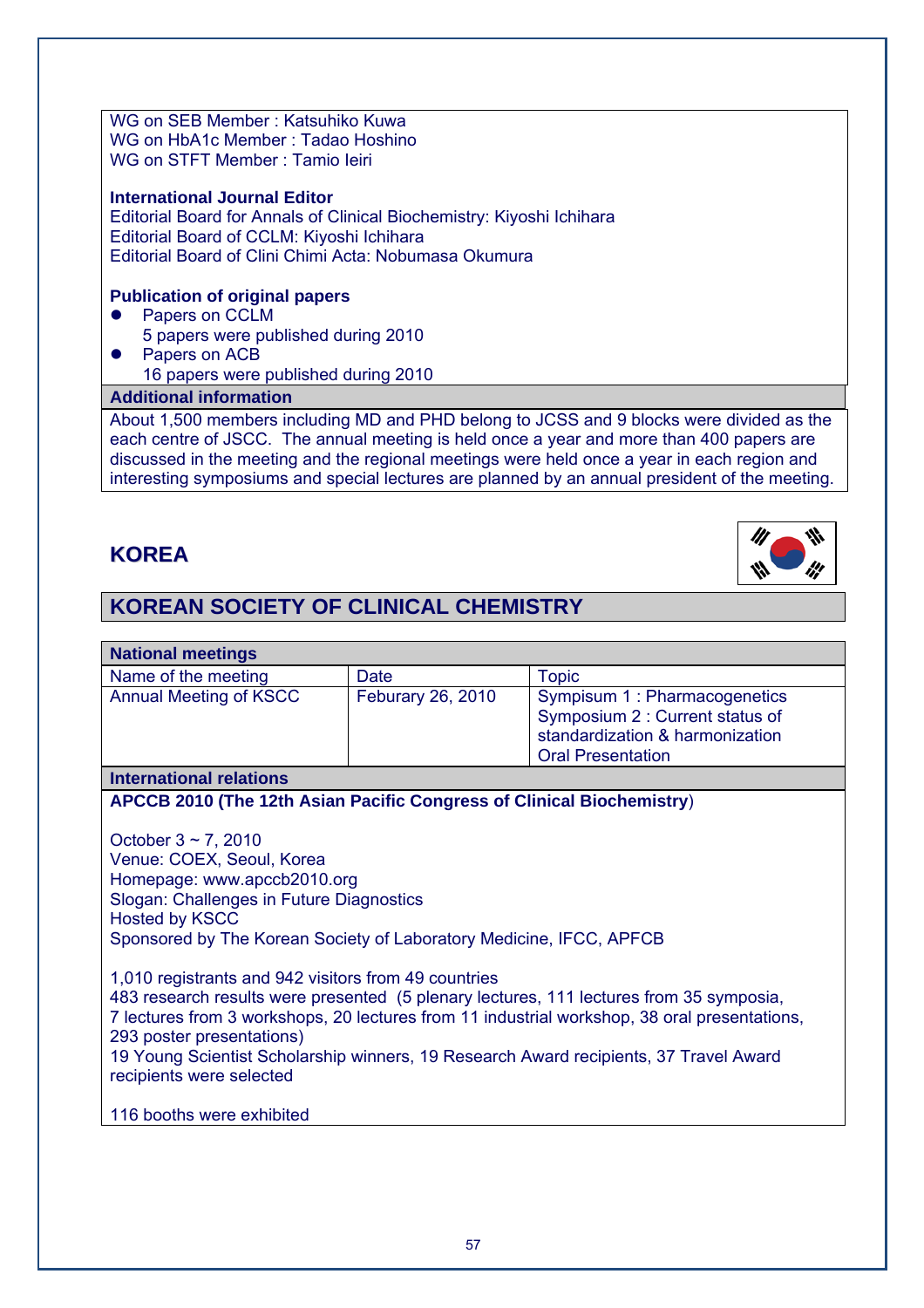WG on SEB Member : Katsuhiko Kuwa
WG on HbA1c Member : Tadao Hoshino
WG on STFT Member : Tamio Ieiri

**International Journal Editor**
Editorial Board for Annals of Clinical Biochemistry: Kiyoshi Ichihara
Editorial Board of CCLM: Kiyoshi Ichihara
Editorial Board of Clini Chimi Acta: Nobumasa Okumura

**Publication of original papers**

- Papers on CCLM
  5 papers were published during 2010
- Papers on ACB
  16 papers were published during 2010

**Additional information**

About 1,500 members including MD and PHD belong to JCSS and 9 blocks were divided as the each centre of JSCC. The annual meeting is held once a year and more than 400 papers are discussed in the meeting and the regional meetings were held once a year in each region and interesting symposiums and special lectures are planned by an annual president of the meeting.

# KOREA

## KOREAN SOCIETY OF CLINICAL CHEMISTRY

**National meetings**

| Name of the meeting | Date | Topic |
|---|---|---|
| Annual Meeting of KSCC | Feburary 26, 2010 | Sympisum 1 : Pharmacogenetics<br>Symposium 2 : Current status of standardization & harmonization<br>Oral Presentation |

**International relations**

**APCCB 2010 (The 12th Asian Pacific Congress of Clinical Biochemistry**)

October 3 ~ 7, 2010
Venue: COEX, Seoul, Korea
Homepage: www.apccb2010.org
Slogan: Challenges in Future Diagnostics
Hosted by KSCC
Sponsored by The Korean Society of Laboratory Medicine, IFCC, APFCB

1,010 registrants and 942 visitors from 49 countries
483 research results were presented (5 plenary lectures, 111 lectures from 35 symposia, 7 lectures from 3 workshops, 20 lectures from 11 industrial workshop, 38 oral presentations, 293 poster presentations)
19 Young Scientist Scholarship winners, 19 Research Award recipients, 37 Travel Award recipients were selected

116 booths were exhibited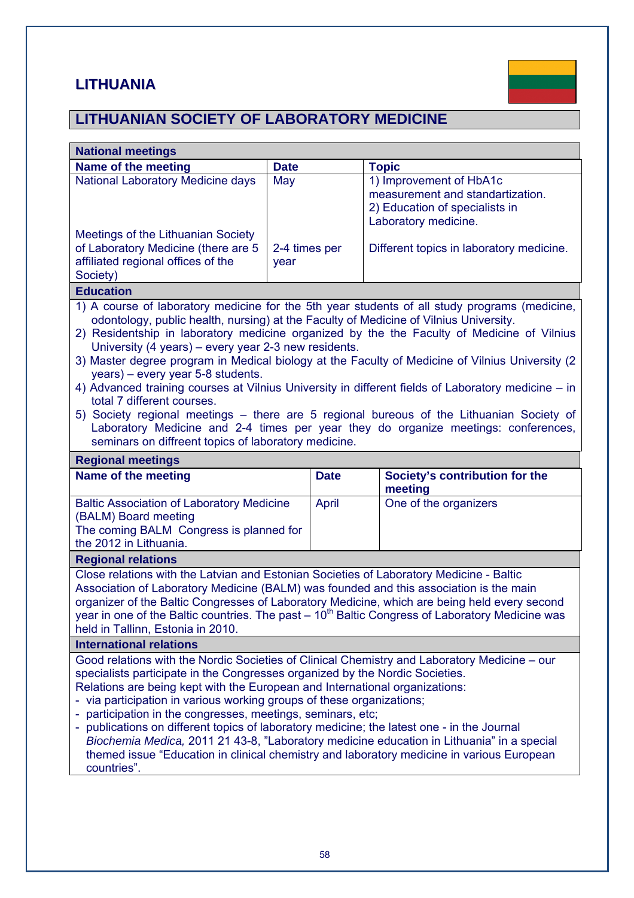# LITHUANIA

## LITHUANIAN SOCIETY OF LABORATORY MEDICINE

**National meetings**

| Name of the meeting | Date | Topic |
|---|---|---|
| National Laboratory Medicine days | May | 1) Improvement of HbA1c measurement and standartization.<br>2) Education of specialists in Laboratory medicine. |
| Meetings of the Lithuanian Society of Laboratory Medicine (there are 5 affiliated regional offices of the Society) | 2-4 times per year | Different topics in laboratory medicine. |

**Education**

1) A course of laboratory medicine for the 5th year students of all study programs (medicine, odontology, public health, nursing) at the Faculty of Medicine of Vilnius University.
2) Residentship in laboratory medicine organized by the the Faculty of Medicine of Vilnius University (4 years) – every year 2-3 new residents.
3) Master degree program in Medical biology at the Faculty of Medicine of Vilnius University (2 years) – every year 5-8 students.
4) Advanced training courses at Vilnius University in different fields of Laboratory medicine – in total 7 different courses.
5) Society regional meetings – there are 5 regional bureous of the Lithuanian Society of Laboratory Medicine and 2-4 times per year they do organize meetings: conferences, seminars on diffrent topics of laboratory medicine.

**Regional meetings**

| Name of the meeting | Date | Society's contribution for the meeting |
|---|---|---|
| Baltic Association of Laboratory Medicine (BALM) Board meeting<br>The coming BALM Congress is planned for the 2012 in Lithuania. | April | One of the organizers |

**Regional relations**

Close relations with the Latvian and Estonian Societies of Laboratory Medicine - Baltic Association of Laboratory Medicine (BALM) was founded and this association is the main organizer of the Baltic Congresses of Laboratory Medicine, which are being held every second year in one of the Baltic countries. The past – 10th Baltic Congress of Laboratory Medicine was held in Tallinn, Estonia in 2010.

**International relations**

Good relations with the Nordic Societies of Clinical Chemistry and Laboratory Medicine – our specialists participate in the Congresses organized by the Nordic Societies.
Relations are being kept with the European and International organizations:

- via participation in various working groups of these organizations;
- participation in the congresses, meetings, seminars, etc;
- publications on different topics of laboratory medicine; the latest one - in the Journal *Biochemia Medica,* 2011 21 43-8, "Laboratory medicine education in Lithuania" in a special themed issue "Education in clinical chemistry and laboratory medicine in various European countries".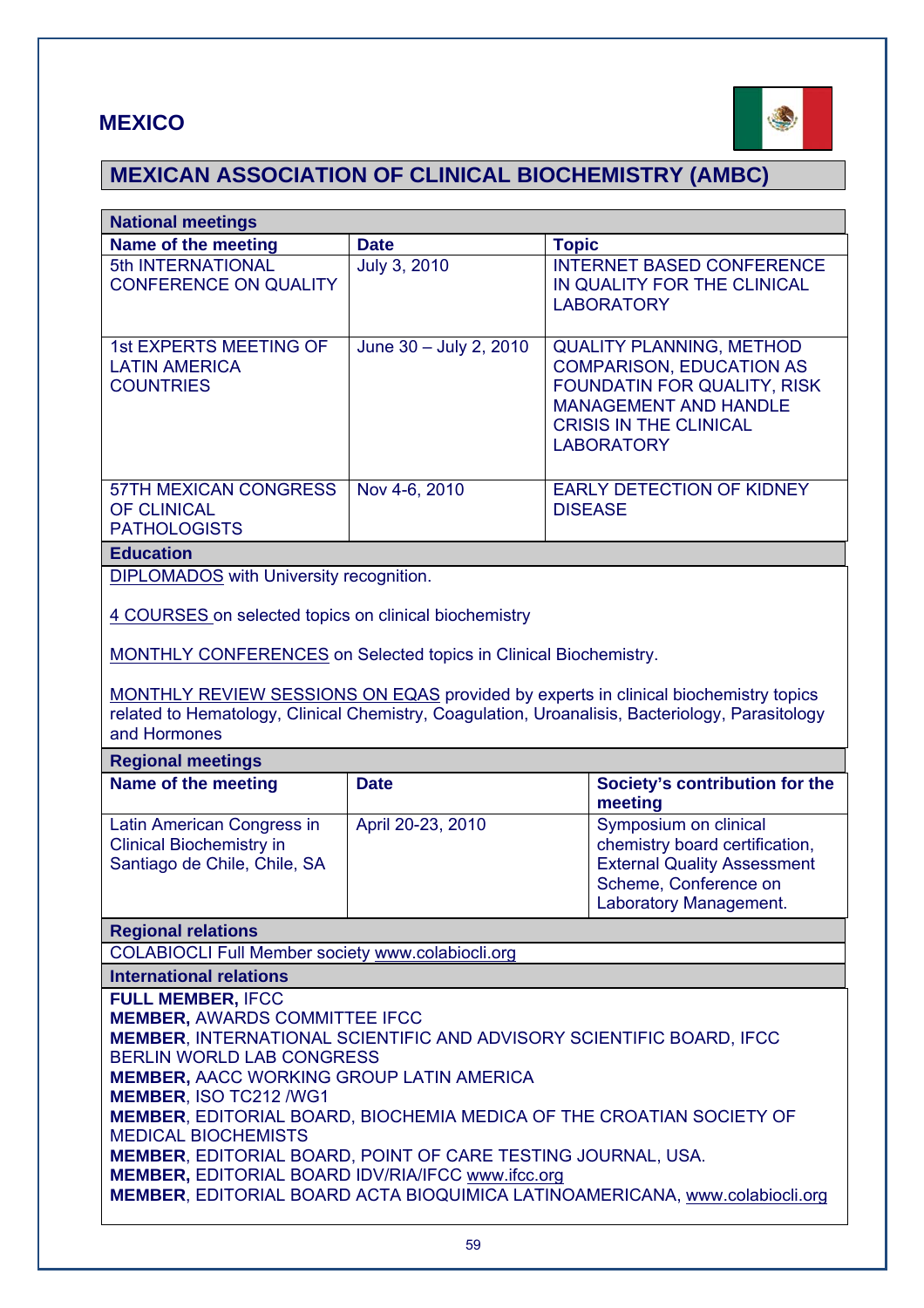# MEXICO

## MEXICAN ASSOCIATION OF CLINICAL BIOCHEMISTRY (AMBC)

**National meetings**

| Name of the meeting | Date | Topic |
|---|---|---|
| 5th INTERNATIONAL CONFERENCE ON QUALITY | July 3, 2010 | INTERNET BASED CONFERENCE IN QUALITY FOR THE CLINICAL LABORATORY |
| 1st EXPERTS MEETING OF LATIN AMERICA COUNTRIES | June 30 – July 2, 2010 | QUALITY PLANNING, METHOD COMPARISON, EDUCATION AS FOUNDATIN FOR QUALITY, RISK MANAGEMENT AND HANDLE CRISIS IN THE CLINICAL LABORATORY |
| 57TH MEXICAN CONGRESS OF CLINICAL PATHOLOGISTS | Nov 4-6, 2010 | EARLY DETECTION OF KIDNEY DISEASE |

**Education**

DIPLOMADOS with University recognition.

4 COURSES on selected topics on clinical biochemistry

MONTHLY CONFERENCES on Selected topics in Clinical Biochemistry.

MONTHLY REVIEW SESSIONS ON EQAS provided by experts in clinical biochemistry topics related to Hematology, Clinical Chemistry, Coagulation, Uroanalisis, Bacteriology, Parasitology and Hormones

**Regional meetings**

| Name of the meeting | Date | Society's contribution for the meeting |
|---|---|---|
| Latin American Congress in Clinical Biochemistry in Santiago de Chile, Chile, SA | April 20-23, 2010 | Symposium on clinical chemistry board certification, External Quality Assessment Scheme, Conference on Laboratory Management. |

**Regional relations**

COLABIOCLI Full Member society www.colabiocli.org

**International relations**

**FULL MEMBER,** IFCC
**MEMBER,** AWARDS COMMITTEE IFCC
**MEMBER**, INTERNATIONAL SCIENTIFIC AND ADVISORY SCIENTIFIC BOARD, IFCC BERLIN WORLD LAB CONGRESS
**MEMBER,** AACC WORKING GROUP LATIN AMERICA
**MEMBER**, ISO TC212 /WG1
**MEMBER**, EDITORIAL BOARD, BIOCHEMIA MEDICA OF THE CROATIAN SOCIETY OF MEDICAL BIOCHEMISTS
**MEMBER**, EDITORIAL BOARD, POINT OF CARE TESTING JOURNAL, USA.
**MEMBER,** EDITORIAL BOARD IDV/RIA/IFCC www.ifcc.org
**MEMBER**, EDITORIAL BOARD ACTA BIOQUIMICA LATINOAMERICANA, www.colabiocli.org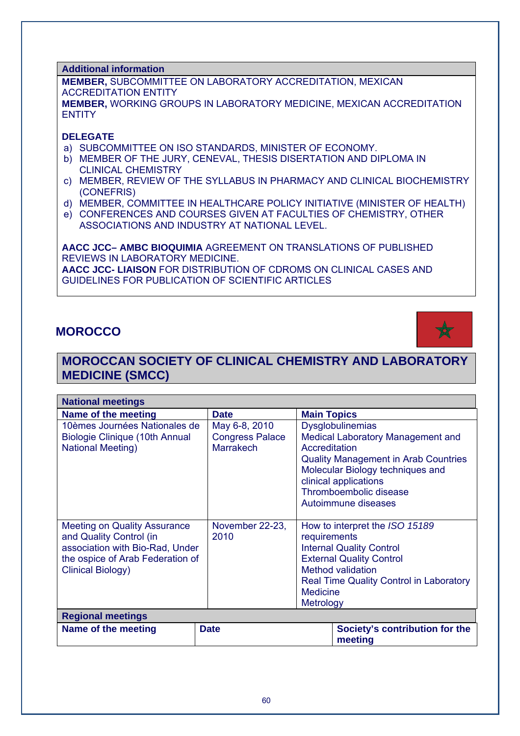| Additional information |
|---|
| **MEMBER,** SUBCOMMITTEE ON LABORATORY ACCREDITATION, MEXICAN ACCREDITATION ENTITY<br>**MEMBER,** WORKING GROUPS IN LABORATORY MEDICINE, MEXICAN ACCREDITATION ENTITY<br><br>**DELEGATE**<br>a) SUBCOMMITTEE ON ISO STANDARDS, MINISTER OF ECONOMY.<br>b) MEMBER OF THE JURY, CENEVAL, THESIS DISERTATION AND DIPLOMA IN CLINICAL CHEMISTRY<br>c) MEMBER, REVIEW OF THE SYLLABUS IN PHARMACY AND CLINICAL BIOCHEMISTRY (CONEFRIS)<br>d) MEMBER, COMMITTEE IN HEALTHCARE POLICY INITIATIVE (MINISTER OF HEALTH)<br>e) CONFERENCES AND COURSES GIVEN AT FACULTIES OF CHEMISTRY, OTHER ASSOCIATIONS AND INDUSTRY AT NATIONAL LEVEL.<br><br>**AACC JCC– AMBC BIOQUIMIA** AGREEMENT ON TRANSLATIONS OF PUBLISHED REVIEWS IN LABORATORY MEDICINE.<br>**AACC JCC- LIAISON** FOR DISTRIBUTION OF CDROMS ON CLINICAL CASES AND GUIDELINES FOR PUBLICATION OF SCIENTIFIC ARTICLES |

## MOROCCO

## MOROCCAN SOCIETY OF CLINICAL CHEMISTRY AND LABORATORY MEDICINE (SMCC)

| National meetings | | |
|---|---|---|
| **Name of the meeting** | **Date** | **Main Topics** |
| 10èmes Journées Nationales de Biologie Clinique (10th Annual National Meeting) | May 6-8, 2010<br>Congress Palace Marrakech | Dysglobulinemias<br>Medical Laboratory Management and Accreditation<br>Quality Management in Arab Countries<br>Molecular Biology techniques and clinical applications<br>Thromboembolic disease<br>Autoimmune diseases |
| Meeting on Quality Assurance and Quality Control (in association with Bio-Rad, Under the ospice of Arab Federation of Clinical Biology) | November 22-23, 2010 | How to interpret the *ISO 15189* requirements<br>Internal Quality Control<br>External Quality Control<br>Method validation<br>Real Time Quality Control in Laboratory Medicine<br>Metrology |

| Regional meetings | | |
|---|---|---|
| **Name of the meeting** | **Date** | **Society's contribution for the meeting** |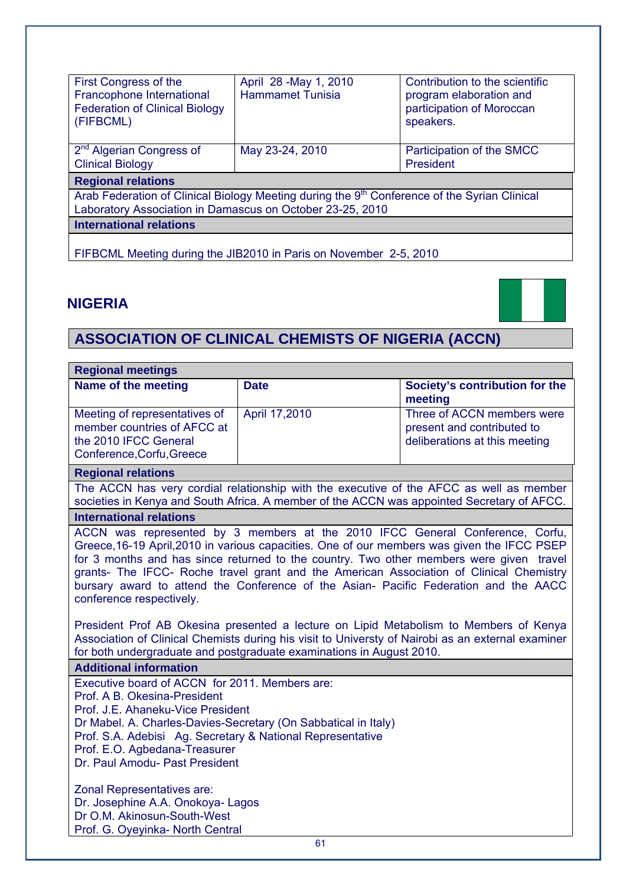| | | |
|---|---|---|
| First Congress of the Francophone International Federation of Clinical Biology (FIFBCML) | April 28 -May 1, 2010 Hammamet Tunisia | Contribution to the scientific program elaboration and participation of Moroccan speakers. |
| 2nd Algerian Congress of Clinical Biology | May 23-24, 2010 | Participation of the SMCC President |
| **Regional relations** | | |
| Arab Federation of Clinical Biology Meeting during the 9th Conference of the Syrian Clinical Laboratory Association in Damascus on October 23-25, 2010 | | |
| **International relations** | | |
| FIFBCML Meeting during the JIB2010 in Paris on November 2-5, 2010 | | |

## NIGERIA

## ASSOCIATION OF CLINICAL CHEMISTS OF NIGERIA (ACCN)

| **Regional meetings** | | |
|---|---|---|
| **Name of the meeting** | **Date** | **Society's contribution for the meeting** |
| Meeting of representatives of member countries of AFCC at the 2010 IFCC General Conference,Corfu,Greece | April 17,2010 | Three of ACCN members were present and contributed to deliberations at this meeting |

**Regional relations**

The ACCN has very cordial relationship with the executive of the AFCC as well as member societies in Kenya and South Africa. A member of the ACCN was appointed Secretary of AFCC.

**International relations**

ACCN was represented by 3 members at the 2010 IFCC General Conference, Corfu, Greece,16-19 April,2010 in various capacities. One of our members was given the IFCC PSEP for 3 months and has since returned to the country. Two other members were given travel grants- The IFCC- Roche travel grant and the American Association of Clinical Chemistry bursary award to attend the Conference of the Asian- Pacific Federation and the AACC conference respectively.

President Prof AB Okesina presented a lecture on Lipid Metabolism to Members of Kenya Association of Clinical Chemists during his visit to Universty of Nairobi as an external examiner for both undergraduate and postgraduate examinations in August 2010.

**Additional information**

Executive board of ACCN for 2011. Members are:
Prof. A B. Okesina-President
Prof. J.E. Ahaneku-Vice President
Dr Mabel. A. Charles-Davies-Secretary (On Sabbatical in Italy)
Prof. S.A. Adebisi Ag. Secretary & National Representative
Prof. E.O. Agbedana-Treasurer
Dr. Paul Amodu- Past President

Zonal Representatives are:
Dr. Josephine A.A. Onokoya- Lagos
Dr O.M. Akinosun-South-West
Prof. G. Oyeyinka- North Central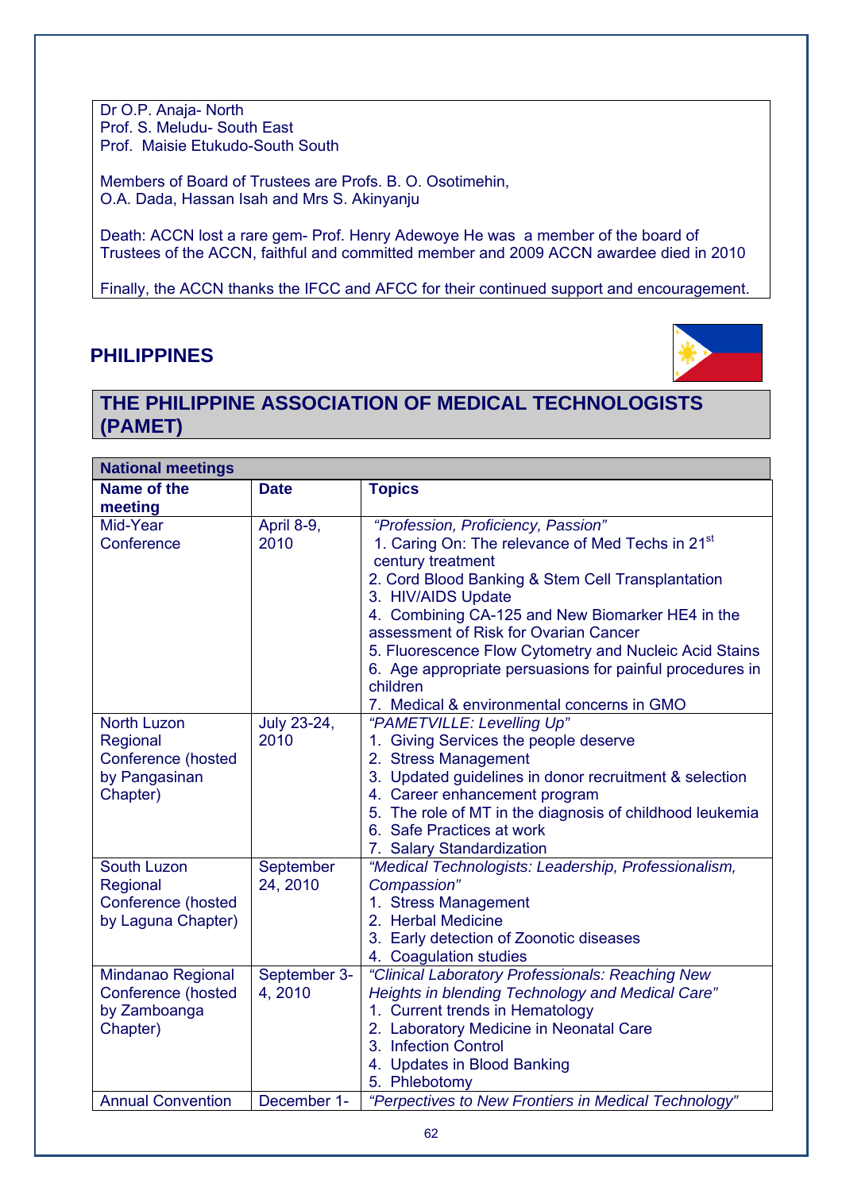Dr O.P. Anaja- North
Prof. S. Meludu- South East
Prof. Maisie Etukudo-South South

Members of Board of Trustees are Profs. B. O. Osotimehin, O.A. Dada, Hassan Isah and Mrs S. Akinyanju

Death: ACCN lost a rare gem- Prof. Henry Adewoye He was a member of the board of Trustees of the ACCN, faithful and committed member and 2009 ACCN awardee died in 2010

Finally, the ACCN thanks the IFCC and AFCC for their continued support and encouragement.

## PHILIPPINES

## THE PHILIPPINE ASSOCIATION OF MEDICAL TECHNOLOGISTS (PAMET)

| **National meetings** | | |
|---|---|---|
| **Name of the meeting** | **Date** | **Topics** |
| Mid-Year Conference | April 8-9, 2010 | *"Profession, Proficiency, Passion"*<br>1. Caring On: The relevance of Med Techs in 21st century treatment<br>2. Cord Blood Banking & Stem Cell Transplantation<br>3. HIV/AIDS Update<br>4. Combining CA-125 and New Biomarker HE4 in the assessment of Risk for Ovarian Cancer<br>5. Fluorescence Flow Cytometry and Nucleic Acid Stains<br>6. Age appropriate persuasions for painful procedures in children<br>7. Medical & environmental concerns in GMO |
| North Luzon Regional Conference (hosted by Pangasinan Chapter) | July 23-24, 2010 | *"PAMETVILLE: Levelling Up"*<br>1. Giving Services the people deserve<br>2. Stress Management<br>3. Updated guidelines in donor recruitment & selection<br>4. Career enhancement program<br>5. The role of MT in the diagnosis of childhood leukemia<br>6. Safe Practices at work<br>7. Salary Standardization |
| South Luzon Regional Conference (hosted by Laguna Chapter) | September 24, 2010 | *"Medical Technologists: Leadership, Professionalism, Compassion"*<br>1. Stress Management<br>2. Herbal Medicine<br>3. Early detection of Zoonotic diseases<br>4. Coagulation studies |
| Mindanao Regional Conference (hosted by Zamboanga Chapter) | September 3-4, 2010 | *"Clinical Laboratory Professionals: Reaching New Heights in blending Technology and Medical Care"*<br>1. Current trends in Hematology<br>2. Laboratory Medicine in Neonatal Care<br>3. Infection Control<br>4. Updates in Blood Banking<br>5. Phlebotomy |
| Annual Convention | December 1- | *"Perpectives to New Frontiers in Medical Technology"* |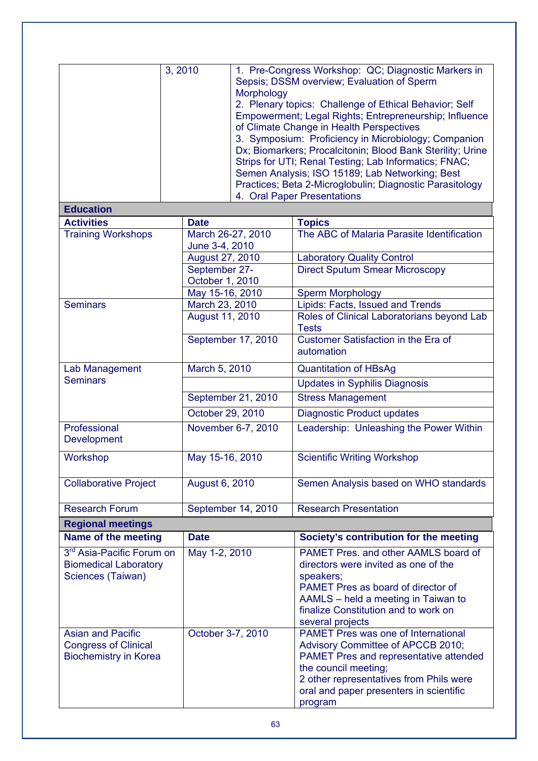|  | 3, 2010 | 1. Pre-Congress Workshop: QC; Diagnostic Markers in Sepsis; DSSM overview; Evaluation of Sperm Morphology<br>2. Plenary topics: Challenge of Ethical Behavior; Self Empowerment; Legal Rights; Entrepreneurship; Influence of Climate Change in Health Perspectives<br>3. Symposium: Proficiency in Microbiology; Companion Dx; Biomarkers; Procalcitonin; Blood Bank Sterility; Urine Strips for UTI; Renal Testing; Lab Informatics; FNAC; Semen Analysis; ISO 15189; Lab Networking; Best Practices; Beta 2-Microglobulin; Diagnostic Parasitology<br>4. Oral Paper Presentations |
|---|---|---|

**Education**

| Activities | Date | Topics |
|---|---|---|
| Training Workshops | March 26-27, 2010<br>June 3-4, 2010 | The ABC of Malaria Parasite Identification |
|  | August 27, 2010 | Laboratory Quality Control |
|  | September 27-October 1, 2010 | Direct Sputum Smear Microscopy |
|  | May 15-16, 2010 | Sperm Morphology |
| Seminars | March 23, 2010 | Lipids: Facts, Issued and Trends |
|  | August 11, 2010 | Roles of Clinical Laboratorians beyond Lab Tests |
|  | September 17, 2010 | Customer Satisfaction in the Era of automation |
| Lab Management Seminars | March 5, 2010 | Quantitation of HBsAg |
|  |  | Updates in Syphilis Diagnosis |
|  | September 21, 2010 | Stress Management |
|  | October 29, 2010 | Diagnostic Product updates |
| Professional Development | November 6-7, 2010 | Leadership: Unleashing the Power Within |
| Workshop | May 15-16, 2010 | Scientific Writing Workshop |
| Collaborative Project | August 6, 2010 | Semen Analysis based on WHO standards |
| Research Forum | September 14, 2010 | Research Presentation |

**Regional meetings**

| Name of the meeting | Date | Society's contribution for the meeting |
|---|---|---|
| 3rd Asia-Pacific Forum on Biomedical Laboratory Sciences (Taiwan) | May 1-2, 2010 | PAMET Pres. and other AAMLS board of directors were invited as one of the speakers;<br>PAMET Pres as board of director of AAMLS – held a meeting in Taiwan to finalize Constitution and to work on several projects |
| Asian and Pacific Congress of Clinical Biochemistry in Korea | October 3-7, 2010 | PAMET Pres was one of International Advisory Committee of APCCB 2010;<br>PAMET Pres and representative attended the council meeting;<br>2 other representatives from Phils were oral and paper presenters in scientific program |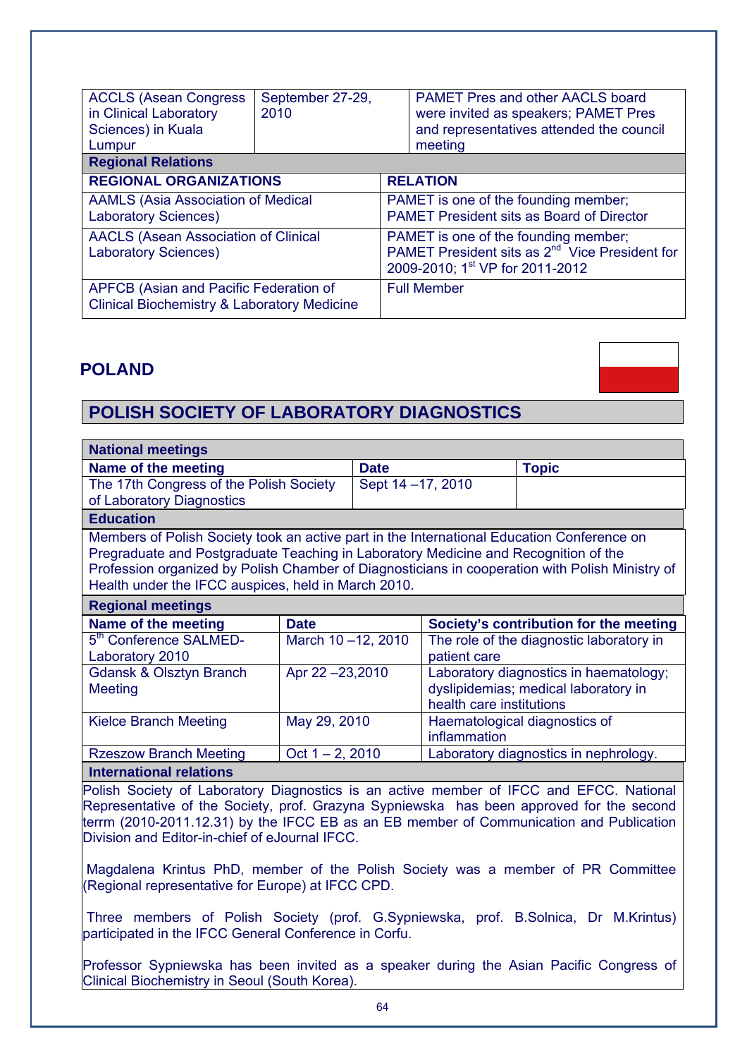| ACCLS (Asean Congress in Clinical Laboratory Sciences) in Kuala Lumpur | September 27-29, 2010 | PAMET Pres and other AACLS board were invited as speakers; PAMET Pres and representatives attended the council meeting |
|---|---|---|

**Regional Relations**

| REGIONAL ORGANIZATIONS | RELATION |
|---|---|
| AAMLS (Asia Association of Medical Laboratory Sciences) | PAMET is one of the founding member; PAMET President sits as Board of Director |
| AACLS (Asean Association of Clinical Laboratory Sciences) | PAMET is one of the founding member; PAMET President sits as 2nd Vice President for 2009-2010; 1st VP for 2011-2012 |
| APFCB (Asian and Pacific Federation of Clinical Biochemistry & Laboratory Medicine | Full Member |

## POLAND

## POLISH SOCIETY OF LABORATORY DIAGNOSTICS

**National meetings**

| Name of the meeting | Date | Topic |
|---|---|---|
| The 17th Congress of the Polish Society of Laboratory Diagnostics | Sept 14 –17, 2010 | |

**Education**

Members of Polish Society took an active part in the International Education Conference on Pregraduate and Postgraduate Teaching in Laboratory Medicine and Recognition of the Profession organized by Polish Chamber of Diagnosticians in cooperation with Polish Ministry of Health under the IFCC auspices, held in March 2010.

**Regional meetings**

| Name of the meeting | Date | Society's contribution for the meeting |
|---|---|---|
| 5th Conference SALMED-Laboratory 2010 | March 10 –12, 2010 | The role of the diagnostic laboratory in patient care |
| Gdansk & Olsztyn Branch Meeting | Apr 22 –23,2010 | Laboratory diagnostics in haematology; dyslipidemias; medical laboratory in health care institutions |
| Kielce Branch Meeting | May 29, 2010 | Haematological diagnostics of inflammation |
| Rzeszow Branch Meeting | Oct 1 – 2, 2010 | Laboratory diagnostics in nephrology. |

**International relations**

Polish Society of Laboratory Diagnostics is an active member of IFCC and EFCC. National Representative of the Society, prof. Grazyna Sypniewska has been approved for the second terrm (2010-2011.12.31) by the IFCC EB as an EB member of Communication and Publication Division and Editor-in-chief of eJournal IFCC.

Magdalena Krintus PhD, member of the Polish Society was a member of PR Committee (Regional representative for Europe) at IFCC CPD.

Three members of Polish Society (prof. G.Sypniewska, prof. B.Solnica, Dr M.Krintus) participated in the IFCC General Conference in Corfu.

Professor Sypniewska has been invited as a speaker during the Asian Pacific Congress of Clinical Biochemistry in Seoul (South Korea).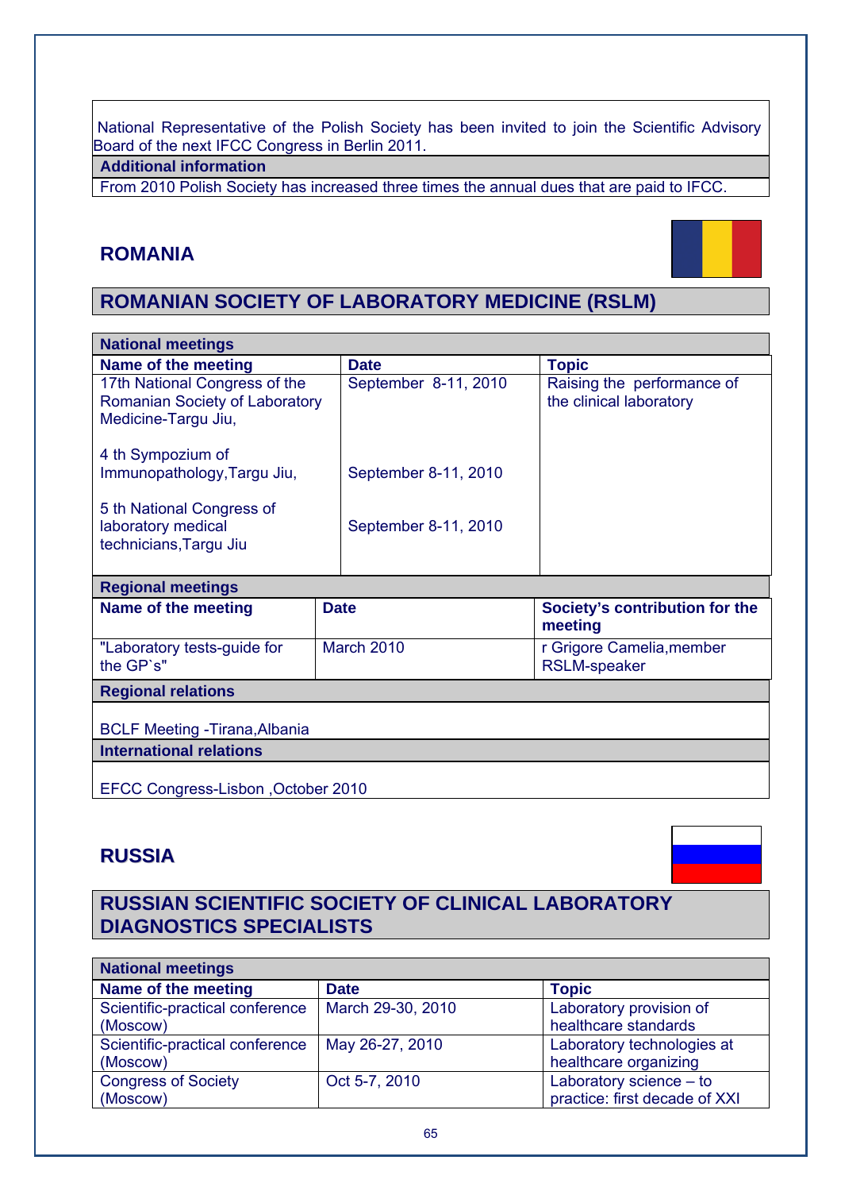National Representative of the Polish Society has been invited to join the Scientific Advisory Board of the next IFCC Congress in Berlin 2011.

**Additional information**

From 2010 Polish Society has increased three times the annual dues that are paid to IFCC.

## ROMANIA

## ROMANIAN SOCIETY OF LABORATORY MEDICINE (RSLM)

**National meetings**

| Name of the meeting | Date | Topic |
|---|---|---|
| 17th National Congress of the Romanian Society of Laboratory Medicine-Targu Jiu, | September 8-11, 2010 | Raising the performance of the clinical laboratory |
| 4 th Sympozium of Immunopathology,Targu Jiu, | September 8-11, 2010 | |
| 5 th National Congress of laboratory medical technicians,Targu Jiu | September 8-11, 2010 | |

**Regional meetings**

| Name of the meeting | Date | Society's contribution for the meeting |
|---|---|---|
| "Laboratory tests-guide for the GP`s" | March 2010 | r Grigore Camelia,member RSLM-speaker |

**Regional relations**

BCLF Meeting -Tirana,Albania

**International relations**

EFCC Congress-Lisbon ,October 2010

## RUSSIA

## RUSSIAN SCIENTIFIC SOCIETY OF CLINICAL LABORATORY DIAGNOSTICS SPECIALISTS

**National meetings**

| Name of the meeting | Date | Topic |
|---|---|---|
| Scientific-practical conference (Moscow) | March 29-30, 2010 | Laboratory provision of healthcare standards |
| Scientific-practical conference (Moscow) | May 26-27, 2010 | Laboratory technologies at healthcare organizing |
| Congress of Society (Moscow) | Oct 5-7, 2010 | Laboratory science – to practice: first decade of XXI |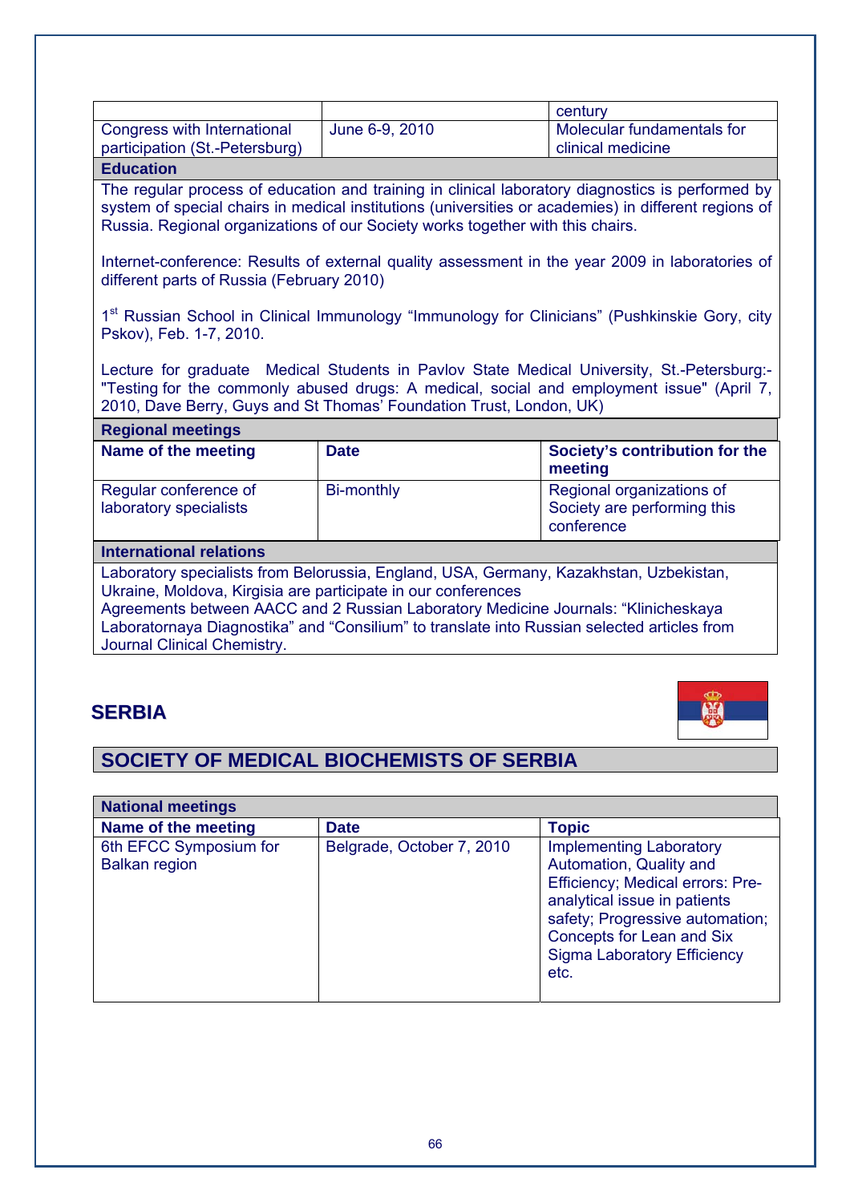| | | century |
|---|---|---|
| Congress with International participation (St.-Petersburg) | June 6-9, 2010 | Molecular fundamentals for clinical medicine |

**Education**

The regular process of education and training in clinical laboratory diagnostics is performed by system of special chairs in medical institutions (universities or academies) in different regions of Russia. Regional organizations of our Society works together with this chairs.

Internet-conference: Results of external quality assessment in the year 2009 in laboratories of different parts of Russia (February 2010)

1st Russian School in Clinical Immunology "Immunology for Clinicians" (Pushkinskie Gory, city Pskov), Feb. 1-7, 2010.

Lecture for graduate Medical Students in Pavlov State Medical University, St.-Petersburg:- "Testing for the commonly abused drugs: A medical, social and employment issue" (April 7, 2010, Dave Berry, Guys and St Thomas' Foundation Trust, London, UK)

**Regional meetings**

| Name of the meeting | Date | Society's contribution for the meeting |
|---|---|---|
| Regular conference of laboratory specialists | Bi-monthly | Regional organizations of Society are performing this conference |

**International relations**

Laboratory specialists from Belorussia, England, USA, Germany, Kazakhstan, Uzbekistan, Ukraine, Moldova, Kirgisia are participate in our conferences
Agreements between AACC and 2 Russian Laboratory Medicine Journals: "Klinicheskaya Laboratornaya Diagnostika" and "Consilium" to translate into Russian selected articles from Journal Clinical Chemistry.

## SERBIA

## SOCIETY OF MEDICAL BIOCHEMISTS OF SERBIA

**National meetings**

| Name of the meeting | Date | Topic |
|---|---|---|
| 6th EFCC Symposium for Balkan region | Belgrade, October 7, 2010 | Implementing Laboratory Automation, Quality and Efficiency; Medical errors: Pre-analytical issue in patients safety; Progressive automation; Concepts for Lean and Six Sigma Laboratory Efficiency etc. |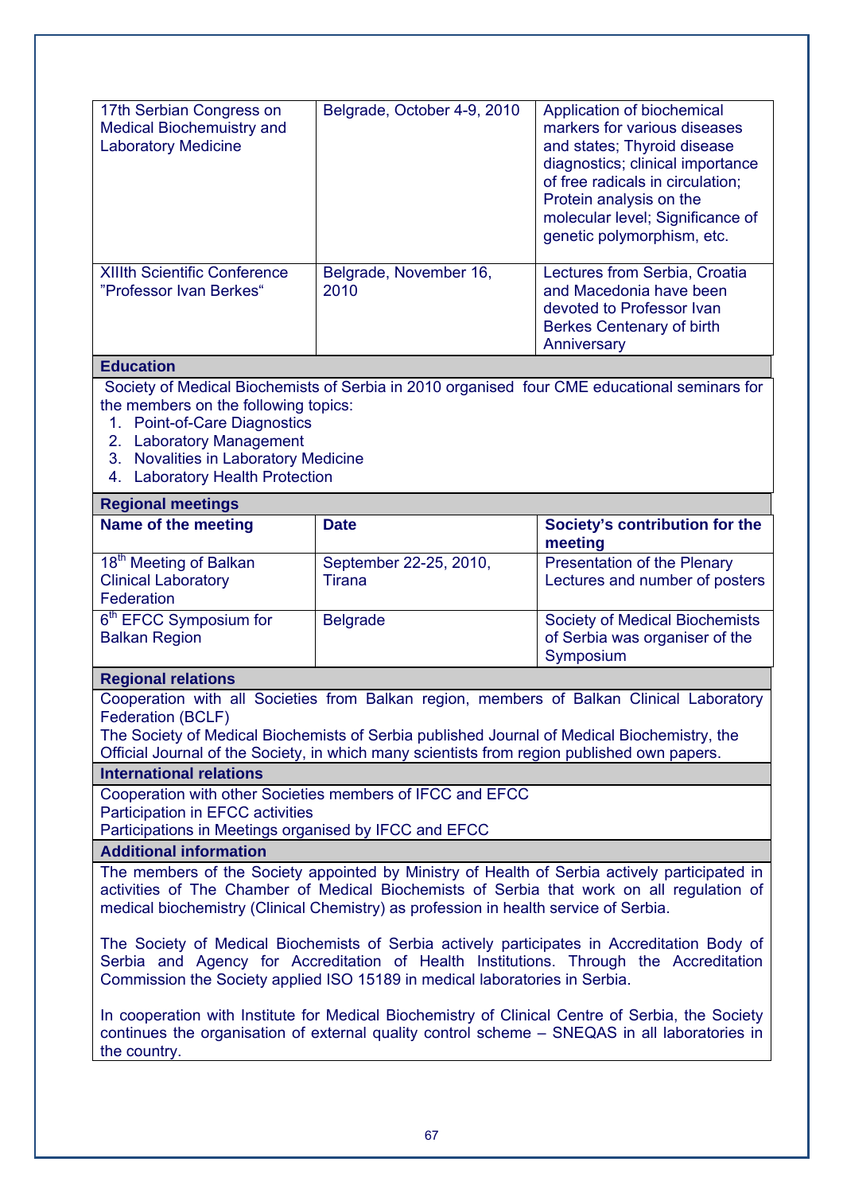| | | |
|---|---|---|
| 17th Serbian Congress on Medical Biochemuistry and Laboratory Medicine | Belgrade, October 4-9, 2010 | Application of biochemical markers for various diseases and states; Thyroid disease diagnostics; clinical importance of free radicals in circulation; Protein analysis on the molecular level; Significance of genetic polymorphism, etc. |
| XIIIth Scientific Conference ”Professor Ivan Berkes“ | Belgrade, November 16, 2010 | Lectures from Serbia, Croatia and Macedonia have been devoted to Professor Ivan Berkes Centenary of birth Anniversary |

**Education**

Society of Medical Biochemists of Serbia in 2010 organised four CME educational seminars for the members on the following topics:

1. Point-of-Care Diagnostics
2. Laboratory Management
3. Novalities in Laboratory Medicine
4. Laboratory Health Protection

**Regional meetings**

| Name of the meeting | Date | Society's contribution for the meeting |
|---|---|---|
| 18th Meeting of Balkan Clinical Laboratory Federation | September 22-25, 2010, Tirana | Presentation of the Plenary Lectures and number of posters |
| 6th EFCC Symposium for Balkan Region | Belgrade | Society of Medical Biochemists of Serbia was organiser of the Symposium |

**Regional relations**

Cooperation with all Societies from Balkan region, members of Balkan Clinical Laboratory Federation (BCLF)
The Society of Medical Biochemists of Serbia published Journal of Medical Biochemistry, the Official Journal of the Society, in which many scientists from region published own papers.

**International relations**

Cooperation with other Societies members of IFCC and EFCC
Participation in EFCC activities
Participations in Meetings organised by IFCC and EFCC

**Additional information**

The members of the Society appointed by Ministry of Health of Serbia actively participated in activities of The Chamber of Medical Biochemists of Serbia that work on all regulation of medical biochemistry (Clinical Chemistry) as profession in health service of Serbia.

The Society of Medical Biochemists of Serbia actively participates in Accreditation Body of Serbia and Agency for Accreditation of Health Institutions. Through the Accreditation Commission the Society applied ISO 15189 in medical laboratories in Serbia.

In cooperation with Institute for Medical Biochemistry of Clinical Centre of Serbia, the Society continues the organisation of external quality control scheme – SNEQAS in all laboratories in the country.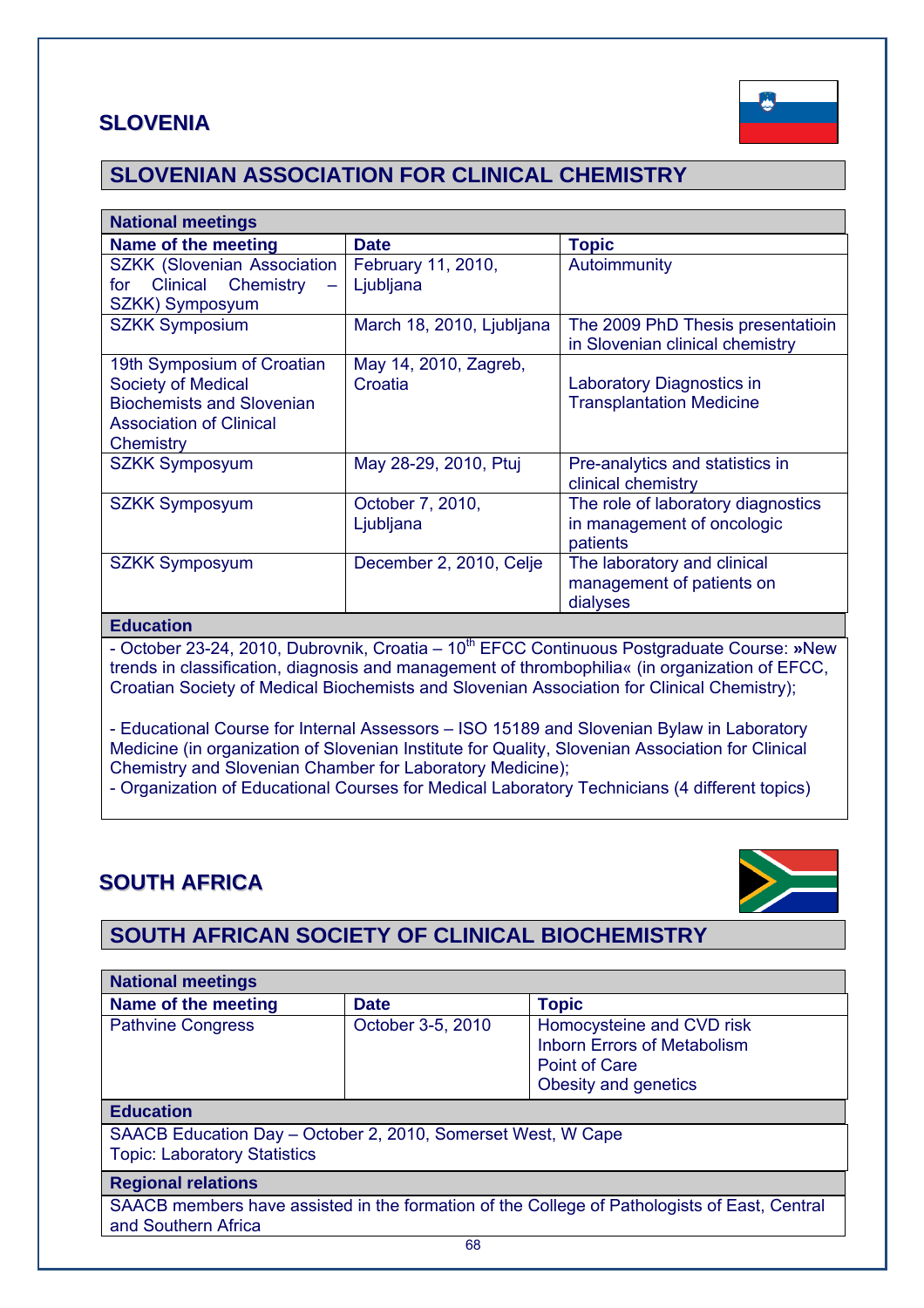## SLOVENIA

### SLOVENIAN ASSOCIATION FOR CLINICAL CHEMISTRY

| National meetings | | |
|---|---|---|
| **Name of the meeting** | **Date** | **Topic** |
| SZKK (Slovenian Association for Clinical Chemistry – SZKK) Symposyum | February 11, 2010, Ljubljana | Autoimmunity |
| SZKK Symposium | March 18, 2010, Ljubljana | The 2009 PhD Thesis presentatioin in Slovenian clinical chemistry |
| 19th Symposium of Croatian Society of Medical Biochemists and Slovenian Association of Clinical Chemistry | May 14, 2010, Zagreb, Croatia | Laboratory Diagnostics in Transplantation Medicine |
| SZKK Symposyum | May 28-29, 2010, Ptuj | Pre-analytics and statistics in clinical chemistry |
| SZKK Symposyum | October 7, 2010, Ljubljana | The role of laboratory diagnostics in management of oncologic patients |
| SZKK Symposyum | December 2, 2010, Celje | The laboratory and clinical management of patients on dialyses |

**Education**

- October 23-24, 2010, Dubrovnik, Croatia – 10th EFCC Continuous Postgraduate Course: **»**New trends in classification, diagnosis and management of thrombophilia« (in organization of EFCC, Croatian Society of Medical Biochemists and Slovenian Association for Clinical Chemistry);

- Educational Course for Internal Assessors – ISO 15189 and Slovenian Bylaw in Laboratory Medicine (in organization of Slovenian Institute for Quality, Slovenian Association for Clinical Chemistry and Slovenian Chamber for Laboratory Medicine);
- Organization of Educational Courses for Medical Laboratory Technicians (4 different topics)

## SOUTH AFRICA

### SOUTH AFRICAN SOCIETY OF CLINICAL BIOCHEMISTRY

| National meetings | | |
|---|---|---|
| **Name of the meeting** | **Date** | **Topic** |
| Pathvine Congress | October 3-5, 2010 | Homocysteine and CVD risk<br>Inborn Errors of Metabolism<br>Point of Care<br>Obesity and genetics |

**Education**

SAACB Education Day – October 2, 2010, Somerset West, W Cape
Topic: Laboratory Statistics

**Regional relations**

SAACB members have assisted in the formation of the College of Pathologists of East, Central and Southern Africa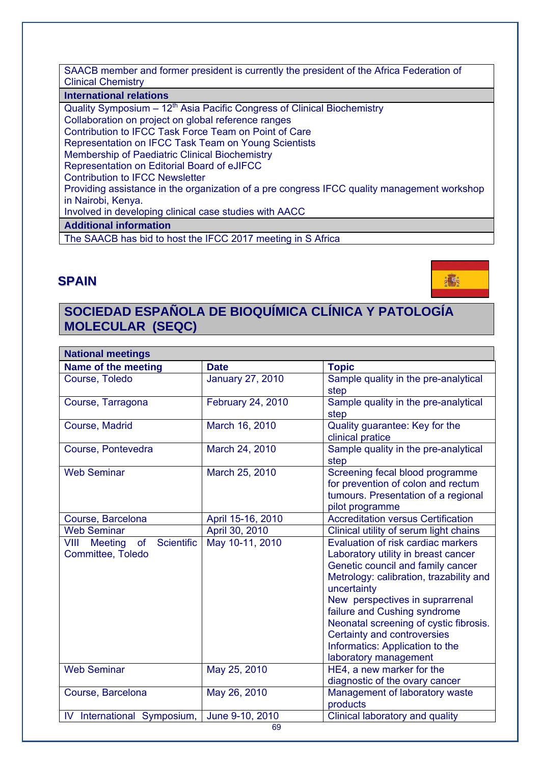| SAACB member and former president is currently the president of the Africa Federation of Clinical Chemistry |
|---|
| **International relations** |
| Quality Symposium – 12th Asia Pacific Congress of Clinical Biochemistry<br>Collaboration on project on global reference ranges<br>Contribution to IFCC Task Force Team on Point of Care<br>Representation on IFCC Task Team on Young Scientists<br>Membership of Paediatric Clinical Biochemistry<br>Representation on Editorial Board of eJIFCC<br>Contribution to IFCC Newsletter<br>Providing assistance in the organization of a pre congress IFCC quality management workshop in Nairobi, Kenya.<br>Involved in developing clinical case studies with AACC |
| **Additional information** |
| The SAACB has bid to host the IFCC 2017 meeting in S Africa |

## SPAIN

## SOCIEDAD ESPAÑOLA DE BIOQUÍMICA CLÍNICA Y PATOLOGÍA MOLECULAR (SEQC)

| **National meetings** | | |
|---|---|---|
| **Name of the meeting** | **Date** | **Topic** |
| Course, Toledo | January 27, 2010 | Sample quality in the pre-analytical step |
| Course, Tarragona | February 24, 2010 | Sample quality in the pre-analytical step |
| Course, Madrid | March 16, 2010 | Quality guarantee: Key for the clinical pratice |
| Course, Pontevedra | March 24, 2010 | Sample quality in the pre-analytical step |
| Web Seminar | March 25, 2010 | Screening fecal blood programme for prevention of colon and rectum tumours. Presentation of a regional pilot programme |
| Course, Barcelona | April 15-16, 2010 | Accreditation versus Certification |
| Web Seminar | April 30, 2010 | Clinical utility of serum light chains |
| VIII Meeting of Scientific Committee, Toledo | May 10-11, 2010 | Evaluation of risk cardiac markers<br>Laboratory utility in breast cancer<br>Genetic council and family cancer<br>Metrology: calibration, trazability and uncertainty<br>New perspectives in suprarrenal failure and Cushing syndrome<br>Neonatal screening of cystic fibrosis. Certainty and controversies<br>Informatics: Application to the laboratory management |
| Web Seminar | May 25, 2010 | HE4, a new marker for the diagnostic of the ovary cancer |
| Course, Barcelona | May 26, 2010 | Management of laboratory waste products |
| IV International Symposium, | June 9-10, 2010 | Clinical laboratory and quality |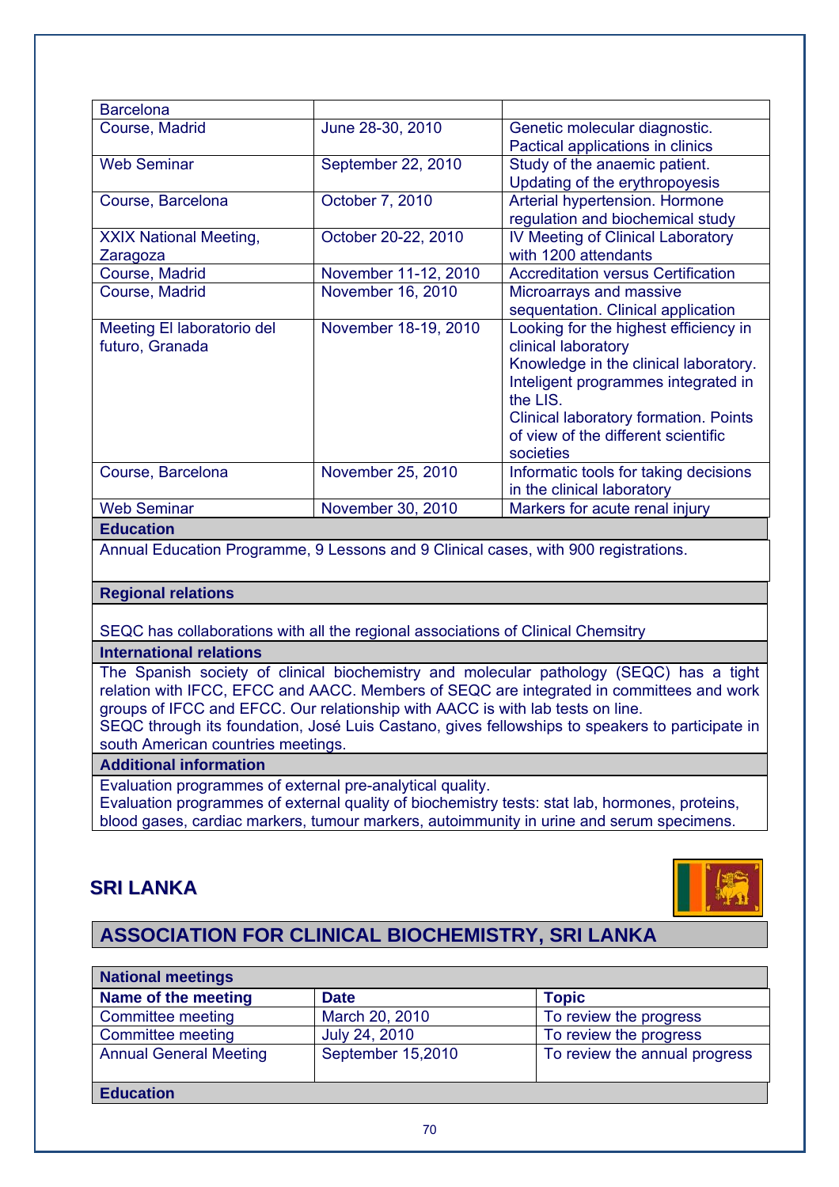| | | |
|---|---|---|
| Barcelona | | |
| Course, Madrid | June 28-30, 2010 | Genetic molecular diagnostic. Pactical applications in clinics |
| Web Seminar | September 22, 2010 | Study of the anaemic patient. Updating of the erythropoyesis |
| Course, Barcelona | October 7, 2010 | Arterial hypertension. Hormone regulation and biochemical study |
| XXIX National Meeting, Zaragoza | October 20-22, 2010 | IV Meeting of Clinical Laboratory with 1200 attendants |
| Course, Madrid | November 11-12, 2010 | Accreditation versus Certification |
| Course, Madrid | November 16, 2010 | Microarrays and massive sequentation. Clinical application |
| Meeting El laboratorio del futuro, Granada | November 18-19, 2010 | Looking for the highest efficiency in clinical laboratory<br>Knowledge in the clinical laboratory.<br>Inteligent programmes integrated in the LIS.<br>Clinical laboratory formation. Points of view of the different scientific societies |
| Course, Barcelona | November 25, 2010 | Informatic tools for taking decisions in the clinical laboratory |
| Web Seminar | November 30, 2010 | Markers for acute renal injury |

**Education**

Annual Education Programme, 9 Lessons and 9 Clinical cases, with 900 registrations.

**Regional relations**

SEQC has collaborations with all the regional associations of Clinical Chemsitry

**International relations**

The Spanish society of clinical biochemistry and molecular pathology (SEQC) has a tight relation with IFCC, EFCC and AACC. Members of SEQC are integrated in committees and work groups of IFCC and EFCC. Our relationship with AACC is with lab tests on line.
SEQC through its foundation, José Luis Castano, gives fellowships to speakers to participate in south American countries meetings.

**Additional information**

Evaluation programmes of external pre-analytical quality.
Evaluation programmes of external quality of biochemistry tests: stat lab, hormones, proteins, blood gases, cardiac markers, tumour markers, autoimmunity in urine and serum specimens.

## SRI LANKA

## ASSOCIATION FOR CLINICAL BIOCHEMISTRY, SRI LANKA

**National meetings**

| Name of the meeting | Date | Topic |
|---|---|---|
| Committee meeting | March 20, 2010 | To review the progress |
| Committee meeting | July 24, 2010 | To review the progress |
| Annual General Meeting | September 15,2010 | To review the annual progress |

**Education**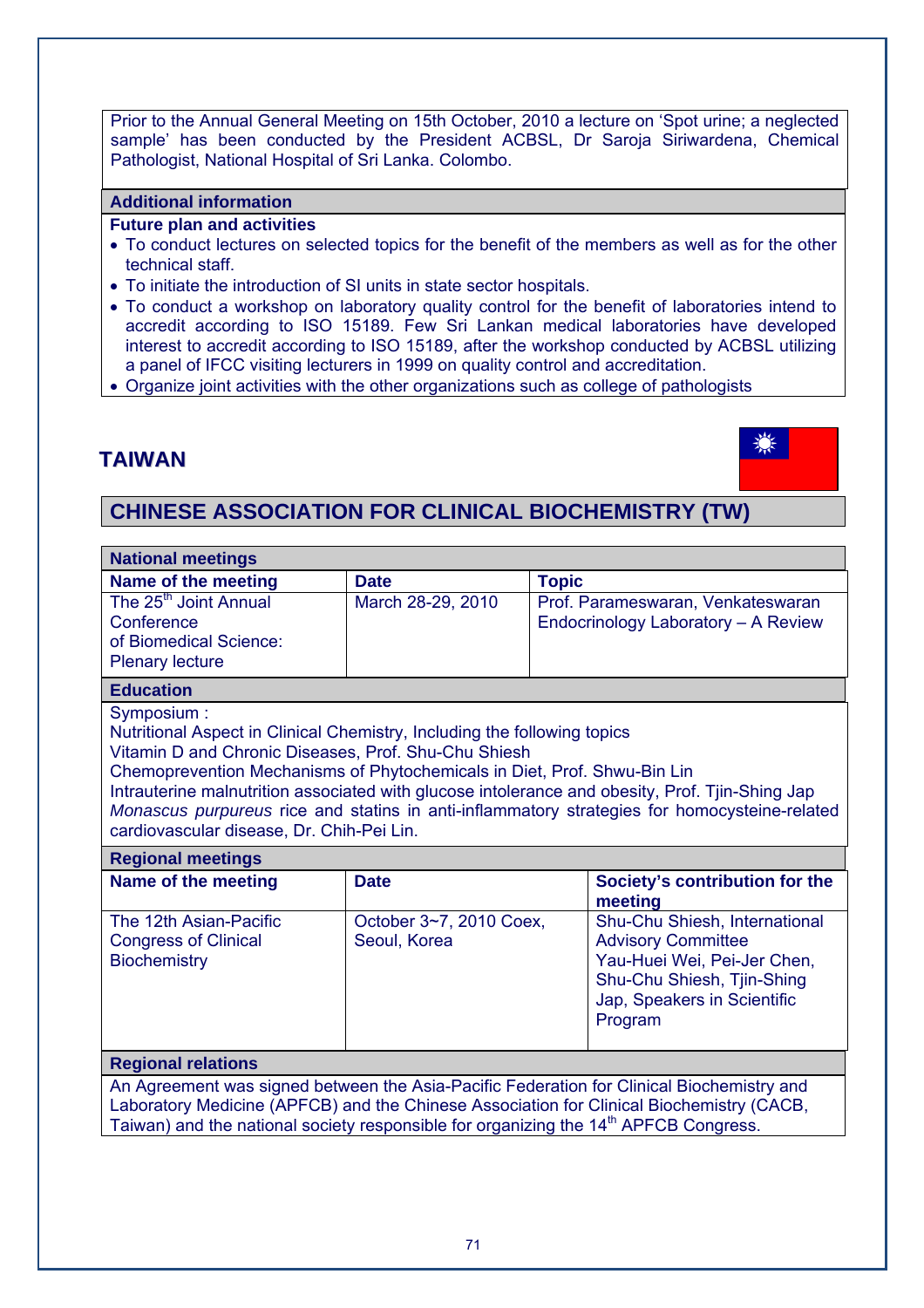Prior to the Annual General Meeting on 15th October, 2010 a lecture on 'Spot urine; a neglected sample' has been conducted by the President ACBSL, Dr Saroja Siriwardena, Chemical Pathologist, National Hospital of Sri Lanka. Colombo.

**Additional information**

**Future plan and activities**

- To conduct lectures on selected topics for the benefit of the members as well as for the other technical staff.
- To initiate the introduction of SI units in state sector hospitals.
- To conduct a workshop on laboratory quality control for the benefit of laboratories intend to accredit according to ISO 15189. Few Sri Lankan medical laboratories have developed interest to accredit according to ISO 15189, after the workshop conducted by ACBSL utilizing a panel of IFCC visiting lecturers in 1999 on quality control and accreditation.
- Organize joint activities with the other organizations such as college of pathologists

## TAIWAN

## CHINESE ASSOCIATION FOR CLINICAL BIOCHEMISTRY (TW)

**National meetings**

| Name of the meeting | Date | Topic |
|---|---|---|
| The 25th Joint Annual Conference of Biomedical Science: Plenary lecture | March 28-29, 2010 | Prof. Parameswaran, Venkateswaran Endocrinology Laboratory – A Review |

**Education**

Symposium :
Nutritional Aspect in Clinical Chemistry, Including the following topics
Vitamin D and Chronic Diseases, Prof. Shu-Chu Shiesh
Chemoprevention Mechanisms of Phytochemicals in Diet, Prof. Shwu-Bin Lin
Intrauterine malnutrition associated with glucose intolerance and obesity, Prof. Tjin-Shing Jap
*Monascus purpureus* rice and statins in anti-inflammatory strategies for homocysteine-related cardiovascular disease, Dr. Chih-Pei Lin.

**Regional meetings**

| Name of the meeting | Date | Society's contribution for the meeting |
|---|---|---|
| The 12th Asian-Pacific Congress of Clinical Biochemistry | October 3~7, 2010 Coex, Seoul, Korea | Shu-Chu Shiesh, International Advisory Committee Yau-Huei Wei, Pei-Jer Chen, Shu-Chu Shiesh, Tjin-Shing Jap, Speakers in Scientific Program |

**Regional relations**

An Agreement was signed between the Asia-Pacific Federation for Clinical Biochemistry and Laboratory Medicine (APFCB) and the Chinese Association for Clinical Biochemistry (CACB, Taiwan) and the national society responsible for organizing the 14th APFCB Congress.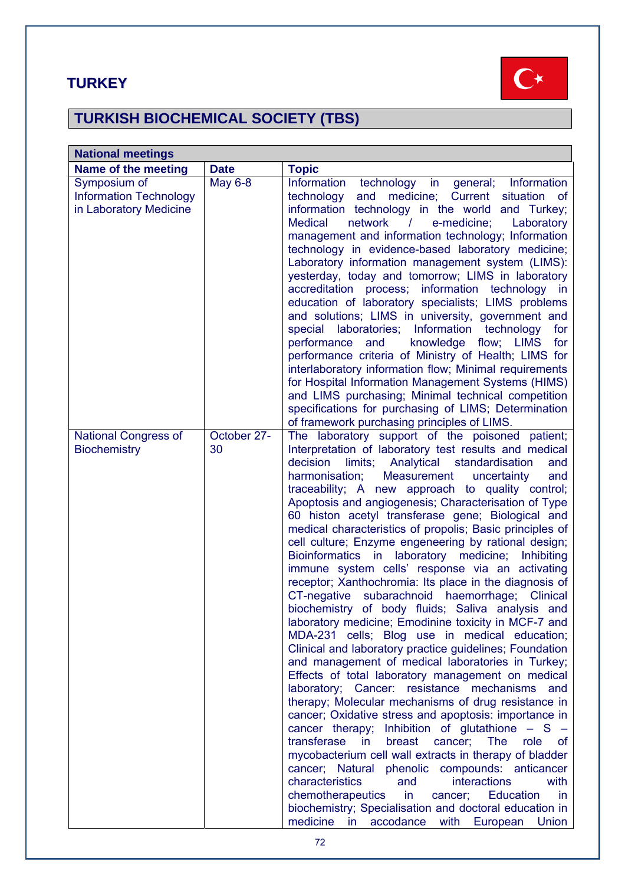## TURKEY

# TURKISH BIOCHEMICAL SOCIETY (TBS)

| National meetings | | |
|---|---|---|
| **Name of the meeting** | **Date** | **Topic** |
| Symposium of Information Technology in Laboratory Medicine | May 6-8 | Information technology in general; Information technology and medicine; Current situation of information technology in the world and Turkey; Medical network / e-medicine; Laboratory management and information technology; Information technology in evidence-based laboratory medicine; Laboratory information management system (LIMS): yesterday, today and tomorrow; LIMS in laboratory accreditation process; information technology in education of laboratory specialists; LIMS problems and solutions; LIMS in university, government and special laboratories; Information technology for performance and knowledge flow; LIMS for performance criteria of Ministry of Health; LIMS for interlaboratory information flow; Minimal requirements for Hospital Information Management Systems (HIMS) and LIMS purchasing; Minimal technical competition specifications for purchasing of LIMS; Determination of framework purchasing principles of LIMS. |
| National Congress of Biochemistry | October 27-30 | The laboratory support of the poisoned patient; Interpretation of laboratory test results and medical decision limits; Analytical standardisation and harmonisation; Measurement uncertainty and traceability; A new approach to quality control; Apoptosis and angiogenesis; Characterisation of Type 60 histon acetyl transferase gene; Biological and medical characteristics of propolis; Basic principles of cell culture; Enzyme engeneering by rational design; Bioinformatics in laboratory medicine; Inhibiting immune system cells' response via an activating receptor; Xanthochromia: Its place in the diagnosis of CT-negative subarachnoid haemorrhage; Clinical biochemistry of body fluids; Saliva analysis and laboratory medicine; Emodinine toxicity in MCF-7 and MDA-231 cells; Blog use in medical education; Clinical and laboratory practice guidelines; Foundation and management of medical laboratories in Turkey; Effects of total laboratory management on medical laboratory; Cancer: resistance mechanisms and therapy; Molecular mechanisms of drug resistance in cancer; Oxidative stress and apoptosis: importance in cancer therapy; Inhibition of glutathione – S – transferase in breast cancer; The role of mycobacterium cell wall extracts in therapy of bladder cancer; Natural phenolic compounds: anticancer characteristics and interactions with chemotherapeutics in cancer; Education in biochemistry; Specialisation and doctoral education in medicine in accodance with European Union |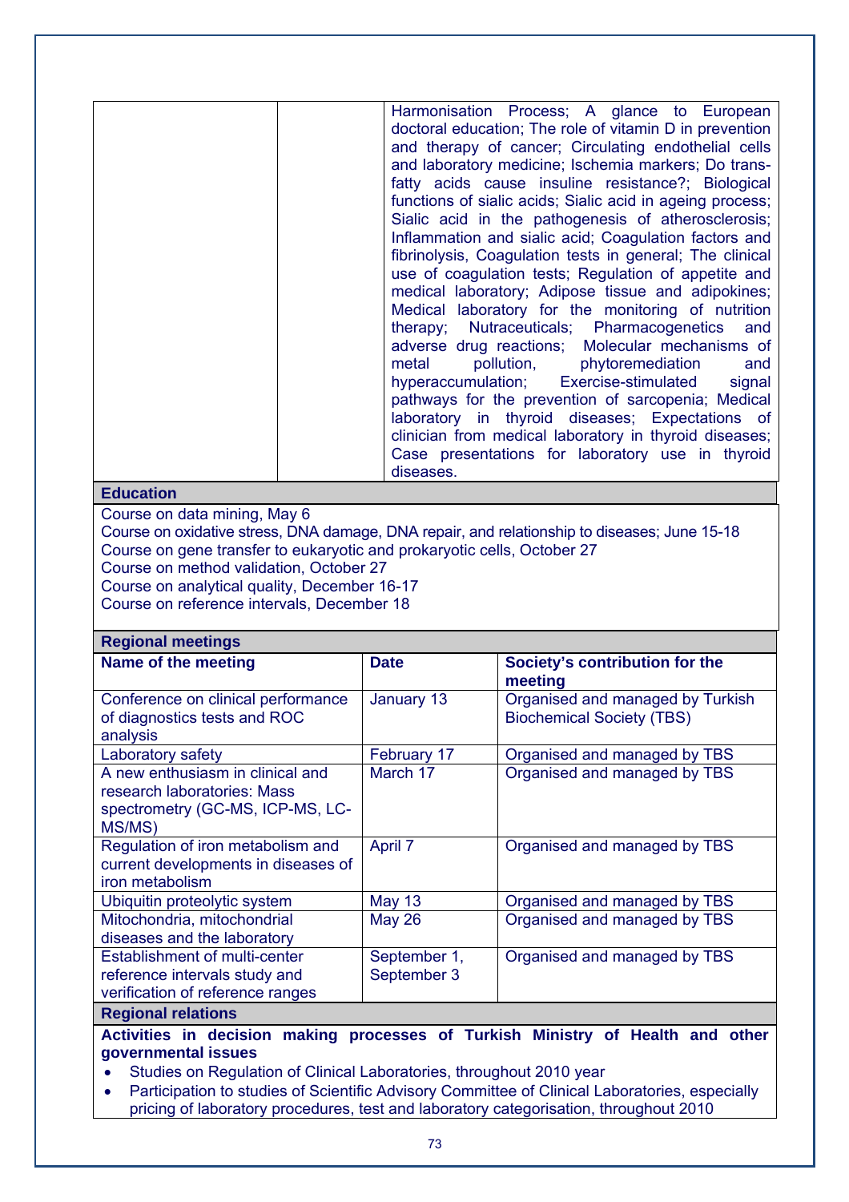| | | Harmonisation Process; A glance to European doctoral education; The role of vitamin D in prevention and therapy of cancer; Circulating endothelial cells and laboratory medicine; Ischemia markers; Do trans-fatty acids cause insuline resistance?; Biological functions of sialic acids; Sialic acid in ageing process; Sialic acid in the pathogenesis of atherosclerosis; Inflammation and sialic acid; Coagulation factors and fibrinolysis, Coagulation tests in general; The clinical use of coagulation tests; Regulation of appetite and medical laboratory; Adipose tissue and adipokines; Medical laboratory for the monitoring of nutrition therapy; Nutraceuticals; Pharmacogenetics and adverse drug reactions; Molecular mechanisms of metal pollution, phytoremediation and hyperaccumulation; Exercise-stimulated signal pathways for the prevention of sarcopenia; Medical laboratory in thyroid diseases; Expectations of clinician from medical laboratory in thyroid diseases; Case presentations for laboratory use in thyroid diseases. |
|---|---|---|

**Education**

Course on data mining, May 6
Course on oxidative stress, DNA damage, DNA repair, and relationship to diseases; June 15-18
Course on gene transfer to eukaryotic and prokaryotic cells, October 27
Course on method validation, October 27
Course on analytical quality, December 16-17
Course on reference intervals, December 18

**Regional meetings**

| Name of the meeting | Date | Society's contribution for the meeting |
|---|---|---|
| Conference on clinical performance of diagnostics tests and ROC analysis | January 13 | Organised and managed by Turkish Biochemical Society (TBS) |
| Laboratory safety | February 17 | Organised and managed by TBS |
| A new enthusiasm in clinical and research laboratories: Mass spectrometry (GC-MS, ICP-MS, LC-MS/MS) | March 17 | Organised and managed by TBS |
| Regulation of iron metabolism and current developments in diseases of iron metabolism | April 7 | Organised and managed by TBS |
| Ubiquitin proteolytic system | May 13 | Organised and managed by TBS |
| Mitochondria, mitochondrial diseases and the laboratory | May 26 | Organised and managed by TBS |
| Establishment of multi-center reference intervals study and verification of reference ranges | September 1, September 3 | Organised and managed by TBS |

**Regional relations**

**Activities in decision making processes of Turkish Ministry of Health and other governmental issues**

- Studies on Regulation of Clinical Laboratories, throughout 2010 year
- Participation to studies of Scientific Advisory Committee of Clinical Laboratories, especially pricing of laboratory procedures, test and laboratory categorisation, throughout 2010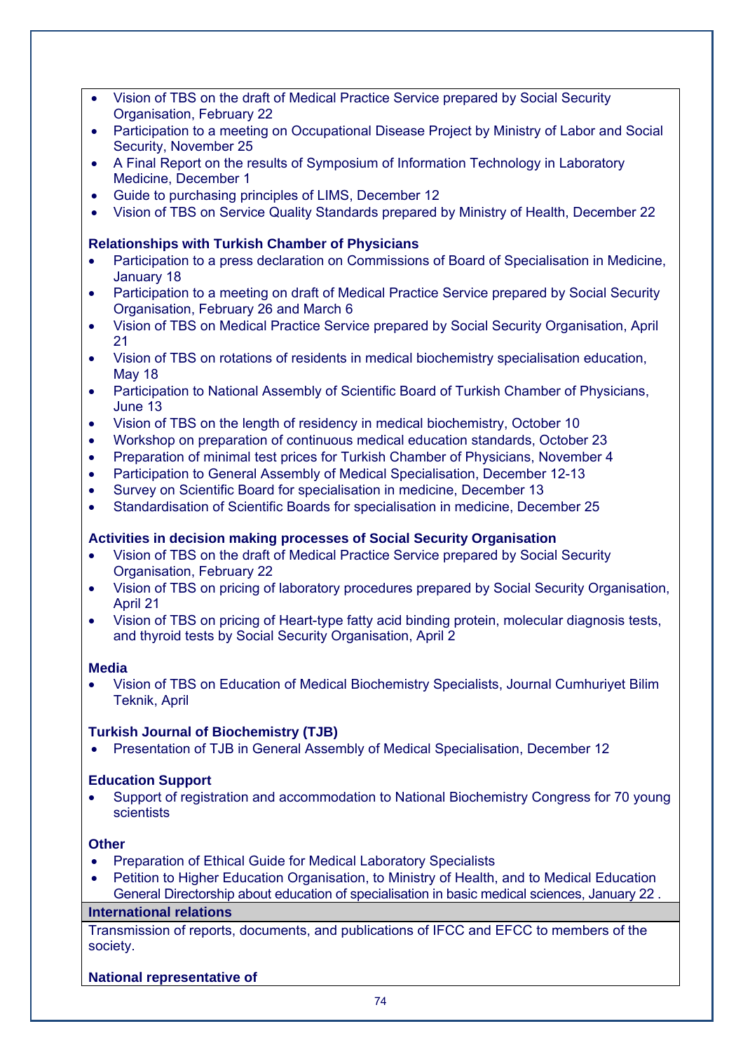- Vision of TBS on the draft of Medical Practice Service prepared by Social Security Organisation, February 22
- Participation to a meeting on Occupational Disease Project by Ministry of Labor and Social Security, November 25
- A Final Report on the results of Symposium of Information Technology in Laboratory Medicine, December 1
- Guide to purchasing principles of LIMS, December 12
- Vision of TBS on Service Quality Standards prepared by Ministry of Health, December 22

**Relationships with Turkish Chamber of Physicians**

- Participation to a press declaration on Commissions of Board of Specialisation in Medicine, January 18
- Participation to a meeting on draft of Medical Practice Service prepared by Social Security Organisation, February 26 and March 6
- Vision of TBS on Medical Practice Service prepared by Social Security Organisation, April 21
- Vision of TBS on rotations of residents in medical biochemistry specialisation education, May 18
- Participation to National Assembly of Scientific Board of Turkish Chamber of Physicians, June 13
- Vision of TBS on the length of residency in medical biochemistry, October 10
- Workshop on preparation of continuous medical education standards, October 23
- Preparation of minimal test prices for Turkish Chamber of Physicians, November 4
- Participation to General Assembly of Medical Specialisation, December 12-13
- Survey on Scientific Board for specialisation in medicine, December 13
- Standardisation of Scientific Boards for specialisation in medicine, December 25

**Activities in decision making processes of Social Security Organisation**

- Vision of TBS on the draft of Medical Practice Service prepared by Social Security Organisation, February 22
- Vision of TBS on pricing of laboratory procedures prepared by Social Security Organisation, April 21
- Vision of TBS on pricing of Heart-type fatty acid binding protein, molecular diagnosis tests, and thyroid tests by Social Security Organisation, April 2

**Media**

- Vision of TBS on Education of Medical Biochemistry Specialists, Journal Cumhuriyet Bilim Teknik, April

**Turkish Journal of Biochemistry (TJB)**

- Presentation of TJB in General Assembly of Medical Specialisation, December 12

**Education Support**

- Support of registration and accommodation to National Biochemistry Congress for 70 young scientists

**Other**

- Preparation of Ethical Guide for Medical Laboratory Specialists
- Petition to Higher Education Organisation, to Ministry of Health, and to Medical Education General Directorship about education of specialisation in basic medical sciences, January 22 .

**International relations**

Transmission of reports, documents, and publications of IFCC and EFCC to members of the society.

**National representative of**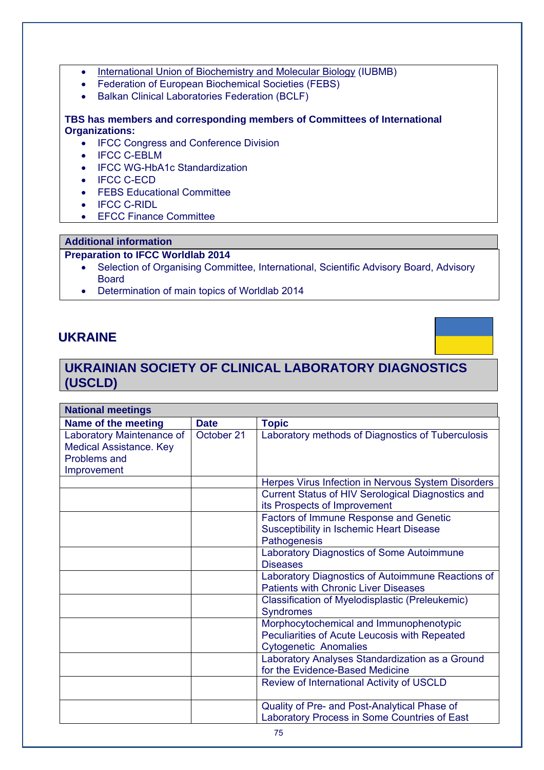- International Union of Biochemistry and Molecular Biology (IUBMB)
- Federation of European Biochemical Societies (FEBS)
- Balkan Clinical Laboratories Federation (BCLF)

**TBS has members and corresponding members of Committees of International Organizations:**

- IFCC Congress and Conference Division
- IFCC C-EBLM
- IFCC WG-HbA1c Standardization
- IFCC C-ECD
- FEBS Educational Committee
- IFCC C-RIDL
- EFCC Finance Committee

**Additional information**

**Preparation to IFCC Worldlab 2014**

- Selection of Organising Committee, International, Scientific Advisory Board, Advisory Board
- Determination of main topics of Worldlab 2014

## UKRAINE

## UKRAINIAN SOCIETY OF CLINICAL LABORATORY DIAGNOSTICS (USCLD)

| National meetings | | |
|---|---|---|
| **Name of the meeting** | **Date** | **Topic** |
| Laboratory Maintenance of Medical Assistance. Key Problems and Improvement | October 21 | Laboratory methods of Diagnostics of Tuberculosis |
| | | Herpes Virus Infection in Nervous System Disorders |
| | | Current Status of HIV Serological Diagnostics and its Prospects of Improvement |
| | | Factors of Immune Response and Genetic Susceptibility in Ischemic Heart Disease Pathogenesis |
| | | Laboratory Diagnostics of Some Autoimmune Diseases |
| | | Laboratory Diagnostics of Autoimmune Reactions of Patients with Chronic Liver Diseases |
| | | Classification of Myelodisplastic (Preleukemic) Syndromes |
| | | Morphocytochemical and Immunophenotypic Peculiarities of Acute Leucosis with Repeated Cytogenetic Anomalies |
| | | Laboratory Analyses Standardization as a Ground for the Evidence-Based Medicine |
| | | Review of International Activity of USCLD |
| | | Quality of Pre- and Post-Analytical Phase of Laboratory Process in Some Countries of East |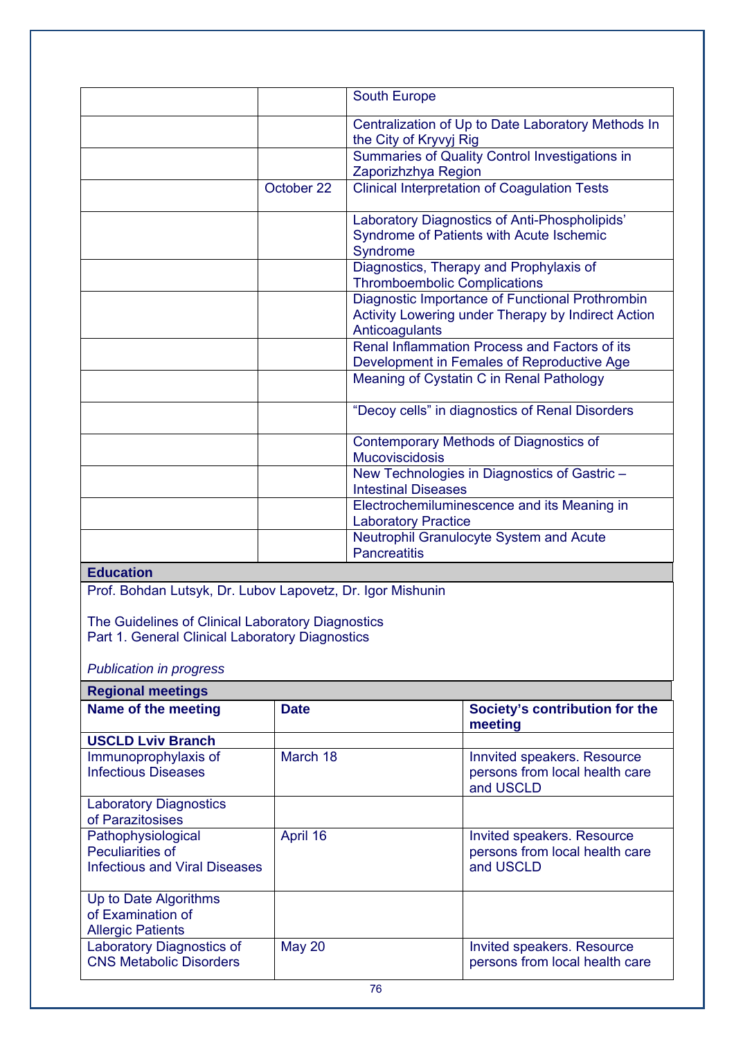| | | |
|---|---|---|
| | | South Europe |
| | | Centralization of Up to Date Laboratory Methods In the City of Kryvyj Rig |
| | | Summaries of Quality Control Investigations in Zaporizhzhya Region |
| | October 22 | Clinical Interpretation of Coagulation Tests |
| | | Laboratory Diagnostics of Anti-Phospholipids' Syndrome of Patients with Acute Ischemic Syndrome |
| | | Diagnostics, Therapy and Prophylaxis of Thromboembolic Complications |
| | | Diagnostic Importance of Functional Prothrombin Activity Lowering under Therapy by Indirect Action Anticoagulants |
| | | Renal Inflammation Process and Factors of its Development in Females of Reproductive Age |
| | | Meaning of Cystatin C in Renal Pathology |
| | | "Decoy cells" in diagnostics of Renal Disorders |
| | | Contemporary Methods of Diagnostics of Mucoviscidosis |
| | | New Technologies in Diagnostics of Gastric – Intestinal Diseases |
| | | Electrochemiluminescence and its Meaning in Laboratory Practice |
| | | Neutrophil Granulocyte System and Acute Pancreatitis |

**Education**

Prof. Bohdan Lutsyk, Dr. Lubov Lapovetz, Dr. Igor Mishunin

The Guidelines of Clinical Laboratory Diagnostics
Part 1. General Clinical Laboratory Diagnostics

*Publication in progress*

**Regional meetings**

| Name of the meeting | Date | Society's contribution for the meeting |
|---|---|---|
| **USCLD Lviv Branch** | | |
| Immunoprophylaxis of Infectious Diseases | March 18 | Innvited speakers. Resource persons from local health care and USCLD |
| Laboratory Diagnostics of Parazitosises | | |
| Pathophysiological Peculiarities of Infectious and Viral Diseases | April 16 | Invited speakers. Resource persons from local health care and USCLD |
| Up to Date Algorithms of Examination of Allergic Patients | | |
| Laboratory Diagnostics of CNS Metabolic Disorders | May 20 | Invited speakers. Resource persons from local health care |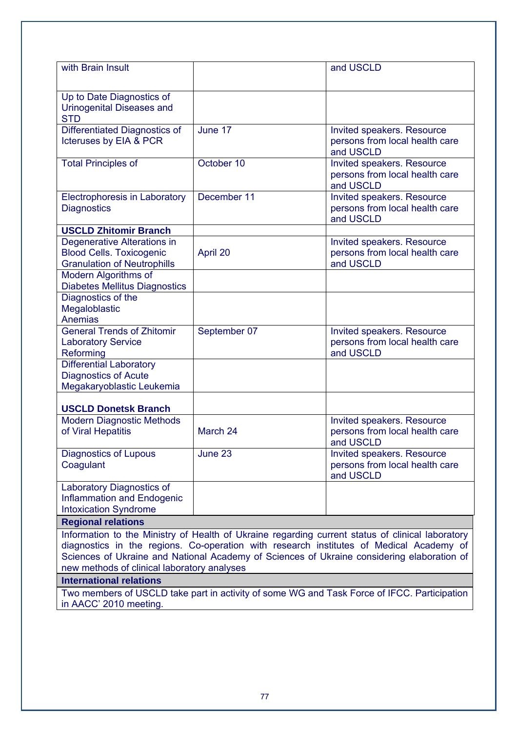| | | |
|---|---|---|
| with Brain Insult | | and USCLD |
| Up to Date Diagnostics of Urinogenital Diseases and STD | | |
| Differentiated Diagnostics of Icteruses by EIA & PCR | June 17 | Invited speakers. Resource persons from local health care and USCLD |
| Total Principles of | October 10 | Invited speakers. Resource persons from local health care and USCLD |
| Electrophoresis in Laboratory Diagnostics | December 11 | Invited speakers. Resource persons from local health care and USCLD |
| **USCLD Zhitomir Branch** | | |
| Degenerative Alterations in Blood Cells. Toxicogenic Granulation of Neutrophills | April 20 | Invited speakers. Resource persons from local health care and USCLD |
| Modern Algorithms of Diabetes Mellitus Diagnostics | | |
| Diagnostics of the Megaloblastic Anemias | | |
| General Trends of Zhitomir Laboratory Service Reforming | September 07 | Invited speakers. Resource persons from local health care and USCLD |
| Differential Laboratory Diagnostics of Acute Megakaryoblastic Leukemia | | |
| **USCLD Donetsk Branch** | | |
| Modern Diagnostic Methods of Viral Hepatitis | March 24 | Invited speakers. Resource persons from local health care and USCLD |
| Diagnostics of Lupous Coagulant | June 23 | Invited speakers. Resource persons from local health care and USCLD |
| Laboratory Diagnostics of Inflammation and Endogenic Intoxication Syndrome | | |

| **Regional relations** |
|---|
| Information to the Ministry of Health of Ukraine regarding current status of clinical laboratory diagnostics in the regions. Co-operation with research institutes of Medical Academy of Sciences of Ukraine and National Academy of Sciences of Ukraine considering elaboration of new methods of clinical laboratory analyses |
| **International relations** |
| Two members of USCLD take part in activity of some WG and Task Force of IFCC. Participation in AACC' 2010 meeting. |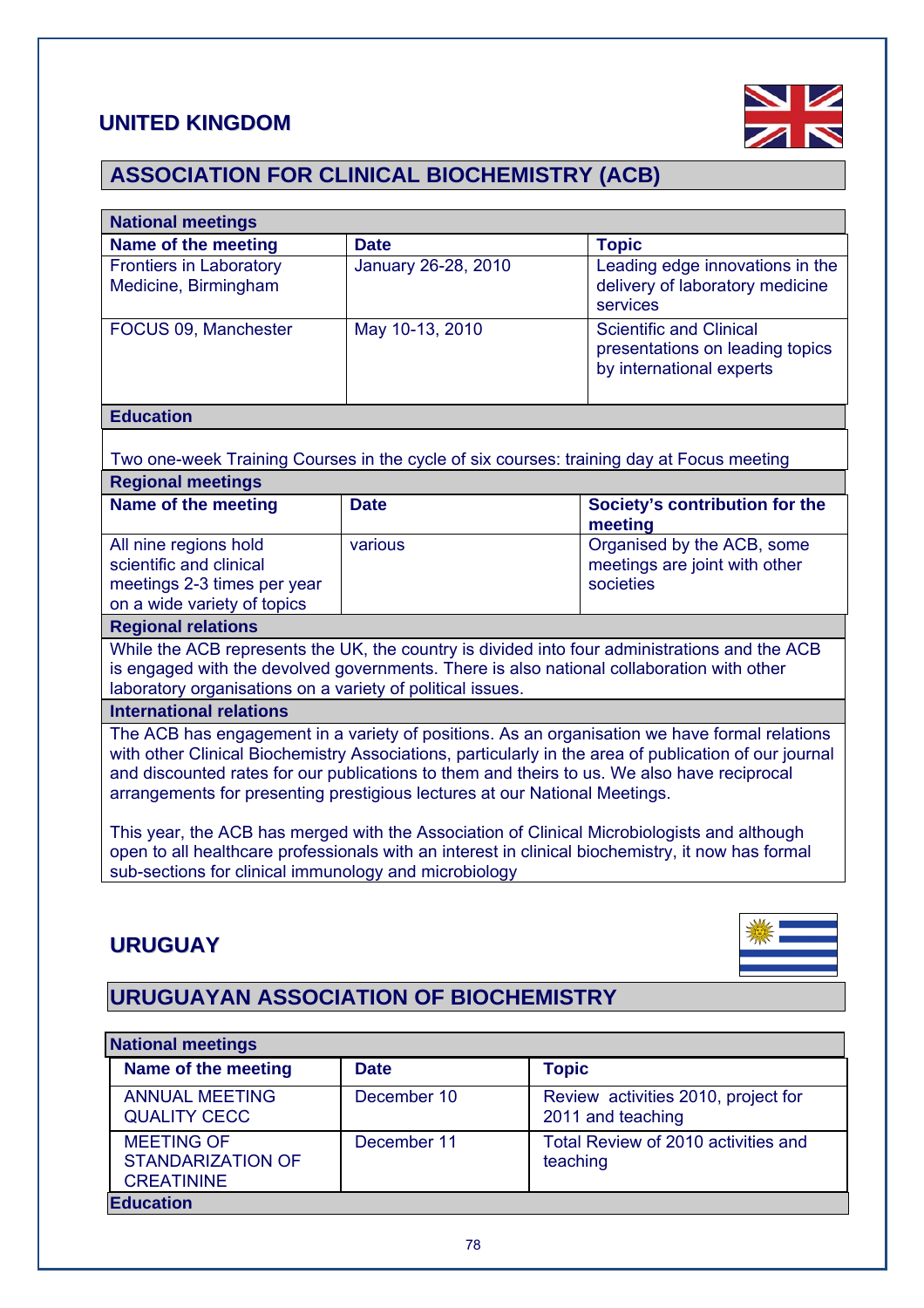## UNITED KINGDOM

### ASSOCIATION FOR CLINICAL BIOCHEMISTRY (ACB)

**National meetings**

| Name of the meeting | Date | Topic |
|---|---|---|
| Frontiers in Laboratory Medicine, Birmingham | January 26-28, 2010 | Leading edge innovations in the delivery of laboratory medicine services |
| FOCUS 09, Manchester | May 10-13, 2010 | Scientific and Clinical presentations on leading topics by international experts |

**Education**

Two one-week Training Courses in the cycle of six courses: training day at Focus meeting

**Regional meetings**

| Name of the meeting | Date | Society's contribution for the meeting |
|---|---|---|
| All nine regions hold scientific and clinical meetings 2-3 times per year on a wide variety of topics | various | Organised by the ACB, some meetings are joint with other societies |

**Regional relations**

While the ACB represents the UK, the country is divided into four administrations and the ACB is engaged with the devolved governments. There is also national collaboration with other laboratory organisations on a variety of political issues.

**International relations**

The ACB has engagement in a variety of positions. As an organisation we have formal relations with other Clinical Biochemistry Associations, particularly in the area of publication of our journal and discounted rates for our publications to them and theirs to us. We also have reciprocal arrangements for presenting prestigious lectures at our National Meetings.

This year, the ACB has merged with the Association of Clinical Microbiologists and although open to all healthcare professionals with an interest in clinical biochemistry, it now has formal sub-sections for clinical immunology and microbiology

## URUGUAY

### URUGUAYAN ASSOCIATION OF BIOCHEMISTRY

**National meetings**

| Name of the meeting | Date | Topic |
|---|---|---|
| ANNUAL MEETING QUALITY CECC | December 10 | Review activities 2010, project for 2011 and teaching |
| MEETING OF STANDARIZATION OF CREATININE | December 11 | Total Review of 2010 activities and teaching |

**Education**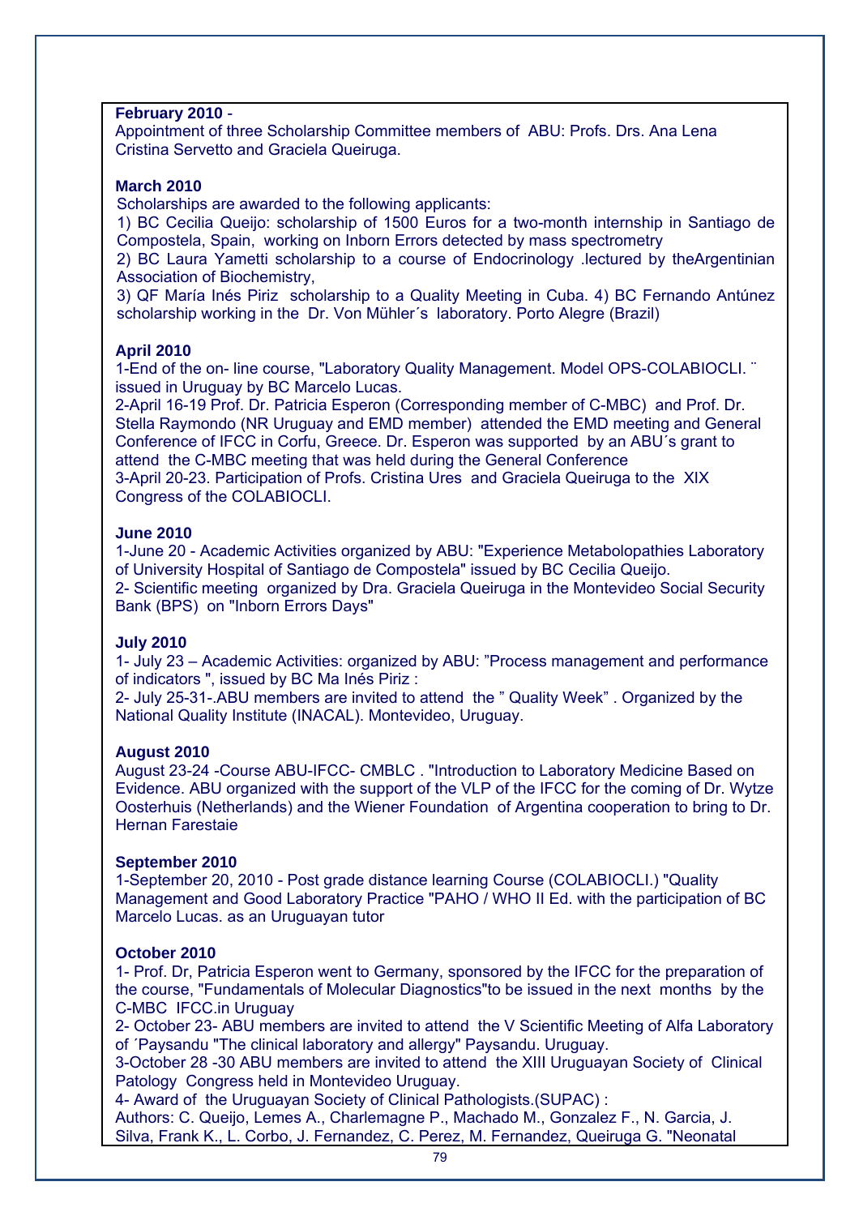**February 2010** -
Appointment of three Scholarship Committee members of ABU: Profs. Drs. Ana Lena Cristina Servetto and Graciela Queiruga.

**March 2010**
Scholarships are awarded to the following applicants:
1) BC Cecilia Queijo: scholarship of 1500 Euros for a two-month internship in Santiago de Compostela, Spain, working on Inborn Errors detected by mass spectrometry
2) BC Laura Yametti scholarship to a course of Endocrinology .lectured by theArgentinian Association of Biochemistry,
3) QF María Inés Piriz scholarship to a Quality Meeting in Cuba. 4) BC Fernando Antúnez scholarship working in the Dr. Von Mühler´s laboratory. Porto Alegre (Brazil)

**April 2010**
1-End of the on- line course, "Laboratory Quality Management. Model OPS-COLABIOCLI. ¨ issued in Uruguay by BC Marcelo Lucas.
2-April 16-19 Prof. Dr. Patricia Esperon (Corresponding member of C-MBC) and Prof. Dr. Stella Raymondo (NR Uruguay and EMD member) attended the EMD meeting and General Conference of IFCC in Corfu, Greece. Dr. Esperon was supported by an ABU´s grant to attend the C-MBC meeting that was held during the General Conference
3-April 20-23. Participation of Profs. Cristina Ures and Graciela Queiruga to the XIX Congress of the COLABIOCLI.

**June 2010**
1-June 20 - Academic Activities organized by ABU: "Experience Metabolopathies Laboratory of University Hospital of Santiago de Compostela" issued by BC Cecilia Queijo.
2- Scientific meeting organized by Dra. Graciela Queiruga in the Montevideo Social Security Bank (BPS) on "Inborn Errors Days"

**July 2010**
1- July 23 – Academic Activities: organized by ABU: "Process management and performance of indicators ", issued by BC Ma Inés Piriz :
2- July 25-31-.ABU members are invited to attend the " Quality Week" . Organized by the National Quality Institute (INACAL). Montevideo, Uruguay.

**August 2010**
August 23-24 -Course ABU-IFCC- CMBLC . "Introduction to Laboratory Medicine Based on Evidence. ABU organized with the support of the VLP of the IFCC for the coming of Dr. Wytze Oosterhuis (Netherlands) and the Wiener Foundation of Argentina cooperation to bring to Dr. Hernan Farestaie

**September 2010**
1-September 20, 2010 - Post grade distance learning Course (COLABIOCLI.) "Quality Management and Good Laboratory Practice "PAHO / WHO II Ed. with the participation of BC Marcelo Lucas. as an Uruguayan tutor

**October 2010**
1- Prof. Dr, Patricia Esperon went to Germany, sponsored by the IFCC for the preparation of the course, "Fundamentals of Molecular Diagnostics"to be issued in the next months by the C-MBC IFCC.in Uruguay
2- October 23- ABU members are invited to attend the V Scientific Meeting of Alfa Laboratory of ´Paysandu "The clinical laboratory and allergy" Paysandu. Uruguay.
3-October 28 -30 ABU members are invited to attend the XIII Uruguayan Society of Clinical Patology Congress held in Montevideo Uruguay.
4- Award of the Uruguayan Society of Clinical Pathologists.(SUPAC) :
Authors: C. Queijo, Lemes A., Charlemagne P., Machado M., Gonzalez F., N. Garcia, J. Silva, Frank K., L. Corbo, J. Fernandez, C. Perez, M. Fernandez, Queiruga G. "Neonatal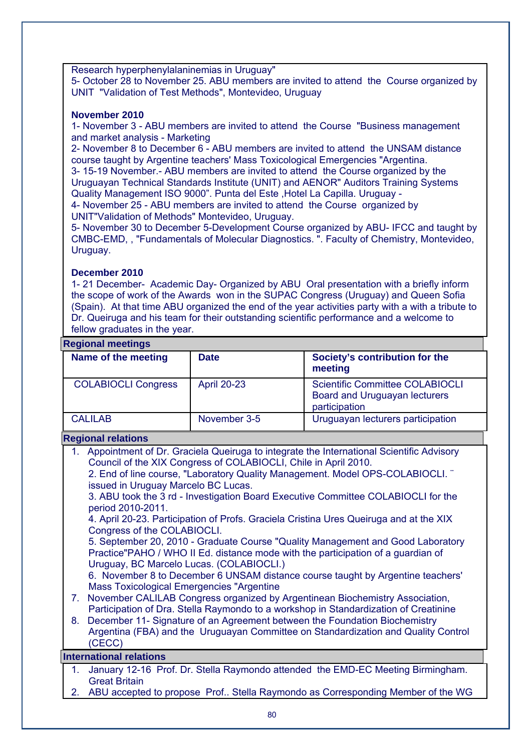Research hyperphenylalaninemias in Uruguay"
5- October 28 to November 25. ABU members are invited to attend the Course organized by UNIT "Validation of Test Methods", Montevideo, Uruguay

**November 2010**

1- November 3 - ABU members are invited to attend the Course "Business management and market analysis - Marketing
2- November 8 to December 6 - ABU members are invited to attend the UNSAM distance course taught by Argentine teachers' Mass Toxicological Emergencies "Argentina.
3- 15-19 November.- ABU members are invited to attend the Course organized by the Uruguayan Technical Standards Institute (UNIT) and AENOR" Auditors Training Systems Quality Management ISO 9000". Punta del Este ,Hotel La Capilla. Uruguay -
4- November 25 - ABU members are invited to attend the Course organized by UNIT"Validation of Methods" Montevideo, Uruguay.
5- November 30 to December 5-Development Course organized by ABU- IFCC and taught by CMBC-EMD, , "Fundamentals of Molecular Diagnostics. ". Faculty of Chemistry, Montevideo, Uruguay.

**December 2010**

1- 21 December- Academic Day- Organized by ABU Oral presentation with a briefly inform the scope of work of the Awards won in the SUPAC Congress (Uruguay) and Queen Sofia (Spain). At that time ABU organized the end of the year activities party with a with a tribute to Dr. Queiruga and his team for their outstanding scientific performance and a welcome to fellow graduates in the year.

**Regional meetings**

| Name of the meeting | Date | Society's contribution for the meeting |
|---|---|---|
| COLABIOCLI Congress | April 20-23 | Scientific Committee COLABIOCLI Board and Uruguayan lecturers participation |
| CALILAB | November 3-5 | Uruguayan lecturers participation |

**Regional relations**

1. Appointment of Dr. Graciela Queiruga to integrate the International Scientific Advisory Council of the XIX Congress of COLABIOCLI, Chile in April 2010.
   2. End of line course, "Laboratory Quality Management. Model OPS-COLABIOCLI. ¨ issued in Uruguay Marcelo BC Lucas.
   3. ABU took the 3 rd - Investigation Board Executive Committee COLABIOCLI for the period 2010-2011.
   4. April 20-23. Participation of Profs. Graciela Cristina Ures Queiruga and at the XIX Congress of the COLABIOCLI.
   5. September 20, 2010 - Graduate Course "Quality Management and Good Laboratory Practice"PAHO / WHO II Ed. distance mode with the participation of a guardian of Uruguay, BC Marcelo Lucas. (COLABIOCLI.)
   6. November 8 to December 6 UNSAM distance course taught by Argentine teachers' Mass Toxicological Emergencies "Argentine
7. November CALILAB Congress organized by Argentinean Biochemistry Association, Participation of Dra. Stella Raymondo to a workshop in Standardization of Creatinine
8. December 11- Signature of an Agreement between the Foundation Biochemistry Argentina (FBA) and the Uruguayan Committee on Standardization and Quality Control (CECC)

**International relations**

1. January 12-16 Prof. Dr. Stella Raymondo attended the EMD-EC Meeting Birmingham. Great Britain
2. ABU accepted to propose Prof.. Stella Raymondo as Corresponding Member of the WG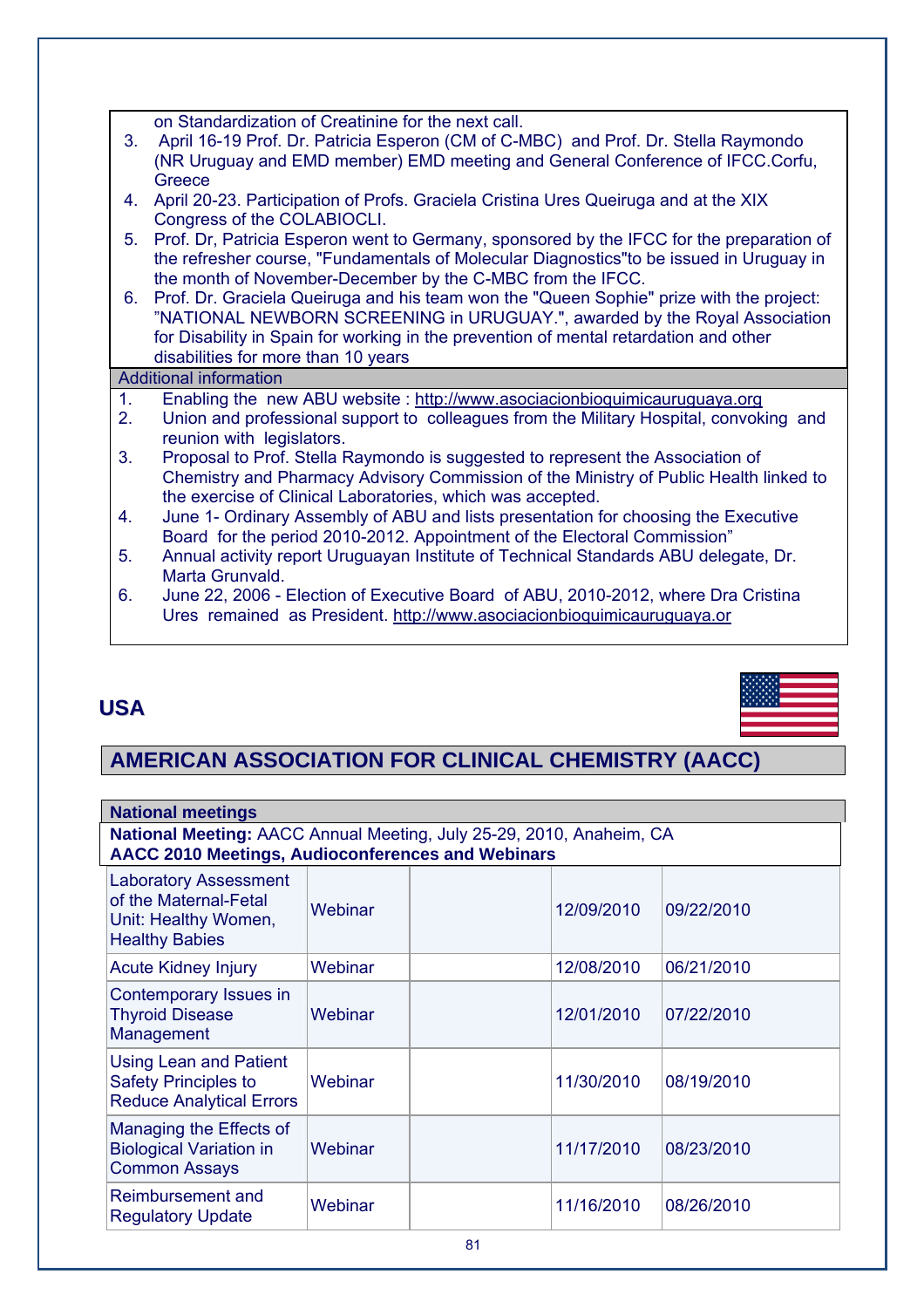on Standardization of Creatinine for the next call.

3. April 16-19 Prof. Dr. Patricia Esperon (CM of C-MBC) and Prof. Dr. Stella Raymondo (NR Uruguay and EMD member) EMD meeting and General Conference of IFCC.Corfu, Greece
4. April 20-23. Participation of Profs. Graciela Cristina Ures Queiruga and at the XIX Congress of the COLABIOCLI.
5. Prof. Dr, Patricia Esperon went to Germany, sponsored by the IFCC for the preparation of the refresher course, "Fundamentals of Molecular Diagnostics"to be issued in Uruguay in the month of November-December by the C-MBC from the IFCC.
6. Prof. Dr. Graciela Queiruga and his team won the "Queen Sophie" prize with the project: "NATIONAL NEWBORN SCREENING in URUGUAY.", awarded by the Royal Association for Disability in Spain for working in the prevention of mental retardation and other disabilities for more than 10 years

Additional information

1. Enabling the new ABU website : http://www.asociacionbioquimicauruguaya.org
2. Union and professional support to colleagues from the Military Hospital, convoking and reunion with legislators.
3. Proposal to Prof. Stella Raymondo is suggested to represent the Association of Chemistry and Pharmacy Advisory Commission of the Ministry of Public Health linked to the exercise of Clinical Laboratories, which was accepted.
4. June 1- Ordinary Assembly of ABU and lists presentation for choosing the Executive Board for the period 2010-2012. Appointment of the Electoral Commission"
5. Annual activity report Uruguayan Institute of Technical Standards ABU delegate, Dr. Marta Grunvald.
6. June 22, 2006 - Election of Executive Board of ABU, 2010-2012, where Dra Cristina Ures remained as President. http://www.asociacionbioquimicauruguaya.or

## USA

## AMERICAN ASSOCIATION FOR CLINICAL CHEMISTRY (AACC)

**National meetings**

**National Meeting:** AACC Annual Meeting, July 25-29, 2010, Anaheim, CA

**AACC 2010 Meetings, Audioconferences and Webinars**

| | | | | |
|---|---|---|---|---|
| Laboratory Assessment of the Maternal-Fetal Unit: Healthy Women, Healthy Babies | Webinar | | 12/09/2010 | 09/22/2010 |
| Acute Kidney Injury | Webinar | | 12/08/2010 | 06/21/2010 |
| Contemporary Issues in Thyroid Disease Management | Webinar | | 12/01/2010 | 07/22/2010 |
| Using Lean and Patient Safety Principles to Reduce Analytical Errors | Webinar | | 11/30/2010 | 08/19/2010 |
| Managing the Effects of Biological Variation in Common Assays | Webinar | | 11/17/2010 | 08/23/2010 |
| Reimbursement and Regulatory Update | Webinar | | 11/16/2010 | 08/26/2010 |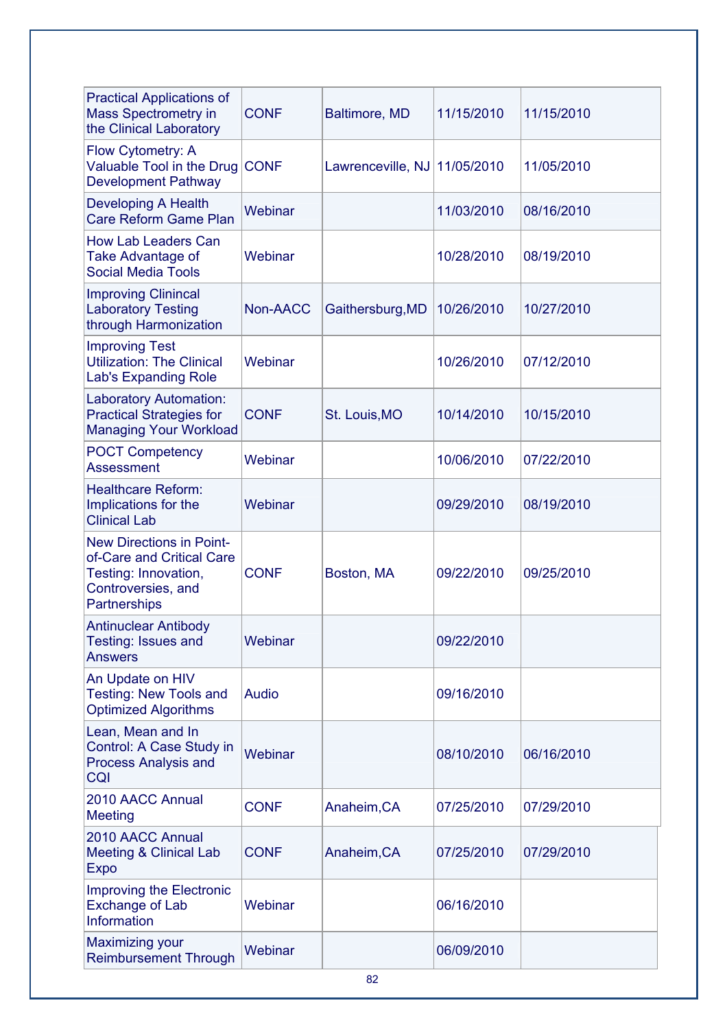| | | | | |
|---|---|---|---|---|
| Practical Applications of Mass Spectrometry in the Clinical Laboratory | CONF | Baltimore, MD | 11/15/2010 | 11/15/2010 |
| Flow Cytometry: A Valuable Tool in the Drug Development Pathway | CONF | Lawrenceville, NJ | 11/05/2010 | 11/05/2010 |
| Developing A Health Care Reform Game Plan | Webinar | | 11/03/2010 | 08/16/2010 |
| How Lab Leaders Can Take Advantage of Social Media Tools | Webinar | | 10/28/2010 | 08/19/2010 |
| Improving Clinincal Laboratory Testing through Harmonization | Non-AACC | Gaithersburg,MD | 10/26/2010 | 10/27/2010 |
| Improving Test Utilization: The Clinical Lab's Expanding Role | Webinar | | 10/26/2010 | 07/12/2010 |
| Laboratory Automation: Practical Strategies for Managing Your Workload | CONF | St. Louis,MO | 10/14/2010 | 10/15/2010 |
| POCT Competency Assessment | Webinar | | 10/06/2010 | 07/22/2010 |
| Healthcare Reform: Implications for the Clinical Lab | Webinar | | 09/29/2010 | 08/19/2010 |
| New Directions in Point-of-Care and Critical Care Testing: Innovation, Controversies, and Partnerships | CONF | Boston, MA | 09/22/2010 | 09/25/2010 |
| Antinuclear Antibody Testing: Issues and Answers | Webinar | | 09/22/2010 | |
| An Update on HIV Testing: New Tools and Optimized Algorithms | Audio | | 09/16/2010 | |
| Lean, Mean and In Control: A Case Study in Process Analysis and CQI | Webinar | | 08/10/2010 | 06/16/2010 |
| 2010 AACC Annual Meeting | CONF | Anaheim,CA | 07/25/2010 | 07/29/2010 |
| 2010 AACC Annual Meeting & Clinical Lab Expo | CONF | Anaheim,CA | 07/25/2010 | 07/29/2010 |
| Improving the Electronic Exchange of Lab Information | Webinar | | 06/16/2010 | |
| Maximizing your Reimbursement Through | Webinar | | 06/09/2010 | |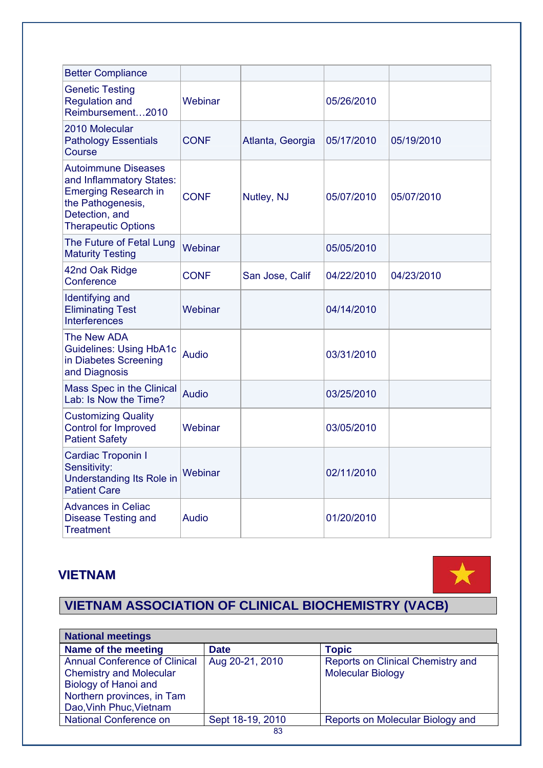| | | | | |
|---|---|---|---|---|
| Better Compliance | | | | |
| Genetic Testing Regulation and Reimbursement…2010 | Webinar | | 05/26/2010 | |
| 2010 Molecular Pathology Essentials Course | CONF | Atlanta, Georgia | 05/17/2010 | 05/19/2010 |
| Autoimmune Diseases and Inflammatory States: Emerging Research in the Pathogenesis, Detection, and Therapeutic Options | CONF | Nutley, NJ | 05/07/2010 | 05/07/2010 |
| The Future of Fetal Lung Maturity Testing | Webinar | | 05/05/2010 | |
| 42nd Oak Ridge Conference | CONF | San Jose, Calif | 04/22/2010 | 04/23/2010 |
| Identifying and Eliminating Test Interferences | Webinar | | 04/14/2010 | |
| The New ADA Guidelines: Using HbA1c in Diabetes Screening and Diagnosis | Audio | | 03/31/2010 | |
| Mass Spec in the Clinical Lab: Is Now the Time? | Audio | | 03/25/2010 | |
| Customizing Quality Control for Improved Patient Safety | Webinar | | 03/05/2010 | |
| Cardiac Troponin I Sensitivity: Understanding Its Role in Patient Care | Webinar | | 02/11/2010 | |
| Advances in Celiac Disease Testing and Treatment | Audio | | 01/20/2010 | |

## VIETNAM

## VIETNAM ASSOCIATION OF CLINICAL BIOCHEMISTRY (VACB)

| **National meetings** | | |
|---|---|---|
| **Name of the meeting** | **Date** | **Topic** |
| Annual Conference of Clinical Chemistry and Molecular Biology of Hanoi and Northern provinces, in Tam Dao,Vinh Phuc,Vietnam | Aug 20-21, 2010 | Reports on Clinical Chemistry and Molecular Biology |
| National Conference on | Sept 18-19, 2010 | Reports on Molecular Biology and |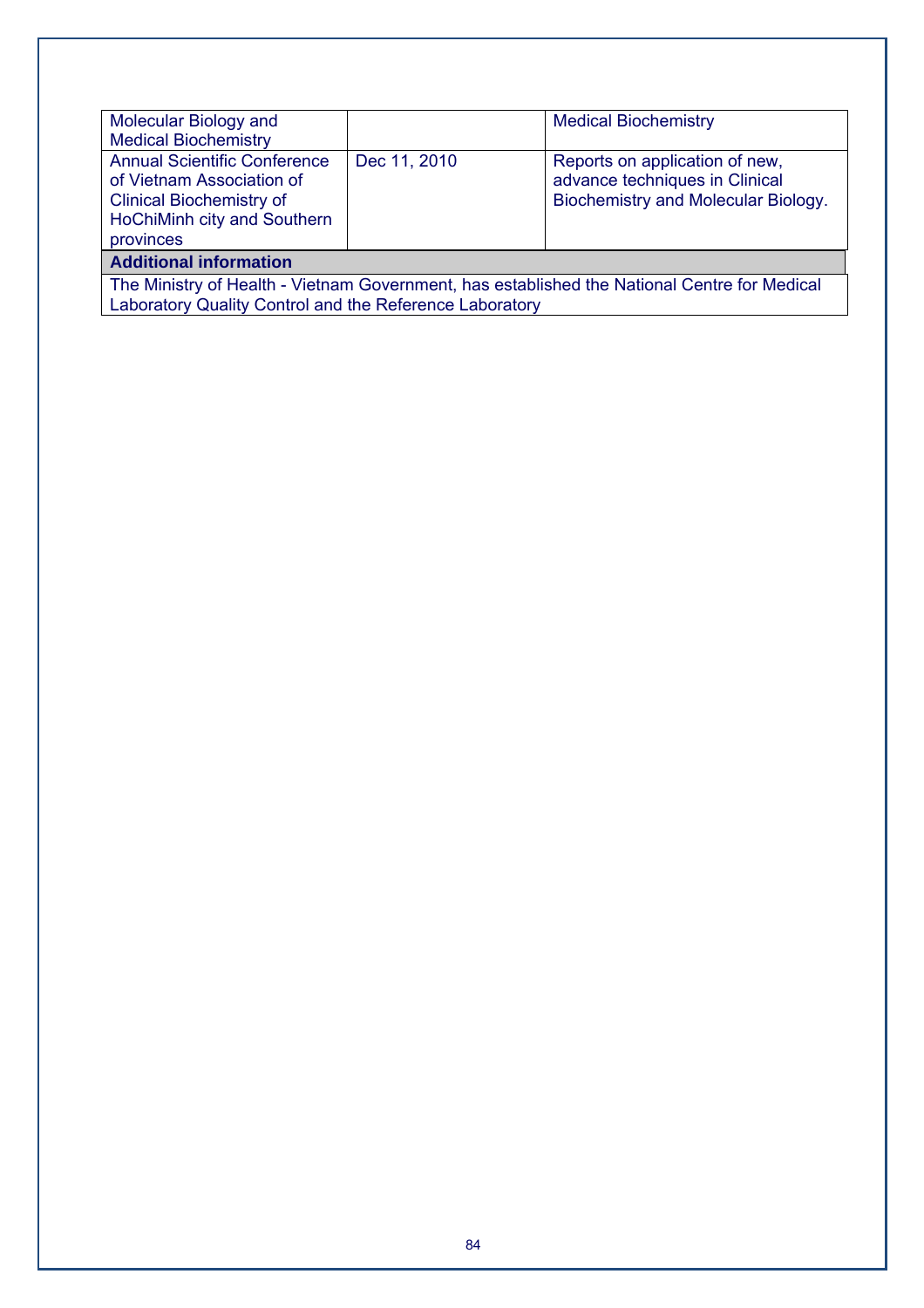| | | |
|---|---|---|
| Molecular Biology and Medical Biochemistry | | Medical Biochemistry |
| Annual Scientific Conference of Vietnam Association of Clinical Biochemistry of HoChiMinh city and Southern provinces | Dec 11, 2010 | Reports on application of new, advance techniques in Clinical Biochemistry and Molecular Biology. |

| **Additional information** |
|---|
| The Ministry of Health - Vietnam Government, has established the National Centre for Medical Laboratory Quality Control and the Reference Laboratory |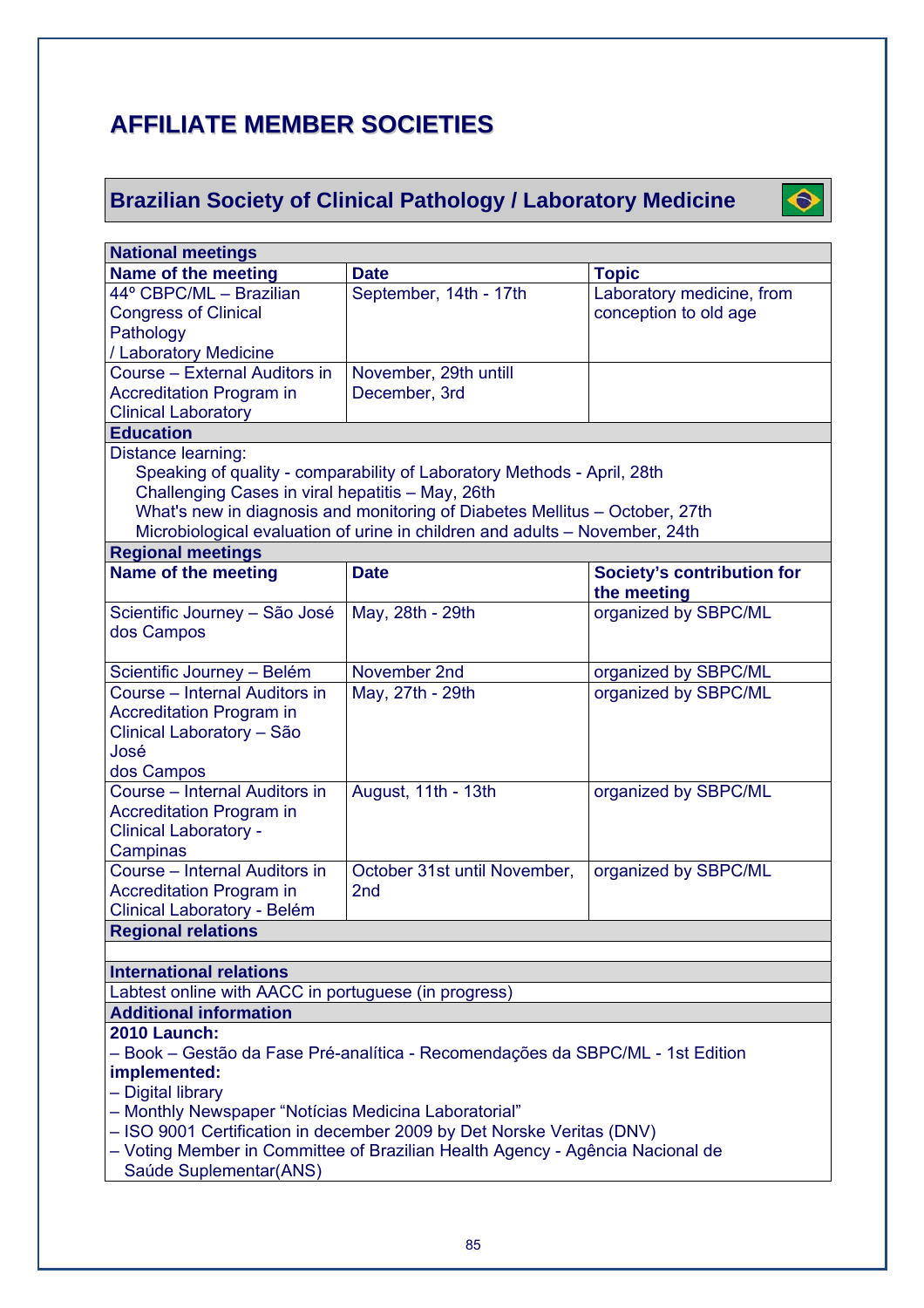# AFFILIATE MEMBER SOCIETIES

## Brazilian Society of Clinical Pathology / Laboratory Medicine

| **National meetings** | | |
|---|---|---|
| **Name of the meeting** | **Date** | **Topic** |
| 44º CBPC/ML – Brazilian Congress of Clinical Pathology / Laboratory Medicine | September, 14th - 17th | Laboratory medicine, from conception to old age |
| Course – External Auditors in Accreditation Program in Clinical Laboratory | November, 29th untill December, 3rd | |
| **Education** | | |
| Distance learning:<br>Speaking of quality - comparability of Laboratory Methods - April, 28th<br>Challenging Cases in viral hepatitis – May, 26th<br>What's new in diagnosis and monitoring of Diabetes Mellitus – October, 27th<br>Microbiological evaluation of urine in children and adults – November, 24th | | |
| **Regional meetings** | | |
| **Name of the meeting** | **Date** | **Society's contribution for the meeting** |
| Scientific Journey – São José dos Campos | May, 28th - 29th | organized by SBPC/ML |
| Scientific Journey – Belém | November 2nd | organized by SBPC/ML |
| Course – Internal Auditors in Accreditation Program in Clinical Laboratory – São José dos Campos | May, 27th - 29th | organized by SBPC/ML |
| Course – Internal Auditors in Accreditation Program in Clinical Laboratory - Campinas | August, 11th - 13th | organized by SBPC/ML |
| Course – Internal Auditors in Accreditation Program in Clinical Laboratory - Belém | October 31st until November, 2nd | organized by SBPC/ML |
| **Regional relations** | | |
| | | |
| **International relations** | | |
| Labtest online with AACC in portuguese (in progress) | | |
| **Additional information** | | |
| **2010 Launch:**<br>– Book – Gestão da Fase Pré-analítica - Recomendações da SBPC/ML - 1st Edition<br>**implemented:**<br>– Digital library<br>– Monthly Newspaper "Notícias Medicina Laboratorial"<br>– ISO 9001 Certification in december 2009 by Det Norske Veritas (DNV)<br>– Voting Member in Committee of Brazilian Health Agency - Agência Nacional de Saúde Suplementar(ANS) | | |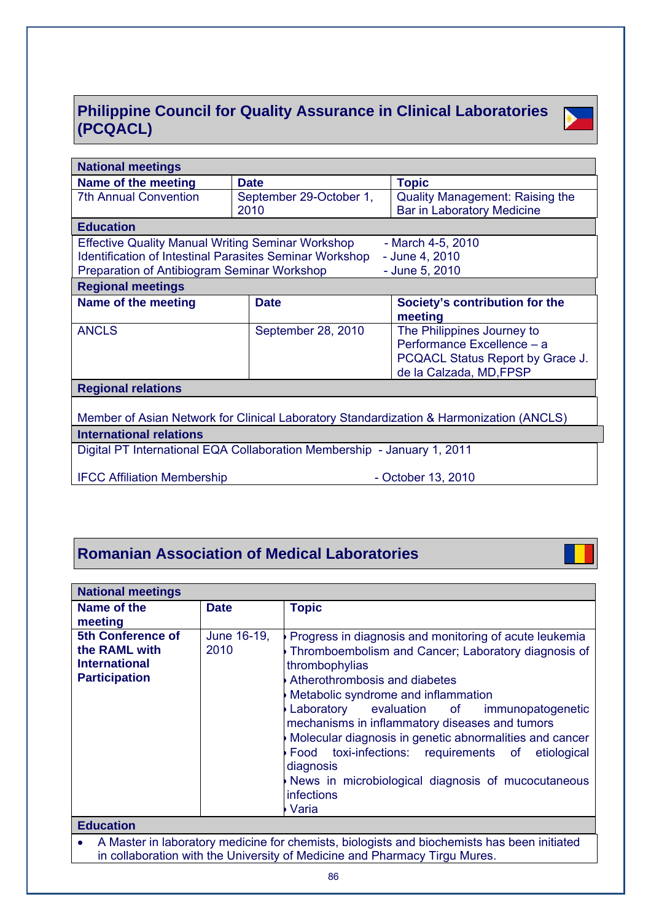## Philippine Council for Quality Assurance in Clinical Laboratories (PCQACL)

| National meetings | | |
|---|---|---|
| **Name of the meeting** | **Date** | **Topic** |
| 7th Annual Convention | September 29-October 1, 2010 | Quality Management: Raising the Bar in Laboratory Medicine |

**Education**

Effective Quality Manual Writing Seminar Workshop - March 4-5, 2010
Identification of Intestinal Parasites Seminar Workshop - June 4, 2010
Preparation of Antibiogram Seminar Workshop - June 5, 2010

| Regional meetings | | |
|---|---|---|
| **Name of the meeting** | **Date** | **Society's contribution for the meeting** |
| ANCLS | September 28, 2010 | The Philippines Journey to Performance Excellence – a PCQACL Status Report by Grace J. de la Calzada, MD,FPSP |

**Regional relations**

Member of Asian Network for Clinical Laboratory Standardization & Harmonization (ANCLS)

**International relations**

Digital PT International EQA Collaboration Membership - January 1, 2011

IFCC Affiliation Membership - October 13, 2010

## Romanian Association of Medical Laboratories

| National meetings | | |
|---|---|---|
| **Name of the meeting** | **Date** | **Topic** |
| **5th Conference of the RAML with International Participation** | June 16-19, 2010 | • Progress in diagnosis and monitoring of acute leukemia<br>• Thromboembolism and Cancer; Laboratory diagnosis of thrombophylias<br>• Atherothrombosis and diabetes<br>• Metabolic syndrome and inflammation<br>• Laboratory evaluation of immunopatogenetic mechanisms in inflammatory diseases and tumors<br>• Molecular diagnosis in genetic abnormalities and cancer<br>• Food toxi-infections: requirements of etiological diagnosis<br>• News in microbiological diagnosis of mucocutaneous infections<br>• Varia |

**Education**

- A Master in laboratory medicine for chemists, biologists and biochemists has been initiated in collaboration with the University of Medicine and Pharmacy Tirgu Mures.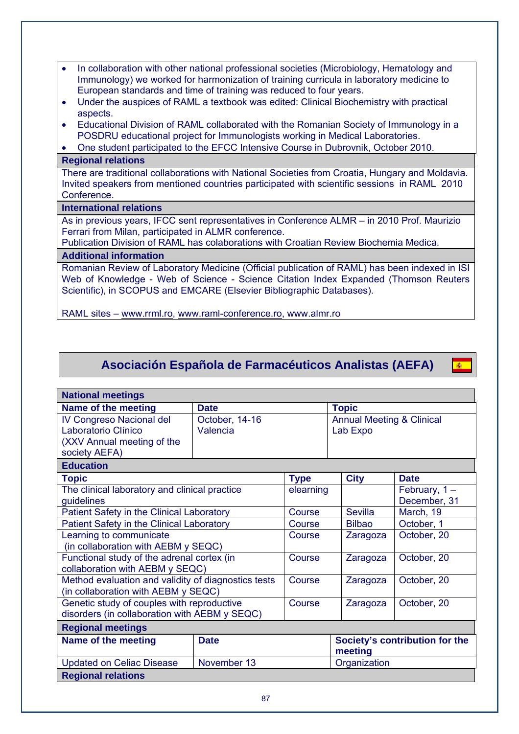- In collaboration with other national professional societies (Microbiology, Hematology and Immunology) we worked for harmonization of training curricula in laboratory medicine to European standards and time of training was reduced to four years.
- Under the auspices of RAML a textbook was edited: Clinical Biochemistry with practical aspects.
- Educational Division of RAML collaborated with the Romanian Society of Immunology in a POSDRU educational project for Immunologists working in Medical Laboratories.
- One student participated to the EFCC Intensive Course in Dubrovnik, October 2010.

**Regional relations**

There are traditional collaborations with National Societies from Croatia, Hungary and Moldavia. Invited speakers from mentioned countries participated with scientific sessions in RAML 2010 Conference.

**International relations**

As in previous years, IFCC sent representatives in Conference ALMR – in 2010 Prof. Maurizio Ferrari from Milan, participated in ALMR conference.
Publication Division of RAML has colaborations with Croatian Review Biochemia Medica.

**Additional information**

Romanian Review of Laboratory Medicine (Official publication of RAML) has been indexed in ISI Web of Knowledge - Web of Science - Science Citation Index Expanded (Thomson Reuters Scientific), in SCOPUS and EMCARE (Elsevier Bibliographic Databases).

RAML sites – www.rrml.ro, www.raml-conference.ro, www.almr.ro

## Asociación Española de Farmacéuticos Analistas (AEFA)

**National meetings**

| Name of the meeting | Date | Topic |
|---|---|---|
| IV Congreso Nacional del Laboratorio Clínico (XXV Annual meeting of the society AEFA) | October, 14-16 Valencia | Annual Meeting & Clinical Lab Expo |

**Education**

| Topic | Type | City | Date |
|---|---|---|---|
| The clinical laboratory and clinical practice guidelines | elearning | | February, 1 – December, 31 |
| Patient Safety in the Clinical Laboratory | Course | Sevilla | March, 19 |
| Patient Safety in the Clinical Laboratory | Course | Bilbao | October, 1 |
| Learning to communicate (in collaboration with AEBM y SEQC) | Course | Zaragoza | October, 20 |
| Functional study of the adrenal cortex (in collaboration with AEBM y SEQC) | Course | Zaragoza | October, 20 |
| Method evaluation and validity of diagnostics tests (in collaboration with AEBM y SEQC) | Course | Zaragoza | October, 20 |
| Genetic study of couples with reproductive disorders (in collaboration with AEBM y SEQC) | Course | Zaragoza | October, 20 |

**Regional meetings**

| Name of the meeting | Date | Society's contribution for the meeting |
|---|---|---|
| Updated on Celiac Disease | November 13 | Organization |

**Regional relations**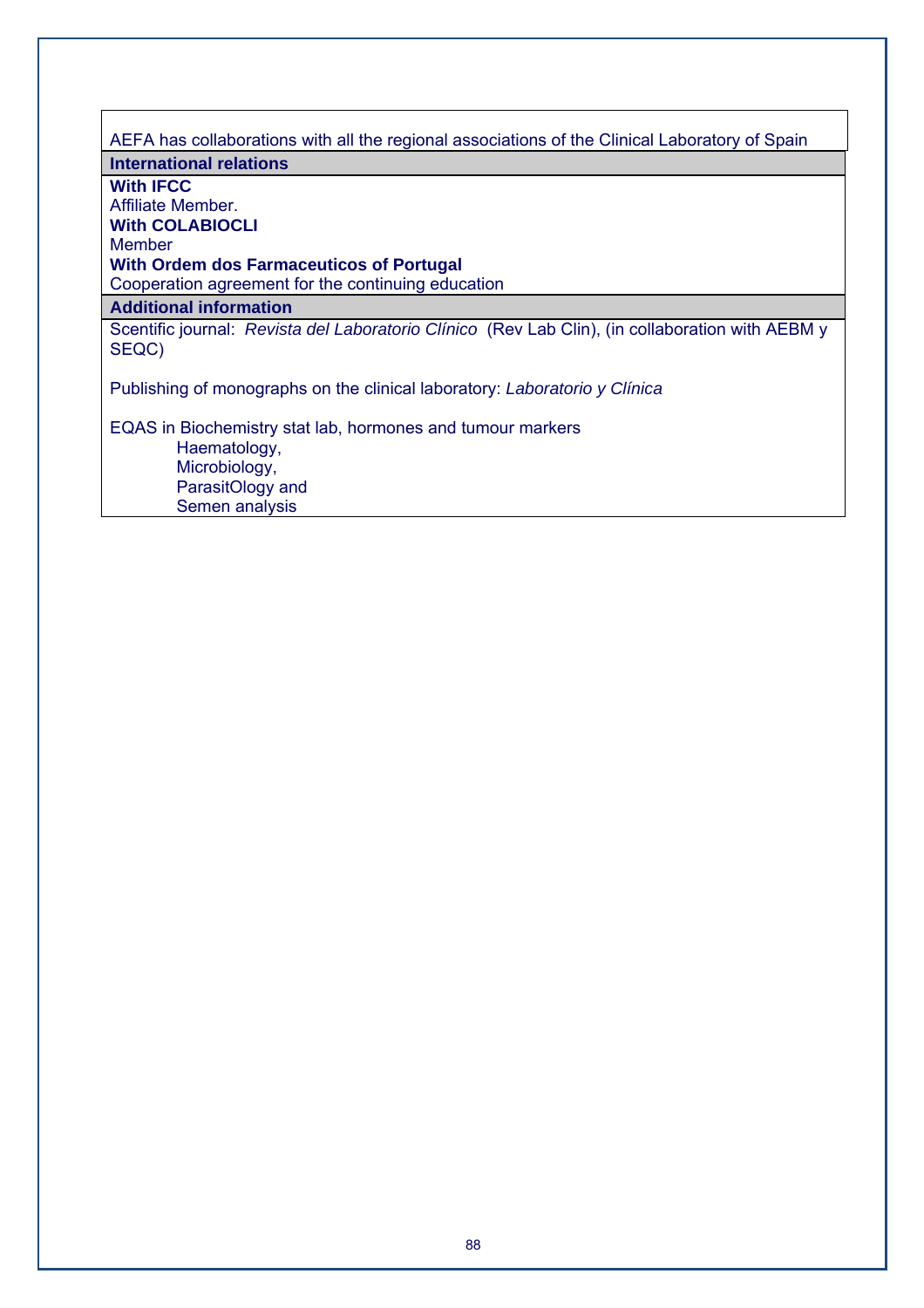AEFA has collaborations with all the regional associations of the Clinical Laboratory of Spain

**International relations**

**With IFCC**
Affiliate Member.
**With COLABIOCLI**
Member
**With Ordem dos Farmaceuticos of Portugal**
Cooperation agreement for the continuing education

**Additional information**

Scentific journal: *Revista del Laboratorio Clínico* (Rev Lab Clin), (in collaboration with AEBM y SEQC)

Publishing of monographs on the clinical laboratory: *Laboratorio y Clínica*

EQAS in Biochemistry stat lab, hormones and tumour markers
Haematology,
Microbiology,
ParasitOlogy and
Semen analysis